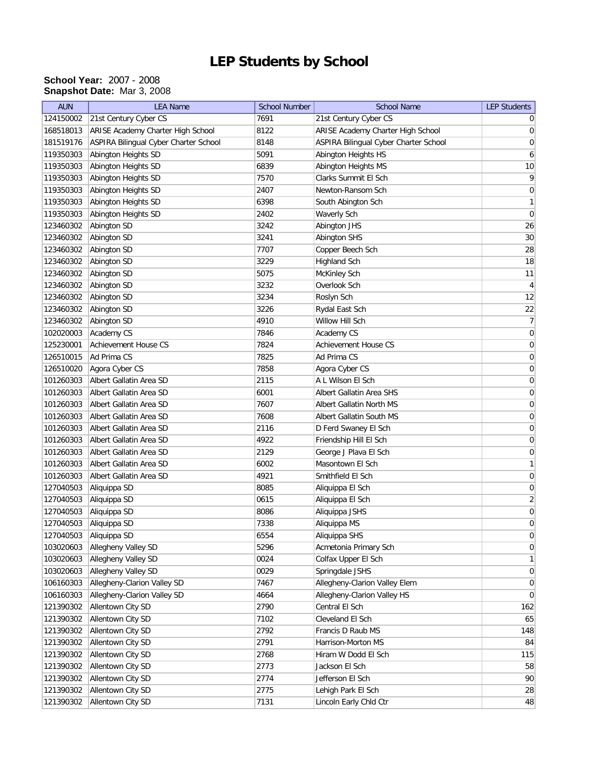# LEP Students by School

**School Year:** 2007 - 2008
**Snapshot Date:** Mar 3, 2008

| AUN | LEA Name | School Number | School Name | LEP Students |
|---|---|---|---|---|
| 124150002 | 21st Century Cyber CS | 7691 | 21st Century Cyber CS | 0 |
| 168518013 | ARISE Academy Charter High School | 8122 | ARISE Academy Charter High School | 0 |
| 181519176 | ASPIRA Bilingual Cyber Charter School | 8148 | ASPIRA Bilingual Cyber Charter School | 0 |
| 119350303 | Abington Heights SD | 5091 | Abington Heights HS | 6 |
| 119350303 | Abington Heights SD | 6839 | Abington Heights MS | 10 |
| 119350303 | Abington Heights SD | 7570 | Clarks Summit El Sch | 9 |
| 119350303 | Abington Heights SD | 2407 | Newton-Ransom Sch | 0 |
| 119350303 | Abington Heights SD | 6398 | South Abington Sch | 1 |
| 119350303 | Abington Heights SD | 2402 | Waverly Sch | 0 |
| 123460302 | Abington SD | 3242 | Abington JHS | 26 |
| 123460302 | Abington SD | 3241 | Abington SHS | 30 |
| 123460302 | Abington SD | 7707 | Copper Beech Sch | 28 |
| 123460302 | Abington SD | 3229 | Highland Sch | 18 |
| 123460302 | Abington SD | 5075 | McKinley Sch | 11 |
| 123460302 | Abington SD | 3232 | Overlook Sch | 4 |
| 123460302 | Abington SD | 3234 | Roslyn Sch | 12 |
| 123460302 | Abington SD | 3226 | Rydal East Sch | 22 |
| 123460302 | Abington SD | 4910 | Willow Hill Sch | 7 |
| 102020003 | Academy CS | 7846 | Academy CS | 0 |
| 125230001 | Achievement House CS | 7824 | Achievement House CS | 0 |
| 126510015 | Ad Prima CS | 7825 | Ad Prima CS | 0 |
| 126510020 | Agora Cyber CS | 7858 | Agora Cyber CS | 0 |
| 101260303 | Albert Gallatin Area SD | 2115 | A L Wilson El Sch | 0 |
| 101260303 | Albert Gallatin Area SD | 6001 | Albert Gallatin Area SHS | 0 |
| 101260303 | Albert Gallatin Area SD | 7607 | Albert Gallatin North MS | 0 |
| 101260303 | Albert Gallatin Area SD | 7608 | Albert Gallatin South MS | 0 |
| 101260303 | Albert Gallatin Area SD | 2116 | D Ferd Swaney El Sch | 0 |
| 101260303 | Albert Gallatin Area SD | 4922 | Friendship Hill El Sch | 0 |
| 101260303 | Albert Gallatin Area SD | 2129 | George J Plava El Sch | 0 |
| 101260303 | Albert Gallatin Area SD | 6002 | Masontown El Sch | 1 |
| 101260303 | Albert Gallatin Area SD | 4921 | Smithfield El Sch | 0 |
| 127040503 | Aliquippa SD | 8085 | Aliquippa El Sch | 0 |
| 127040503 | Aliquippa SD | 0615 | Aliquippa El Sch | 2 |
| 127040503 | Aliquippa SD | 8086 | Aliquippa JSHS | 0 |
| 127040503 | Aliquippa SD | 7338 | Aliquippa MS | 0 |
| 127040503 | Aliquippa SD | 6554 | Aliquippa SHS | 0 |
| 103020603 | Allegheny Valley SD | 5296 | Acmetonia Primary Sch | 0 |
| 103020603 | Allegheny Valley SD | 0024 | Colfax Upper El Sch | 1 |
| 103020603 | Allegheny Valley SD | 0029 | Springdale JSHS | 0 |
| 106160303 | Allegheny-Clarion Valley SD | 7467 | Allegheny-Clarion Valley Elem | 0 |
| 106160303 | Allegheny-Clarion Valley SD | 4664 | Allegheny-Clarion Valley HS | 0 |
| 121390302 | Allentown City SD | 2790 | Central El Sch | 162 |
| 121390302 | Allentown City SD | 7102 | Cleveland El Sch | 65 |
| 121390302 | Allentown City SD | 2792 | Francis D Raub MS | 148 |
| 121390302 | Allentown City SD | 2791 | Harrison-Morton MS | 84 |
| 121390302 | Allentown City SD | 2768 | Hiram W Dodd El Sch | 115 |
| 121390302 | Allentown City SD | 2773 | Jackson El Sch | 58 |
| 121390302 | Allentown City SD | 2774 | Jefferson El Sch | 90 |
| 121390302 | Allentown City SD | 2775 | Lehigh Park El Sch | 28 |
| 121390302 | Allentown City SD | 7131 | Lincoln Early Chld Ctr | 48 |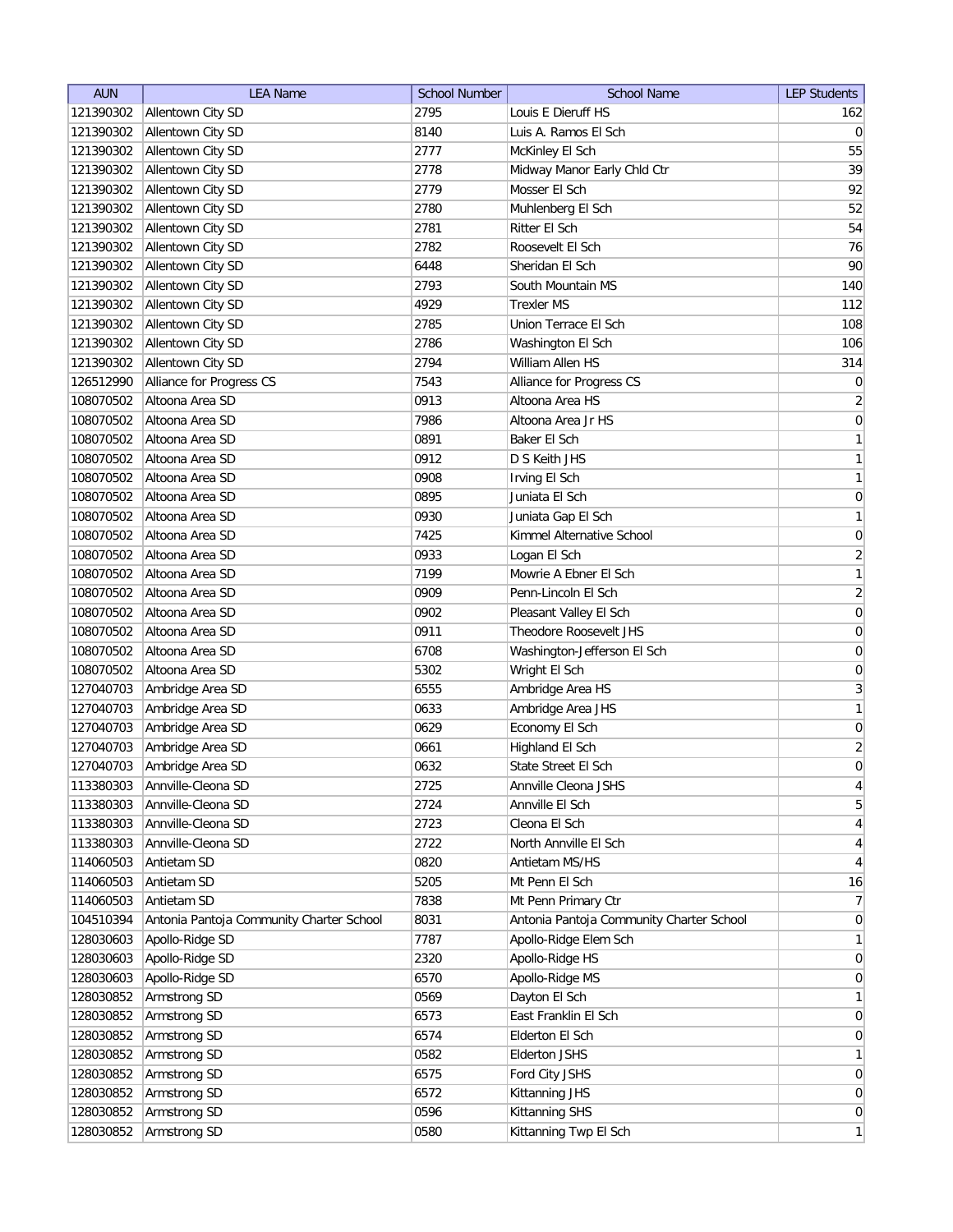| AUN | LEA Name | School Number | School Name | LEP Students |
|---|---|---|---|---|
| 121390302 | Allentown City SD | 2795 | Louis E Dieruff HS | 162 |
| 121390302 | Allentown City SD | 8140 | Luis A. Ramos El Sch | 0 |
| 121390302 | Allentown City SD | 2777 | McKinley El Sch | 55 |
| 121390302 | Allentown City SD | 2778 | Midway Manor Early Chld Ctr | 39 |
| 121390302 | Allentown City SD | 2779 | Mosser El Sch | 92 |
| 121390302 | Allentown City SD | 2780 | Muhlenberg El Sch | 52 |
| 121390302 | Allentown City SD | 2781 | Ritter El Sch | 54 |
| 121390302 | Allentown City SD | 2782 | Roosevelt El Sch | 76 |
| 121390302 | Allentown City SD | 6448 | Sheridan El Sch | 90 |
| 121390302 | Allentown City SD | 2793 | South Mountain MS | 140 |
| 121390302 | Allentown City SD | 4929 | Trexler MS | 112 |
| 121390302 | Allentown City SD | 2785 | Union Terrace El Sch | 108 |
| 121390302 | Allentown City SD | 2786 | Washington El Sch | 106 |
| 121390302 | Allentown City SD | 2794 | William Allen HS | 314 |
| 126512990 | Alliance for Progress CS | 7543 | Alliance for Progress CS | 0 |
| 108070502 | Altoona Area SD | 0913 | Altoona Area HS | 2 |
| 108070502 | Altoona Area SD | 7986 | Altoona Area Jr HS | 0 |
| 108070502 | Altoona Area SD | 0891 | Baker El Sch | 1 |
| 108070502 | Altoona Area SD | 0912 | D S Keith JHS | 1 |
| 108070502 | Altoona Area SD | 0908 | Irving El Sch | 1 |
| 108070502 | Altoona Area SD | 0895 | Juniata El Sch | 0 |
| 108070502 | Altoona Area SD | 0930 | Juniata Gap El Sch | 1 |
| 108070502 | Altoona Area SD | 7425 | Kimmel Alternative School | 0 |
| 108070502 | Altoona Area SD | 0933 | Logan El Sch | 2 |
| 108070502 | Altoona Area SD | 7199 | Mowrie A Ebner El Sch | 1 |
| 108070502 | Altoona Area SD | 0909 | Penn-Lincoln El Sch | 2 |
| 108070502 | Altoona Area SD | 0902 | Pleasant Valley El Sch | 0 |
| 108070502 | Altoona Area SD | 0911 | Theodore Roosevelt JHS | 0 |
| 108070502 | Altoona Area SD | 6708 | Washington-Jefferson El Sch | 0 |
| 108070502 | Altoona Area SD | 5302 | Wright El Sch | 0 |
| 127040703 | Ambridge Area SD | 6555 | Ambridge Area HS | 3 |
| 127040703 | Ambridge Area SD | 0633 | Ambridge Area JHS | 1 |
| 127040703 | Ambridge Area SD | 0629 | Economy El Sch | 0 |
| 127040703 | Ambridge Area SD | 0661 | Highland El Sch | 2 |
| 127040703 | Ambridge Area SD | 0632 | State Street El Sch | 0 |
| 113380303 | Annville-Cleona SD | 2725 | Annville Cleona JSHS | 4 |
| 113380303 | Annville-Cleona SD | 2724 | Annville El Sch | 5 |
| 113380303 | Annville-Cleona SD | 2723 | Cleona El Sch | 4 |
| 113380303 | Annville-Cleona SD | 2722 | North Annville El Sch | 4 |
| 114060503 | Antietam SD | 0820 | Antietam MS/HS | 4 |
| 114060503 | Antietam SD | 5205 | Mt Penn El Sch | 16 |
| 114060503 | Antietam SD | 7838 | Mt Penn Primary Ctr | 7 |
| 104510394 | Antonia Pantoja Community Charter School | 8031 | Antonia Pantoja Community Charter School | 0 |
| 128030603 | Apollo-Ridge SD | 7787 | Apollo-Ridge Elem Sch | 1 |
| 128030603 | Apollo-Ridge SD | 2320 | Apollo-Ridge HS | 0 |
| 128030603 | Apollo-Ridge SD | 6570 | Apollo-Ridge MS | 0 |
| 128030852 | Armstrong SD | 0569 | Dayton El Sch | 1 |
| 128030852 | Armstrong SD | 6573 | East Franklin El Sch | 0 |
| 128030852 | Armstrong SD | 6574 | Elderton El Sch | 0 |
| 128030852 | Armstrong SD | 0582 | Elderton JSHS | 1 |
| 128030852 | Armstrong SD | 6575 | Ford City JSHS | 0 |
| 128030852 | Armstrong SD | 6572 | Kittanning JHS | 0 |
| 128030852 | Armstrong SD | 0596 | Kittanning SHS | 0 |
| 128030852 | Armstrong SD | 0580 | Kittanning Twp El Sch | 1 |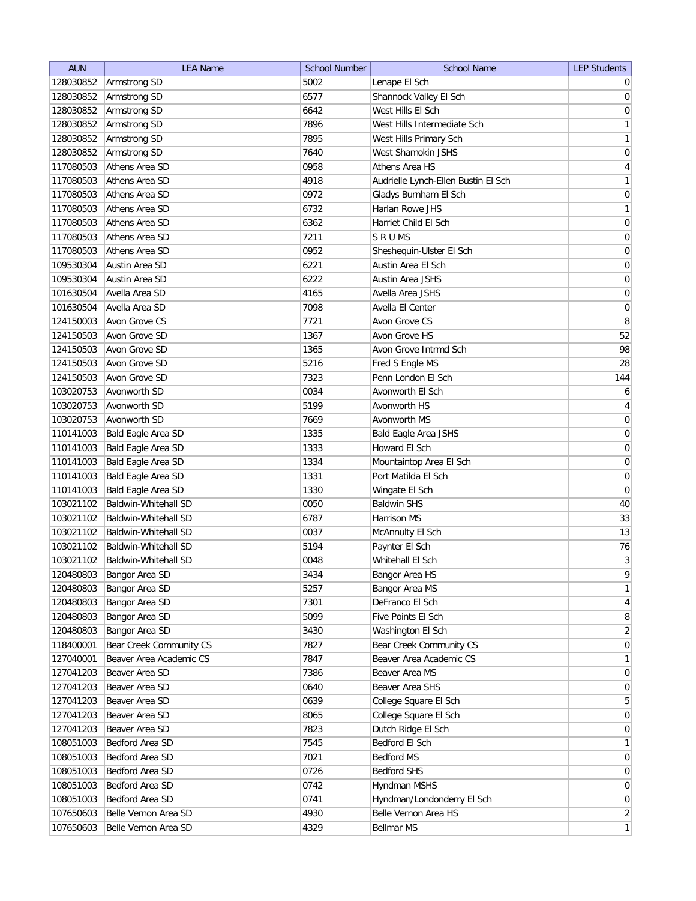| AUN | LEA Name | School Number | School Name | LEP Students |
|---|---|---|---|---|
| 128030852 | Armstrong SD | 5002 | Lenape El Sch | 0 |
| 128030852 | Armstrong SD | 6577 | Shannock Valley El Sch | 0 |
| 128030852 | Armstrong SD | 6642 | West Hills El Sch | 0 |
| 128030852 | Armstrong SD | 7896 | West Hills Intermediate Sch | 1 |
| 128030852 | Armstrong SD | 7895 | West Hills Primary Sch | 1 |
| 128030852 | Armstrong SD | 7640 | West Shamokin JSHS | 0 |
| 117080503 | Athens Area SD | 0958 | Athens Area HS | 4 |
| 117080503 | Athens Area SD | 4918 | Audrielle Lynch-Ellen Bustin El Sch | 1 |
| 117080503 | Athens Area SD | 0972 | Gladys Burnham El Sch | 0 |
| 117080503 | Athens Area SD | 6732 | Harlan Rowe JHS | 1 |
| 117080503 | Athens Area SD | 6362 | Harriet Child El Sch | 0 |
| 117080503 | Athens Area SD | 7211 | S R U MS | 0 |
| 117080503 | Athens Area SD | 0952 | Sheshequin-Ulster El Sch | 0 |
| 109530304 | Austin Area SD | 6221 | Austin Area El Sch | 0 |
| 109530304 | Austin Area SD | 6222 | Austin Area JSHS | 0 |
| 101630504 | Avella Area SD | 4165 | Avella Area JSHS | 0 |
| 101630504 | Avella Area SD | 7098 | Avella El Center | 0 |
| 124150003 | Avon Grove CS | 7721 | Avon Grove CS | 8 |
| 124150503 | Avon Grove SD | 1367 | Avon Grove HS | 52 |
| 124150503 | Avon Grove SD | 1365 | Avon Grove Intrmd Sch | 98 |
| 124150503 | Avon Grove SD | 5216 | Fred S Engle MS | 28 |
| 124150503 | Avon Grove SD | 7323 | Penn London El Sch | 144 |
| 103020753 | Avonworth SD | 0034 | Avonworth El Sch | 6 |
| 103020753 | Avonworth SD | 5199 | Avonworth HS | 4 |
| 103020753 | Avonworth SD | 7669 | Avonworth MS | 0 |
| 110141003 | Bald Eagle Area SD | 1335 | Bald Eagle Area JSHS | 0 |
| 110141003 | Bald Eagle Area SD | 1333 | Howard El Sch | 0 |
| 110141003 | Bald Eagle Area SD | 1334 | Mountaintop Area El Sch | 0 |
| 110141003 | Bald Eagle Area SD | 1331 | Port Matilda El Sch | 0 |
| 110141003 | Bald Eagle Area SD | 1330 | Wingate El Sch | 0 |
| 103021102 | Baldwin-Whitehall SD | 0050 | Baldwin SHS | 40 |
| 103021102 | Baldwin-Whitehall SD | 6787 | Harrison MS | 33 |
| 103021102 | Baldwin-Whitehall SD | 0037 | McAnnulty El Sch | 13 |
| 103021102 | Baldwin-Whitehall SD | 5194 | Paynter El Sch | 76 |
| 103021102 | Baldwin-Whitehall SD | 0048 | Whitehall El Sch | 3 |
| 120480803 | Bangor Area SD | 3434 | Bangor Area HS | 9 |
| 120480803 | Bangor Area SD | 5257 | Bangor Area MS | 1 |
| 120480803 | Bangor Area SD | 7301 | DeFranco El Sch | 4 |
| 120480803 | Bangor Area SD | 5099 | Five Points El Sch | 8 |
| 120480803 | Bangor Area SD | 3430 | Washington El Sch | 2 |
| 118400001 | Bear Creek Community CS | 7827 | Bear Creek Community CS | 0 |
| 127040001 | Beaver Area Academic CS | 7847 | Beaver Area Academic CS | 1 |
| 127041203 | Beaver Area SD | 7386 | Beaver Area MS | 0 |
| 127041203 | Beaver Area SD | 0640 | Beaver Area SHS | 0 |
| 127041203 | Beaver Area SD | 0639 | College Square El Sch | 5 |
| 127041203 | Beaver Area SD | 8065 | College Square El Sch | 0 |
| 127041203 | Beaver Area SD | 7823 | Dutch Ridge El Sch | 0 |
| 108051003 | Bedford Area SD | 7545 | Bedford El Sch | 1 |
| 108051003 | Bedford Area SD | 7021 | Bedford MS | 0 |
| 108051003 | Bedford Area SD | 0726 | Bedford SHS | 0 |
| 108051003 | Bedford Area SD | 0742 | Hyndman MSHS | 0 |
| 108051003 | Bedford Area SD | 0741 | Hyndman/Londonderry El Sch | 0 |
| 107650603 | Belle Vernon Area SD | 4930 | Belle Vernon Area HS | 2 |
| 107650603 | Belle Vernon Area SD | 4329 | Bellmar MS | 1 |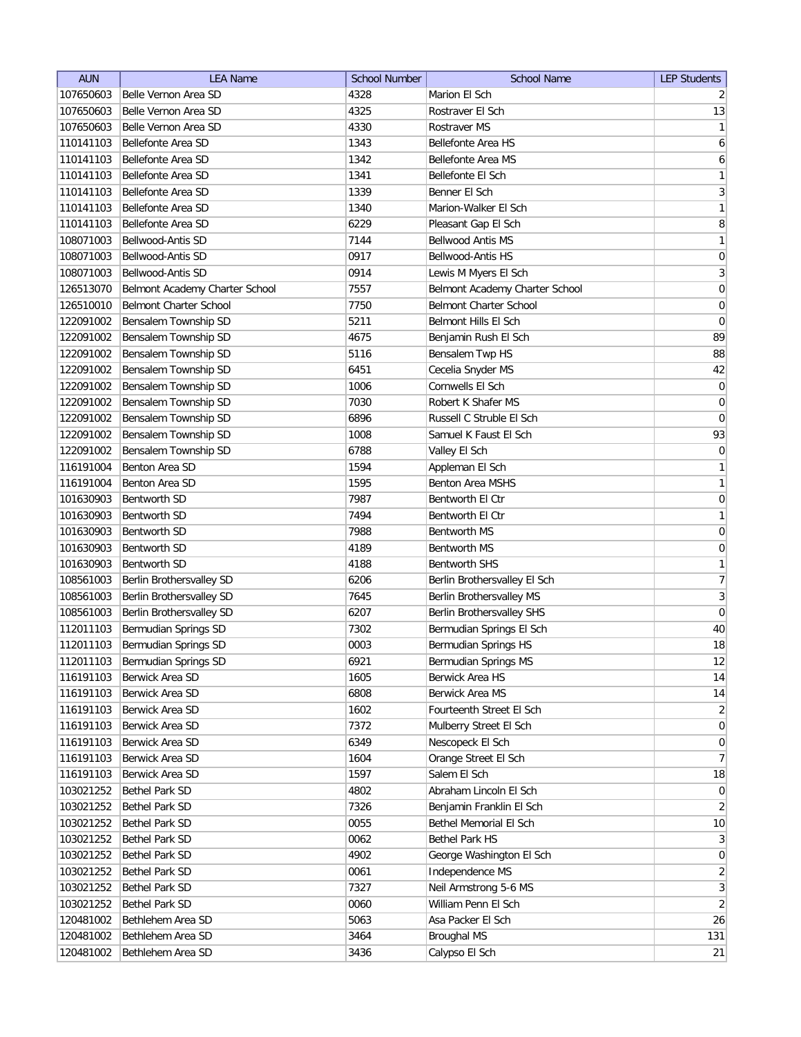| AUN | LEA Name | School Number | School Name | LEP Students |
|---|---|---|---|---|
| 107650603 | Belle Vernon Area SD | 4328 | Marion El Sch | 2 |
| 107650603 | Belle Vernon Area SD | 4325 | Rostraver El Sch | 13 |
| 107650603 | Belle Vernon Area SD | 4330 | Rostraver MS | 1 |
| 110141103 | Bellefonte Area SD | 1343 | Bellefonte Area HS | 6 |
| 110141103 | Bellefonte Area SD | 1342 | Bellefonte Area MS | 6 |
| 110141103 | Bellefonte Area SD | 1341 | Bellefonte El Sch | 1 |
| 110141103 | Bellefonte Area SD | 1339 | Benner El Sch | 3 |
| 110141103 | Bellefonte Area SD | 1340 | Marion-Walker El Sch | 1 |
| 110141103 | Bellefonte Area SD | 6229 | Pleasant Gap El Sch | 8 |
| 108071003 | Bellwood-Antis SD | 7144 | Bellwood Antis MS | 1 |
| 108071003 | Bellwood-Antis SD | 0917 | Bellwood-Antis HS | 0 |
| 108071003 | Bellwood-Antis SD | 0914 | Lewis M Myers El Sch | 3 |
| 126513070 | Belmont Academy Charter School | 7557 | Belmont Academy Charter School | 0 |
| 126510010 | Belmont Charter School | 7750 | Belmont Charter School | 0 |
| 122091002 | Bensalem Township SD | 5211 | Belmont Hills El Sch | 0 |
| 122091002 | Bensalem Township SD | 4675 | Benjamin Rush El Sch | 89 |
| 122091002 | Bensalem Township SD | 5116 | Bensalem Twp HS | 88 |
| 122091002 | Bensalem Township SD | 6451 | Cecelia Snyder MS | 42 |
| 122091002 | Bensalem Township SD | 1006 | Cornwells El Sch | 0 |
| 122091002 | Bensalem Township SD | 7030 | Robert K Shafer MS | 0 |
| 122091002 | Bensalem Township SD | 6896 | Russell C Struble El Sch | 0 |
| 122091002 | Bensalem Township SD | 1008 | Samuel K Faust El Sch | 93 |
| 122091002 | Bensalem Township SD | 6788 | Valley El Sch | 0 |
| 116191004 | Benton Area SD | 1594 | Appleman El Sch | 1 |
| 116191004 | Benton Area SD | 1595 | Benton Area MSHS | 1 |
| 101630903 | Bentworth SD | 7987 | Bentworth El Ctr | 0 |
| 101630903 | Bentworth SD | 7494 | Bentworth El Ctr | 1 |
| 101630903 | Bentworth SD | 7988 | Bentworth MS | 0 |
| 101630903 | Bentworth SD | 4189 | Bentworth MS | 0 |
| 101630903 | Bentworth SD | 4188 | Bentworth SHS | 1 |
| 108561003 | Berlin Brothersvalley SD | 6206 | Berlin Brothersvalley El Sch | 7 |
| 108561003 | Berlin Brothersvalley SD | 7645 | Berlin Brothersvalley MS | 3 |
| 108561003 | Berlin Brothersvalley SD | 6207 | Berlin Brothersvalley SHS | 0 |
| 112011103 | Bermudian Springs SD | 7302 | Bermudian Springs El Sch | 40 |
| 112011103 | Bermudian Springs SD | 0003 | Bermudian Springs HS | 18 |
| 112011103 | Bermudian Springs SD | 6921 | Bermudian Springs MS | 12 |
| 116191103 | Berwick Area SD | 1605 | Berwick Area HS | 14 |
| 116191103 | Berwick Area SD | 6808 | Berwick Area MS | 14 |
| 116191103 | Berwick Area SD | 1602 | Fourteenth Street El Sch | 2 |
| 116191103 | Berwick Area SD | 7372 | Mulberry Street El Sch | 0 |
| 116191103 | Berwick Area SD | 6349 | Nescopeck El Sch | 0 |
| 116191103 | Berwick Area SD | 1604 | Orange Street El Sch | 7 |
| 116191103 | Berwick Area SD | 1597 | Salem El Sch | 18 |
| 103021252 | Bethel Park SD | 4802 | Abraham Lincoln El Sch | 0 |
| 103021252 | Bethel Park SD | 7326 | Benjamin Franklin El Sch | 2 |
| 103021252 | Bethel Park SD | 0055 | Bethel Memorial El Sch | 10 |
| 103021252 | Bethel Park SD | 0062 | Bethel Park HS | 3 |
| 103021252 | Bethel Park SD | 4902 | George Washington El Sch | 0 |
| 103021252 | Bethel Park SD | 0061 | Independence MS | 2 |
| 103021252 | Bethel Park SD | 7327 | Neil Armstrong 5-6 MS | 3 |
| 103021252 | Bethel Park SD | 0060 | William Penn El Sch | 2 |
| 120481002 | Bethlehem Area SD | 5063 | Asa Packer El Sch | 26 |
| 120481002 | Bethlehem Area SD | 3464 | Broughal MS | 131 |
| 120481002 | Bethlehem Area SD | 3436 | Calypso El Sch | 21 |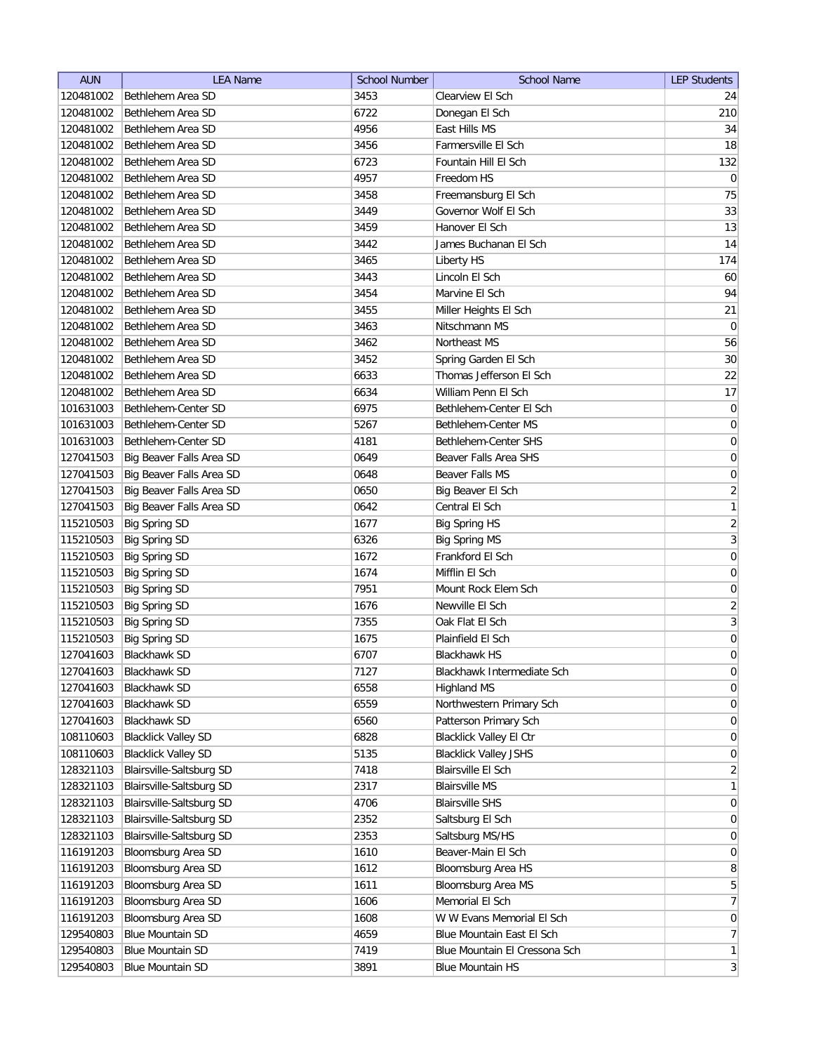| AUN | LEA Name | School Number | School Name | LEP Students |
|---|---|---|---|---|
| 120481002 | Bethlehem Area SD | 3453 | Clearview El Sch | 24 |
| 120481002 | Bethlehem Area SD | 6722 | Donegan El Sch | 210 |
| 120481002 | Bethlehem Area SD | 4956 | East Hills MS | 34 |
| 120481002 | Bethlehem Area SD | 3456 | Farmersville El Sch | 18 |
| 120481002 | Bethlehem Area SD | 6723 | Fountain Hill El Sch | 132 |
| 120481002 | Bethlehem Area SD | 4957 | Freedom HS | 0 |
| 120481002 | Bethlehem Area SD | 3458 | Freemansburg El Sch | 75 |
| 120481002 | Bethlehem Area SD | 3449 | Governor Wolf El Sch | 33 |
| 120481002 | Bethlehem Area SD | 3459 | Hanover El Sch | 13 |
| 120481002 | Bethlehem Area SD | 3442 | James Buchanan El Sch | 14 |
| 120481002 | Bethlehem Area SD | 3465 | Liberty HS | 174 |
| 120481002 | Bethlehem Area SD | 3443 | Lincoln El Sch | 60 |
| 120481002 | Bethlehem Area SD | 3454 | Marvine El Sch | 94 |
| 120481002 | Bethlehem Area SD | 3455 | Miller Heights El Sch | 21 |
| 120481002 | Bethlehem Area SD | 3463 | Nitschmann MS | 0 |
| 120481002 | Bethlehem Area SD | 3462 | Northeast MS | 56 |
| 120481002 | Bethlehem Area SD | 3452 | Spring Garden El Sch | 30 |
| 120481002 | Bethlehem Area SD | 6633 | Thomas Jefferson El Sch | 22 |
| 120481002 | Bethlehem Area SD | 6634 | William Penn El Sch | 17 |
| 101631003 | Bethlehem-Center SD | 6975 | Bethlehem-Center El Sch | 0 |
| 101631003 | Bethlehem-Center SD | 5267 | Bethlehem-Center MS | 0 |
| 101631003 | Bethlehem-Center SD | 4181 | Bethlehem-Center SHS | 0 |
| 127041503 | Big Beaver Falls Area SD | 0649 | Beaver Falls Area SHS | 0 |
| 127041503 | Big Beaver Falls Area SD | 0648 | Beaver Falls MS | 0 |
| 127041503 | Big Beaver Falls Area SD | 0650 | Big Beaver El Sch | 2 |
| 127041503 | Big Beaver Falls Area SD | 0642 | Central El Sch | 1 |
| 115210503 | Big Spring SD | 1677 | Big Spring HS | 2 |
| 115210503 | Big Spring SD | 6326 | Big Spring MS | 3 |
| 115210503 | Big Spring SD | 1672 | Frankford El Sch | 0 |
| 115210503 | Big Spring SD | 1674 | Mifflin El Sch | 0 |
| 115210503 | Big Spring SD | 7951 | Mount Rock Elem Sch | 0 |
| 115210503 | Big Spring SD | 1676 | Newville El Sch | 2 |
| 115210503 | Big Spring SD | 7355 | Oak Flat El Sch | 3 |
| 115210503 | Big Spring SD | 1675 | Plainfield El Sch | 0 |
| 127041603 | Blackhawk SD | 6707 | Blackhawk HS | 0 |
| 127041603 | Blackhawk SD | 7127 | Blackhawk Intermediate Sch | 0 |
| 127041603 | Blackhawk SD | 6558 | Highland MS | 0 |
| 127041603 | Blackhawk SD | 6559 | Northwestern Primary Sch | 0 |
| 127041603 | Blackhawk SD | 6560 | Patterson Primary Sch | 0 |
| 108110603 | Blacklick Valley SD | 6828 | Blacklick Valley El Ctr | 0 |
| 108110603 | Blacklick Valley SD | 5135 | Blacklick Valley JSHS | 0 |
| 128321103 | Blairsville-Saltsburg SD | 7418 | Blairsville El Sch | 2 |
| 128321103 | Blairsville-Saltsburg SD | 2317 | Blairsville MS | 1 |
| 128321103 | Blairsville-Saltsburg SD | 4706 | Blairsville SHS | 0 |
| 128321103 | Blairsville-Saltsburg SD | 2352 | Saltsburg El Sch | 0 |
| 128321103 | Blairsville-Saltsburg SD | 2353 | Saltsburg MS/HS | 0 |
| 116191203 | Bloomsburg Area SD | 1610 | Beaver-Main El Sch | 0 |
| 116191203 | Bloomsburg Area SD | 1612 | Bloomsburg Area HS | 8 |
| 116191203 | Bloomsburg Area SD | 1611 | Bloomsburg Area MS | 5 |
| 116191203 | Bloomsburg Area SD | 1606 | Memorial El Sch | 7 |
| 116191203 | Bloomsburg Area SD | 1608 | W W Evans Memorial El Sch | 0 |
| 129540803 | Blue Mountain SD | 4659 | Blue Mountain East El Sch | 7 |
| 129540803 | Blue Mountain SD | 7419 | Blue Mountain El Cressona Sch | 1 |
| 129540803 | Blue Mountain SD | 3891 | Blue Mountain HS | 3 |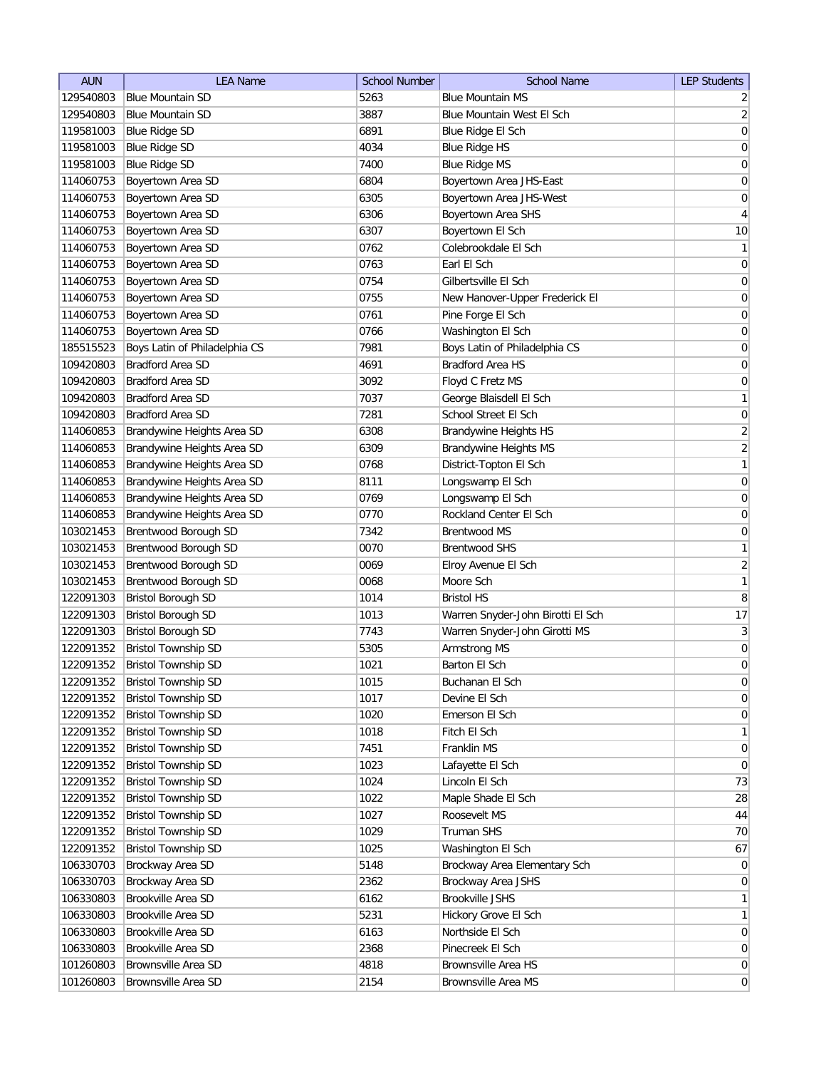| AUN | LEA Name | School Number | School Name | LEP Students |
|---|---|---|---|---|
| 129540803 | Blue Mountain SD | 5263 | Blue Mountain MS | 2 |
| 129540803 | Blue Mountain SD | 3887 | Blue Mountain West El Sch | 2 |
| 119581003 | Blue Ridge SD | 6891 | Blue Ridge El Sch | 0 |
| 119581003 | Blue Ridge SD | 4034 | Blue Ridge HS | 0 |
| 119581003 | Blue Ridge SD | 7400 | Blue Ridge MS | 0 |
| 114060753 | Boyertown Area SD | 6804 | Boyertown Area JHS-East | 0 |
| 114060753 | Boyertown Area SD | 6305 | Boyertown Area JHS-West | 0 |
| 114060753 | Boyertown Area SD | 6306 | Boyertown Area SHS | 4 |
| 114060753 | Boyertown Area SD | 6307 | Boyertown El Sch | 10 |
| 114060753 | Boyertown Area SD | 0762 | Colebrookdale El Sch | 1 |
| 114060753 | Boyertown Area SD | 0763 | Earl El Sch | 0 |
| 114060753 | Boyertown Area SD | 0754 | Gilbertsville El Sch | 0 |
| 114060753 | Boyertown Area SD | 0755 | New Hanover-Upper Frederick El | 0 |
| 114060753 | Boyertown Area SD | 0761 | Pine Forge El Sch | 0 |
| 114060753 | Boyertown Area SD | 0766 | Washington El Sch | 0 |
| 185515523 | Boys Latin of Philadelphia CS | 7981 | Boys Latin of Philadelphia CS | 0 |
| 109420803 | Bradford Area SD | 4691 | Bradford Area HS | 0 |
| 109420803 | Bradford Area SD | 3092 | Floyd C Fretz MS | 0 |
| 109420803 | Bradford Area SD | 7037 | George Blaisdell El Sch | 1 |
| 109420803 | Bradford Area SD | 7281 | School Street El Sch | 0 |
| 114060853 | Brandywine Heights Area SD | 6308 | Brandywine Heights HS | 2 |
| 114060853 | Brandywine Heights Area SD | 6309 | Brandywine Heights MS | 2 |
| 114060853 | Brandywine Heights Area SD | 0768 | District-Topton El Sch | 1 |
| 114060853 | Brandywine Heights Area SD | 8111 | Longswamp El Sch | 0 |
| 114060853 | Brandywine Heights Area SD | 0769 | Longswamp El Sch | 0 |
| 114060853 | Brandywine Heights Area SD | 0770 | Rockland Center El Sch | 0 |
| 103021453 | Brentwood Borough SD | 7342 | Brentwood MS | 0 |
| 103021453 | Brentwood Borough SD | 0070 | Brentwood SHS | 1 |
| 103021453 | Brentwood Borough SD | 0069 | Elroy Avenue El Sch | 2 |
| 103021453 | Brentwood Borough SD | 0068 | Moore Sch | 1 |
| 122091303 | Bristol Borough SD | 1014 | Bristol HS | 8 |
| 122091303 | Bristol Borough SD | 1013 | Warren Snyder-John Birotti El Sch | 17 |
| 122091303 | Bristol Borough SD | 7743 | Warren Snyder-John Girotti MS | 3 |
| 122091352 | Bristol Township SD | 5305 | Armstrong MS | 0 |
| 122091352 | Bristol Township SD | 1021 | Barton El Sch | 0 |
| 122091352 | Bristol Township SD | 1015 | Buchanan El Sch | 0 |
| 122091352 | Bristol Township SD | 1017 | Devine El Sch | 0 |
| 122091352 | Bristol Township SD | 1020 | Emerson El Sch | 0 |
| 122091352 | Bristol Township SD | 1018 | Fitch El Sch | 1 |
| 122091352 | Bristol Township SD | 7451 | Franklin MS | 0 |
| 122091352 | Bristol Township SD | 1023 | Lafayette El Sch | 0 |
| 122091352 | Bristol Township SD | 1024 | Lincoln El Sch | 73 |
| 122091352 | Bristol Township SD | 1022 | Maple Shade El Sch | 28 |
| 122091352 | Bristol Township SD | 1027 | Roosevelt MS | 44 |
| 122091352 | Bristol Township SD | 1029 | Truman SHS | 70 |
| 122091352 | Bristol Township SD | 1025 | Washington El Sch | 67 |
| 106330703 | Brockway Area SD | 5148 | Brockway Area Elementary Sch | 0 |
| 106330703 | Brockway Area SD | 2362 | Brockway Area JSHS | 0 |
| 106330803 | Brookville Area SD | 6162 | Brookville JSHS | 1 |
| 106330803 | Brookville Area SD | 5231 | Hickory Grove El Sch | 1 |
| 106330803 | Brookville Area SD | 6163 | Northside El Sch | 0 |
| 106330803 | Brookville Area SD | 2368 | Pinecreek El Sch | 0 |
| 101260803 | Brownsville Area SD | 4818 | Brownsville Area HS | 0 |
| 101260803 | Brownsville Area SD | 2154 | Brownsville Area MS | 0 |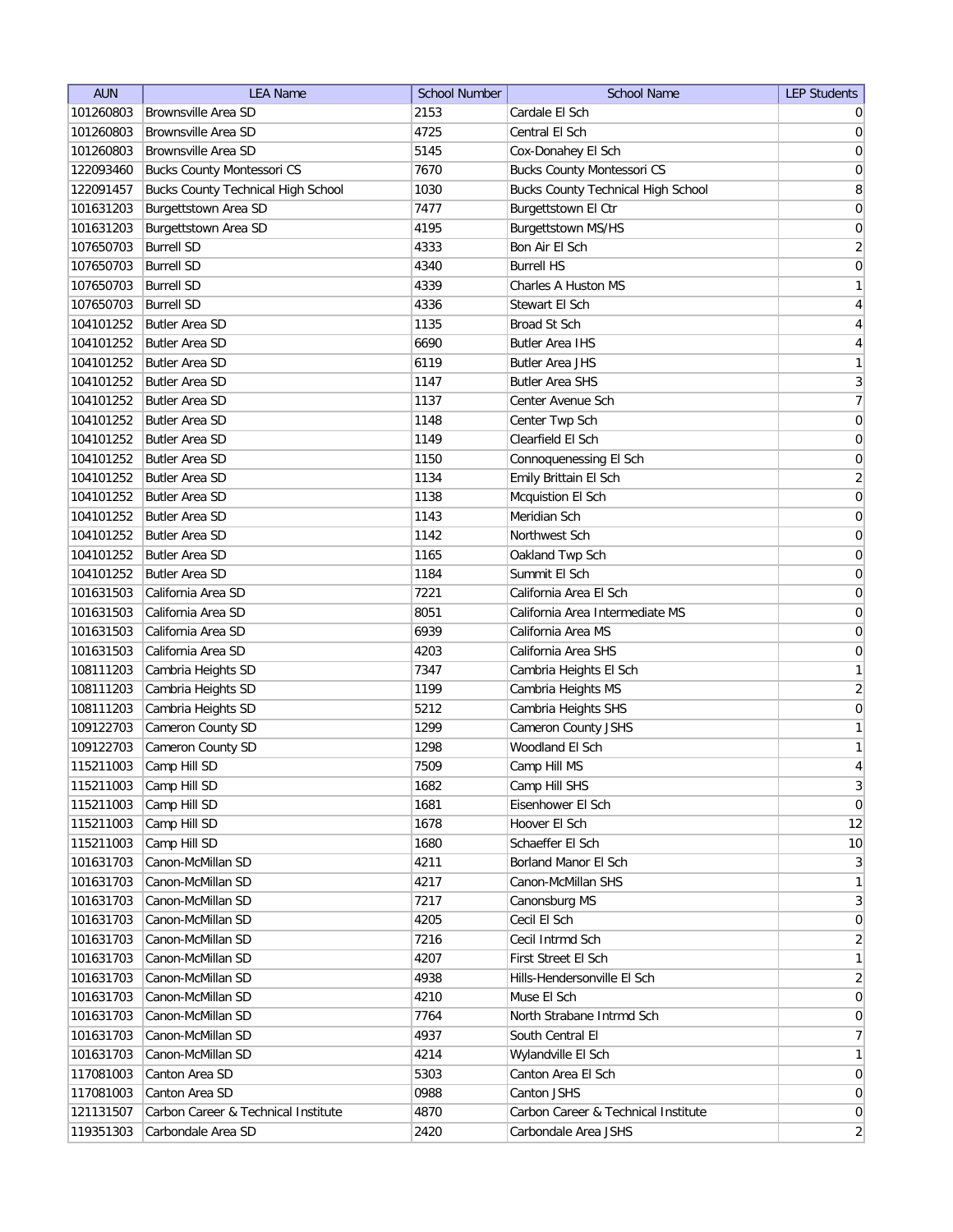| AUN | LEA Name | School Number | School Name | LEP Students |
| --- | --- | --- | --- | --- |
| 101260803 | Brownsville Area SD | 2153 | Cardale El Sch | 0 |
| 101260803 | Brownsville Area SD | 4725 | Central El Sch | 0 |
| 101260803 | Brownsville Area SD | 5145 | Cox-Donahey El Sch | 0 |
| 122093460 | Bucks County Montessori CS | 7670 | Bucks County Montessori CS | 0 |
| 122091457 | Bucks County Technical High School | 1030 | Bucks County Technical High School | 8 |
| 101631203 | Burgettstown Area SD | 7477 | Burgettstown El Ctr | 0 |
| 101631203 | Burgettstown Area SD | 4195 | Burgettstown MS/HS | 0 |
| 107650703 | Burrell SD | 4333 | Bon Air El Sch | 2 |
| 107650703 | Burrell SD | 4340 | Burrell HS | 0 |
| 107650703 | Burrell SD | 4339 | Charles A Huston MS | 1 |
| 107650703 | Burrell SD | 4336 | Stewart El Sch | 4 |
| 104101252 | Butler Area SD | 1135 | Broad St Sch | 4 |
| 104101252 | Butler Area SD | 6690 | Butler Area IHS | 4 |
| 104101252 | Butler Area SD | 6119 | Butler Area JHS | 1 |
| 104101252 | Butler Area SD | 1147 | Butler Area SHS | 3 |
| 104101252 | Butler Area SD | 1137 | Center Avenue Sch | 7 |
| 104101252 | Butler Area SD | 1148 | Center Twp Sch | 0 |
| 104101252 | Butler Area SD | 1149 | Clearfield El Sch | 0 |
| 104101252 | Butler Area SD | 1150 | Connoquenessing El Sch | 0 |
| 104101252 | Butler Area SD | 1134 | Emily Brittain El Sch | 2 |
| 104101252 | Butler Area SD | 1138 | Mcquistion El Sch | 0 |
| 104101252 | Butler Area SD | 1143 | Meridian Sch | 0 |
| 104101252 | Butler Area SD | 1142 | Northwest Sch | 0 |
| 104101252 | Butler Area SD | 1165 | Oakland Twp Sch | 0 |
| 104101252 | Butler Area SD | 1184 | Summit El Sch | 0 |
| 101631503 | California Area SD | 7221 | California Area El Sch | 0 |
| 101631503 | California Area SD | 8051 | California Area Intermediate MS | 0 |
| 101631503 | California Area SD | 6939 | California Area MS | 0 |
| 101631503 | California Area SD | 4203 | California Area SHS | 0 |
| 108111203 | Cambria Heights SD | 7347 | Cambria Heights El Sch | 1 |
| 108111203 | Cambria Heights SD | 1199 | Cambria Heights MS | 2 |
| 108111203 | Cambria Heights SD | 5212 | Cambria Heights SHS | 0 |
| 109122703 | Cameron County SD | 1299 | Cameron County JSHS | 1 |
| 109122703 | Cameron County SD | 1298 | Woodland El Sch | 1 |
| 115211003 | Camp Hill SD | 7509 | Camp Hill MS | 4 |
| 115211003 | Camp Hill SD | 1682 | Camp Hill SHS | 3 |
| 115211003 | Camp Hill SD | 1681 | Eisenhower El Sch | 0 |
| 115211003 | Camp Hill SD | 1678 | Hoover El Sch | 12 |
| 115211003 | Camp Hill SD | 1680 | Schaeffer El Sch | 10 |
| 101631703 | Canon-McMillan SD | 4211 | Borland Manor El Sch | 3 |
| 101631703 | Canon-McMillan SD | 4217 | Canon-McMillan SHS | 1 |
| 101631703 | Canon-McMillan SD | 7217 | Canonsburg MS | 3 |
| 101631703 | Canon-McMillan SD | 4205 | Cecil El Sch | 0 |
| 101631703 | Canon-McMillan SD | 7216 | Cecil Intrmd Sch | 2 |
| 101631703 | Canon-McMillan SD | 4207 | First Street El Sch | 1 |
| 101631703 | Canon-McMillan SD | 4938 | Hills-Hendersonville El Sch | 2 |
| 101631703 | Canon-McMillan SD | 4210 | Muse El Sch | 0 |
| 101631703 | Canon-McMillan SD | 7764 | North Strabane Intrmd Sch | 0 |
| 101631703 | Canon-McMillan SD | 4937 | South Central El | 7 |
| 101631703 | Canon-McMillan SD | 4214 | Wylandville El Sch | 1 |
| 117081003 | Canton Area SD | 5303 | Canton Area El Sch | 0 |
| 117081003 | Canton Area SD | 0988 | Canton JSHS | 0 |
| 121131507 | Carbon Career & Technical Institute | 4870 | Carbon Career & Technical Institute | 0 |
| 119351303 | Carbondale Area SD | 2420 | Carbondale Area JSHS | 2 |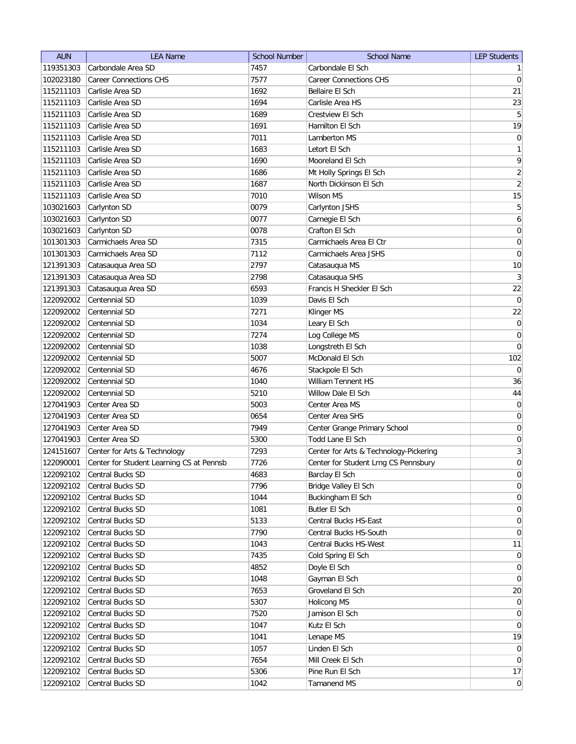| AUN | LEA Name | School Number | School Name | LEP Students |
| --- | --- | --- | --- | --- |
| 119351303 | Carbondale Area SD | 7457 | Carbondale El Sch | 1 |
| 102023180 | Career Connections CHS | 7577 | Career Connections CHS | 0 |
| 115211103 | Carlisle Area SD | 1692 | Bellaire El Sch | 21 |
| 115211103 | Carlisle Area SD | 1694 | Carlisle Area HS | 23 |
| 115211103 | Carlisle Area SD | 1689 | Crestview El Sch | 5 |
| 115211103 | Carlisle Area SD | 1691 | Hamilton El Sch | 19 |
| 115211103 | Carlisle Area SD | 7011 | Lamberton MS | 0 |
| 115211103 | Carlisle Area SD | 1683 | Letort El Sch | 1 |
| 115211103 | Carlisle Area SD | 1690 | Mooreland El Sch | 9 |
| 115211103 | Carlisle Area SD | 1686 | Mt Holly Springs El Sch | 2 |
| 115211103 | Carlisle Area SD | 1687 | North Dickinson El Sch | 2 |
| 115211103 | Carlisle Area SD | 7010 | Wilson MS | 15 |
| 103021603 | Carlynton SD | 0079 | Carlynton JSHS | 5 |
| 103021603 | Carlynton SD | 0077 | Carnegie El Sch | 6 |
| 103021603 | Carlynton SD | 0078 | Crafton El Sch | 0 |
| 101301303 | Carmichaels Area SD | 7315 | Carmichaels Area El Ctr | 0 |
| 101301303 | Carmichaels Area SD | 7112 | Carmichaels Area JSHS | 0 |
| 121391303 | Catasauqua Area SD | 2797 | Catasauqua MS | 10 |
| 121391303 | Catasauqua Area SD | 2798 | Catasauqua SHS | 3 |
| 121391303 | Catasauqua Area SD | 6593 | Francis H Sheckler El Sch | 22 |
| 122092002 | Centennial SD | 1039 | Davis El Sch | 0 |
| 122092002 | Centennial SD | 7271 | Klinger MS | 22 |
| 122092002 | Centennial SD | 1034 | Leary El Sch | 0 |
| 122092002 | Centennial SD | 7274 | Log College MS | 0 |
| 122092002 | Centennial SD | 1038 | Longstreth El Sch | 0 |
| 122092002 | Centennial SD | 5007 | McDonald El Sch | 102 |
| 122092002 | Centennial SD | 4676 | Stackpole El Sch | 0 |
| 122092002 | Centennial SD | 1040 | William Tennent HS | 36 |
| 122092002 | Centennial SD | 5210 | Willow Dale El Sch | 44 |
| 127041903 | Center Area SD | 5003 | Center Area MS | 0 |
| 127041903 | Center Area SD | 0654 | Center Area SHS | 0 |
| 127041903 | Center Area SD | 7949 | Center Grange Primary School | 0 |
| 127041903 | Center Area SD | 5300 | Todd Lane El Sch | 0 |
| 124151607 | Center for Arts & Technology | 7293 | Center for Arts & Technology-Pickering | 3 |
| 122090001 | Center for Student Learning CS at Pennsb | 7726 | Center for Student Lrng CS Pennsbury | 0 |
| 122092102 | Central Bucks SD | 4683 | Barclay El Sch | 0 |
| 122092102 | Central Bucks SD | 7796 | Bridge Valley El Sch | 0 |
| 122092102 | Central Bucks SD | 1044 | Buckingham El Sch | 0 |
| 122092102 | Central Bucks SD | 1081 | Butler El Sch | 0 |
| 122092102 | Central Bucks SD | 5133 | Central Bucks HS-East | 0 |
| 122092102 | Central Bucks SD | 7790 | Central Bucks HS-South | 0 |
| 122092102 | Central Bucks SD | 1043 | Central Bucks HS-West | 11 |
| 122092102 | Central Bucks SD | 7435 | Cold Spring El Sch | 0 |
| 122092102 | Central Bucks SD | 4852 | Doyle El Sch | 0 |
| 122092102 | Central Bucks SD | 1048 | Gayman El Sch | 0 |
| 122092102 | Central Bucks SD | 7653 | Groveland El Sch | 20 |
| 122092102 | Central Bucks SD | 5307 | Holicong MS | 0 |
| 122092102 | Central Bucks SD | 7520 | Jamison El Sch | 0 |
| 122092102 | Central Bucks SD | 1047 | Kutz El Sch | 0 |
| 122092102 | Central Bucks SD | 1041 | Lenape MS | 19 |
| 122092102 | Central Bucks SD | 1057 | Linden El Sch | 0 |
| 122092102 | Central Bucks SD | 7654 | Mill Creek El Sch | 0 |
| 122092102 | Central Bucks SD | 5306 | Pine Run El Sch | 17 |
| 122092102 | Central Bucks SD | 1042 | Tamanend MS | 0 |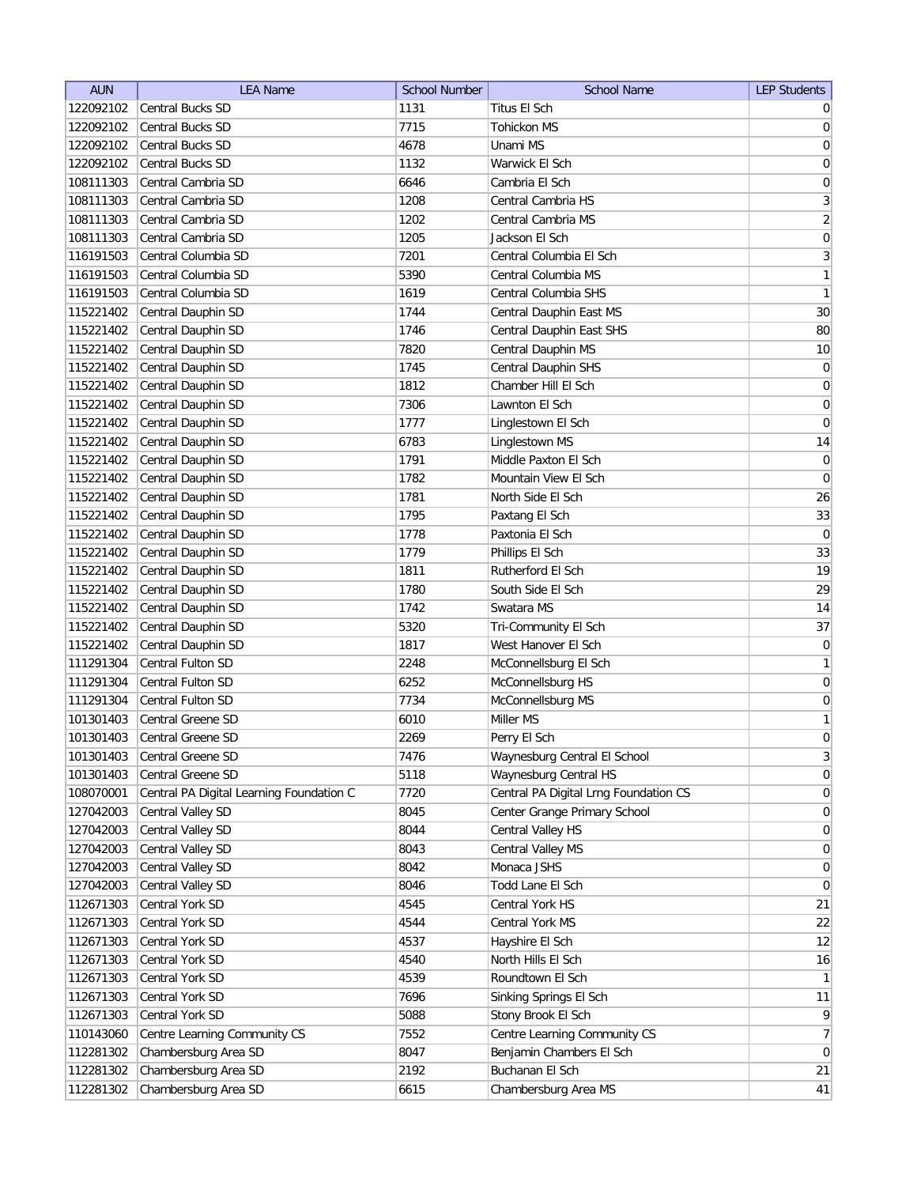| AUN | LEA Name | School Number | School Name | LEP Students |
|---|---|---|---|---|
| 122092102 | Central Bucks SD | 1131 | Titus El Sch | 0 |
| 122092102 | Central Bucks SD | 7715 | Tohickon MS | 0 |
| 122092102 | Central Bucks SD | 4678 | Unami MS | 0 |
| 122092102 | Central Bucks SD | 1132 | Warwick El Sch | 0 |
| 108111303 | Central Cambria SD | 6646 | Cambria El Sch | 0 |
| 108111303 | Central Cambria SD | 1208 | Central Cambria HS | 3 |
| 108111303 | Central Cambria SD | 1202 | Central Cambria MS | 2 |
| 108111303 | Central Cambria SD | 1205 | Jackson El Sch | 0 |
| 116191503 | Central Columbia SD | 7201 | Central Columbia El Sch | 3 |
| 116191503 | Central Columbia SD | 5390 | Central Columbia MS | 1 |
| 116191503 | Central Columbia SD | 1619 | Central Columbia SHS | 1 |
| 115221402 | Central Dauphin SD | 1744 | Central Dauphin East MS | 30 |
| 115221402 | Central Dauphin SD | 1746 | Central Dauphin East SHS | 80 |
| 115221402 | Central Dauphin SD | 7820 | Central Dauphin MS | 10 |
| 115221402 | Central Dauphin SD | 1745 | Central Dauphin SHS | 0 |
| 115221402 | Central Dauphin SD | 1812 | Chamber Hill El Sch | 0 |
| 115221402 | Central Dauphin SD | 7306 | Lawnton El Sch | 0 |
| 115221402 | Central Dauphin SD | 1777 | Linglestown El Sch | 0 |
| 115221402 | Central Dauphin SD | 6783 | Linglestown MS | 14 |
| 115221402 | Central Dauphin SD | 1791 | Middle Paxton El Sch | 0 |
| 115221402 | Central Dauphin SD | 1782 | Mountain View El Sch | 0 |
| 115221402 | Central Dauphin SD | 1781 | North Side El Sch | 26 |
| 115221402 | Central Dauphin SD | 1795 | Paxtang El Sch | 33 |
| 115221402 | Central Dauphin SD | 1778 | Paxtonia El Sch | 0 |
| 115221402 | Central Dauphin SD | 1779 | Phillips El Sch | 33 |
| 115221402 | Central Dauphin SD | 1811 | Rutherford El Sch | 19 |
| 115221402 | Central Dauphin SD | 1780 | South Side El Sch | 29 |
| 115221402 | Central Dauphin SD | 1742 | Swatara MS | 14 |
| 115221402 | Central Dauphin SD | 5320 | Tri-Community El Sch | 37 |
| 115221402 | Central Dauphin SD | 1817 | West Hanover El Sch | 0 |
| 111291304 | Central Fulton SD | 2248 | McConnellsburg El Sch | 1 |
| 111291304 | Central Fulton SD | 6252 | McConnellsburg HS | 0 |
| 111291304 | Central Fulton SD | 7734 | McConnellsburg MS | 0 |
| 101301403 | Central Greene SD | 6010 | Miller MS | 1 |
| 101301403 | Central Greene SD | 2269 | Perry El Sch | 0 |
| 101301403 | Central Greene SD | 7476 | Waynesburg Central El School | 3 |
| 101301403 | Central Greene SD | 5118 | Waynesburg Central HS | 0 |
| 108070001 | Central PA Digital Learning Foundation C | 7720 | Central PA Digital Lrng Foundation CS | 0 |
| 127042003 | Central Valley SD | 8045 | Center Grange Primary School | 0 |
| 127042003 | Central Valley SD | 8044 | Central Valley HS | 0 |
| 127042003 | Central Valley SD | 8043 | Central Valley MS | 0 |
| 127042003 | Central Valley SD | 8042 | Monaca JSHS | 0 |
| 127042003 | Central Valley SD | 8046 | Todd Lane El Sch | 0 |
| 112671303 | Central York SD | 4545 | Central York HS | 21 |
| 112671303 | Central York SD | 4544 | Central York MS | 22 |
| 112671303 | Central York SD | 4537 | Hayshire El Sch | 12 |
| 112671303 | Central York SD | 4540 | North Hills El Sch | 16 |
| 112671303 | Central York SD | 4539 | Roundtown El Sch | 1 |
| 112671303 | Central York SD | 7696 | Sinking Springs El Sch | 11 |
| 112671303 | Central York SD | 5088 | Stony Brook El Sch | 9 |
| 110143060 | Centre Learning Community CS | 7552 | Centre Learning Community CS | 7 |
| 112281302 | Chambersburg Area SD | 8047 | Benjamin Chambers El Sch | 0 |
| 112281302 | Chambersburg Area SD | 2192 | Buchanan El Sch | 21 |
| 112281302 | Chambersburg Area SD | 6615 | Chambersburg Area MS | 41 |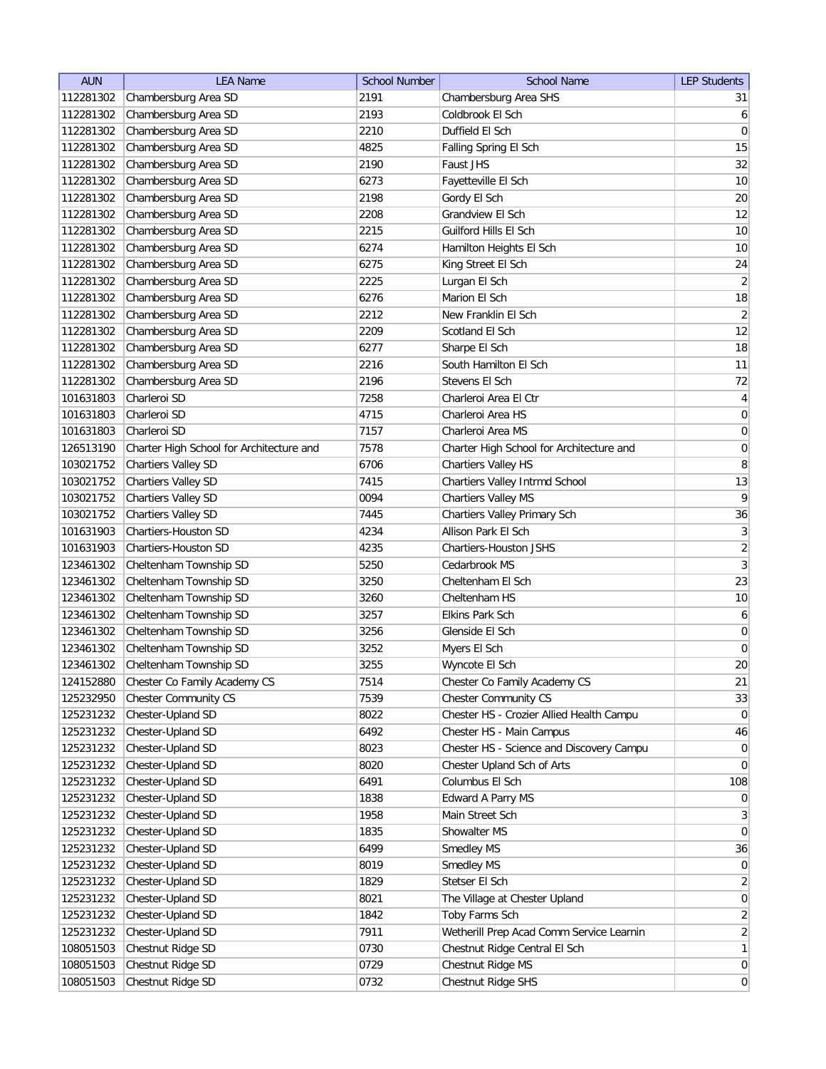| AUN | LEA Name | School Number | School Name | LEP Students |
|---|---|---|---|---|
| 112281302 | Chambersburg Area SD | 2191 | Chambersburg Area SHS | 31 |
| 112281302 | Chambersburg Area SD | 2193 | Coldbrook El Sch | 6 |
| 112281302 | Chambersburg Area SD | 2210 | Duffield El Sch | 0 |
| 112281302 | Chambersburg Area SD | 4825 | Falling Spring El Sch | 15 |
| 112281302 | Chambersburg Area SD | 2190 | Faust JHS | 32 |
| 112281302 | Chambersburg Area SD | 6273 | Fayetteville El Sch | 10 |
| 112281302 | Chambersburg Area SD | 2198 | Gordy El Sch | 20 |
| 112281302 | Chambersburg Area SD | 2208 | Grandview El Sch | 12 |
| 112281302 | Chambersburg Area SD | 2215 | Guilford Hills El Sch | 10 |
| 112281302 | Chambersburg Area SD | 6274 | Hamilton Heights El Sch | 10 |
| 112281302 | Chambersburg Area SD | 6275 | King Street El Sch | 24 |
| 112281302 | Chambersburg Area SD | 2225 | Lurgan El Sch | 2 |
| 112281302 | Chambersburg Area SD | 6276 | Marion El Sch | 18 |
| 112281302 | Chambersburg Area SD | 2212 | New Franklin El Sch | 2 |
| 112281302 | Chambersburg Area SD | 2209 | Scotland El Sch | 12 |
| 112281302 | Chambersburg Area SD | 6277 | Sharpe El Sch | 18 |
| 112281302 | Chambersburg Area SD | 2216 | South Hamilton El Sch | 11 |
| 112281302 | Chambersburg Area SD | 2196 | Stevens El Sch | 72 |
| 101631803 | Charleroi SD | 7258 | Charleroi Area El Ctr | 4 |
| 101631803 | Charleroi SD | 4715 | Charleroi Area HS | 0 |
| 101631803 | Charleroi SD | 7157 | Charleroi Area MS | 0 |
| 126513190 | Charter High School for Architecture and | 7578 | Charter High School for Architecture and | 0 |
| 103021752 | Chartiers Valley SD | 6706 | Chartiers Valley HS | 8 |
| 103021752 | Chartiers Valley SD | 7415 | Chartiers Valley Intrmd School | 13 |
| 103021752 | Chartiers Valley SD | 0094 | Chartiers Valley MS | 9 |
| 103021752 | Chartiers Valley SD | 7445 | Chartiers Valley Primary Sch | 36 |
| 101631903 | Chartiers-Houston SD | 4234 | Allison Park El Sch | 3 |
| 101631903 | Chartiers-Houston SD | 4235 | Chartiers-Houston JSHS | 2 |
| 123461302 | Cheltenham Township SD | 5250 | Cedarbrook MS | 3 |
| 123461302 | Cheltenham Township SD | 3250 | Cheltenham El Sch | 23 |
| 123461302 | Cheltenham Township SD | 3260 | Cheltenham HS | 10 |
| 123461302 | Cheltenham Township SD | 3257 | Elkins Park Sch | 6 |
| 123461302 | Cheltenham Township SD | 3256 | Glenside El Sch | 0 |
| 123461302 | Cheltenham Township SD | 3252 | Myers El Sch | 0 |
| 123461302 | Cheltenham Township SD | 3255 | Wyncote El Sch | 20 |
| 124152880 | Chester Co Family Academy CS | 7514 | Chester Co Family Academy CS | 21 |
| 125232950 | Chester Community CS | 7539 | Chester Community CS | 33 |
| 125231232 | Chester-Upland SD | 8022 | Chester HS - Crozier Allied Health Campu | 0 |
| 125231232 | Chester-Upland SD | 6492 | Chester HS - Main Campus | 46 |
| 125231232 | Chester-Upland SD | 8023 | Chester HS - Science and Discovery Campu | 0 |
| 125231232 | Chester-Upland SD | 8020 | Chester Upland Sch of Arts | 0 |
| 125231232 | Chester-Upland SD | 6491 | Columbus El Sch | 108 |
| 125231232 | Chester-Upland SD | 1838 | Edward A Parry MS | 0 |
| 125231232 | Chester-Upland SD | 1958 | Main Street Sch | 3 |
| 125231232 | Chester-Upland SD | 1835 | Showalter MS | 0 |
| 125231232 | Chester-Upland SD | 6499 | Smedley MS | 36 |
| 125231232 | Chester-Upland SD | 8019 | Smedley MS | 0 |
| 125231232 | Chester-Upland SD | 1829 | Stetser El Sch | 2 |
| 125231232 | Chester-Upland SD | 8021 | The Village at Chester Upland | 0 |
| 125231232 | Chester-Upland SD | 1842 | Toby Farms Sch | 2 |
| 125231232 | Chester-Upland SD | 7911 | Wetherill Prep Acad Comm Service Learnin | 2 |
| 108051503 | Chestnut Ridge SD | 0730 | Chestnut Ridge Central El Sch | 1 |
| 108051503 | Chestnut Ridge SD | 0729 | Chestnut Ridge MS | 0 |
| 108051503 | Chestnut Ridge SD | 0732 | Chestnut Ridge SHS | 0 |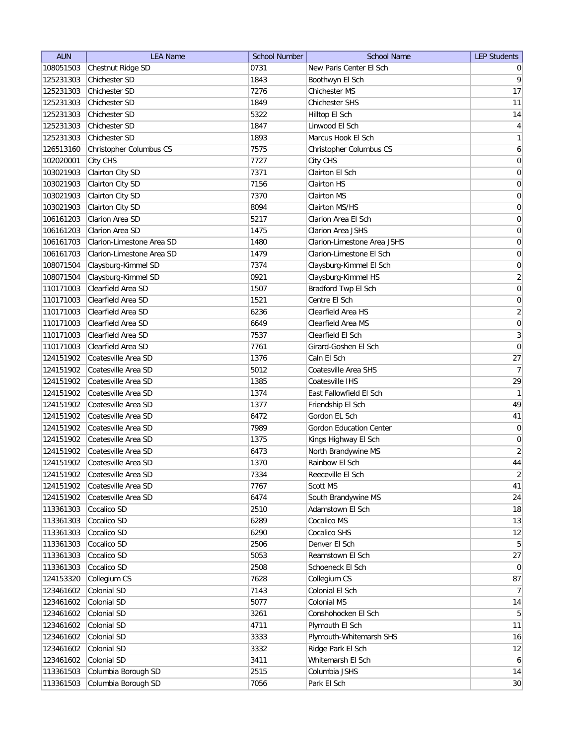| AUN | LEA Name | School Number | School Name | LEP Students |
|---|---|---|---|---|
| 108051503 | Chestnut Ridge SD | 0731 | New Paris Center El Sch | 0 |
| 125231303 | Chichester SD | 1843 | Boothwyn El Sch | 9 |
| 125231303 | Chichester SD | 7276 | Chichester MS | 17 |
| 125231303 | Chichester SD | 1849 | Chichester SHS | 11 |
| 125231303 | Chichester SD | 5322 | Hilltop El Sch | 14 |
| 125231303 | Chichester SD | 1847 | Linwood El Sch | 4 |
| 125231303 | Chichester SD | 1893 | Marcus Hook El Sch | 1 |
| 126513160 | Christopher Columbus CS | 7575 | Christopher Columbus CS | 6 |
| 102020001 | City CHS | 7727 | City CHS | 0 |
| 103021903 | Clairton City SD | 7371 | Clairton El Sch | 0 |
| 103021903 | Clairton City SD | 7156 | Clairton HS | 0 |
| 103021903 | Clairton City SD | 7370 | Clairton MS | 0 |
| 103021903 | Clairton City SD | 8094 | Clairton MS/HS | 0 |
| 106161203 | Clarion Area SD | 5217 | Clarion Area El Sch | 0 |
| 106161203 | Clarion Area SD | 1475 | Clarion Area JSHS | 0 |
| 106161703 | Clarion-Limestone Area SD | 1480 | Clarion-Limestone Area JSHS | 0 |
| 106161703 | Clarion-Limestone Area SD | 1479 | Clarion-Limestone El Sch | 0 |
| 108071504 | Claysburg-Kimmel SD | 7374 | Claysburg-Kimmel El Sch | 0 |
| 108071504 | Claysburg-Kimmel SD | 0921 | Claysburg-Kimmel HS | 2 |
| 110171003 | Clearfield Area SD | 1507 | Bradford Twp El Sch | 0 |
| 110171003 | Clearfield Area SD | 1521 | Centre El Sch | 0 |
| 110171003 | Clearfield Area SD | 6236 | Clearfield Area HS | 2 |
| 110171003 | Clearfield Area SD | 6649 | Clearfield Area MS | 0 |
| 110171003 | Clearfield Area SD | 7537 | Clearfield El Sch | 3 |
| 110171003 | Clearfield Area SD | 7761 | Girard-Goshen El Sch | 0 |
| 124151902 | Coatesville Area SD | 1376 | Caln El Sch | 27 |
| 124151902 | Coatesville Area SD | 5012 | Coatesville Area SHS | 7 |
| 124151902 | Coatesville Area SD | 1385 | Coatesville IHS | 29 |
| 124151902 | Coatesville Area SD | 1374 | East Fallowfield El Sch | 1 |
| 124151902 | Coatesville Area SD | 1377 | Friendship El Sch | 49 |
| 124151902 | Coatesville Area SD | 6472 | Gordon EL Sch | 41 |
| 124151902 | Coatesville Area SD | 7989 | Gordon Education Center | 0 |
| 124151902 | Coatesville Area SD | 1375 | Kings Highway El Sch | 0 |
| 124151902 | Coatesville Area SD | 6473 | North Brandywine MS | 2 |
| 124151902 | Coatesville Area SD | 1370 | Rainbow El Sch | 44 |
| 124151902 | Coatesville Area SD | 7334 | Reeceville El Sch | 2 |
| 124151902 | Coatesville Area SD | 7767 | Scott MS | 41 |
| 124151902 | Coatesville Area SD | 6474 | South Brandywine MS | 24 |
| 113361303 | Cocalico SD | 2510 | Adamstown El Sch | 18 |
| 113361303 | Cocalico SD | 6289 | Cocalico MS | 13 |
| 113361303 | Cocalico SD | 6290 | Cocalico SHS | 12 |
| 113361303 | Cocalico SD | 2506 | Denver El Sch | 5 |
| 113361303 | Cocalico SD | 5053 | Reamstown El Sch | 27 |
| 113361303 | Cocalico SD | 2508 | Schoeneck El Sch | 0 |
| 124153320 | Collegium CS | 7628 | Collegium CS | 87 |
| 123461602 | Colonial SD | 7143 | Colonial El Sch | 7 |
| 123461602 | Colonial SD | 5077 | Colonial MS | 14 |
| 123461602 | Colonial SD | 3261 | Conshohocken El Sch | 5 |
| 123461602 | Colonial SD | 4711 | Plymouth El Sch | 11 |
| 123461602 | Colonial SD | 3333 | Plymouth-Whitemarsh SHS | 16 |
| 123461602 | Colonial SD | 3332 | Ridge Park El Sch | 12 |
| 123461602 | Colonial SD | 3411 | Whitemarsh El Sch | 6 |
| 113361503 | Columbia Borough SD | 2515 | Columbia JSHS | 14 |
| 113361503 | Columbia Borough SD | 7056 | Park El Sch | 30 |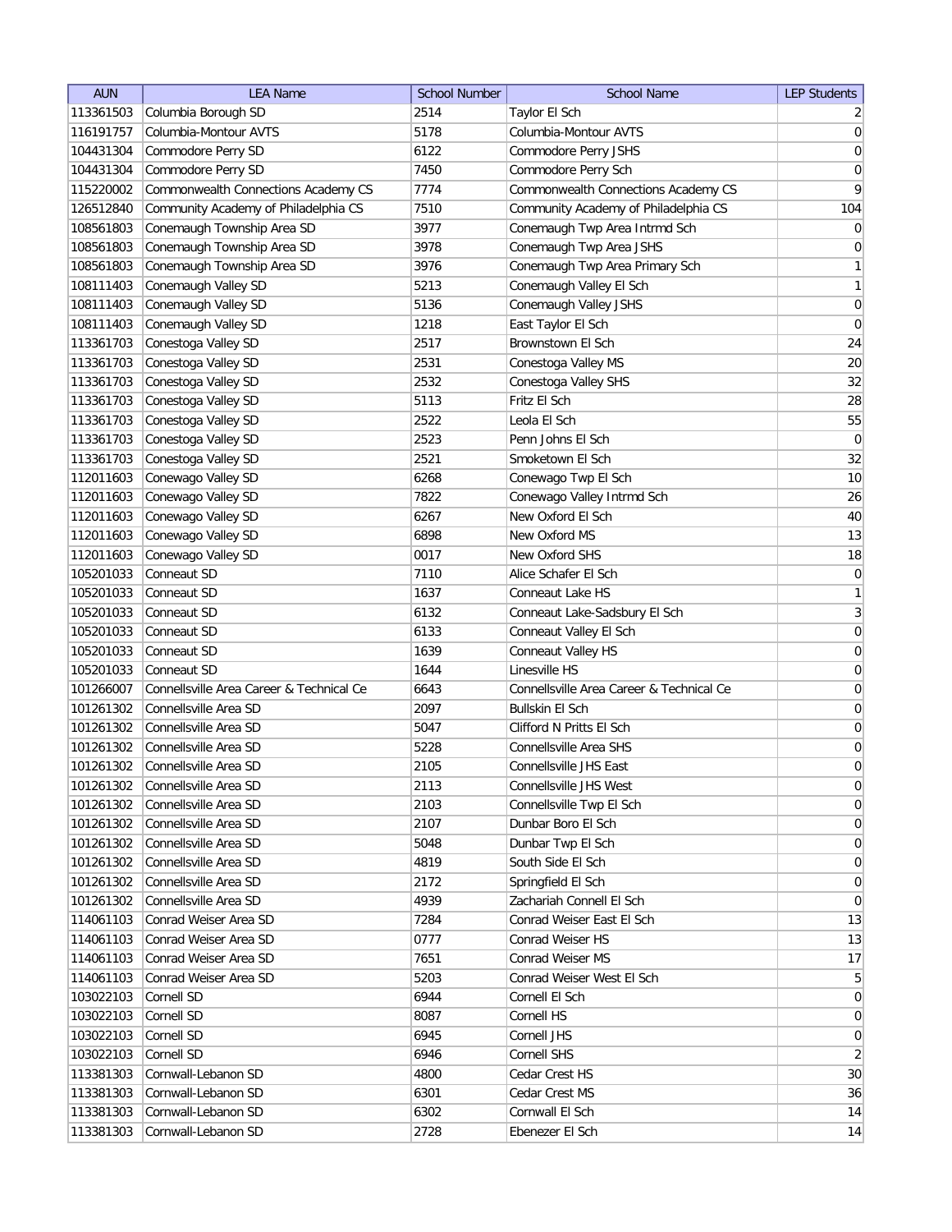| AUN | LEA Name | School Number | School Name | LEP Students |
| --- | --- | --- | --- | --- |
| 113361503 | Columbia Borough SD | 2514 | Taylor El Sch | 2 |
| 116191757 | Columbia-Montour AVTS | 5178 | Columbia-Montour AVTS | 0 |
| 104431304 | Commodore Perry SD | 6122 | Commodore Perry JSHS | 0 |
| 104431304 | Commodore Perry SD | 7450 | Commodore Perry Sch | 0 |
| 115220002 | Commonwealth Connections Academy CS | 7774 | Commonwealth Connections Academy CS | 9 |
| 126512840 | Community Academy of Philadelphia CS | 7510 | Community Academy of Philadelphia CS | 104 |
| 108561803 | Conemaugh Township Area SD | 3977 | Conemaugh Twp Area Intrmd Sch | 0 |
| 108561803 | Conemaugh Township Area SD | 3978 | Conemaugh Twp Area JSHS | 0 |
| 108561803 | Conemaugh Township Area SD | 3976 | Conemaugh Twp Area Primary Sch | 1 |
| 108111403 | Conemaugh Valley SD | 5213 | Conemaugh Valley El Sch | 1 |
| 108111403 | Conemaugh Valley SD | 5136 | Conemaugh Valley JSHS | 0 |
| 108111403 | Conemaugh Valley SD | 1218 | East Taylor El Sch | 0 |
| 113361703 | Conestoga Valley SD | 2517 | Brownstown El Sch | 24 |
| 113361703 | Conestoga Valley SD | 2531 | Conestoga Valley MS | 20 |
| 113361703 | Conestoga Valley SD | 2532 | Conestoga Valley SHS | 32 |
| 113361703 | Conestoga Valley SD | 5113 | Fritz El Sch | 28 |
| 113361703 | Conestoga Valley SD | 2522 | Leola El Sch | 55 |
| 113361703 | Conestoga Valley SD | 2523 | Penn Johns El Sch | 0 |
| 113361703 | Conestoga Valley SD | 2521 | Smoketown El Sch | 32 |
| 112011603 | Conewago Valley SD | 6268 | Conewago Twp El Sch | 10 |
| 112011603 | Conewago Valley SD | 7822 | Conewago Valley Intrmd Sch | 26 |
| 112011603 | Conewago Valley SD | 6267 | New Oxford El Sch | 40 |
| 112011603 | Conewago Valley SD | 6898 | New Oxford MS | 13 |
| 112011603 | Conewago Valley SD | 0017 | New Oxford SHS | 18 |
| 105201033 | Conneaut SD | 7110 | Alice Schafer El Sch | 0 |
| 105201033 | Conneaut SD | 1637 | Conneaut Lake HS | 1 |
| 105201033 | Conneaut SD | 6132 | Conneaut Lake-Sadsbury El Sch | 3 |
| 105201033 | Conneaut SD | 6133 | Conneaut Valley El Sch | 0 |
| 105201033 | Conneaut SD | 1639 | Conneaut Valley HS | 0 |
| 105201033 | Conneaut SD | 1644 | Linesville HS | 0 |
| 101266007 | Connellsville Area Career & Technical Ce | 6643 | Connellsville Area Career & Technical Ce | 0 |
| 101261302 | Connellsville Area SD | 2097 | Bullskin El Sch | 0 |
| 101261302 | Connellsville Area SD | 5047 | Clifford N Pritts El Sch | 0 |
| 101261302 | Connellsville Area SD | 5228 | Connellsville Area SHS | 0 |
| 101261302 | Connellsville Area SD | 2105 | Connellsville JHS East | 0 |
| 101261302 | Connellsville Area SD | 2113 | Connellsville JHS West | 0 |
| 101261302 | Connellsville Area SD | 2103 | Connellsville Twp El Sch | 0 |
| 101261302 | Connellsville Area SD | 2107 | Dunbar Boro El Sch | 0 |
| 101261302 | Connellsville Area SD | 5048 | Dunbar Twp El Sch | 0 |
| 101261302 | Connellsville Area SD | 4819 | South Side El Sch | 0 |
| 101261302 | Connellsville Area SD | 2172 | Springfield El Sch | 0 |
| 101261302 | Connellsville Area SD | 4939 | Zachariah Connell El Sch | 0 |
| 114061103 | Conrad Weiser Area SD | 7284 | Conrad Weiser East El Sch | 13 |
| 114061103 | Conrad Weiser Area SD | 0777 | Conrad Weiser HS | 13 |
| 114061103 | Conrad Weiser Area SD | 7651 | Conrad Weiser MS | 17 |
| 114061103 | Conrad Weiser Area SD | 5203 | Conrad Weiser West El Sch | 5 |
| 103022103 | Cornell SD | 6944 | Cornell El Sch | 0 |
| 103022103 | Cornell SD | 8087 | Cornell HS | 0 |
| 103022103 | Cornell SD | 6945 | Cornell JHS | 0 |
| 103022103 | Cornell SD | 6946 | Cornell SHS | 2 |
| 113381303 | Cornwall-Lebanon SD | 4800 | Cedar Crest HS | 30 |
| 113381303 | Cornwall-Lebanon SD | 6301 | Cedar Crest MS | 36 |
| 113381303 | Cornwall-Lebanon SD | 6302 | Cornwall El Sch | 14 |
| 113381303 | Cornwall-Lebanon SD | 2728 | Ebenezer El Sch | 14 |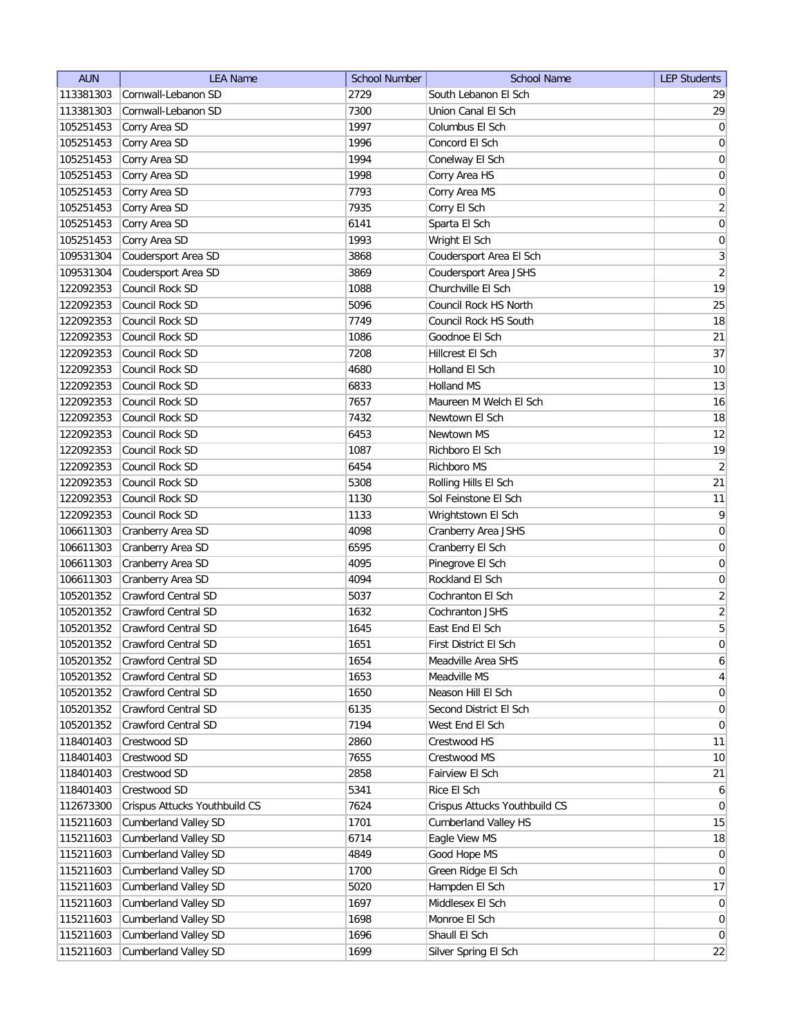| AUN | LEA Name | School Number | School Name | LEP Students |
|---|---|---|---|---|
| 113381303 | Cornwall-Lebanon SD | 2729 | South Lebanon El Sch | 29 |
| 113381303 | Cornwall-Lebanon SD | 7300 | Union Canal El Sch | 29 |
| 105251453 | Corry Area SD | 1997 | Columbus El Sch | 0 |
| 105251453 | Corry Area SD | 1996 | Concord El Sch | 0 |
| 105251453 | Corry Area SD | 1994 | Conelway El Sch | 0 |
| 105251453 | Corry Area SD | 1998 | Corry Area HS | 0 |
| 105251453 | Corry Area SD | 7793 | Corry Area MS | 0 |
| 105251453 | Corry Area SD | 7935 | Corry El Sch | 2 |
| 105251453 | Corry Area SD | 6141 | Sparta El Sch | 0 |
| 105251453 | Corry Area SD | 1993 | Wright El Sch | 0 |
| 109531304 | Coudersport Area SD | 3868 | Coudersport Area El Sch | 3 |
| 109531304 | Coudersport Area SD | 3869 | Coudersport Area JSHS | 2 |
| 122092353 | Council Rock SD | 1088 | Churchville El Sch | 19 |
| 122092353 | Council Rock SD | 5096 | Council Rock HS North | 25 |
| 122092353 | Council Rock SD | 7749 | Council Rock HS South | 18 |
| 122092353 | Council Rock SD | 1086 | Goodnoe El Sch | 21 |
| 122092353 | Council Rock SD | 7208 | Hillcrest El Sch | 37 |
| 122092353 | Council Rock SD | 4680 | Holland El Sch | 10 |
| 122092353 | Council Rock SD | 6833 | Holland MS | 13 |
| 122092353 | Council Rock SD | 7657 | Maureen M Welch El Sch | 16 |
| 122092353 | Council Rock SD | 7432 | Newtown El Sch | 18 |
| 122092353 | Council Rock SD | 6453 | Newtown MS | 12 |
| 122092353 | Council Rock SD | 1087 | Richboro El Sch | 19 |
| 122092353 | Council Rock SD | 6454 | Richboro MS | 2 |
| 122092353 | Council Rock SD | 5308 | Rolling Hills El Sch | 21 |
| 122092353 | Council Rock SD | 1130 | Sol Feinstone El Sch | 11 |
| 122092353 | Council Rock SD | 1133 | Wrightstown El Sch | 9 |
| 106611303 | Cranberry Area SD | 4098 | Cranberry Area JSHS | 0 |
| 106611303 | Cranberry Area SD | 6595 | Cranberry El Sch | 0 |
| 106611303 | Cranberry Area SD | 4095 | Pinegrove El Sch | 0 |
| 106611303 | Cranberry Area SD | 4094 | Rockland El Sch | 0 |
| 105201352 | Crawford Central SD | 5037 | Cochranton El Sch | 2 |
| 105201352 | Crawford Central SD | 1632 | Cochranton JSHS | 2 |
| 105201352 | Crawford Central SD | 1645 | East End El Sch | 5 |
| 105201352 | Crawford Central SD | 1651 | First District El Sch | 0 |
| 105201352 | Crawford Central SD | 1654 | Meadville Area SHS | 6 |
| 105201352 | Crawford Central SD | 1653 | Meadville MS | 4 |
| 105201352 | Crawford Central SD | 1650 | Neason Hill El Sch | 0 |
| 105201352 | Crawford Central SD | 6135 | Second District El Sch | 0 |
| 105201352 | Crawford Central SD | 7194 | West End El Sch | 0 |
| 118401403 | Crestwood SD | 2860 | Crestwood HS | 11 |
| 118401403 | Crestwood SD | 7655 | Crestwood MS | 10 |
| 118401403 | Crestwood SD | 2858 | Fairview El Sch | 21 |
| 118401403 | Crestwood SD | 5341 | Rice El Sch | 6 |
| 112673300 | Crispus Attucks Youthbuild CS | 7624 | Crispus Attucks Youthbuild CS | 0 |
| 115211603 | Cumberland Valley SD | 1701 | Cumberland Valley HS | 15 |
| 115211603 | Cumberland Valley SD | 6714 | Eagle View MS | 18 |
| 115211603 | Cumberland Valley SD | 4849 | Good Hope MS | 0 |
| 115211603 | Cumberland Valley SD | 1700 | Green Ridge El Sch | 0 |
| 115211603 | Cumberland Valley SD | 5020 | Hampden El Sch | 17 |
| 115211603 | Cumberland Valley SD | 1697 | Middlesex El Sch | 0 |
| 115211603 | Cumberland Valley SD | 1698 | Monroe El Sch | 0 |
| 115211603 | Cumberland Valley SD | 1696 | Shaull El Sch | 0 |
| 115211603 | Cumberland Valley SD | 1699 | Silver Spring El Sch | 22 |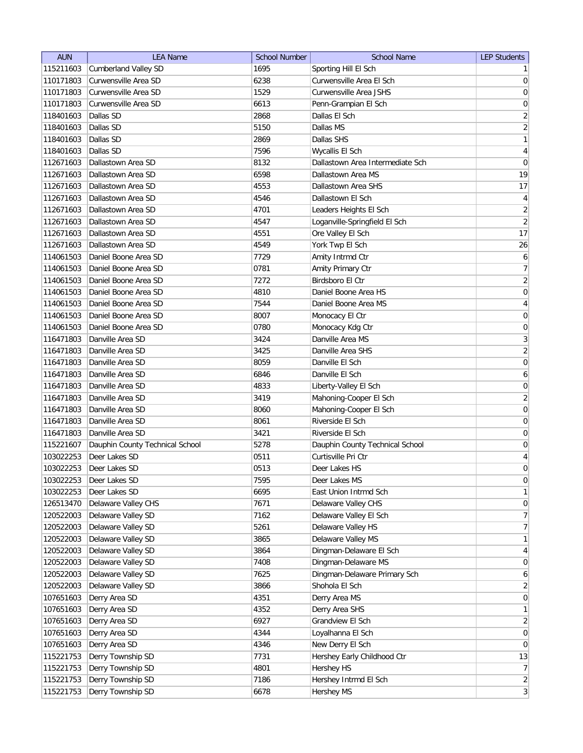| AUN | LEA Name | School Number | School Name | LEP Students |
|---|---|---|---|---|
| 115211603 | Cumberland Valley SD | 1695 | Sporting Hill El Sch | 1 |
| 110171803 | Curwensville Area SD | 6238 | Curwensville Area El Sch | 0 |
| 110171803 | Curwensville Area SD | 1529 | Curwensville Area JSHS | 0 |
| 110171803 | Curwensville Area SD | 6613 | Penn-Grampian El Sch | 0 |
| 118401603 | Dallas SD | 2868 | Dallas El Sch | 2 |
| 118401603 | Dallas SD | 5150 | Dallas MS | 2 |
| 118401603 | Dallas SD | 2869 | Dallas SHS | 1 |
| 118401603 | Dallas SD | 7596 | Wycallis El Sch | 4 |
| 112671603 | Dallastown Area SD | 8132 | Dallastown Area Intermediate Sch | 0 |
| 112671603 | Dallastown Area SD | 6598 | Dallastown Area MS | 19 |
| 112671603 | Dallastown Area SD | 4553 | Dallastown Area SHS | 17 |
| 112671603 | Dallastown Area SD | 4546 | Dallastown El Sch | 4 |
| 112671603 | Dallastown Area SD | 4701 | Leaders Heights El Sch | 2 |
| 112671603 | Dallastown Area SD | 4547 | Loganville-Springfield El Sch | 2 |
| 112671603 | Dallastown Area SD | 4551 | Ore Valley El Sch | 17 |
| 112671603 | Dallastown Area SD | 4549 | York Twp El Sch | 26 |
| 114061503 | Daniel Boone Area SD | 7729 | Amity Intrmd Ctr | 6 |
| 114061503 | Daniel Boone Area SD | 0781 | Amity Primary Ctr | 7 |
| 114061503 | Daniel Boone Area SD | 7272 | Birdsboro El Ctr | 2 |
| 114061503 | Daniel Boone Area SD | 4810 | Daniel Boone Area HS | 0 |
| 114061503 | Daniel Boone Area SD | 7544 | Daniel Boone Area MS | 4 |
| 114061503 | Daniel Boone Area SD | 8007 | Monocacy El Ctr | 0 |
| 114061503 | Daniel Boone Area SD | 0780 | Monocacy Kdg Ctr | 0 |
| 116471803 | Danville Area SD | 3424 | Danville Area MS | 3 |
| 116471803 | Danville Area SD | 3425 | Danville Area SHS | 2 |
| 116471803 | Danville Area SD | 8059 | Danville El Sch | 0 |
| 116471803 | Danville Area SD | 6846 | Danville El Sch | 6 |
| 116471803 | Danville Area SD | 4833 | Liberty-Valley El Sch | 0 |
| 116471803 | Danville Area SD | 3419 | Mahoning-Cooper El Sch | 2 |
| 116471803 | Danville Area SD | 8060 | Mahoning-Cooper El Sch | 0 |
| 116471803 | Danville Area SD | 8061 | Riverside El Sch | 0 |
| 116471803 | Danville Area SD | 3421 | Riverside El Sch | 0 |
| 115221607 | Dauphin County Technical School | 5278 | Dauphin County Technical School | 0 |
| 103022253 | Deer Lakes SD | 0511 | Curtisville Pri Ctr | 4 |
| 103022253 | Deer Lakes SD | 0513 | Deer Lakes HS | 0 |
| 103022253 | Deer Lakes SD | 7595 | Deer Lakes MS | 0 |
| 103022253 | Deer Lakes SD | 6695 | East Union Intrmd Sch | 1 |
| 126513470 | Delaware Valley CHS | 7671 | Delaware Valley CHS | 0 |
| 120522003 | Delaware Valley SD | 7162 | Delaware Valley El Sch | 7 |
| 120522003 | Delaware Valley SD | 5261 | Delaware Valley HS | 7 |
| 120522003 | Delaware Valley SD | 3865 | Delaware Valley MS | 1 |
| 120522003 | Delaware Valley SD | 3864 | Dingman-Delaware El Sch | 4 |
| 120522003 | Delaware Valley SD | 7408 | Dingman-Delaware MS | 0 |
| 120522003 | Delaware Valley SD | 7625 | Dingman-Delaware Primary Sch | 6 |
| 120522003 | Delaware Valley SD | 3866 | Shohola El Sch | 2 |
| 107651603 | Derry Area SD | 4351 | Derry Area MS | 0 |
| 107651603 | Derry Area SD | 4352 | Derry Area SHS | 1 |
| 107651603 | Derry Area SD | 6927 | Grandview El Sch | 2 |
| 107651603 | Derry Area SD | 4344 | Loyalhanna El Sch | 0 |
| 107651603 | Derry Area SD | 4346 | New Derry El Sch | 0 |
| 115221753 | Derry Township SD | 7731 | Hershey Early Childhood Ctr | 13 |
| 115221753 | Derry Township SD | 4801 | Hershey HS | 7 |
| 115221753 | Derry Township SD | 7186 | Hershey Intrmd El Sch | 2 |
| 115221753 | Derry Township SD | 6678 | Hershey MS | 3 |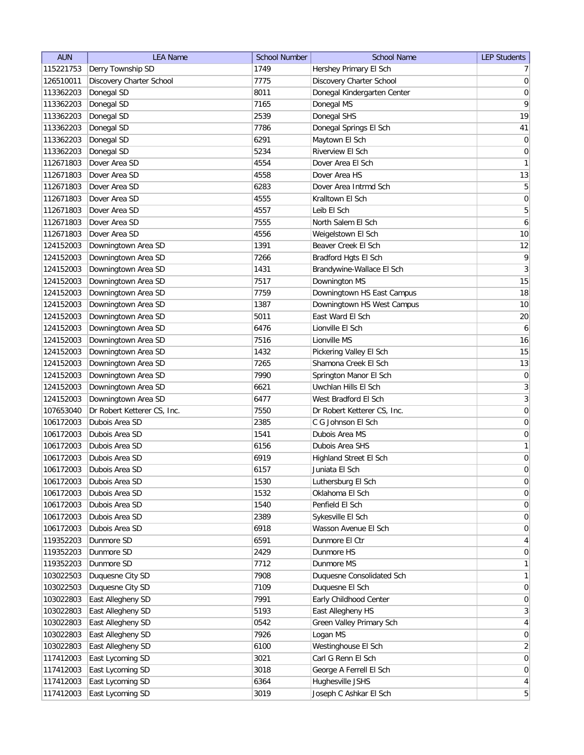| AUN | LEA Name | School Number | School Name | LEP Students |
|---|---|---|---|---|
| 115221753 | Derry Township SD | 1749 | Hershey Primary El Sch | 7 |
| 126510011 | Discovery Charter School | 7775 | Discovery Charter School | 0 |
| 113362203 | Donegal SD | 8011 | Donegal Kindergarten Center | 0 |
| 113362203 | Donegal SD | 7165 | Donegal MS | 9 |
| 113362203 | Donegal SD | 2539 | Donegal SHS | 19 |
| 113362203 | Donegal SD | 7786 | Donegal Springs El Sch | 41 |
| 113362203 | Donegal SD | 6291 | Maytown El Sch | 0 |
| 113362203 | Donegal SD | 5234 | Riverview El Sch | 0 |
| 112671803 | Dover Area SD | 4554 | Dover Area El Sch | 1 |
| 112671803 | Dover Area SD | 4558 | Dover Area HS | 13 |
| 112671803 | Dover Area SD | 6283 | Dover Area Intrmd Sch | 5 |
| 112671803 | Dover Area SD | 4555 | Kralltown El Sch | 0 |
| 112671803 | Dover Area SD | 4557 | Leib El Sch | 5 |
| 112671803 | Dover Area SD | 7555 | North Salem El Sch | 6 |
| 112671803 | Dover Area SD | 4556 | Weigelstown El Sch | 10 |
| 124152003 | Downingtown Area SD | 1391 | Beaver Creek El Sch | 12 |
| 124152003 | Downingtown Area SD | 7266 | Bradford Hgts El Sch | 9 |
| 124152003 | Downingtown Area SD | 1431 | Brandywine-Wallace El Sch | 3 |
| 124152003 | Downingtown Area SD | 7517 | Downington MS | 15 |
| 124152003 | Downingtown Area SD | 7759 | Downingtown HS East Campus | 18 |
| 124152003 | Downingtown Area SD | 1387 | Downingtown HS West Campus | 10 |
| 124152003 | Downingtown Area SD | 5011 | East Ward El Sch | 20 |
| 124152003 | Downingtown Area SD | 6476 | Lionville El Sch | 6 |
| 124152003 | Downingtown Area SD | 7516 | Lionville MS | 16 |
| 124152003 | Downingtown Area SD | 1432 | Pickering Valley El Sch | 15 |
| 124152003 | Downingtown Area SD | 7265 | Shamona Creek El Sch | 13 |
| 124152003 | Downingtown Area SD | 7990 | Springton Manor El Sch | 0 |
| 124152003 | Downingtown Area SD | 6621 | Uwchlan Hills El Sch | 3 |
| 124152003 | Downingtown Area SD | 6477 | West Bradford El Sch | 3 |
| 107653040 | Dr Robert Ketterer CS, Inc. | 7550 | Dr Robert Ketterer CS, Inc. | 0 |
| 106172003 | Dubois Area SD | 2385 | C G Johnson El Sch | 0 |
| 106172003 | Dubois Area SD | 1541 | Dubois Area MS | 0 |
| 106172003 | Dubois Area SD | 6156 | Dubois Area SHS | 1 |
| 106172003 | Dubois Area SD | 6919 | Highland Street El Sch | 0 |
| 106172003 | Dubois Area SD | 6157 | Juniata El Sch | 0 |
| 106172003 | Dubois Area SD | 1530 | Luthersburg El Sch | 0 |
| 106172003 | Dubois Area SD | 1532 | Oklahoma El Sch | 0 |
| 106172003 | Dubois Area SD | 1540 | Penfield El Sch | 0 |
| 106172003 | Dubois Area SD | 2389 | Sykesville El Sch | 0 |
| 106172003 | Dubois Area SD | 6918 | Wasson Avenue El Sch | 0 |
| 119352203 | Dunmore SD | 6591 | Dunmore El Ctr | 4 |
| 119352203 | Dunmore SD | 2429 | Dunmore HS | 0 |
| 119352203 | Dunmore SD | 7712 | Dunmore MS | 1 |
| 103022503 | Duquesne City SD | 7908 | Duquesne Consolidated Sch | 1 |
| 103022503 | Duquesne City SD | 7109 | Duquesne El Sch | 0 |
| 103022803 | East Allegheny SD | 7991 | Early Childhood Center | 0 |
| 103022803 | East Allegheny SD | 5193 | East Allegheny HS | 3 |
| 103022803 | East Allegheny SD | 0542 | Green Valley Primary Sch | 4 |
| 103022803 | East Allegheny SD | 7926 | Logan MS | 0 |
| 103022803 | East Allegheny SD | 6100 | Westinghouse El Sch | 2 |
| 117412003 | East Lycoming SD | 3021 | Carl G Renn El Sch | 0 |
| 117412003 | East Lycoming SD | 3018 | George A Ferrell El Sch | 0 |
| 117412003 | East Lycoming SD | 6364 | Hughesville JSHS | 4 |
| 117412003 | East Lycoming SD | 3019 | Joseph C Ashkar El Sch | 5 |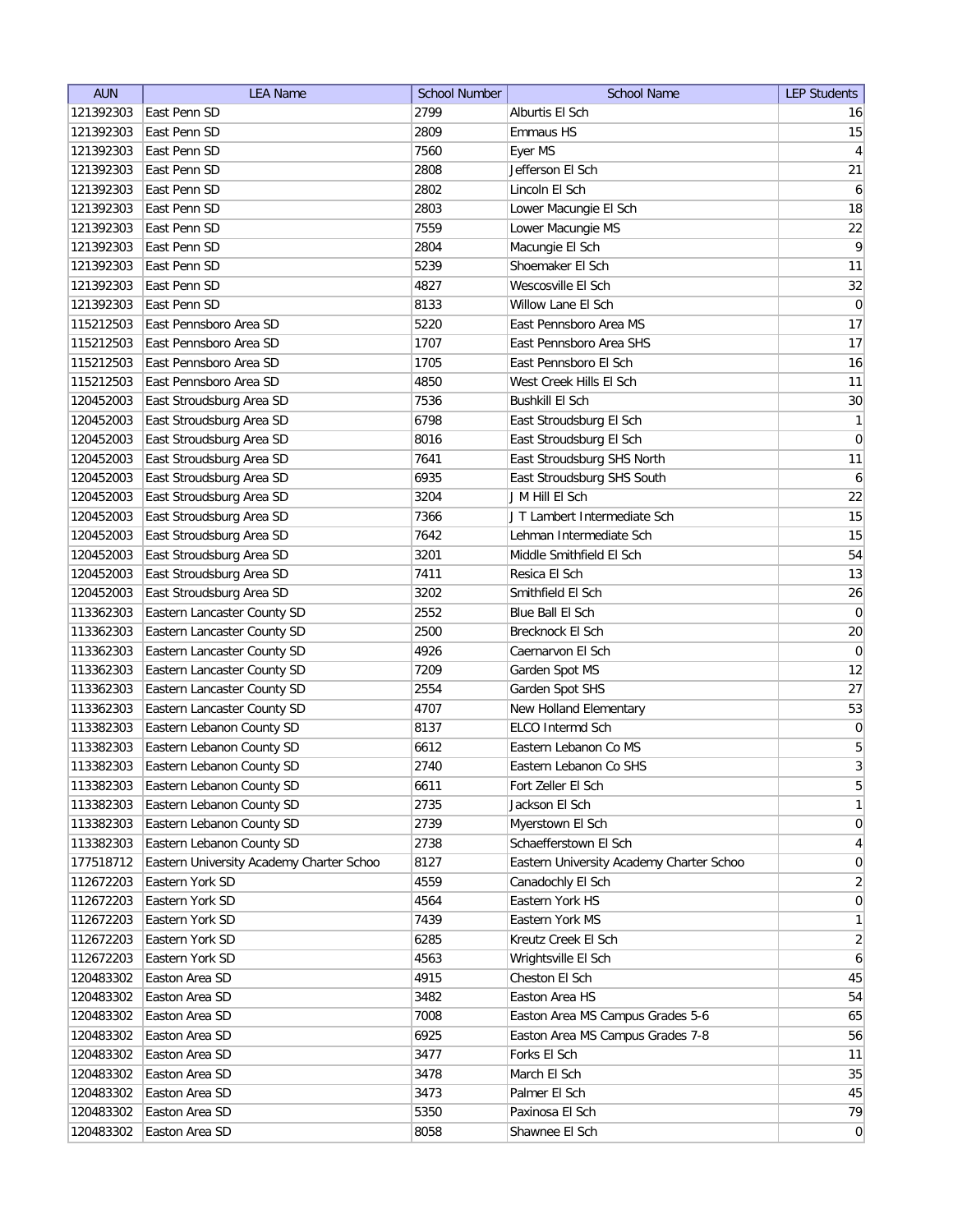| AUN | LEA Name | School Number | School Name | LEP Students |
|---|---|---|---|---|
| 121392303 | East Penn SD | 2799 | Alburtis El Sch | 16 |
| 121392303 | East Penn SD | 2809 | Emmaus HS | 15 |
| 121392303 | East Penn SD | 7560 | Eyer MS | 4 |
| 121392303 | East Penn SD | 2808 | Jefferson El Sch | 21 |
| 121392303 | East Penn SD | 2802 | Lincoln El Sch | 6 |
| 121392303 | East Penn SD | 2803 | Lower Macungie El Sch | 18 |
| 121392303 | East Penn SD | 7559 | Lower Macungie MS | 22 |
| 121392303 | East Penn SD | 2804 | Macungie El Sch | 9 |
| 121392303 | East Penn SD | 5239 | Shoemaker El Sch | 11 |
| 121392303 | East Penn SD | 4827 | Wescosville El Sch | 32 |
| 121392303 | East Penn SD | 8133 | Willow Lane El Sch | 0 |
| 115212503 | East Pennsboro Area SD | 5220 | East Pennsboro Area MS | 17 |
| 115212503 | East Pennsboro Area SD | 1707 | East Pennsboro Area SHS | 17 |
| 115212503 | East Pennsboro Area SD | 1705 | East Pennsboro El Sch | 16 |
| 115212503 | East Pennsboro Area SD | 4850 | West Creek Hills El Sch | 11 |
| 120452003 | East Stroudsburg Area SD | 7536 | Bushkill El Sch | 30 |
| 120452003 | East Stroudsburg Area SD | 6798 | East Stroudsburg El Sch | 1 |
| 120452003 | East Stroudsburg Area SD | 8016 | East Stroudsburg El Sch | 0 |
| 120452003 | East Stroudsburg Area SD | 7641 | East Stroudsburg SHS North | 11 |
| 120452003 | East Stroudsburg Area SD | 6935 | East Stroudsburg SHS South | 6 |
| 120452003 | East Stroudsburg Area SD | 3204 | J M Hill El Sch | 22 |
| 120452003 | East Stroudsburg Area SD | 7366 | J T Lambert Intermediate Sch | 15 |
| 120452003 | East Stroudsburg Area SD | 7642 | Lehman Intermediate Sch | 15 |
| 120452003 | East Stroudsburg Area SD | 3201 | Middle Smithfield El Sch | 54 |
| 120452003 | East Stroudsburg Area SD | 7411 | Resica El Sch | 13 |
| 120452003 | East Stroudsburg Area SD | 3202 | Smithfield El Sch | 26 |
| 113362303 | Eastern Lancaster County SD | 2552 | Blue Ball El Sch | 0 |
| 113362303 | Eastern Lancaster County SD | 2500 | Brecknock El Sch | 20 |
| 113362303 | Eastern Lancaster County SD | 4926 | Caernarvon El Sch | 0 |
| 113362303 | Eastern Lancaster County SD | 7209 | Garden Spot MS | 12 |
| 113362303 | Eastern Lancaster County SD | 2554 | Garden Spot SHS | 27 |
| 113362303 | Eastern Lancaster County SD | 4707 | New Holland Elementary | 53 |
| 113382303 | Eastern Lebanon County SD | 8137 | ELCO Intermd Sch | 0 |
| 113382303 | Eastern Lebanon County SD | 6612 | Eastern Lebanon Co MS | 5 |
| 113382303 | Eastern Lebanon County SD | 2740 | Eastern Lebanon Co SHS | 3 |
| 113382303 | Eastern Lebanon County SD | 6611 | Fort Zeller El Sch | 5 |
| 113382303 | Eastern Lebanon County SD | 2735 | Jackson El Sch | 1 |
| 113382303 | Eastern Lebanon County SD | 2739 | Myerstown El Sch | 0 |
| 113382303 | Eastern Lebanon County SD | 2738 | Schaefferstown El Sch | 4 |
| 177518712 | Eastern University Academy Charter Schoo | 8127 | Eastern University Academy Charter Schoo | 0 |
| 112672203 | Eastern York SD | 4559 | Canadochly El Sch | 2 |
| 112672203 | Eastern York SD | 4564 | Eastern York HS | 0 |
| 112672203 | Eastern York SD | 7439 | Eastern York MS | 1 |
| 112672203 | Eastern York SD | 6285 | Kreutz Creek El Sch | 2 |
| 112672203 | Eastern York SD | 4563 | Wrightsville El Sch | 6 |
| 120483302 | Easton Area SD | 4915 | Cheston El Sch | 45 |
| 120483302 | Easton Area SD | 3482 | Easton Area HS | 54 |
| 120483302 | Easton Area SD | 7008 | Easton Area MS Campus Grades 5-6 | 65 |
| 120483302 | Easton Area SD | 6925 | Easton Area MS Campus Grades 7-8 | 56 |
| 120483302 | Easton Area SD | 3477 | Forks El Sch | 11 |
| 120483302 | Easton Area SD | 3478 | March El Sch | 35 |
| 120483302 | Easton Area SD | 3473 | Palmer El Sch | 45 |
| 120483302 | Easton Area SD | 5350 | Paxinosa El Sch | 79 |
| 120483302 | Easton Area SD | 8058 | Shawnee El Sch | 0 |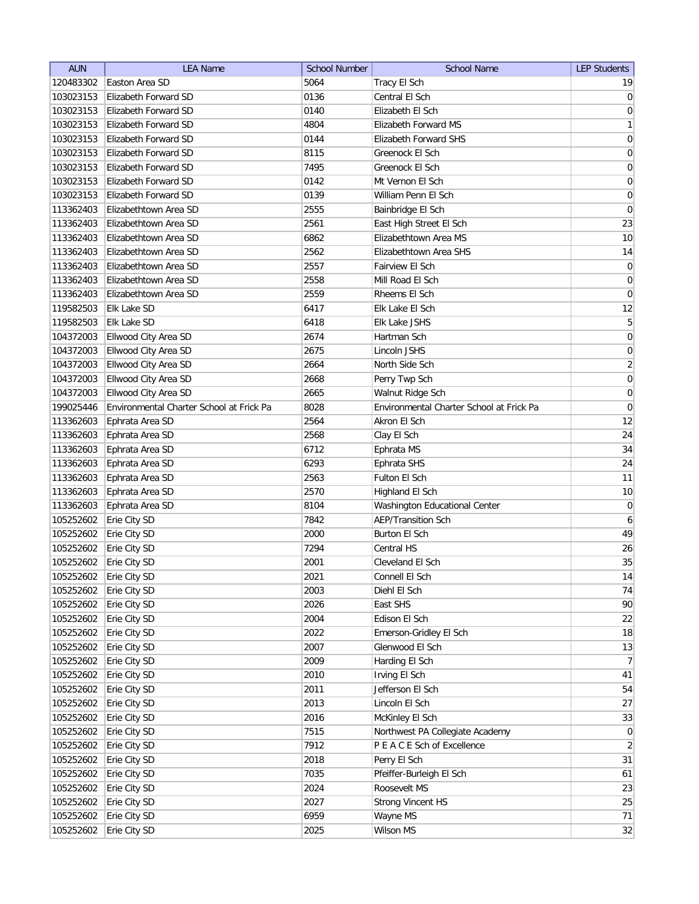| AUN | LEA Name | School Number | School Name | LEP Students |
|---|---|---|---|---|
| 120483302 | Easton Area SD | 5064 | Tracy El Sch | 19 |
| 103023153 | Elizabeth Forward SD | 0136 | Central El Sch | 0 |
| 103023153 | Elizabeth Forward SD | 0140 | Elizabeth El Sch | 0 |
| 103023153 | Elizabeth Forward SD | 4804 | Elizabeth Forward MS | 1 |
| 103023153 | Elizabeth Forward SD | 0144 | Elizabeth Forward SHS | 0 |
| 103023153 | Elizabeth Forward SD | 8115 | Greenock El Sch | 0 |
| 103023153 | Elizabeth Forward SD | 7495 | Greenock El Sch | 0 |
| 103023153 | Elizabeth Forward SD | 0142 | Mt Vernon El Sch | 0 |
| 103023153 | Elizabeth Forward SD | 0139 | William Penn El Sch | 0 |
| 113362403 | Elizabethtown Area SD | 2555 | Bainbridge El Sch | 0 |
| 113362403 | Elizabethtown Area SD | 2561 | East High Street El Sch | 23 |
| 113362403 | Elizabethtown Area SD | 6862 | Elizabethtown Area MS | 10 |
| 113362403 | Elizabethtown Area SD | 2562 | Elizabethtown Area SHS | 14 |
| 113362403 | Elizabethtown Area SD | 2557 | Fairview El Sch | 0 |
| 113362403 | Elizabethtown Area SD | 2558 | Mill Road El Sch | 0 |
| 113362403 | Elizabethtown Area SD | 2559 | Rheems El Sch | 0 |
| 119582503 | Elk Lake SD | 6417 | Elk Lake El Sch | 12 |
| 119582503 | Elk Lake SD | 6418 | Elk Lake JSHS | 5 |
| 104372003 | Ellwood City Area SD | 2674 | Hartman Sch | 0 |
| 104372003 | Ellwood City Area SD | 2675 | Lincoln JSHS | 0 |
| 104372003 | Ellwood City Area SD | 2664 | North Side Sch | 2 |
| 104372003 | Ellwood City Area SD | 2668 | Perry Twp Sch | 0 |
| 104372003 | Ellwood City Area SD | 2665 | Walnut Ridge Sch | 0 |
| 199025446 | Environmental Charter School at Frick Pa | 8028 | Environmental Charter School at Frick Pa | 0 |
| 113362603 | Ephrata Area SD | 2564 | Akron El Sch | 12 |
| 113362603 | Ephrata Area SD | 2568 | Clay El Sch | 24 |
| 113362603 | Ephrata Area SD | 6712 | Ephrata MS | 34 |
| 113362603 | Ephrata Area SD | 6293 | Ephrata SHS | 24 |
| 113362603 | Ephrata Area SD | 2563 | Fulton El Sch | 11 |
| 113362603 | Ephrata Area SD | 2570 | Highland El Sch | 10 |
| 113362603 | Ephrata Area SD | 8104 | Washington Educational Center | 0 |
| 105252602 | Erie City SD | 7842 | AEP/Transition Sch | 6 |
| 105252602 | Erie City SD | 2000 | Burton El Sch | 49 |
| 105252602 | Erie City SD | 7294 | Central HS | 26 |
| 105252602 | Erie City SD | 2001 | Cleveland El Sch | 35 |
| 105252602 | Erie City SD | 2021 | Connell El Sch | 14 |
| 105252602 | Erie City SD | 2003 | Diehl El Sch | 74 |
| 105252602 | Erie City SD | 2026 | East SHS | 90 |
| 105252602 | Erie City SD | 2004 | Edison El Sch | 22 |
| 105252602 | Erie City SD | 2022 | Emerson-Gridley El Sch | 18 |
| 105252602 | Erie City SD | 2007 | Glenwood El Sch | 13 |
| 105252602 | Erie City SD | 2009 | Harding El Sch | 7 |
| 105252602 | Erie City SD | 2010 | Irving El Sch | 41 |
| 105252602 | Erie City SD | 2011 | Jefferson El Sch | 54 |
| 105252602 | Erie City SD | 2013 | Lincoln El Sch | 27 |
| 105252602 | Erie City SD | 2016 | McKinley El Sch | 33 |
| 105252602 | Erie City SD | 7515 | Northwest PA Collegiate Academy | 0 |
| 105252602 | Erie City SD | 7912 | P E A C E Sch of Excellence | 2 |
| 105252602 | Erie City SD | 2018 | Perry El Sch | 31 |
| 105252602 | Erie City SD | 7035 | Pfeiffer-Burleigh El Sch | 61 |
| 105252602 | Erie City SD | 2024 | Roosevelt MS | 23 |
| 105252602 | Erie City SD | 2027 | Strong Vincent HS | 25 |
| 105252602 | Erie City SD | 6959 | Wayne MS | 71 |
| 105252602 | Erie City SD | 2025 | Wilson MS | 32 |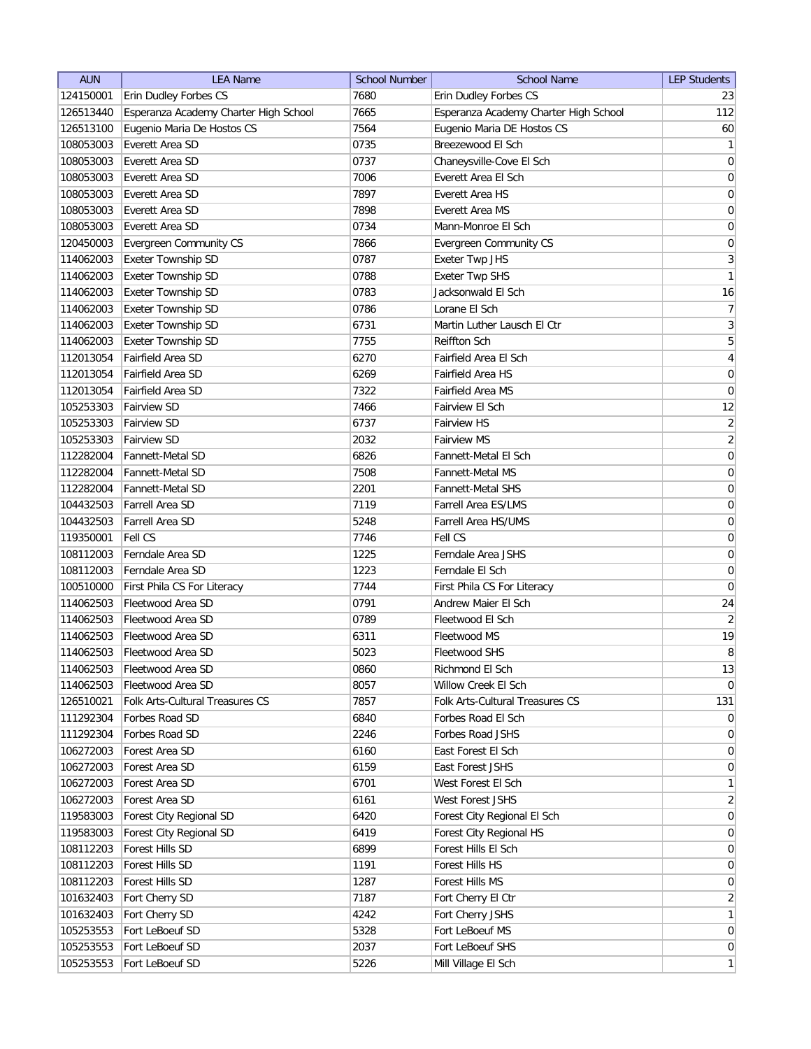| AUN | LEA Name | School Number | School Name | LEP Students |
|---|---|---|---|---|
| 124150001 | Erin Dudley Forbes CS | 7680 | Erin Dudley Forbes CS | 23 |
| 126513440 | Esperanza Academy Charter High School | 7665 | Esperanza Academy Charter High School | 112 |
| 126513100 | Eugenio Maria De Hostos CS | 7564 | Eugenio Maria DE Hostos CS | 60 |
| 108053003 | Everett Area SD | 0735 | Breezewood El Sch | 1 |
| 108053003 | Everett Area SD | 0737 | Chaneysville-Cove El Sch | 0 |
| 108053003 | Everett Area SD | 7006 | Everett Area El Sch | 0 |
| 108053003 | Everett Area SD | 7897 | Everett Area HS | 0 |
| 108053003 | Everett Area SD | 7898 | Everett Area MS | 0 |
| 108053003 | Everett Area SD | 0734 | Mann-Monroe El Sch | 0 |
| 120450003 | Evergreen Community CS | 7866 | Evergreen Community CS | 0 |
| 114062003 | Exeter Township SD | 0787 | Exeter Twp JHS | 3 |
| 114062003 | Exeter Township SD | 0788 | Exeter Twp SHS | 1 |
| 114062003 | Exeter Township SD | 0783 | Jacksonwald El Sch | 16 |
| 114062003 | Exeter Township SD | 0786 | Lorane El Sch | 7 |
| 114062003 | Exeter Township SD | 6731 | Martin Luther Lausch El Ctr | 3 |
| 114062003 | Exeter Township SD | 7755 | Reiffton Sch | 5 |
| 112013054 | Fairfield Area SD | 6270 | Fairfield Area El Sch | 4 |
| 112013054 | Fairfield Area SD | 6269 | Fairfield Area HS | 0 |
| 112013054 | Fairfield Area SD | 7322 | Fairfield Area MS | 0 |
| 105253303 | Fairview SD | 7466 | Fairview El Sch | 12 |
| 105253303 | Fairview SD | 6737 | Fairview HS | 2 |
| 105253303 | Fairview SD | 2032 | Fairview MS | 2 |
| 112282004 | Fannett-Metal SD | 6826 | Fannett-Metal El Sch | 0 |
| 112282004 | Fannett-Metal SD | 7508 | Fannett-Metal MS | 0 |
| 112282004 | Fannett-Metal SD | 2201 | Fannett-Metal SHS | 0 |
| 104432503 | Farrell Area SD | 7119 | Farrell Area ES/LMS | 0 |
| 104432503 | Farrell Area SD | 5248 | Farrell Area HS/UMS | 0 |
| 119350001 | Fell CS | 7746 | Fell CS | 0 |
| 108112003 | Ferndale Area SD | 1225 | Ferndale Area JSHS | 0 |
| 108112003 | Ferndale Area SD | 1223 | Ferndale El Sch | 0 |
| 100510000 | First Phila CS For Literacy | 7744 | First Phila CS For Literacy | 0 |
| 114062503 | Fleetwood Area SD | 0791 | Andrew Maier El Sch | 24 |
| 114062503 | Fleetwood Area SD | 0789 | Fleetwood El Sch | 2 |
| 114062503 | Fleetwood Area SD | 6311 | Fleetwood MS | 19 |
| 114062503 | Fleetwood Area SD | 5023 | Fleetwood SHS | 8 |
| 114062503 | Fleetwood Area SD | 0860 | Richmond El Sch | 13 |
| 114062503 | Fleetwood Area SD | 8057 | Willow Creek El Sch | 0 |
| 126510021 | Folk Arts-Cultural Treasures CS | 7857 | Folk Arts-Cultural Treasures CS | 131 |
| 111292304 | Forbes Road SD | 6840 | Forbes Road El Sch | 0 |
| 111292304 | Forbes Road SD | 2246 | Forbes Road JSHS | 0 |
| 106272003 | Forest Area SD | 6160 | East Forest El Sch | 0 |
| 106272003 | Forest Area SD | 6159 | East Forest JSHS | 0 |
| 106272003 | Forest Area SD | 6701 | West Forest El Sch | 1 |
| 106272003 | Forest Area SD | 6161 | West Forest JSHS | 2 |
| 119583003 | Forest City Regional SD | 6420 | Forest City Regional El Sch | 0 |
| 119583003 | Forest City Regional SD | 6419 | Forest City Regional HS | 0 |
| 108112203 | Forest Hills SD | 6899 | Forest Hills El Sch | 0 |
| 108112203 | Forest Hills SD | 1191 | Forest Hills HS | 0 |
| 108112203 | Forest Hills SD | 1287 | Forest Hills MS | 0 |
| 101632403 | Fort Cherry SD | 7187 | Fort Cherry El Ctr | 2 |
| 101632403 | Fort Cherry SD | 4242 | Fort Cherry JSHS | 1 |
| 105253553 | Fort LeBoeuf SD | 5328 | Fort LeBoeuf MS | 0 |
| 105253553 | Fort LeBoeuf SD | 2037 | Fort LeBoeuf SHS | 0 |
| 105253553 | Fort LeBoeuf SD | 5226 | Mill Village El Sch | 1 |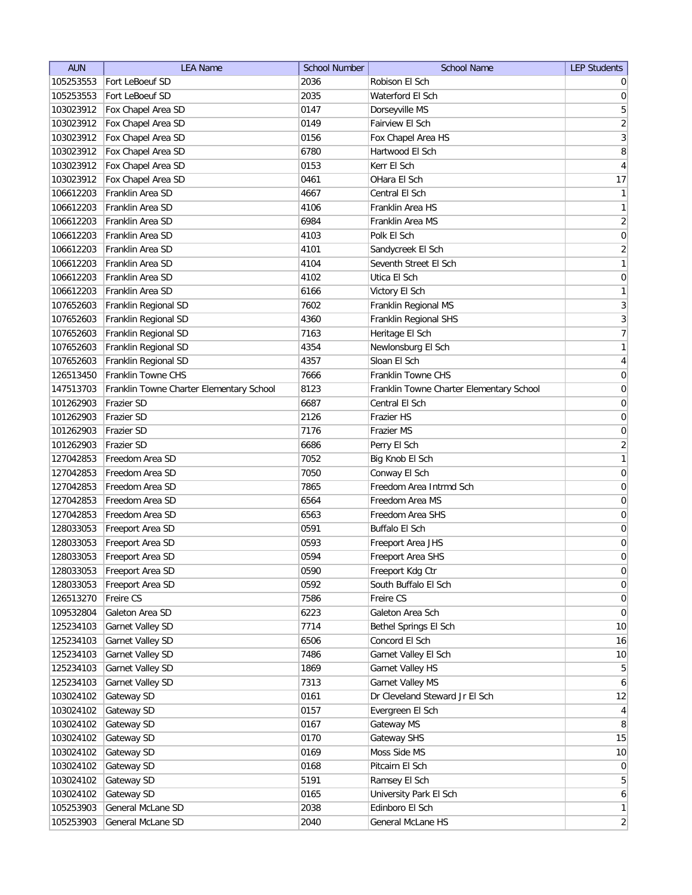| AUN | LEA Name | School Number | School Name | LEP Students |
|---|---|---|---|---|
| 105253553 | Fort LeBoeuf SD | 2036 | Robison El Sch | 0 |
| 105253553 | Fort LeBoeuf SD | 2035 | Waterford El Sch | 0 |
| 103023912 | Fox Chapel Area SD | 0147 | Dorseyville MS | 5 |
| 103023912 | Fox Chapel Area SD | 0149 | Fairview El Sch | 2 |
| 103023912 | Fox Chapel Area SD | 0156 | Fox Chapel Area HS | 3 |
| 103023912 | Fox Chapel Area SD | 6780 | Hartwood El Sch | 8 |
| 103023912 | Fox Chapel Area SD | 0153 | Kerr El Sch | 4 |
| 103023912 | Fox Chapel Area SD | 0461 | OHara El Sch | 17 |
| 106612203 | Franklin Area SD | 4667 | Central El Sch | 1 |
| 106612203 | Franklin Area SD | 4106 | Franklin Area HS | 1 |
| 106612203 | Franklin Area SD | 6984 | Franklin Area MS | 2 |
| 106612203 | Franklin Area SD | 4103 | Polk El Sch | 0 |
| 106612203 | Franklin Area SD | 4101 | Sandycreek El Sch | 2 |
| 106612203 | Franklin Area SD | 4104 | Seventh Street El Sch | 1 |
| 106612203 | Franklin Area SD | 4102 | Utica El Sch | 0 |
| 106612203 | Franklin Area SD | 6166 | Victory El Sch | 1 |
| 107652603 | Franklin Regional SD | 7602 | Franklin Regional MS | 3 |
| 107652603 | Franklin Regional SD | 4360 | Franklin Regional SHS | 3 |
| 107652603 | Franklin Regional SD | 7163 | Heritage El Sch | 7 |
| 107652603 | Franklin Regional SD | 4354 | Newlonsburg El Sch | 1 |
| 107652603 | Franklin Regional SD | 4357 | Sloan El Sch | 4 |
| 126513450 | Franklin Towne CHS | 7666 | Franklin Towne CHS | 0 |
| 147513703 | Franklin Towne Charter Elementary School | 8123 | Franklin Towne Charter Elementary School | 0 |
| 101262903 | Frazier SD | 6687 | Central El Sch | 0 |
| 101262903 | Frazier SD | 2126 | Frazier HS | 0 |
| 101262903 | Frazier SD | 7176 | Frazier MS | 0 |
| 101262903 | Frazier SD | 6686 | Perry El Sch | 2 |
| 127042853 | Freedom Area SD | 7052 | Big Knob El Sch | 1 |
| 127042853 | Freedom Area SD | 7050 | Conway El Sch | 0 |
| 127042853 | Freedom Area SD | 7865 | Freedom Area Intrmd Sch | 0 |
| 127042853 | Freedom Area SD | 6564 | Freedom Area MS | 0 |
| 127042853 | Freedom Area SD | 6563 | Freedom Area SHS | 0 |
| 128033053 | Freeport Area SD | 0591 | Buffalo El Sch | 0 |
| 128033053 | Freeport Area SD | 0593 | Freeport Area JHS | 0 |
| 128033053 | Freeport Area SD | 0594 | Freeport Area SHS | 0 |
| 128033053 | Freeport Area SD | 0590 | Freeport Kdg Ctr | 0 |
| 128033053 | Freeport Area SD | 0592 | South Buffalo El Sch | 0 |
| 126513270 | Freire CS | 7586 | Freire CS | 0 |
| 109532804 | Galeton Area SD | 6223 | Galeton Area Sch | 0 |
| 125234103 | Garnet Valley SD | 7714 | Bethel Springs El Sch | 10 |
| 125234103 | Garnet Valley SD | 6506 | Concord El Sch | 16 |
| 125234103 | Garnet Valley SD | 7486 | Garnet Valley El Sch | 10 |
| 125234103 | Garnet Valley SD | 1869 | Garnet Valley HS | 5 |
| 125234103 | Garnet Valley SD | 7313 | Garnet Valley MS | 6 |
| 103024102 | Gateway SD | 0161 | Dr Cleveland Steward Jr El Sch | 12 |
| 103024102 | Gateway SD | 0157 | Evergreen El Sch | 4 |
| 103024102 | Gateway SD | 0167 | Gateway MS | 8 |
| 103024102 | Gateway SD | 0170 | Gateway SHS | 15 |
| 103024102 | Gateway SD | 0169 | Moss Side MS | 10 |
| 103024102 | Gateway SD | 0168 | Pitcairn El Sch | 0 |
| 103024102 | Gateway SD | 5191 | Ramsey El Sch | 5 |
| 103024102 | Gateway SD | 0165 | University Park El Sch | 6 |
| 105253903 | General McLane SD | 2038 | Edinboro El Sch | 1 |
| 105253903 | General McLane SD | 2040 | General McLane HS | 2 |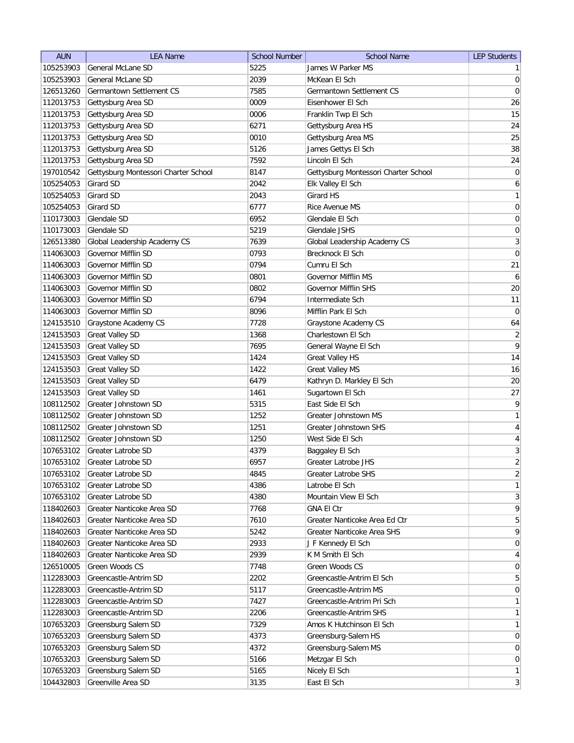| AUN | LEA Name | School Number | School Name | LEP Students |
| --- | --- | --- | --- | --- |
| 105253903 | General McLane SD | 5225 | James W Parker MS | 1 |
| 105253903 | General McLane SD | 2039 | McKean El Sch | 0 |
| 126513260 | Germantown Settlement CS | 7585 | Germantown Settlement CS | 0 |
| 112013753 | Gettysburg Area SD | 0009 | Eisenhower El Sch | 26 |
| 112013753 | Gettysburg Area SD | 0006 | Franklin Twp El Sch | 15 |
| 112013753 | Gettysburg Area SD | 6271 | Gettysburg Area HS | 24 |
| 112013753 | Gettysburg Area SD | 0010 | Gettysburg Area MS | 25 |
| 112013753 | Gettysburg Area SD | 5126 | James Gettys El Sch | 38 |
| 112013753 | Gettysburg Area SD | 7592 | Lincoln El Sch | 24 |
| 197010542 | Gettysburg Montessori Charter School | 8147 | Gettysburg Montessori Charter School | 0 |
| 105254053 | Girard SD | 2042 | Elk Valley El Sch | 6 |
| 105254053 | Girard SD | 2043 | Girard HS | 1 |
| 105254053 | Girard SD | 6777 | Rice Avenue MS | 0 |
| 110173003 | Glendale SD | 6952 | Glendale El Sch | 0 |
| 110173003 | Glendale SD | 5219 | Glendale JSHS | 0 |
| 126513380 | Global Leadership Academy CS | 7639 | Global Leadership Academy CS | 3 |
| 114063003 | Governor Mifflin SD | 0793 | Brecknock El Sch | 0 |
| 114063003 | Governor Mifflin SD | 0794 | Cumru El Sch | 21 |
| 114063003 | Governor Mifflin SD | 0801 | Governor Mifflin MS | 6 |
| 114063003 | Governor Mifflin SD | 0802 | Governor Mifflin SHS | 20 |
| 114063003 | Governor Mifflin SD | 6794 | Intermediate Sch | 11 |
| 114063003 | Governor Mifflin SD | 8096 | Mifflin Park El Sch | 0 |
| 124153510 | Graystone Academy CS | 7728 | Graystone Academy CS | 64 |
| 124153503 | Great Valley SD | 1368 | Charlestown El Sch | 2 |
| 124153503 | Great Valley SD | 7695 | General Wayne El Sch | 9 |
| 124153503 | Great Valley SD | 1424 | Great Valley HS | 14 |
| 124153503 | Great Valley SD | 1422 | Great Valley MS | 16 |
| 124153503 | Great Valley SD | 6479 | Kathryn D. Markley El Sch | 20 |
| 124153503 | Great Valley SD | 1461 | Sugartown El Sch | 27 |
| 108112502 | Greater Johnstown SD | 5315 | East Side El Sch | 9 |
| 108112502 | Greater Johnstown SD | 1252 | Greater Johnstown MS | 1 |
| 108112502 | Greater Johnstown SD | 1251 | Greater Johnstown SHS | 4 |
| 108112502 | Greater Johnstown SD | 1250 | West Side El Sch | 4 |
| 107653102 | Greater Latrobe SD | 4379 | Baggaley El Sch | 3 |
| 107653102 | Greater Latrobe SD | 6957 | Greater Latrobe JHS | 2 |
| 107653102 | Greater Latrobe SD | 4845 | Greater Latrobe SHS | 2 |
| 107653102 | Greater Latrobe SD | 4386 | Latrobe El Sch | 1 |
| 107653102 | Greater Latrobe SD | 4380 | Mountain View El Sch | 3 |
| 118402603 | Greater Nanticoke Area SD | 7768 | GNA El Ctr | 9 |
| 118402603 | Greater Nanticoke Area SD | 7610 | Greater Nanticoke Area Ed Ctr | 5 |
| 118402603 | Greater Nanticoke Area SD | 5242 | Greater Nanticoke Area SHS | 9 |
| 118402603 | Greater Nanticoke Area SD | 2933 | J F Kennedy El Sch | 0 |
| 118402603 | Greater Nanticoke Area SD | 2939 | K M Smith El Sch | 4 |
| 126510005 | Green Woods CS | 7748 | Green Woods CS | 0 |
| 112283003 | Greencastle-Antrim SD | 2202 | Greencastle-Antrim El Sch | 5 |
| 112283003 | Greencastle-Antrim SD | 5117 | Greencastle-Antrim MS | 0 |
| 112283003 | Greencastle-Antrim SD | 7427 | Greencastle-Antrim Pri Sch | 1 |
| 112283003 | Greencastle-Antrim SD | 2206 | Greencastle-Antrim SHS | 1 |
| 107653203 | Greensburg Salem SD | 7329 | Amos K Hutchinson El Sch | 1 |
| 107653203 | Greensburg Salem SD | 4373 | Greensburg-Salem HS | 0 |
| 107653203 | Greensburg Salem SD | 4372 | Greensburg-Salem MS | 0 |
| 107653203 | Greensburg Salem SD | 5166 | Metzgar El Sch | 0 |
| 107653203 | Greensburg Salem SD | 5165 | Nicely El Sch | 1 |
| 104432803 | Greenville Area SD | 3135 | East El Sch | 3 |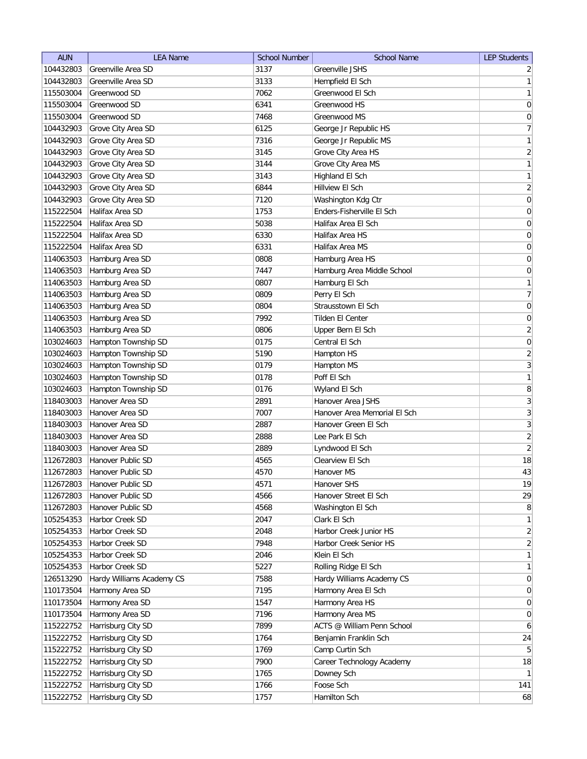| AUN | LEA Name | School Number | School Name | LEP Students |
|---|---|---|---|---|
| 104432803 | Greenville Area SD | 3137 | Greenville JSHS | 2 |
| 104432803 | Greenville Area SD | 3133 | Hempfield El Sch | 1 |
| 115503004 | Greenwood SD | 7062 | Greenwood El Sch | 1 |
| 115503004 | Greenwood SD | 6341 | Greenwood HS | 0 |
| 115503004 | Greenwood SD | 7468 | Greenwood MS | 0 |
| 104432903 | Grove City Area SD | 6125 | George Jr Republic HS | 7 |
| 104432903 | Grove City Area SD | 7316 | George Jr Republic MS | 1 |
| 104432903 | Grove City Area SD | 3145 | Grove City Area HS | 2 |
| 104432903 | Grove City Area SD | 3144 | Grove City Area MS | 1 |
| 104432903 | Grove City Area SD | 3143 | Highland El Sch | 1 |
| 104432903 | Grove City Area SD | 6844 | Hillview El Sch | 2 |
| 104432903 | Grove City Area SD | 7120 | Washington Kdg Ctr | 0 |
| 115222504 | Halifax Area SD | 1753 | Enders-Fisherville El Sch | 0 |
| 115222504 | Halifax Area SD | 5038 | Halifax Area El Sch | 0 |
| 115222504 | Halifax Area SD | 6330 | Halifax Area HS | 0 |
| 115222504 | Halifax Area SD | 6331 | Halifax Area MS | 0 |
| 114063503 | Hamburg Area SD | 0808 | Hamburg Area HS | 0 |
| 114063503 | Hamburg Area SD | 7447 | Hamburg Area Middle School | 0 |
| 114063503 | Hamburg Area SD | 0807 | Hamburg El Sch | 1 |
| 114063503 | Hamburg Area SD | 0809 | Perry El Sch | 7 |
| 114063503 | Hamburg Area SD | 0804 | Strausstown El Sch | 0 |
| 114063503 | Hamburg Area SD | 7992 | Tilden El Center | 0 |
| 114063503 | Hamburg Area SD | 0806 | Upper Bern El Sch | 2 |
| 103024603 | Hampton Township SD | 0175 | Central El Sch | 0 |
| 103024603 | Hampton Township SD | 5190 | Hampton HS | 2 |
| 103024603 | Hampton Township SD | 0179 | Hampton MS | 3 |
| 103024603 | Hampton Township SD | 0178 | Poff El Sch | 1 |
| 103024603 | Hampton Township SD | 0176 | Wyland El Sch | 8 |
| 118403003 | Hanover Area SD | 2891 | Hanover Area JSHS | 3 |
| 118403003 | Hanover Area SD | 7007 | Hanover Area Memorial El Sch | 3 |
| 118403003 | Hanover Area SD | 2887 | Hanover Green El Sch | 3 |
| 118403003 | Hanover Area SD | 2888 | Lee Park El Sch | 2 |
| 118403003 | Hanover Area SD | 2889 | Lyndwood El Sch | 2 |
| 112672803 | Hanover Public SD | 4565 | Clearview El Sch | 18 |
| 112672803 | Hanover Public SD | 4570 | Hanover MS | 43 |
| 112672803 | Hanover Public SD | 4571 | Hanover SHS | 19 |
| 112672803 | Hanover Public SD | 4566 | Hanover Street El Sch | 29 |
| 112672803 | Hanover Public SD | 4568 | Washington El Sch | 8 |
| 105254353 | Harbor Creek SD | 2047 | Clark El Sch | 1 |
| 105254353 | Harbor Creek SD | 2048 | Harbor Creek Junior HS | 2 |
| 105254353 | Harbor Creek SD | 7948 | Harbor Creek Senior HS | 2 |
| 105254353 | Harbor Creek SD | 2046 | Klein El Sch | 1 |
| 105254353 | Harbor Creek SD | 5227 | Rolling Ridge El Sch | 1 |
| 126513290 | Hardy Williams Academy CS | 7588 | Hardy Williams Academy CS | 0 |
| 110173504 | Harmony Area SD | 7195 | Harmony Area El Sch | 0 |
| 110173504 | Harmony Area SD | 1547 | Harmony Area HS | 0 |
| 110173504 | Harmony Area SD | 7196 | Harmony Area MS | 0 |
| 115222752 | Harrisburg City SD | 7899 | ACTS @ William Penn School | 6 |
| 115222752 | Harrisburg City SD | 1764 | Benjamin Franklin Sch | 24 |
| 115222752 | Harrisburg City SD | 1769 | Camp Curtin Sch | 5 |
| 115222752 | Harrisburg City SD | 7900 | Career Technology Academy | 18 |
| 115222752 | Harrisburg City SD | 1765 | Downey Sch | 1 |
| 115222752 | Harrisburg City SD | 1766 | Foose Sch | 141 |
| 115222752 | Harrisburg City SD | 1757 | Hamilton Sch | 68 |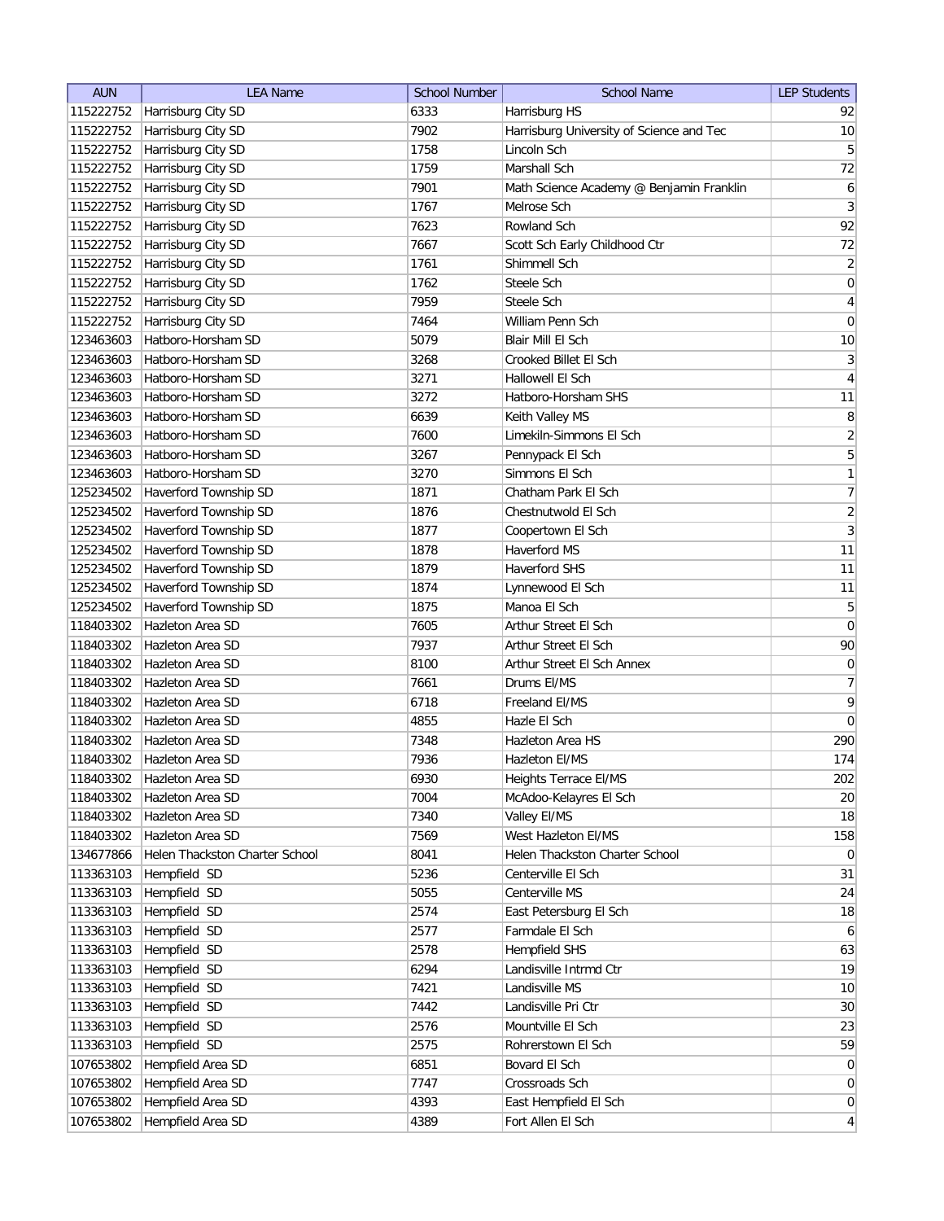| AUN | LEA Name | School Number | School Name | LEP Students |
|---|---|---|---|---|
| 115222752 | Harrisburg City SD | 6333 | Harrisburg HS | 92 |
| 115222752 | Harrisburg City SD | 7902 | Harrisburg University of Science and Tec | 10 |
| 115222752 | Harrisburg City SD | 1758 | Lincoln Sch | 5 |
| 115222752 | Harrisburg City SD | 1759 | Marshall Sch | 72 |
| 115222752 | Harrisburg City SD | 7901 | Math Science Academy @ Benjamin Franklin | 6 |
| 115222752 | Harrisburg City SD | 1767 | Melrose Sch | 3 |
| 115222752 | Harrisburg City SD | 7623 | Rowland Sch | 92 |
| 115222752 | Harrisburg City SD | 7667 | Scott Sch Early Childhood Ctr | 72 |
| 115222752 | Harrisburg City SD | 1761 | Shimmell Sch | 2 |
| 115222752 | Harrisburg City SD | 1762 | Steele Sch | 0 |
| 115222752 | Harrisburg City SD | 7959 | Steele Sch | 4 |
| 115222752 | Harrisburg City SD | 7464 | William Penn Sch | 0 |
| 123463603 | Hatboro-Horsham SD | 5079 | Blair Mill El Sch | 10 |
| 123463603 | Hatboro-Horsham SD | 3268 | Crooked Billet El Sch | 3 |
| 123463603 | Hatboro-Horsham SD | 3271 | Hallowell El Sch | 4 |
| 123463603 | Hatboro-Horsham SD | 3272 | Hatboro-Horsham SHS | 11 |
| 123463603 | Hatboro-Horsham SD | 6639 | Keith Valley MS | 8 |
| 123463603 | Hatboro-Horsham SD | 7600 | Limekiln-Simmons El Sch | 2 |
| 123463603 | Hatboro-Horsham SD | 3267 | Pennypack El Sch | 5 |
| 123463603 | Hatboro-Horsham SD | 3270 | Simmons El Sch | 1 |
| 125234502 | Haverford Township SD | 1871 | Chatham Park El Sch | 7 |
| 125234502 | Haverford Township SD | 1876 | Chestnutwold El Sch | 2 |
| 125234502 | Haverford Township SD | 1877 | Coopertown El Sch | 3 |
| 125234502 | Haverford Township SD | 1878 | Haverford MS | 11 |
| 125234502 | Haverford Township SD | 1879 | Haverford SHS | 11 |
| 125234502 | Haverford Township SD | 1874 | Lynnewood El Sch | 11 |
| 125234502 | Haverford Township SD | 1875 | Manoa El Sch | 5 |
| 118403302 | Hazleton Area SD | 7605 | Arthur Street El Sch | 0 |
| 118403302 | Hazleton Area SD | 7937 | Arthur Street El Sch | 90 |
| 118403302 | Hazleton Area SD | 8100 | Arthur Street El Sch Annex | 0 |
| 118403302 | Hazleton Area SD | 7661 | Drums El/MS | 7 |
| 118403302 | Hazleton Area SD | 6718 | Freeland El/MS | 9 |
| 118403302 | Hazleton Area SD | 4855 | Hazle El Sch | 0 |
| 118403302 | Hazleton Area SD | 7348 | Hazleton Area HS | 290 |
| 118403302 | Hazleton Area SD | 7936 | Hazleton El/MS | 174 |
| 118403302 | Hazleton Area SD | 6930 | Heights Terrace El/MS | 202 |
| 118403302 | Hazleton Area SD | 7004 | McAdoo-Kelayres El Sch | 20 |
| 118403302 | Hazleton Area SD | 7340 | Valley El/MS | 18 |
| 118403302 | Hazleton Area SD | 7569 | West Hazleton El/MS | 158 |
| 134677866 | Helen Thackston Charter School | 8041 | Helen Thackston Charter School | 0 |
| 113363103 | Hempfield SD | 5236 | Centerville El Sch | 31 |
| 113363103 | Hempfield SD | 5055 | Centerville MS | 24 |
| 113363103 | Hempfield SD | 2574 | East Petersburg El Sch | 18 |
| 113363103 | Hempfield SD | 2577 | Farmdale El Sch | 6 |
| 113363103 | Hempfield SD | 2578 | Hempfield SHS | 63 |
| 113363103 | Hempfield SD | 6294 | Landisville Intrmd Ctr | 19 |
| 113363103 | Hempfield SD | 7421 | Landisville MS | 10 |
| 113363103 | Hempfield SD | 7442 | Landisville Pri Ctr | 30 |
| 113363103 | Hempfield SD | 2576 | Mountville El Sch | 23 |
| 113363103 | Hempfield SD | 2575 | Rohrerstown El Sch | 59 |
| 107653802 | Hempfield Area SD | 6851 | Bovard El Sch | 0 |
| 107653802 | Hempfield Area SD | 7747 | Crossroads Sch | 0 |
| 107653802 | Hempfield Area SD | 4393 | East Hempfield El Sch | 0 |
| 107653802 | Hempfield Area SD | 4389 | Fort Allen El Sch | 4 |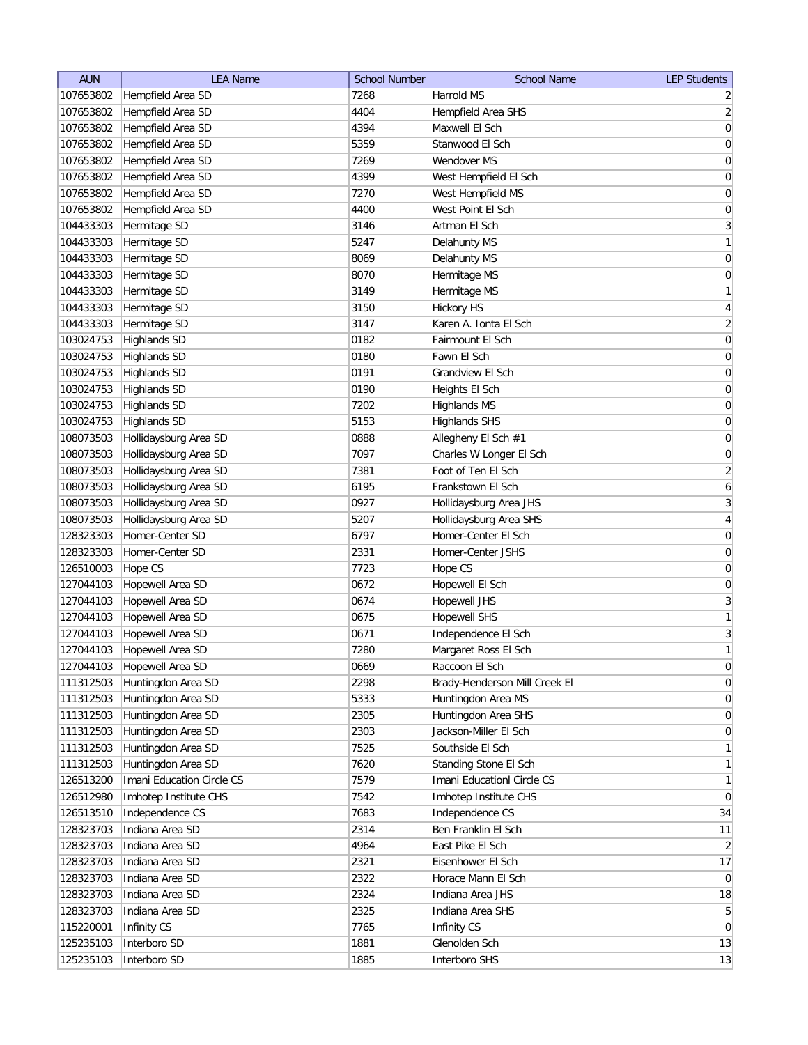| AUN | LEA Name | School Number | School Name | LEP Students |
|---|---|---|---|---|
| 107653802 | Hempfield Area SD | 7268 | Harrold MS | 2 |
| 107653802 | Hempfield Area SD | 4404 | Hempfield Area SHS | 2 |
| 107653802 | Hempfield Area SD | 4394 | Maxwell El Sch | 0 |
| 107653802 | Hempfield Area SD | 5359 | Stanwood El Sch | 0 |
| 107653802 | Hempfield Area SD | 7269 | Wendover MS | 0 |
| 107653802 | Hempfield Area SD | 4399 | West Hempfield El Sch | 0 |
| 107653802 | Hempfield Area SD | 7270 | West Hempfield MS | 0 |
| 107653802 | Hempfield Area SD | 4400 | West Point El Sch | 0 |
| 104433303 | Hermitage SD | 3146 | Artman El Sch | 3 |
| 104433303 | Hermitage SD | 5247 | Delahunty MS | 1 |
| 104433303 | Hermitage SD | 8069 | Delahunty MS | 0 |
| 104433303 | Hermitage SD | 8070 | Hermitage MS | 0 |
| 104433303 | Hermitage SD | 3149 | Hermitage MS | 1 |
| 104433303 | Hermitage SD | 3150 | Hickory HS | 4 |
| 104433303 | Hermitage SD | 3147 | Karen A. Ionta El Sch | 2 |
| 103024753 | Highlands SD | 0182 | Fairmount El Sch | 0 |
| 103024753 | Highlands SD | 0180 | Fawn El Sch | 0 |
| 103024753 | Highlands SD | 0191 | Grandview El Sch | 0 |
| 103024753 | Highlands SD | 0190 | Heights El Sch | 0 |
| 103024753 | Highlands SD | 7202 | Highlands MS | 0 |
| 103024753 | Highlands SD | 5153 | Highlands SHS | 0 |
| 108073503 | Hollidaysburg Area SD | 0888 | Allegheny El Sch #1 | 0 |
| 108073503 | Hollidaysburg Area SD | 7097 | Charles W Longer El Sch | 0 |
| 108073503 | Hollidaysburg Area SD | 7381 | Foot of Ten El Sch | 2 |
| 108073503 | Hollidaysburg Area SD | 6195 | Frankstown El Sch | 6 |
| 108073503 | Hollidaysburg Area SD | 0927 | Hollidaysburg Area JHS | 3 |
| 108073503 | Hollidaysburg Area SD | 5207 | Hollidaysburg Area SHS | 4 |
| 128323303 | Homer-Center SD | 6797 | Homer-Center El Sch | 0 |
| 128323303 | Homer-Center SD | 2331 | Homer-Center JSHS | 0 |
| 126510003 | Hope CS | 7723 | Hope CS | 0 |
| 127044103 | Hopewell Area SD | 0672 | Hopewell El Sch | 0 |
| 127044103 | Hopewell Area SD | 0674 | Hopewell JHS | 3 |
| 127044103 | Hopewell Area SD | 0675 | Hopewell SHS | 1 |
| 127044103 | Hopewell Area SD | 0671 | Independence El Sch | 3 |
| 127044103 | Hopewell Area SD | 7280 | Margaret Ross El Sch | 1 |
| 127044103 | Hopewell Area SD | 0669 | Raccoon El Sch | 0 |
| 111312503 | Huntingdon Area SD | 2298 | Brady-Henderson Mill Creek El | 0 |
| 111312503 | Huntingdon Area SD | 5333 | Huntingdon Area MS | 0 |
| 111312503 | Huntingdon Area SD | 2305 | Huntingdon Area SHS | 0 |
| 111312503 | Huntingdon Area SD | 2303 | Jackson-Miller El Sch | 0 |
| 111312503 | Huntingdon Area SD | 7525 | Southside El Sch | 1 |
| 111312503 | Huntingdon Area SD | 7620 | Standing Stone El Sch | 1 |
| 126513200 | Imani Education Circle CS | 7579 | Imani Educationl Circle CS | 1 |
| 126512980 | Imhotep Institute CHS | 7542 | Imhotep Institute CHS | 0 |
| 126513510 | Independence CS | 7683 | Independence CS | 34 |
| 128323703 | Indiana Area SD | 2314 | Ben Franklin El Sch | 11 |
| 128323703 | Indiana Area SD | 4964 | East Pike El Sch | 2 |
| 128323703 | Indiana Area SD | 2321 | Eisenhower El Sch | 17 |
| 128323703 | Indiana Area SD | 2322 | Horace Mann El Sch | 0 |
| 128323703 | Indiana Area SD | 2324 | Indiana Area JHS | 18 |
| 128323703 | Indiana Area SD | 2325 | Indiana Area SHS | 5 |
| 115220001 | Infinity CS | 7765 | Infinity CS | 0 |
| 125235103 | Interboro SD | 1881 | Glenolden Sch | 13 |
| 125235103 | Interboro SD | 1885 | Interboro SHS | 13 |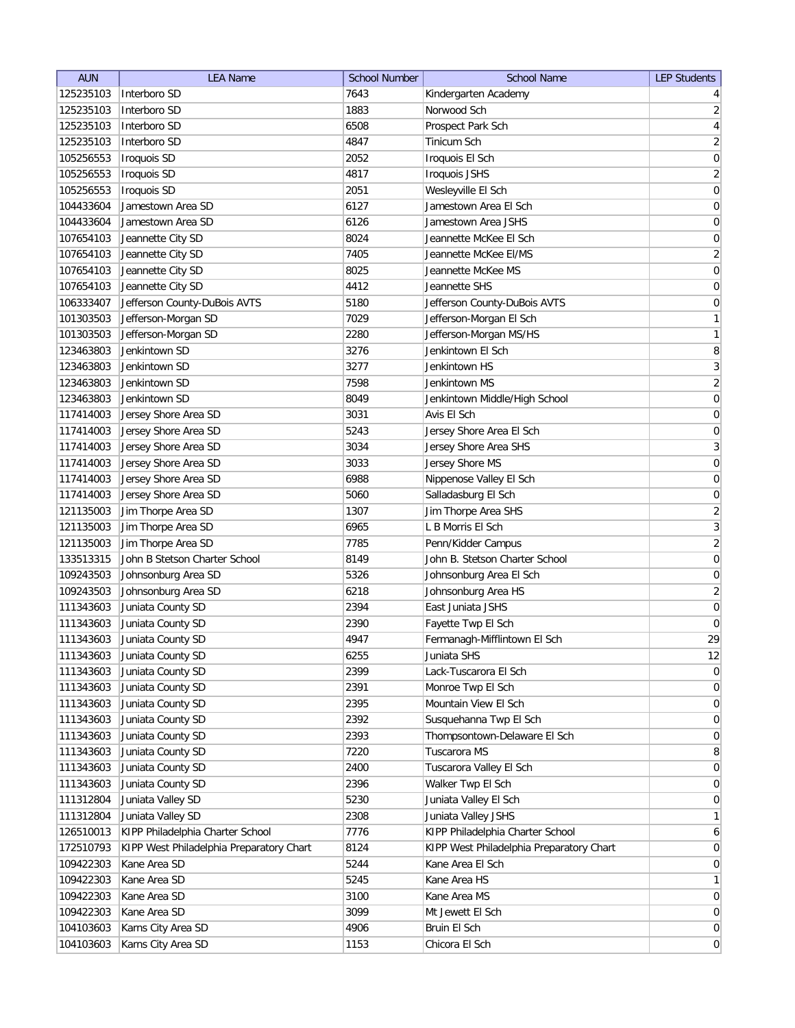| AUN | LEA Name | School Number | School Name | LEP Students |
|---|---|---|---|---|
| 125235103 | Interboro SD | 7643 | Kindergarten Academy | 4 |
| 125235103 | Interboro SD | 1883 | Norwood Sch | 2 |
| 125235103 | Interboro SD | 6508 | Prospect Park Sch | 4 |
| 125235103 | Interboro SD | 4847 | Tinicum Sch | 2 |
| 105256553 | Iroquois SD | 2052 | Iroquois El Sch | 0 |
| 105256553 | Iroquois SD | 4817 | Iroquois JSHS | 2 |
| 105256553 | Iroquois SD | 2051 | Wesleyville El Sch | 0 |
| 104433604 | Jamestown Area SD | 6127 | Jamestown Area El Sch | 0 |
| 104433604 | Jamestown Area SD | 6126 | Jamestown Area JSHS | 0 |
| 107654103 | Jeannette City SD | 8024 | Jeannette McKee El Sch | 0 |
| 107654103 | Jeannette City SD | 7405 | Jeannette McKee El/MS | 2 |
| 107654103 | Jeannette City SD | 8025 | Jeannette McKee MS | 0 |
| 107654103 | Jeannette City SD | 4412 | Jeannette SHS | 0 |
| 106333407 | Jefferson County-DuBois AVTS | 5180 | Jefferson County-DuBois AVTS | 0 |
| 101303503 | Jefferson-Morgan SD | 7029 | Jefferson-Morgan El Sch | 1 |
| 101303503 | Jefferson-Morgan SD | 2280 | Jefferson-Morgan MS/HS | 1 |
| 123463803 | Jenkintown SD | 3276 | Jenkintown El Sch | 8 |
| 123463803 | Jenkintown SD | 3277 | Jenkintown HS | 3 |
| 123463803 | Jenkintown SD | 7598 | Jenkintown MS | 2 |
| 123463803 | Jenkintown SD | 8049 | Jenkintown Middle/High School | 0 |
| 117414003 | Jersey Shore Area SD | 3031 | Avis El Sch | 0 |
| 117414003 | Jersey Shore Area SD | 5243 | Jersey Shore Area El Sch | 0 |
| 117414003 | Jersey Shore Area SD | 3034 | Jersey Shore Area SHS | 3 |
| 117414003 | Jersey Shore Area SD | 3033 | Jersey Shore MS | 0 |
| 117414003 | Jersey Shore Area SD | 6988 | Nippenose Valley El Sch | 0 |
| 117414003 | Jersey Shore Area SD | 5060 | Salladasburg El Sch | 0 |
| 121135003 | Jim Thorpe Area SD | 1307 | Jim Thorpe Area SHS | 2 |
| 121135003 | Jim Thorpe Area SD | 6965 | L B Morris El Sch | 3 |
| 121135003 | Jim Thorpe Area SD | 7785 | Penn/Kidder Campus | 2 |
| 133513315 | John B Stetson Charter School | 8149 | John B. Stetson Charter School | 0 |
| 109243503 | Johnsonburg Area SD | 5326 | Johnsonburg Area El Sch | 0 |
| 109243503 | Johnsonburg Area SD | 6218 | Johnsonburg Area HS | 2 |
| 111343603 | Juniata County SD | 2394 | East Juniata JSHS | 0 |
| 111343603 | Juniata County SD | 2390 | Fayette Twp El Sch | 0 |
| 111343603 | Juniata County SD | 4947 | Fermanagh-Mifflintown El Sch | 29 |
| 111343603 | Juniata County SD | 6255 | Juniata SHS | 12 |
| 111343603 | Juniata County SD | 2399 | Lack-Tuscarora El Sch | 0 |
| 111343603 | Juniata County SD | 2391 | Monroe Twp El Sch | 0 |
| 111343603 | Juniata County SD | 2395 | Mountain View El Sch | 0 |
| 111343603 | Juniata County SD | 2392 | Susquehanna Twp El Sch | 0 |
| 111343603 | Juniata County SD | 2393 | Thompsontown-Delaware El Sch | 0 |
| 111343603 | Juniata County SD | 7220 | Tuscarora MS | 8 |
| 111343603 | Juniata County SD | 2400 | Tuscarora Valley El Sch | 0 |
| 111343603 | Juniata County SD | 2396 | Walker Twp El Sch | 0 |
| 111312804 | Juniata Valley SD | 5230 | Juniata Valley El Sch | 0 |
| 111312804 | Juniata Valley SD | 2308 | Juniata Valley JSHS | 1 |
| 126510013 | KIPP Philadelphia Charter School | 7776 | KIPP Philadelphia Charter School | 6 |
| 172510793 | KIPP West Philadelphia Preparatory Chart | 8124 | KIPP West Philadelphia Preparatory Chart | 0 |
| 109422303 | Kane Area SD | 5244 | Kane Area El Sch | 0 |
| 109422303 | Kane Area SD | 5245 | Kane Area HS | 1 |
| 109422303 | Kane Area SD | 3100 | Kane Area MS | 0 |
| 109422303 | Kane Area SD | 3099 | Mt Jewett El Sch | 0 |
| 104103603 | Karns City Area SD | 4906 | Bruin El Sch | 0 |
| 104103603 | Karns City Area SD | 1153 | Chicora El Sch | 0 |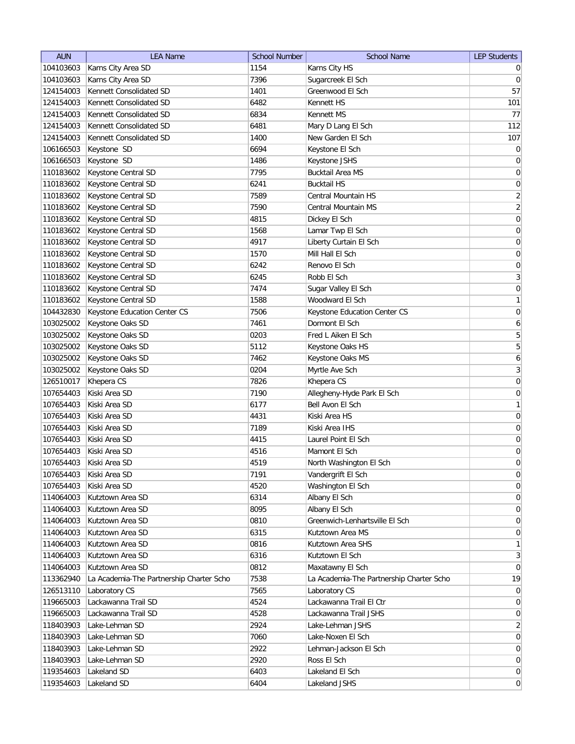| AUN | LEA Name | School Number | School Name | LEP Students |
|---|---|---|---|---|
| 104103603 | Karns City Area SD | 1154 | Karns City HS | 0 |
| 104103603 | Karns City Area SD | 7396 | Sugarcreek El Sch | 0 |
| 124154003 | Kennett Consolidated SD | 1401 | Greenwood El Sch | 57 |
| 124154003 | Kennett Consolidated SD | 6482 | Kennett HS | 101 |
| 124154003 | Kennett Consolidated SD | 6834 | Kennett MS | 77 |
| 124154003 | Kennett Consolidated SD | 6481 | Mary D Lang El Sch | 112 |
| 124154003 | Kennett Consolidated SD | 1400 | New Garden El Sch | 107 |
| 106166503 | Keystone SD | 6694 | Keystone El Sch | 0 |
| 106166503 | Keystone SD | 1486 | Keystone JSHS | 0 |
| 110183602 | Keystone Central SD | 7795 | Bucktail Area MS | 0 |
| 110183602 | Keystone Central SD | 6241 | Bucktail HS | 0 |
| 110183602 | Keystone Central SD | 7589 | Central Mountain HS | 2 |
| 110183602 | Keystone Central SD | 7590 | Central Mountain MS | 2 |
| 110183602 | Keystone Central SD | 4815 | Dickey El Sch | 0 |
| 110183602 | Keystone Central SD | 1568 | Lamar Twp El Sch | 0 |
| 110183602 | Keystone Central SD | 4917 | Liberty Curtain El Sch | 0 |
| 110183602 | Keystone Central SD | 1570 | Mill Hall El Sch | 0 |
| 110183602 | Keystone Central SD | 6242 | Renovo El Sch | 0 |
| 110183602 | Keystone Central SD | 6245 | Robb El Sch | 3 |
| 110183602 | Keystone Central SD | 7474 | Sugar Valley El Sch | 0 |
| 110183602 | Keystone Central SD | 1588 | Woodward El Sch | 1 |
| 104432830 | Keystone Education Center CS | 7506 | Keystone Education Center CS | 0 |
| 103025002 | Keystone Oaks SD | 7461 | Dormont El Sch | 6 |
| 103025002 | Keystone Oaks SD | 0203 | Fred L Aiken El Sch | 5 |
| 103025002 | Keystone Oaks SD | 5112 | Keystone Oaks HS | 5 |
| 103025002 | Keystone Oaks SD | 7462 | Keystone Oaks MS | 6 |
| 103025002 | Keystone Oaks SD | 0204 | Myrtle Ave Sch | 3 |
| 126510017 | Khepera CS | 7826 | Khepera CS | 0 |
| 107654403 | Kiski Area SD | 7190 | Allegheny-Hyde Park El Sch | 0 |
| 107654403 | Kiski Area SD | 6177 | Bell Avon El Sch | 1 |
| 107654403 | Kiski Area SD | 4431 | Kiski Area HS | 0 |
| 107654403 | Kiski Area SD | 7189 | Kiski Area IHS | 0 |
| 107654403 | Kiski Area SD | 4415 | Laurel Point El Sch | 0 |
| 107654403 | Kiski Area SD | 4516 | Mamont El Sch | 0 |
| 107654403 | Kiski Area SD | 4519 | North Washington El Sch | 0 |
| 107654403 | Kiski Area SD | 7191 | Vandergrift El Sch | 0 |
| 107654403 | Kiski Area SD | 4520 | Washington El Sch | 0 |
| 114064003 | Kutztown Area SD | 6314 | Albany El Sch | 0 |
| 114064003 | Kutztown Area SD | 8095 | Albany El Sch | 0 |
| 114064003 | Kutztown Area SD | 0810 | Greenwich-Lenhartsville El Sch | 0 |
| 114064003 | Kutztown Area SD | 6315 | Kutztown Area MS | 0 |
| 114064003 | Kutztown Area SD | 0816 | Kutztown Area SHS | 1 |
| 114064003 | Kutztown Area SD | 6316 | Kutztown El Sch | 3 |
| 114064003 | Kutztown Area SD | 0812 | Maxatawny El Sch | 0 |
| 113362940 | La Academia-The Partnership Charter Scho | 7538 | La Academia-The Partnership Charter Scho | 19 |
| 126513110 | Laboratory CS | 7565 | Laboratory CS | 0 |
| 119665003 | Lackawanna Trail SD | 4524 | Lackawanna Trail El Ctr | 0 |
| 119665003 | Lackawanna Trail SD | 4528 | Lackawanna Trail JSHS | 0 |
| 118403903 | Lake-Lehman SD | 2924 | Lake-Lehman JSHS | 2 |
| 118403903 | Lake-Lehman SD | 7060 | Lake-Noxen El Sch | 0 |
| 118403903 | Lake-Lehman SD | 2922 | Lehman-Jackson El Sch | 0 |
| 118403903 | Lake-Lehman SD | 2920 | Ross El Sch | 0 |
| 119354603 | Lakeland SD | 6403 | Lakeland El Sch | 0 |
| 119354603 | Lakeland SD | 6404 | Lakeland JSHS | 0 |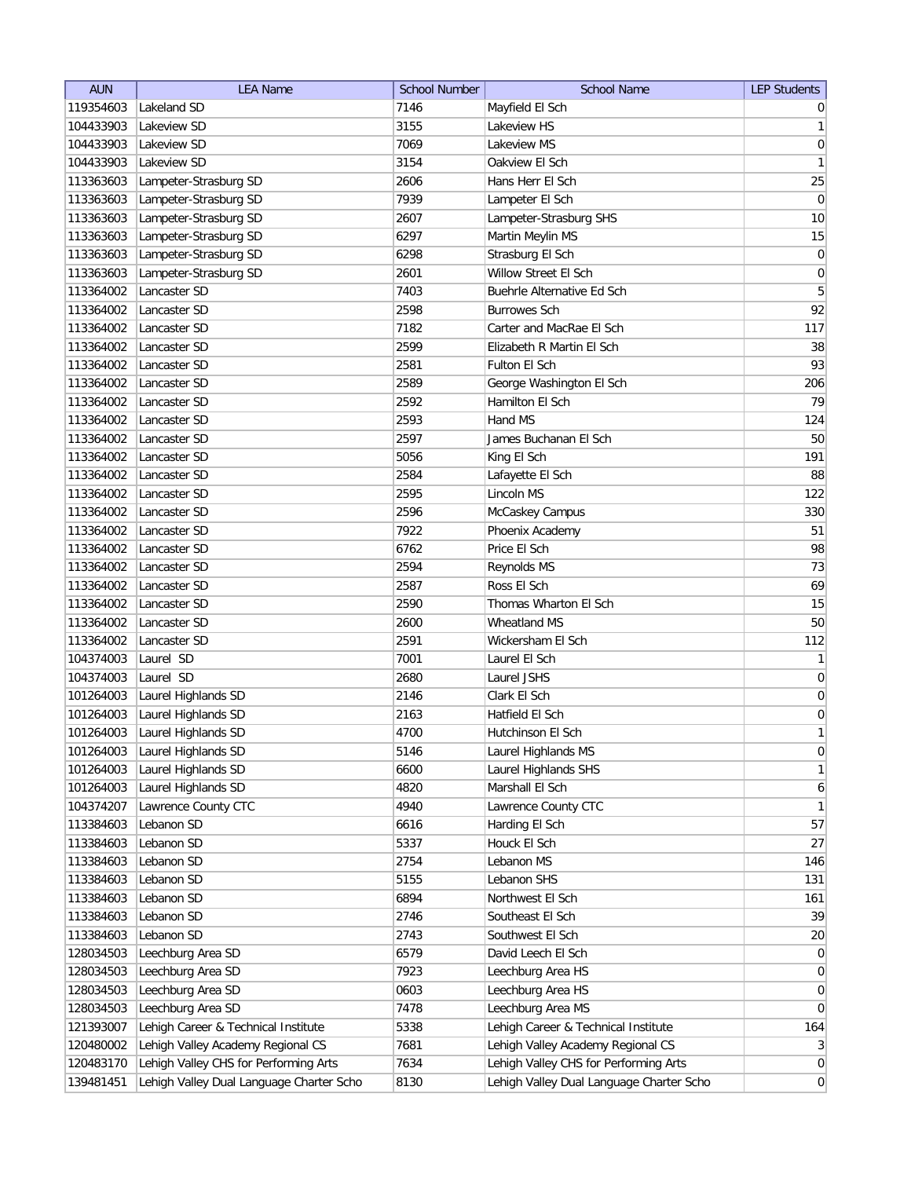| AUN | LEA Name | School Number | School Name | LEP Students |
|---|---|---|---|---|
| 119354603 | Lakeland SD | 7146 | Mayfield El Sch | 0 |
| 104433903 | Lakeview SD | 3155 | Lakeview HS | 1 |
| 104433903 | Lakeview SD | 7069 | Lakeview MS | 0 |
| 104433903 | Lakeview SD | 3154 | Oakview El Sch | 1 |
| 113363603 | Lampeter-Strasburg SD | 2606 | Hans Herr El Sch | 25 |
| 113363603 | Lampeter-Strasburg SD | 7939 | Lampeter El Sch | 0 |
| 113363603 | Lampeter-Strasburg SD | 2607 | Lampeter-Strasburg SHS | 10 |
| 113363603 | Lampeter-Strasburg SD | 6297 | Martin Meylin MS | 15 |
| 113363603 | Lampeter-Strasburg SD | 6298 | Strasburg El Sch | 0 |
| 113363603 | Lampeter-Strasburg SD | 2601 | Willow Street El Sch | 0 |
| 113364002 | Lancaster SD | 7403 | Buehrle Alternative Ed Sch | 5 |
| 113364002 | Lancaster SD | 2598 | Burrowes Sch | 92 |
| 113364002 | Lancaster SD | 7182 | Carter and MacRae El Sch | 117 |
| 113364002 | Lancaster SD | 2599 | Elizabeth R Martin El Sch | 38 |
| 113364002 | Lancaster SD | 2581 | Fulton El Sch | 93 |
| 113364002 | Lancaster SD | 2589 | George Washington El Sch | 206 |
| 113364002 | Lancaster SD | 2592 | Hamilton El Sch | 79 |
| 113364002 | Lancaster SD | 2593 | Hand MS | 124 |
| 113364002 | Lancaster SD | 2597 | James Buchanan El Sch | 50 |
| 113364002 | Lancaster SD | 5056 | King El Sch | 191 |
| 113364002 | Lancaster SD | 2584 | Lafayette El Sch | 88 |
| 113364002 | Lancaster SD | 2595 | Lincoln MS | 122 |
| 113364002 | Lancaster SD | 2596 | McCaskey Campus | 330 |
| 113364002 | Lancaster SD | 7922 | Phoenix Academy | 51 |
| 113364002 | Lancaster SD | 6762 | Price El Sch | 98 |
| 113364002 | Lancaster SD | 2594 | Reynolds MS | 73 |
| 113364002 | Lancaster SD | 2587 | Ross El Sch | 69 |
| 113364002 | Lancaster SD | 2590 | Thomas Wharton El Sch | 15 |
| 113364002 | Lancaster SD | 2600 | Wheatland MS | 50 |
| 113364002 | Lancaster SD | 2591 | Wickersham El Sch | 112 |
| 104374003 | Laurel SD | 7001 | Laurel El Sch | 1 |
| 104374003 | Laurel SD | 2680 | Laurel JSHS | 0 |
| 101264003 | Laurel Highlands SD | 2146 | Clark El Sch | 0 |
| 101264003 | Laurel Highlands SD | 2163 | Hatfield El Sch | 0 |
| 101264003 | Laurel Highlands SD | 4700 | Hutchinson El Sch | 1 |
| 101264003 | Laurel Highlands SD | 5146 | Laurel Highlands MS | 0 |
| 101264003 | Laurel Highlands SD | 6600 | Laurel Highlands SHS | 1 |
| 101264003 | Laurel Highlands SD | 4820 | Marshall El Sch | 6 |
| 104374207 | Lawrence County CTC | 4940 | Lawrence County CTC | 1 |
| 113384603 | Lebanon SD | 6616 | Harding El Sch | 57 |
| 113384603 | Lebanon SD | 5337 | Houck El Sch | 27 |
| 113384603 | Lebanon SD | 2754 | Lebanon MS | 146 |
| 113384603 | Lebanon SD | 5155 | Lebanon SHS | 131 |
| 113384603 | Lebanon SD | 6894 | Northwest El Sch | 161 |
| 113384603 | Lebanon SD | 2746 | Southeast El Sch | 39 |
| 113384603 | Lebanon SD | 2743 | Southwest El Sch | 20 |
| 128034503 | Leechburg Area SD | 6579 | David Leech El Sch | 0 |
| 128034503 | Leechburg Area SD | 7923 | Leechburg Area HS | 0 |
| 128034503 | Leechburg Area SD | 0603 | Leechburg Area HS | 0 |
| 128034503 | Leechburg Area SD | 7478 | Leechburg Area MS | 0 |
| 121393007 | Lehigh Career & Technical Institute | 5338 | Lehigh Career & Technical Institute | 164 |
| 120480002 | Lehigh Valley Academy Regional CS | 7681 | Lehigh Valley Academy Regional CS | 3 |
| 120483170 | Lehigh Valley CHS for Performing Arts | 7634 | Lehigh Valley CHS for Performing Arts | 0 |
| 139481451 | Lehigh Valley Dual Language Charter Scho | 8130 | Lehigh Valley Dual Language Charter Scho | 0 |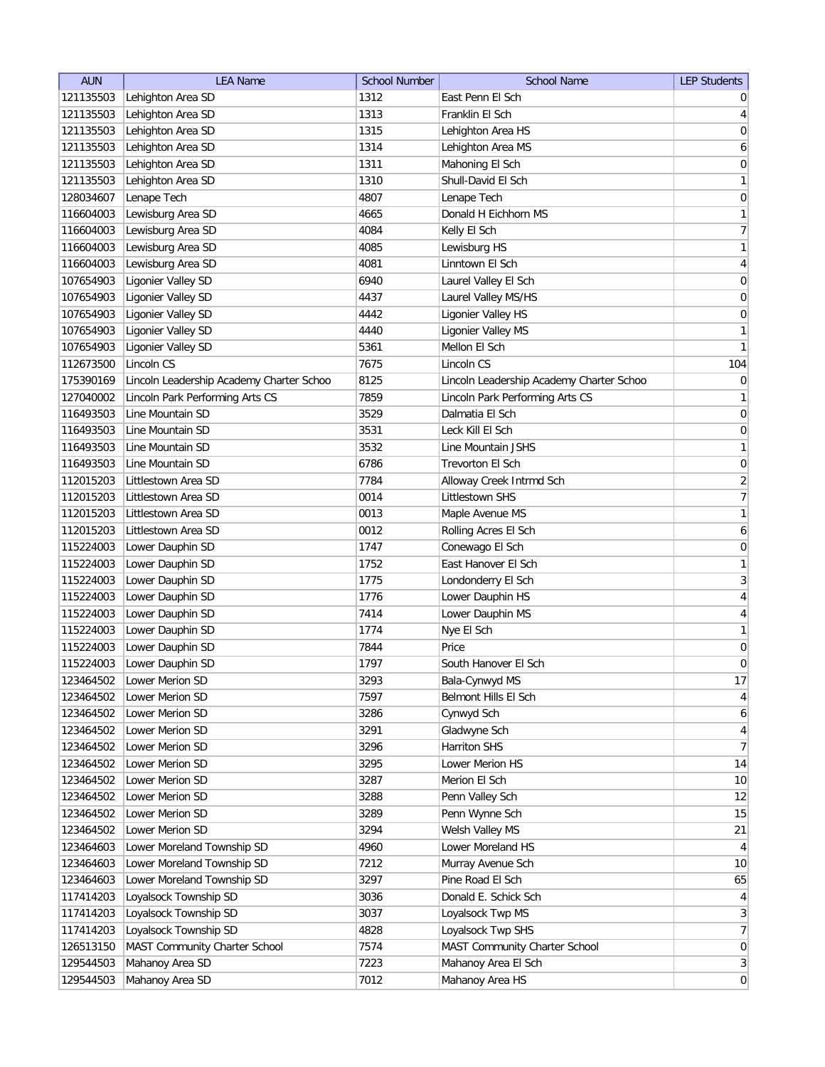| AUN | LEA Name | School Number | School Name | LEP Students |
|---|---|---|---|---|
| 121135503 | Lehighton Area SD | 1312 | East Penn El Sch | 0 |
| 121135503 | Lehighton Area SD | 1313 | Franklin El Sch | 4 |
| 121135503 | Lehighton Area SD | 1315 | Lehighton Area HS | 0 |
| 121135503 | Lehighton Area SD | 1314 | Lehighton Area MS | 6 |
| 121135503 | Lehighton Area SD | 1311 | Mahoning El Sch | 0 |
| 121135503 | Lehighton Area SD | 1310 | Shull-David El Sch | 1 |
| 128034607 | Lenape Tech | 4807 | Lenape Tech | 0 |
| 116604003 | Lewisburg Area SD | 4665 | Donald H Eichhorn MS | 1 |
| 116604003 | Lewisburg Area SD | 4084 | Kelly El Sch | 7 |
| 116604003 | Lewisburg Area SD | 4085 | Lewisburg HS | 1 |
| 116604003 | Lewisburg Area SD | 4081 | Linntown El Sch | 4 |
| 107654903 | Ligonier Valley SD | 6940 | Laurel Valley El Sch | 0 |
| 107654903 | Ligonier Valley SD | 4437 | Laurel Valley MS/HS | 0 |
| 107654903 | Ligonier Valley SD | 4442 | Ligonier Valley HS | 0 |
| 107654903 | Ligonier Valley SD | 4440 | Ligonier Valley MS | 1 |
| 107654903 | Ligonier Valley SD | 5361 | Mellon El Sch | 1 |
| 112673500 | Lincoln CS | 7675 | Lincoln CS | 104 |
| 175390169 | Lincoln Leadership Academy Charter Schoo | 8125 | Lincoln Leadership Academy Charter Schoo | 0 |
| 127040002 | Lincoln Park Performing Arts CS | 7859 | Lincoln Park Performing Arts CS | 1 |
| 116493503 | Line Mountain SD | 3529 | Dalmatia El Sch | 0 |
| 116493503 | Line Mountain SD | 3531 | Leck Kill El Sch | 0 |
| 116493503 | Line Mountain SD | 3532 | Line Mountain JSHS | 1 |
| 116493503 | Line Mountain SD | 6786 | Trevorton El Sch | 0 |
| 112015203 | Littlestown Area SD | 7784 | Alloway Creek Intrmd Sch | 2 |
| 112015203 | Littlestown Area SD | 0014 | Littlestown SHS | 7 |
| 112015203 | Littlestown Area SD | 0013 | Maple Avenue MS | 1 |
| 112015203 | Littlestown Area SD | 0012 | Rolling Acres El Sch | 6 |
| 115224003 | Lower Dauphin SD | 1747 | Conewago El Sch | 0 |
| 115224003 | Lower Dauphin SD | 1752 | East Hanover El Sch | 1 |
| 115224003 | Lower Dauphin SD | 1775 | Londonderry El Sch | 3 |
| 115224003 | Lower Dauphin SD | 1776 | Lower Dauphin HS | 4 |
| 115224003 | Lower Dauphin SD | 7414 | Lower Dauphin MS | 4 |
| 115224003 | Lower Dauphin SD | 1774 | Nye El Sch | 1 |
| 115224003 | Lower Dauphin SD | 7844 | Price | 0 |
| 115224003 | Lower Dauphin SD | 1797 | South Hanover El Sch | 0 |
| 123464502 | Lower Merion SD | 3293 | Bala-Cynwyd MS | 17 |
| 123464502 | Lower Merion SD | 7597 | Belmont Hills El Sch | 4 |
| 123464502 | Lower Merion SD | 3286 | Cynwyd Sch | 6 |
| 123464502 | Lower Merion SD | 3291 | Gladwyne Sch | 4 |
| 123464502 | Lower Merion SD | 3296 | Harriton SHS | 7 |
| 123464502 | Lower Merion SD | 3295 | Lower Merion HS | 14 |
| 123464502 | Lower Merion SD | 3287 | Merion El Sch | 10 |
| 123464502 | Lower Merion SD | 3288 | Penn Valley Sch | 12 |
| 123464502 | Lower Merion SD | 3289 | Penn Wynne Sch | 15 |
| 123464502 | Lower Merion SD | 3294 | Welsh Valley MS | 21 |
| 123464603 | Lower Moreland Township SD | 4960 | Lower Moreland HS | 4 |
| 123464603 | Lower Moreland Township SD | 7212 | Murray Avenue Sch | 10 |
| 123464603 | Lower Moreland Township SD | 3297 | Pine Road El Sch | 65 |
| 117414203 | Loyalsock Township SD | 3036 | Donald E. Schick Sch | 4 |
| 117414203 | Loyalsock Township SD | 3037 | Loyalsock Twp MS | 3 |
| 117414203 | Loyalsock Township SD | 4828 | Loyalsock Twp SHS | 7 |
| 126513150 | MAST Community Charter School | 7574 | MAST Community Charter School | 0 |
| 129544503 | Mahanoy Area SD | 7223 | Mahanoy Area El Sch | 3 |
| 129544503 | Mahanoy Area SD | 7012 | Mahanoy Area HS | 0 |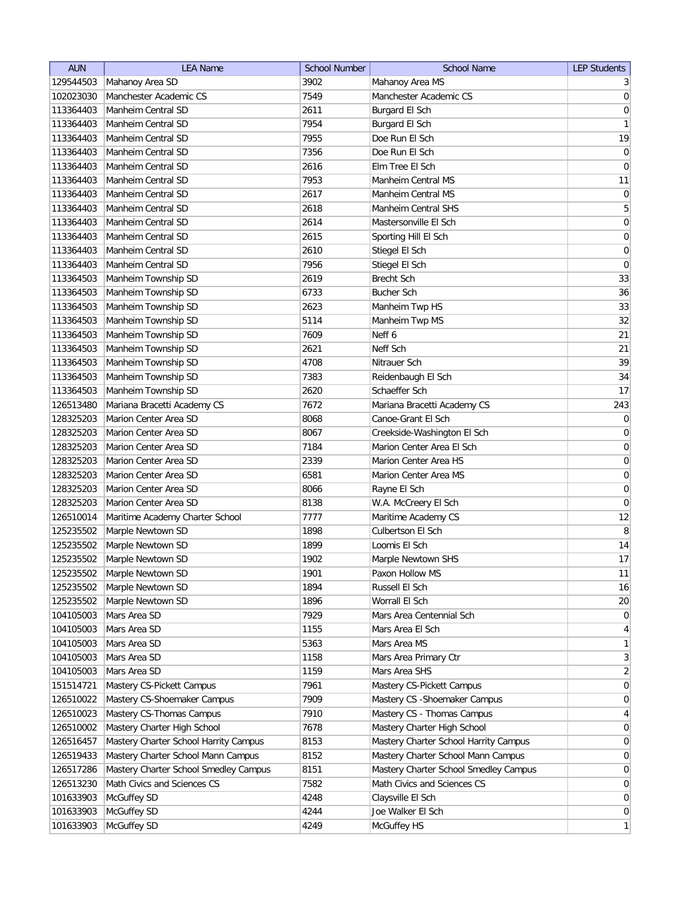| AUN | LEA Name | School Number | School Name | LEP Students |
|---|---|---|---|---|
| 129544503 | Mahanoy Area SD | 3902 | Mahanoy Area MS | 3 |
| 102023030 | Manchester Academic CS | 7549 | Manchester Academic CS | 0 |
| 113364403 | Manheim Central SD | 2611 | Burgard El Sch | 0 |
| 113364403 | Manheim Central SD | 7954 | Burgard El Sch | 1 |
| 113364403 | Manheim Central SD | 7955 | Doe Run El Sch | 19 |
| 113364403 | Manheim Central SD | 7356 | Doe Run El Sch | 0 |
| 113364403 | Manheim Central SD | 2616 | Elm Tree El Sch | 0 |
| 113364403 | Manheim Central SD | 7953 | Manheim Central MS | 11 |
| 113364403 | Manheim Central SD | 2617 | Manheim Central MS | 0 |
| 113364403 | Manheim Central SD | 2618 | Manheim Central SHS | 5 |
| 113364403 | Manheim Central SD | 2614 | Mastersonville El Sch | 0 |
| 113364403 | Manheim Central SD | 2615 | Sporting Hill El Sch | 0 |
| 113364403 | Manheim Central SD | 2610 | Stiegel El Sch | 0 |
| 113364403 | Manheim Central SD | 7956 | Stiegel El Sch | 0 |
| 113364503 | Manheim Township SD | 2619 | Brecht Sch | 33 |
| 113364503 | Manheim Township SD | 6733 | Bucher Sch | 36 |
| 113364503 | Manheim Township SD | 2623 | Manheim Twp HS | 33 |
| 113364503 | Manheim Township SD | 5114 | Manheim Twp MS | 32 |
| 113364503 | Manheim Township SD | 7609 | Neff 6 | 21 |
| 113364503 | Manheim Township SD | 2621 | Neff Sch | 21 |
| 113364503 | Manheim Township SD | 4708 | Nitrauer Sch | 39 |
| 113364503 | Manheim Township SD | 7383 | Reidenbaugh El Sch | 34 |
| 113364503 | Manheim Township SD | 2620 | Schaeffer Sch | 17 |
| 126513480 | Mariana Bracetti Academy CS | 7672 | Mariana Bracetti Academy CS | 243 |
| 128325203 | Marion Center Area SD | 8068 | Canoe-Grant El Sch | 0 |
| 128325203 | Marion Center Area SD | 8067 | Creekside-Washington El Sch | 0 |
| 128325203 | Marion Center Area SD | 7184 | Marion Center Area El Sch | 0 |
| 128325203 | Marion Center Area SD | 2339 | Marion Center Area HS | 0 |
| 128325203 | Marion Center Area SD | 6581 | Marion Center Area MS | 0 |
| 128325203 | Marion Center Area SD | 8066 | Rayne El Sch | 0 |
| 128325203 | Marion Center Area SD | 8138 | W.A. McCreery El Sch | 0 |
| 126510014 | Maritime Academy Charter School | 7777 | Maritime Academy CS | 12 |
| 125235502 | Marple Newtown SD | 1898 | Culbertson El Sch | 8 |
| 125235502 | Marple Newtown SD | 1899 | Loomis El Sch | 14 |
| 125235502 | Marple Newtown SD | 1902 | Marple Newtown SHS | 17 |
| 125235502 | Marple Newtown SD | 1901 | Paxon Hollow MS | 11 |
| 125235502 | Marple Newtown SD | 1894 | Russell El Sch | 16 |
| 125235502 | Marple Newtown SD | 1896 | Worrall El Sch | 20 |
| 104105003 | Mars Area SD | 7929 | Mars Area Centennial Sch | 0 |
| 104105003 | Mars Area SD | 1155 | Mars Area El Sch | 4 |
| 104105003 | Mars Area SD | 5363 | Mars Area MS | 1 |
| 104105003 | Mars Area SD | 1158 | Mars Area Primary Ctr | 3 |
| 104105003 | Mars Area SD | 1159 | Mars Area SHS | 2 |
| 151514721 | Mastery CS-Pickett Campus | 7961 | Mastery CS-Pickett Campus | 0 |
| 126510022 | Mastery CS-Shoemaker Campus | 7909 | Mastery CS -Shoemaker Campus | 0 |
| 126510023 | Mastery CS-Thomas Campus | 7910 | Mastery CS - Thomas Campus | 4 |
| 126510002 | Mastery Charter High School | 7678 | Mastery Charter High School | 0 |
| 126516457 | Mastery Charter School Harrity Campus | 8153 | Mastery Charter School Harrity Campus | 0 |
| 126519433 | Mastery Charter School Mann Campus | 8152 | Mastery Charter School Mann Campus | 0 |
| 126517286 | Mastery Charter School Smedley Campus | 8151 | Mastery Charter School Smedley Campus | 0 |
| 126513230 | Math Civics and Sciences CS | 7582 | Math Civics and Sciences CS | 0 |
| 101633903 | McGuffey SD | 4248 | Claysville El Sch | 0 |
| 101633903 | McGuffey SD | 4244 | Joe Walker El Sch | 0 |
| 101633903 | McGuffey SD | 4249 | McGuffey HS | 1 |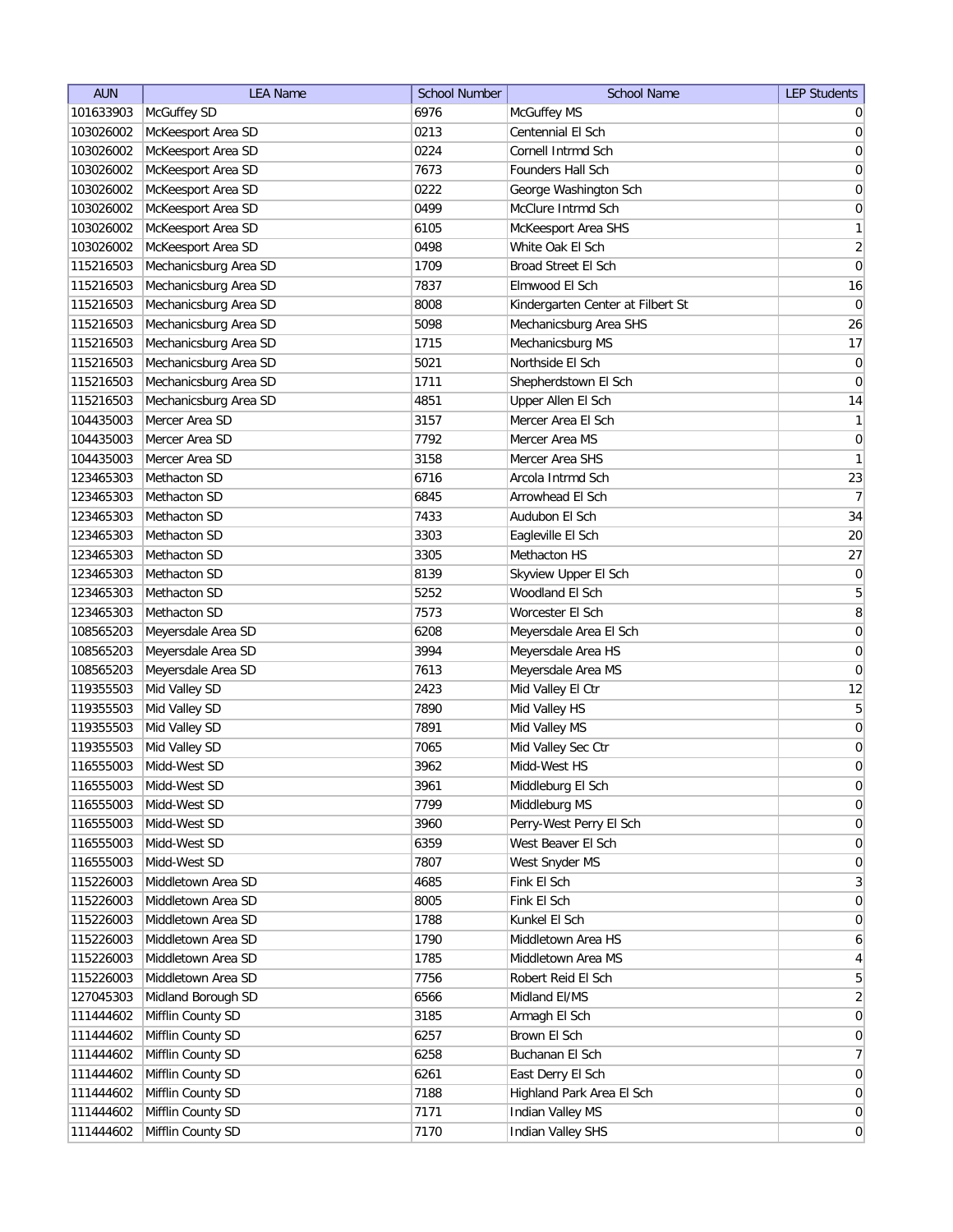| AUN | LEA Name | School Number | School Name | LEP Students |
|---|---|---|---|---|
| 101633903 | McGuffey SD | 6976 | McGuffey MS | 0 |
| 103026002 | McKeesport Area SD | 0213 | Centennial El Sch | 0 |
| 103026002 | McKeesport Area SD | 0224 | Cornell Intrmd Sch | 0 |
| 103026002 | McKeesport Area SD | 7673 | Founders Hall Sch | 0 |
| 103026002 | McKeesport Area SD | 0222 | George Washington Sch | 0 |
| 103026002 | McKeesport Area SD | 0499 | McClure Intrmd Sch | 0 |
| 103026002 | McKeesport Area SD | 6105 | McKeesport Area SHS | 1 |
| 103026002 | McKeesport Area SD | 0498 | White Oak El Sch | 2 |
| 115216503 | Mechanicsburg Area SD | 1709 | Broad Street El Sch | 0 |
| 115216503 | Mechanicsburg Area SD | 7837 | Elmwood El Sch | 16 |
| 115216503 | Mechanicsburg Area SD | 8008 | Kindergarten Center at Filbert St | 0 |
| 115216503 | Mechanicsburg Area SD | 5098 | Mechanicsburg Area SHS | 26 |
| 115216503 | Mechanicsburg Area SD | 1715 | Mechanicsburg MS | 17 |
| 115216503 | Mechanicsburg Area SD | 5021 | Northside El Sch | 0 |
| 115216503 | Mechanicsburg Area SD | 1711 | Shepherdstown El Sch | 0 |
| 115216503 | Mechanicsburg Area SD | 4851 | Upper Allen El Sch | 14 |
| 104435003 | Mercer Area SD | 3157 | Mercer Area El Sch | 1 |
| 104435003 | Mercer Area SD | 7792 | Mercer Area MS | 0 |
| 104435003 | Mercer Area SD | 3158 | Mercer Area SHS | 1 |
| 123465303 | Methacton SD | 6716 | Arcola Intrmd Sch | 23 |
| 123465303 | Methacton SD | 6845 | Arrowhead El Sch | 7 |
| 123465303 | Methacton SD | 7433 | Audubon El Sch | 34 |
| 123465303 | Methacton SD | 3303 | Eagleville El Sch | 20 |
| 123465303 | Methacton SD | 3305 | Methacton HS | 27 |
| 123465303 | Methacton SD | 8139 | Skyview Upper El Sch | 0 |
| 123465303 | Methacton SD | 5252 | Woodland El Sch | 5 |
| 123465303 | Methacton SD | 7573 | Worcester El Sch | 8 |
| 108565203 | Meyersdale Area SD | 6208 | Meyersdale Area El Sch | 0 |
| 108565203 | Meyersdale Area SD | 3994 | Meyersdale Area HS | 0 |
| 108565203 | Meyersdale Area SD | 7613 | Meyersdale Area MS | 0 |
| 119355503 | Mid Valley SD | 2423 | Mid Valley El Ctr | 12 |
| 119355503 | Mid Valley SD | 7890 | Mid Valley HS | 5 |
| 119355503 | Mid Valley SD | 7891 | Mid Valley MS | 0 |
| 119355503 | Mid Valley SD | 7065 | Mid Valley Sec Ctr | 0 |
| 116555003 | Midd-West SD | 3962 | Midd-West HS | 0 |
| 116555003 | Midd-West SD | 3961 | Middleburg El Sch | 0 |
| 116555003 | Midd-West SD | 7799 | Middleburg MS | 0 |
| 116555003 | Midd-West SD | 3960 | Perry-West Perry El Sch | 0 |
| 116555003 | Midd-West SD | 6359 | West Beaver El Sch | 0 |
| 116555003 | Midd-West SD | 7807 | West Snyder MS | 0 |
| 115226003 | Middletown Area SD | 4685 | Fink El Sch | 3 |
| 115226003 | Middletown Area SD | 8005 | Fink El Sch | 0 |
| 115226003 | Middletown Area SD | 1788 | Kunkel El Sch | 0 |
| 115226003 | Middletown Area SD | 1790 | Middletown Area HS | 6 |
| 115226003 | Middletown Area SD | 1785 | Middletown Area MS | 4 |
| 115226003 | Middletown Area SD | 7756 | Robert Reid El Sch | 5 |
| 127045303 | Midland Borough SD | 6566 | Midland El/MS | 2 |
| 111444602 | Mifflin County SD | 3185 | Armagh El Sch | 0 |
| 111444602 | Mifflin County SD | 6257 | Brown El Sch | 0 |
| 111444602 | Mifflin County SD | 6258 | Buchanan El Sch | 7 |
| 111444602 | Mifflin County SD | 6261 | East Derry El Sch | 0 |
| 111444602 | Mifflin County SD | 7188 | Highland Park Area El Sch | 0 |
| 111444602 | Mifflin County SD | 7171 | Indian Valley MS | 0 |
| 111444602 | Mifflin County SD | 7170 | Indian Valley SHS | 0 |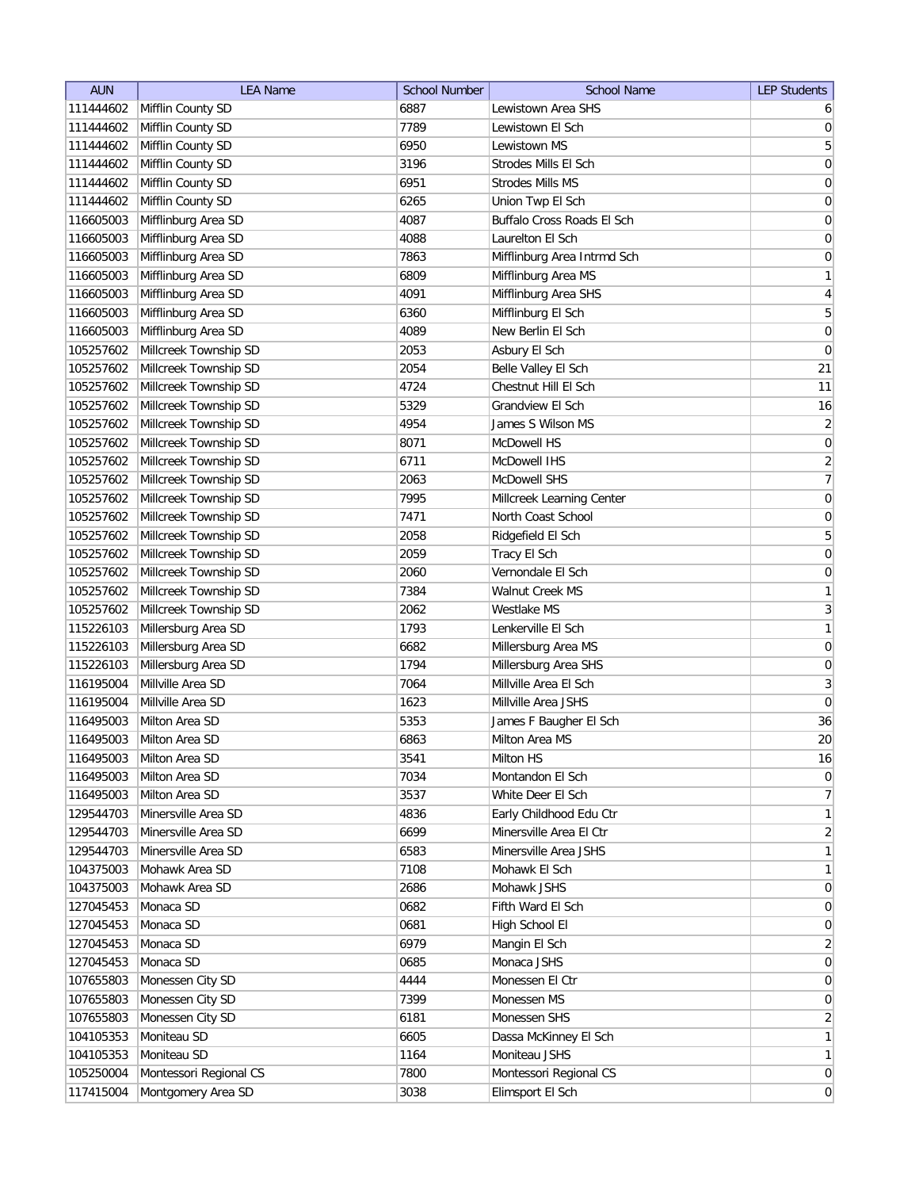| AUN | LEA Name | School Number | School Name | LEP Students |
|---|---|---|---|---|
| 111444602 | Mifflin County SD | 6887 | Lewistown Area SHS | 6 |
| 111444602 | Mifflin County SD | 7789 | Lewistown El Sch | 0 |
| 111444602 | Mifflin County SD | 6950 | Lewistown MS | 5 |
| 111444602 | Mifflin County SD | 3196 | Strodes Mills El Sch | 0 |
| 111444602 | Mifflin County SD | 6951 | Strodes Mills MS | 0 |
| 111444602 | Mifflin County SD | 6265 | Union Twp El Sch | 0 |
| 116605003 | Mifflinburg Area SD | 4087 | Buffalo Cross Roads El Sch | 0 |
| 116605003 | Mifflinburg Area SD | 4088 | Laurelton El Sch | 0 |
| 116605003 | Mifflinburg Area SD | 7863 | Mifflinburg Area Intrmd Sch | 0 |
| 116605003 | Mifflinburg Area SD | 6809 | Mifflinburg Area MS | 1 |
| 116605003 | Mifflinburg Area SD | 4091 | Mifflinburg Area SHS | 4 |
| 116605003 | Mifflinburg Area SD | 6360 | Mifflinburg El Sch | 5 |
| 116605003 | Mifflinburg Area SD | 4089 | New Berlin El Sch | 0 |
| 105257602 | Millcreek Township SD | 2053 | Asbury El Sch | 0 |
| 105257602 | Millcreek Township SD | 2054 | Belle Valley El Sch | 21 |
| 105257602 | Millcreek Township SD | 4724 | Chestnut Hill El Sch | 11 |
| 105257602 | Millcreek Township SD | 5329 | Grandview El Sch | 16 |
| 105257602 | Millcreek Township SD | 4954 | James S Wilson MS | 2 |
| 105257602 | Millcreek Township SD | 8071 | McDowell HS | 0 |
| 105257602 | Millcreek Township SD | 6711 | McDowell IHS | 2 |
| 105257602 | Millcreek Township SD | 2063 | McDowell SHS | 7 |
| 105257602 | Millcreek Township SD | 7995 | Millcreek Learning Center | 0 |
| 105257602 | Millcreek Township SD | 7471 | North Coast School | 0 |
| 105257602 | Millcreek Township SD | 2058 | Ridgefield El Sch | 5 |
| 105257602 | Millcreek Township SD | 2059 | Tracy El Sch | 0 |
| 105257602 | Millcreek Township SD | 2060 | Vernondale El Sch | 0 |
| 105257602 | Millcreek Township SD | 7384 | Walnut Creek MS | 1 |
| 105257602 | Millcreek Township SD | 2062 | Westlake MS | 3 |
| 115226103 | Millersburg Area SD | 1793 | Lenkerville El Sch | 1 |
| 115226103 | Millersburg Area SD | 6682 | Millersburg Area MS | 0 |
| 115226103 | Millersburg Area SD | 1794 | Millersburg Area SHS | 0 |
| 116195004 | Millville Area SD | 7064 | Millville Area El Sch | 3 |
| 116195004 | Millville Area SD | 1623 | Millville Area JSHS | 0 |
| 116495003 | Milton Area SD | 5353 | James F Baugher El Sch | 36 |
| 116495003 | Milton Area SD | 6863 | Milton Area MS | 20 |
| 116495003 | Milton Area SD | 3541 | Milton HS | 16 |
| 116495003 | Milton Area SD | 7034 | Montandon El Sch | 0 |
| 116495003 | Milton Area SD | 3537 | White Deer El Sch | 7 |
| 129544703 | Minersville Area SD | 4836 | Early Childhood Edu Ctr | 1 |
| 129544703 | Minersville Area SD | 6699 | Minersville Area El Ctr | 2 |
| 129544703 | Minersville Area SD | 6583 | Minersville Area JSHS | 1 |
| 104375003 | Mohawk Area SD | 7108 | Mohawk El Sch | 1 |
| 104375003 | Mohawk Area SD | 2686 | Mohawk JSHS | 0 |
| 127045453 | Monaca SD | 0682 | Fifth Ward El Sch | 0 |
| 127045453 | Monaca SD | 0681 | High School El | 0 |
| 127045453 | Monaca SD | 6979 | Mangin El Sch | 2 |
| 127045453 | Monaca SD | 0685 | Monaca JSHS | 0 |
| 107655803 | Monessen City SD | 4444 | Monessen El Ctr | 0 |
| 107655803 | Monessen City SD | 7399 | Monessen MS | 0 |
| 107655803 | Monessen City SD | 6181 | Monessen SHS | 2 |
| 104105353 | Moniteau SD | 6605 | Dassa McKinney El Sch | 1 |
| 104105353 | Moniteau SD | 1164 | Moniteau JSHS | 1 |
| 105250004 | Montessori Regional CS | 7800 | Montessori Regional CS | 0 |
| 117415004 | Montgomery Area SD | 3038 | Elimsport El Sch | 0 |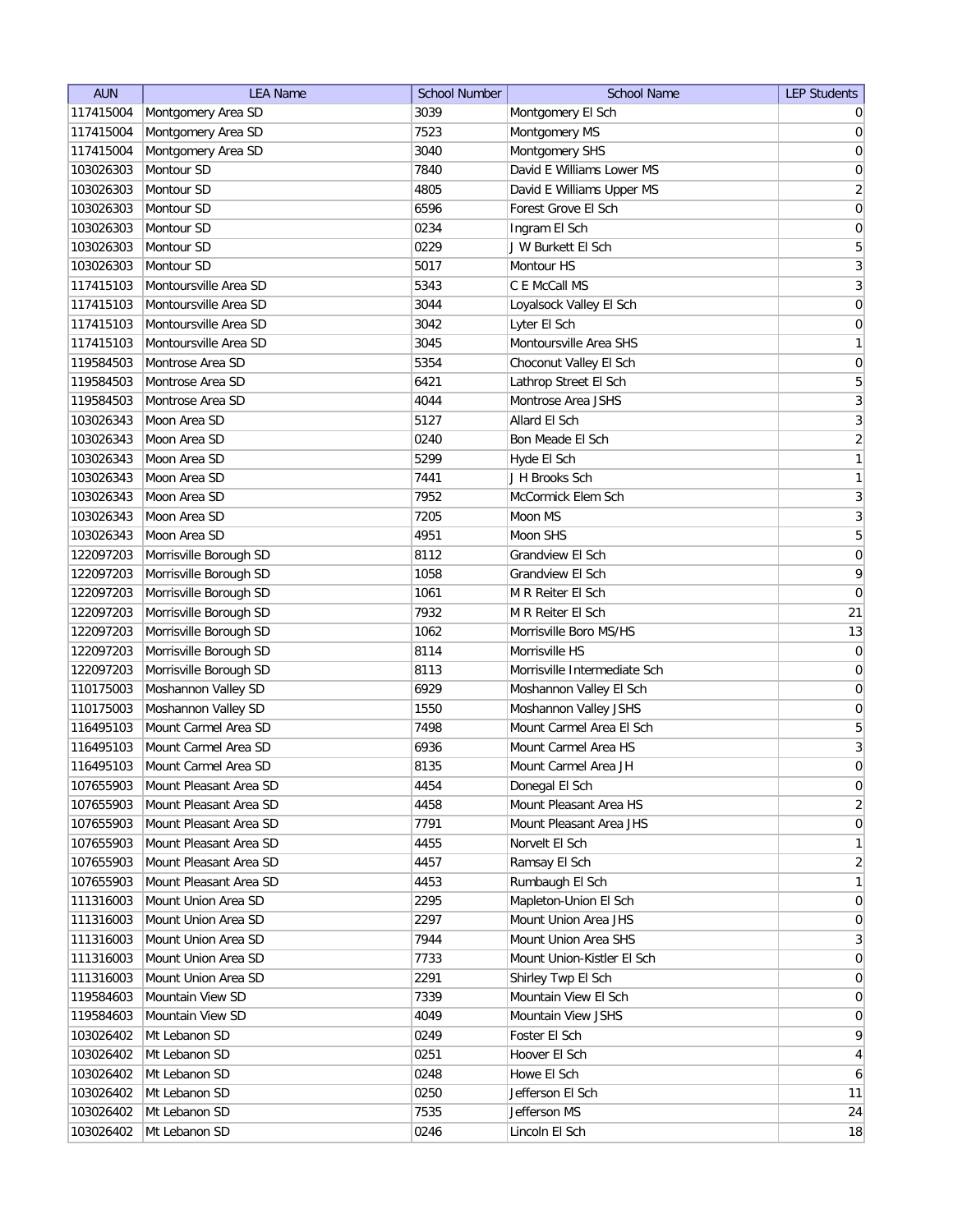| AUN | LEA Name | School Number | School Name | LEP Students |
| --- | --- | --- | --- | --- |
| 117415004 | Montgomery Area SD | 3039 | Montgomery El Sch | 0 |
| 117415004 | Montgomery Area SD | 7523 | Montgomery MS | 0 |
| 117415004 | Montgomery Area SD | 3040 | Montgomery SHS | 0 |
| 103026303 | Montour SD | 7840 | David E Williams Lower MS | 0 |
| 103026303 | Montour SD | 4805 | David E Williams Upper MS | 2 |
| 103026303 | Montour SD | 6596 | Forest Grove El Sch | 0 |
| 103026303 | Montour SD | 0234 | Ingram El Sch | 0 |
| 103026303 | Montour SD | 0229 | J W Burkett El Sch | 5 |
| 103026303 | Montour SD | 5017 | Montour HS | 3 |
| 117415103 | Montoursville Area SD | 5343 | C E McCall MS | 3 |
| 117415103 | Montoursville Area SD | 3044 | Loyalsock Valley El Sch | 0 |
| 117415103 | Montoursville Area SD | 3042 | Lyter El Sch | 0 |
| 117415103 | Montoursville Area SD | 3045 | Montoursville Area SHS | 1 |
| 119584503 | Montrose Area SD | 5354 | Choconut Valley El Sch | 0 |
| 119584503 | Montrose Area SD | 6421 | Lathrop Street El Sch | 5 |
| 119584503 | Montrose Area SD | 4044 | Montrose Area JSHS | 3 |
| 103026343 | Moon Area SD | 5127 | Allard El Sch | 3 |
| 103026343 | Moon Area SD | 0240 | Bon Meade El Sch | 2 |
| 103026343 | Moon Area SD | 5299 | Hyde El Sch | 1 |
| 103026343 | Moon Area SD | 7441 | J H Brooks Sch | 1 |
| 103026343 | Moon Area SD | 7952 | McCormick Elem Sch | 3 |
| 103026343 | Moon Area SD | 7205 | Moon MS | 3 |
| 103026343 | Moon Area SD | 4951 | Moon SHS | 5 |
| 122097203 | Morrisville Borough SD | 8112 | Grandview El Sch | 0 |
| 122097203 | Morrisville Borough SD | 1058 | Grandview El Sch | 9 |
| 122097203 | Morrisville Borough SD | 1061 | M R Reiter El Sch | 0 |
| 122097203 | Morrisville Borough SD | 7932 | M R Reiter El Sch | 21 |
| 122097203 | Morrisville Borough SD | 1062 | Morrisville Boro MS/HS | 13 |
| 122097203 | Morrisville Borough SD | 8114 | Morrisville HS | 0 |
| 122097203 | Morrisville Borough SD | 8113 | Morrisville Intermediate Sch | 0 |
| 110175003 | Moshannon Valley SD | 6929 | Moshannon Valley El Sch | 0 |
| 110175003 | Moshannon Valley SD | 1550 | Moshannon Valley JSHS | 0 |
| 116495103 | Mount Carmel Area SD | 7498 | Mount Carmel Area El Sch | 5 |
| 116495103 | Mount Carmel Area SD | 6936 | Mount Carmel Area HS | 3 |
| 116495103 | Mount Carmel Area SD | 8135 | Mount Carmel Area JH | 0 |
| 107655903 | Mount Pleasant Area SD | 4454 | Donegal El Sch | 0 |
| 107655903 | Mount Pleasant Area SD | 4458 | Mount Pleasant Area HS | 2 |
| 107655903 | Mount Pleasant Area SD | 7791 | Mount Pleasant Area JHS | 0 |
| 107655903 | Mount Pleasant Area SD | 4455 | Norvelt El Sch | 1 |
| 107655903 | Mount Pleasant Area SD | 4457 | Ramsay El Sch | 2 |
| 107655903 | Mount Pleasant Area SD | 4453 | Rumbaugh El Sch | 1 |
| 111316003 | Mount Union Area SD | 2295 | Mapleton-Union El Sch | 0 |
| 111316003 | Mount Union Area SD | 2297 | Mount Union Area JHS | 0 |
| 111316003 | Mount Union Area SD | 7944 | Mount Union Area SHS | 3 |
| 111316003 | Mount Union Area SD | 7733 | Mount Union-Kistler El Sch | 0 |
| 111316003 | Mount Union Area SD | 2291 | Shirley Twp El Sch | 0 |
| 119584603 | Mountain View SD | 7339 | Mountain View El Sch | 0 |
| 119584603 | Mountain View SD | 4049 | Mountain View JSHS | 0 |
| 103026402 | Mt Lebanon SD | 0249 | Foster El Sch | 9 |
| 103026402 | Mt Lebanon SD | 0251 | Hoover El Sch | 4 |
| 103026402 | Mt Lebanon SD | 0248 | Howe El Sch | 6 |
| 103026402 | Mt Lebanon SD | 0250 | Jefferson El Sch | 11 |
| 103026402 | Mt Lebanon SD | 7535 | Jefferson MS | 24 |
| 103026402 | Mt Lebanon SD | 0246 | Lincoln El Sch | 18 |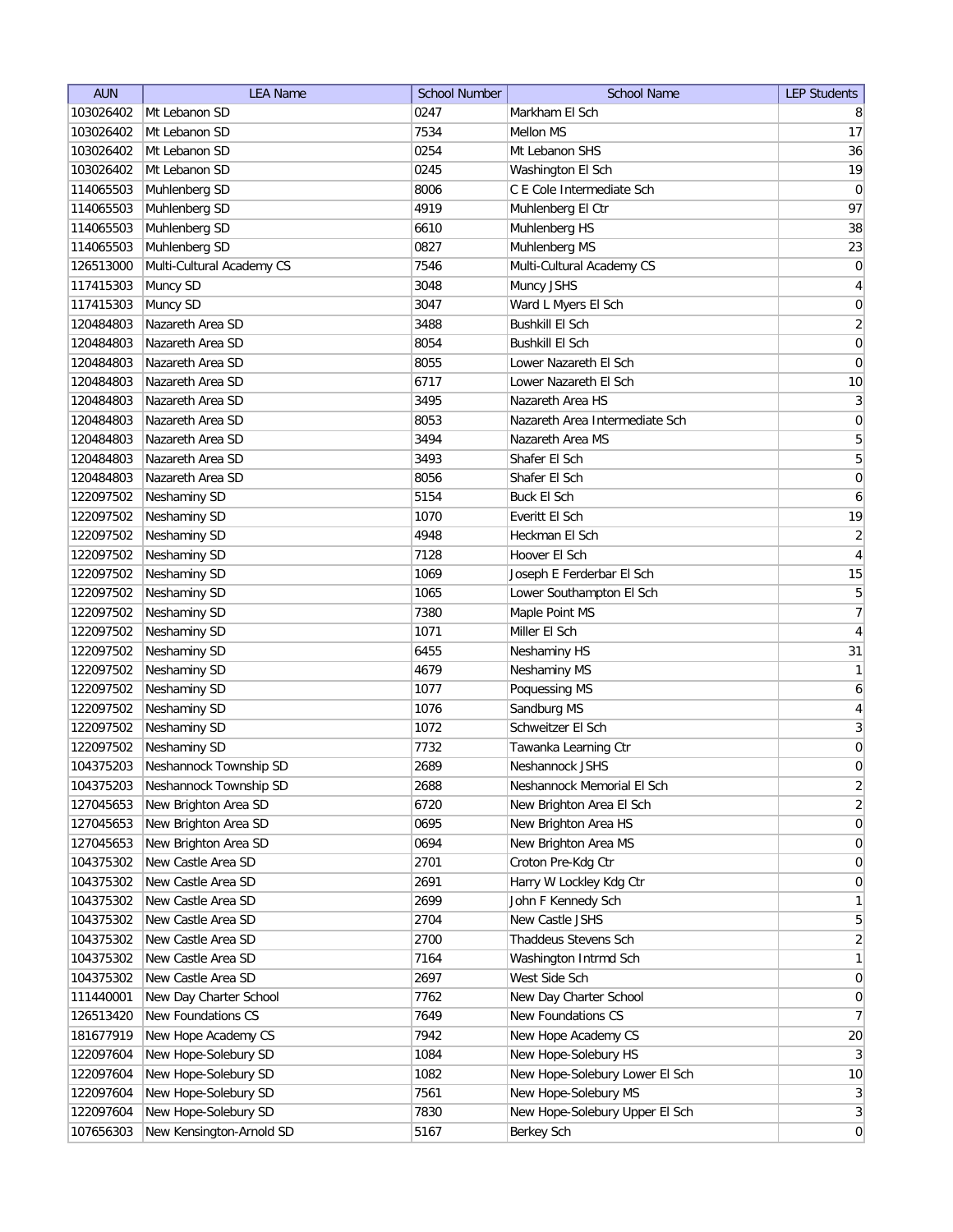| AUN | LEA Name | School Number | School Name | LEP Students |
|---|---|---|---|---|
| 103026402 | Mt Lebanon SD | 0247 | Markham El Sch | 8 |
| 103026402 | Mt Lebanon SD | 7534 | Mellon MS | 17 |
| 103026402 | Mt Lebanon SD | 0254 | Mt Lebanon SHS | 36 |
| 103026402 | Mt Lebanon SD | 0245 | Washington El Sch | 19 |
| 114065503 | Muhlenberg SD | 8006 | C E Cole Intermediate Sch | 0 |
| 114065503 | Muhlenberg SD | 4919 | Muhlenberg El Ctr | 97 |
| 114065503 | Muhlenberg SD | 6610 | Muhlenberg HS | 38 |
| 114065503 | Muhlenberg SD | 0827 | Muhlenberg MS | 23 |
| 126513000 | Multi-Cultural Academy CS | 7546 | Multi-Cultural Academy CS | 0 |
| 117415303 | Muncy SD | 3048 | Muncy JSHS | 4 |
| 117415303 | Muncy SD | 3047 | Ward L Myers El Sch | 0 |
| 120484803 | Nazareth Area SD | 3488 | Bushkill El Sch | 2 |
| 120484803 | Nazareth Area SD | 8054 | Bushkill El Sch | 0 |
| 120484803 | Nazareth Area SD | 8055 | Lower Nazareth El Sch | 0 |
| 120484803 | Nazareth Area SD | 6717 | Lower Nazareth El Sch | 10 |
| 120484803 | Nazareth Area SD | 3495 | Nazareth Area HS | 3 |
| 120484803 | Nazareth Area SD | 8053 | Nazareth Area Intermediate Sch | 0 |
| 120484803 | Nazareth Area SD | 3494 | Nazareth Area MS | 5 |
| 120484803 | Nazareth Area SD | 3493 | Shafer El Sch | 5 |
| 120484803 | Nazareth Area SD | 8056 | Shafer El Sch | 0 |
| 122097502 | Neshaminy SD | 5154 | Buck El Sch | 6 |
| 122097502 | Neshaminy SD | 1070 | Everitt El Sch | 19 |
| 122097502 | Neshaminy SD | 4948 | Heckman El Sch | 2 |
| 122097502 | Neshaminy SD | 7128 | Hoover El Sch | 4 |
| 122097502 | Neshaminy SD | 1069 | Joseph E Ferderbar El Sch | 15 |
| 122097502 | Neshaminy SD | 1065 | Lower Southampton El Sch | 5 |
| 122097502 | Neshaminy SD | 7380 | Maple Point MS | 7 |
| 122097502 | Neshaminy SD | 1071 | Miller El Sch | 4 |
| 122097502 | Neshaminy SD | 6455 | Neshaminy HS | 31 |
| 122097502 | Neshaminy SD | 4679 | Neshaminy MS | 1 |
| 122097502 | Neshaminy SD | 1077 | Poquessing MS | 6 |
| 122097502 | Neshaminy SD | 1076 | Sandburg MS | 4 |
| 122097502 | Neshaminy SD | 1072 | Schweitzer El Sch | 3 |
| 122097502 | Neshaminy SD | 7732 | Tawanka Learning Ctr | 0 |
| 104375203 | Neshannock Township SD | 2689 | Neshannock JSHS | 0 |
| 104375203 | Neshannock Township SD | 2688 | Neshannock Memorial El Sch | 2 |
| 127045653 | New Brighton Area SD | 6720 | New Brighton Area El Sch | 2 |
| 127045653 | New Brighton Area SD | 0695 | New Brighton Area HS | 0 |
| 127045653 | New Brighton Area SD | 0694 | New Brighton Area MS | 0 |
| 104375302 | New Castle Area SD | 2701 | Croton Pre-Kdg Ctr | 0 |
| 104375302 | New Castle Area SD | 2691 | Harry W Lockley Kdg Ctr | 0 |
| 104375302 | New Castle Area SD | 2699 | John F Kennedy Sch | 1 |
| 104375302 | New Castle Area SD | 2704 | New Castle JSHS | 5 |
| 104375302 | New Castle Area SD | 2700 | Thaddeus Stevens Sch | 2 |
| 104375302 | New Castle Area SD | 7164 | Washington Intrmd Sch | 1 |
| 104375302 | New Castle Area SD | 2697 | West Side Sch | 0 |
| 111440001 | New Day Charter School | 7762 | New Day Charter School | 0 |
| 126513420 | New Foundations CS | 7649 | New Foundations CS | 7 |
| 181677919 | New Hope Academy CS | 7942 | New Hope Academy CS | 20 |
| 122097604 | New Hope-Solebury SD | 1084 | New Hope-Solebury HS | 3 |
| 122097604 | New Hope-Solebury SD | 1082 | New Hope-Solebury Lower El Sch | 10 |
| 122097604 | New Hope-Solebury SD | 7561 | New Hope-Solebury MS | 3 |
| 122097604 | New Hope-Solebury SD | 7830 | New Hope-Solebury Upper El Sch | 3 |
| 107656303 | New Kensington-Arnold SD | 5167 | Berkey Sch | 0 |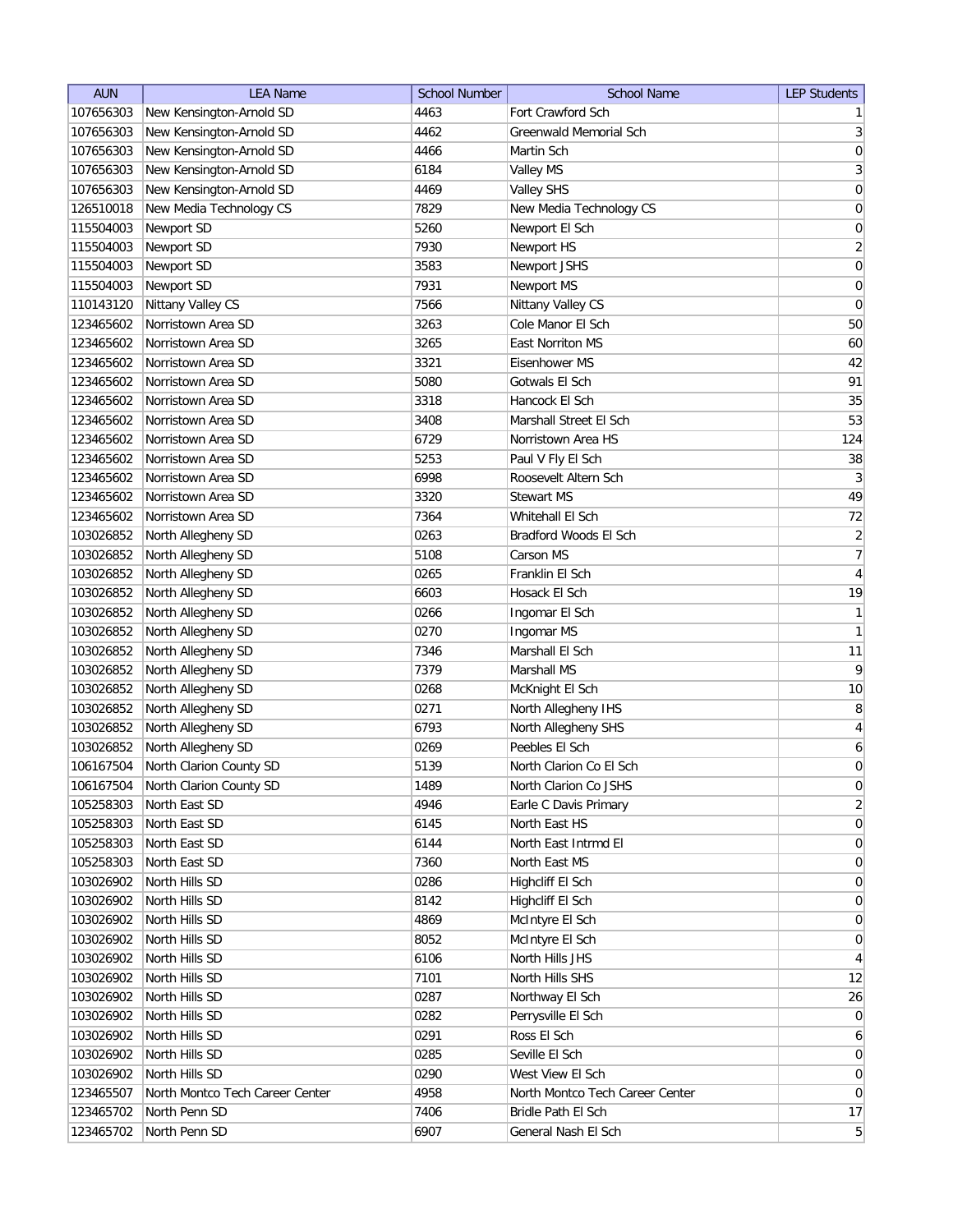| AUN | LEA Name | School Number | School Name | LEP Students |
|---|---|---|---|---|
| 107656303 | New Kensington-Arnold SD | 4463 | Fort Crawford Sch | 1 |
| 107656303 | New Kensington-Arnold SD | 4462 | Greenwald Memorial Sch | 3 |
| 107656303 | New Kensington-Arnold SD | 4466 | Martin Sch | 0 |
| 107656303 | New Kensington-Arnold SD | 6184 | Valley MS | 3 |
| 107656303 | New Kensington-Arnold SD | 4469 | Valley SHS | 0 |
| 126510018 | New Media Technology CS | 7829 | New Media Technology CS | 0 |
| 115504003 | Newport SD | 5260 | Newport El Sch | 0 |
| 115504003 | Newport SD | 7930 | Newport HS | 2 |
| 115504003 | Newport SD | 3583 | Newport JSHS | 0 |
| 115504003 | Newport SD | 7931 | Newport MS | 0 |
| 110143120 | Nittany Valley CS | 7566 | Nittany Valley CS | 0 |
| 123465602 | Norristown Area SD | 3263 | Cole Manor El Sch | 50 |
| 123465602 | Norristown Area SD | 3265 | East Norriton MS | 60 |
| 123465602 | Norristown Area SD | 3321 | Eisenhower MS | 42 |
| 123465602 | Norristown Area SD | 5080 | Gotwals El Sch | 91 |
| 123465602 | Norristown Area SD | 3318 | Hancock El Sch | 35 |
| 123465602 | Norristown Area SD | 3408 | Marshall Street El Sch | 53 |
| 123465602 | Norristown Area SD | 6729 | Norristown Area HS | 124 |
| 123465602 | Norristown Area SD | 5253 | Paul V Fly El Sch | 38 |
| 123465602 | Norristown Area SD | 6998 | Roosevelt Altern Sch | 3 |
| 123465602 | Norristown Area SD | 3320 | Stewart MS | 49 |
| 123465602 | Norristown Area SD | 7364 | Whitehall El Sch | 72 |
| 103026852 | North Allegheny SD | 0263 | Bradford Woods El Sch | 2 |
| 103026852 | North Allegheny SD | 5108 | Carson MS | 7 |
| 103026852 | North Allegheny SD | 0265 | Franklin El Sch | 4 |
| 103026852 | North Allegheny SD | 6603 | Hosack El Sch | 19 |
| 103026852 | North Allegheny SD | 0266 | Ingomar El Sch | 1 |
| 103026852 | North Allegheny SD | 0270 | Ingomar MS | 1 |
| 103026852 | North Allegheny SD | 7346 | Marshall El Sch | 11 |
| 103026852 | North Allegheny SD | 7379 | Marshall MS | 9 |
| 103026852 | North Allegheny SD | 0268 | McKnight El Sch | 10 |
| 103026852 | North Allegheny SD | 0271 | North Allegheny IHS | 8 |
| 103026852 | North Allegheny SD | 6793 | North Allegheny SHS | 4 |
| 103026852 | North Allegheny SD | 0269 | Peebles El Sch | 6 |
| 106167504 | North Clarion County SD | 5139 | North Clarion Co El Sch | 0 |
| 106167504 | North Clarion County SD | 1489 | North Clarion Co JSHS | 0 |
| 105258303 | North East SD | 4946 | Earle C Davis Primary | 2 |
| 105258303 | North East SD | 6145 | North East HS | 0 |
| 105258303 | North East SD | 6144 | North East Intrmd El | 0 |
| 105258303 | North East SD | 7360 | North East MS | 0 |
| 103026902 | North Hills SD | 0286 | Highcliff El Sch | 0 |
| 103026902 | North Hills SD | 8142 | Highcliff El Sch | 0 |
| 103026902 | North Hills SD | 4869 | McIntyre El Sch | 0 |
| 103026902 | North Hills SD | 8052 | McIntyre El Sch | 0 |
| 103026902 | North Hills SD | 6106 | North Hills JHS | 4 |
| 103026902 | North Hills SD | 7101 | North Hills SHS | 12 |
| 103026902 | North Hills SD | 0287 | Northway El Sch | 26 |
| 103026902 | North Hills SD | 0282 | Perrysville El Sch | 0 |
| 103026902 | North Hills SD | 0291 | Ross El Sch | 6 |
| 103026902 | North Hills SD | 0285 | Seville El Sch | 0 |
| 103026902 | North Hills SD | 0290 | West View El Sch | 0 |
| 123465507 | North Montco Tech Career Center | 4958 | North Montco Tech Career Center | 0 |
| 123465702 | North Penn SD | 7406 | Bridle Path El Sch | 17 |
| 123465702 | North Penn SD | 6907 | General Nash El Sch | 5 |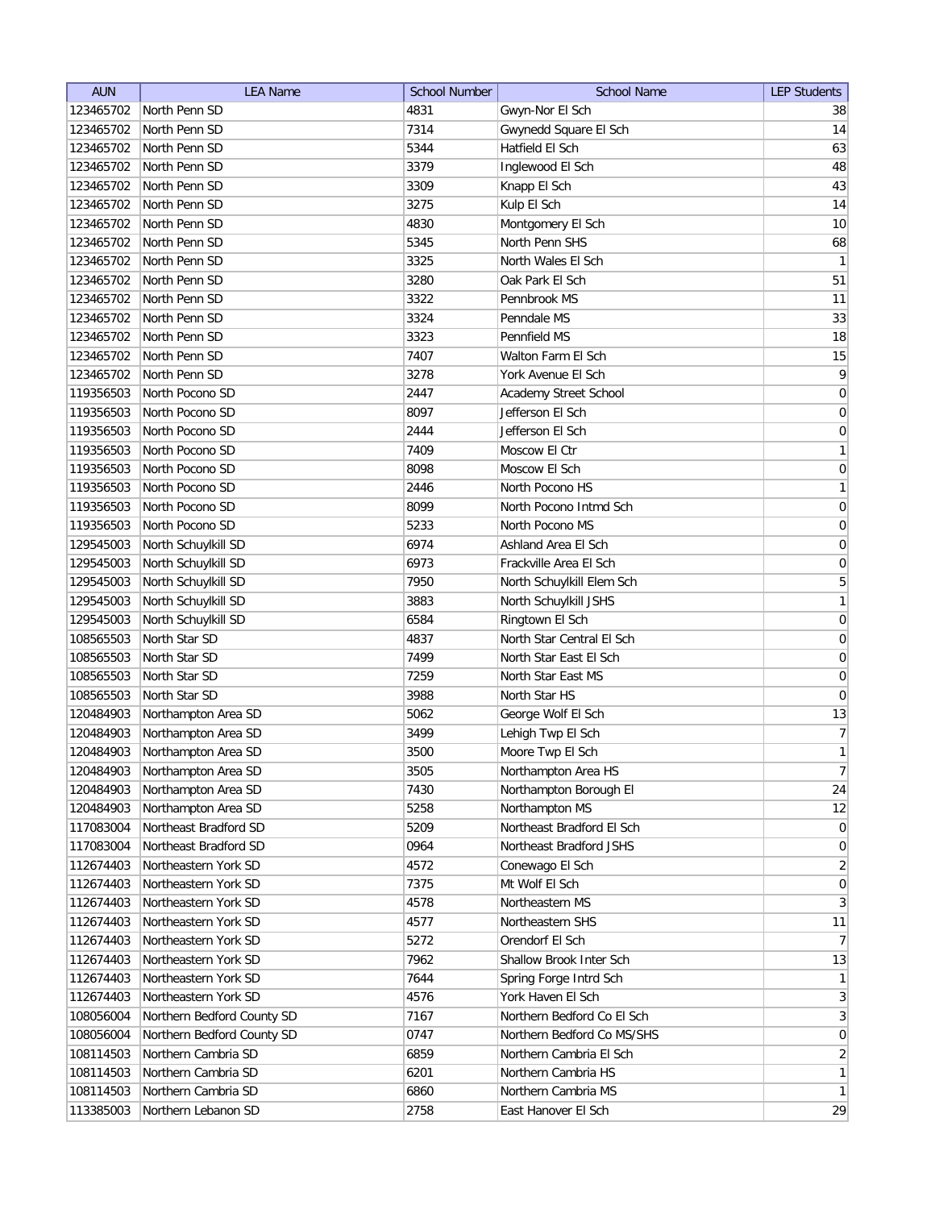| AUN | LEA Name | School Number | School Name | LEP Students |
|---|---|---|---|---|
| 123465702 | North Penn SD | 4831 | Gwyn-Nor El Sch | 38 |
| 123465702 | North Penn SD | 7314 | Gwynedd Square El Sch | 14 |
| 123465702 | North Penn SD | 5344 | Hatfield El Sch | 63 |
| 123465702 | North Penn SD | 3379 | Inglewood El Sch | 48 |
| 123465702 | North Penn SD | 3309 | Knapp El Sch | 43 |
| 123465702 | North Penn SD | 3275 | Kulp El Sch | 14 |
| 123465702 | North Penn SD | 4830 | Montgomery El Sch | 10 |
| 123465702 | North Penn SD | 5345 | North Penn SHS | 68 |
| 123465702 | North Penn SD | 3325 | North Wales El Sch | 1 |
| 123465702 | North Penn SD | 3280 | Oak Park El Sch | 51 |
| 123465702 | North Penn SD | 3322 | Pennbrook MS | 11 |
| 123465702 | North Penn SD | 3324 | Penndale MS | 33 |
| 123465702 | North Penn SD | 3323 | Pennfield MS | 18 |
| 123465702 | North Penn SD | 7407 | Walton Farm El Sch | 15 |
| 123465702 | North Penn SD | 3278 | York Avenue El Sch | 9 |
| 119356503 | North Pocono SD | 2447 | Academy Street School | 0 |
| 119356503 | North Pocono SD | 8097 | Jefferson El Sch | 0 |
| 119356503 | North Pocono SD | 2444 | Jefferson El Sch | 0 |
| 119356503 | North Pocono SD | 7409 | Moscow El Ctr | 1 |
| 119356503 | North Pocono SD | 8098 | Moscow El Sch | 0 |
| 119356503 | North Pocono SD | 2446 | North Pocono HS | 1 |
| 119356503 | North Pocono SD | 8099 | North Pocono Intmd Sch | 0 |
| 119356503 | North Pocono SD | 5233 | North Pocono MS | 0 |
| 129545003 | North Schuylkill SD | 6974 | Ashland Area El Sch | 0 |
| 129545003 | North Schuylkill SD | 6973 | Frackville Area El Sch | 0 |
| 129545003 | North Schuylkill SD | 7950 | North Schuylkill Elem Sch | 5 |
| 129545003 | North Schuylkill SD | 3883 | North Schuylkill JSHS | 1 |
| 129545003 | North Schuylkill SD | 6584 | Ringtown El Sch | 0 |
| 108565503 | North Star SD | 4837 | North Star Central El Sch | 0 |
| 108565503 | North Star SD | 7499 | North Star East El Sch | 0 |
| 108565503 | North Star SD | 7259 | North Star East MS | 0 |
| 108565503 | North Star SD | 3988 | North Star HS | 0 |
| 120484903 | Northampton Area SD | 5062 | George Wolf El Sch | 13 |
| 120484903 | Northampton Area SD | 3499 | Lehigh Twp El Sch | 7 |
| 120484903 | Northampton Area SD | 3500 | Moore Twp El Sch | 1 |
| 120484903 | Northampton Area SD | 3505 | Northampton Area HS | 7 |
| 120484903 | Northampton Area SD | 7430 | Northampton Borough El | 24 |
| 120484903 | Northampton Area SD | 5258 | Northampton MS | 12 |
| 117083004 | Northeast Bradford SD | 5209 | Northeast Bradford El Sch | 0 |
| 117083004 | Northeast Bradford SD | 0964 | Northeast Bradford JSHS | 0 |
| 112674403 | Northeastern York SD | 4572 | Conewago El Sch | 2 |
| 112674403 | Northeastern York SD | 7375 | Mt Wolf El Sch | 0 |
| 112674403 | Northeastern York SD | 4578 | Northeastern MS | 3 |
| 112674403 | Northeastern York SD | 4577 | Northeastern SHS | 11 |
| 112674403 | Northeastern York SD | 5272 | Orendorf El Sch | 7 |
| 112674403 | Northeastern York SD | 7962 | Shallow Brook Inter Sch | 13 |
| 112674403 | Northeastern York SD | 7644 | Spring Forge Intrd Sch | 1 |
| 112674403 | Northeastern York SD | 4576 | York Haven El Sch | 3 |
| 108056004 | Northern Bedford County SD | 7167 | Northern Bedford Co El Sch | 3 |
| 108056004 | Northern Bedford County SD | 0747 | Northern Bedford Co MS/SHS | 0 |
| 108114503 | Northern Cambria SD | 6859 | Northern Cambria El Sch | 2 |
| 108114503 | Northern Cambria SD | 6201 | Northern Cambria HS | 1 |
| 108114503 | Northern Cambria SD | 6860 | Northern Cambria MS | 1 |
| 113385003 | Northern Lebanon SD | 2758 | East Hanover El Sch | 29 |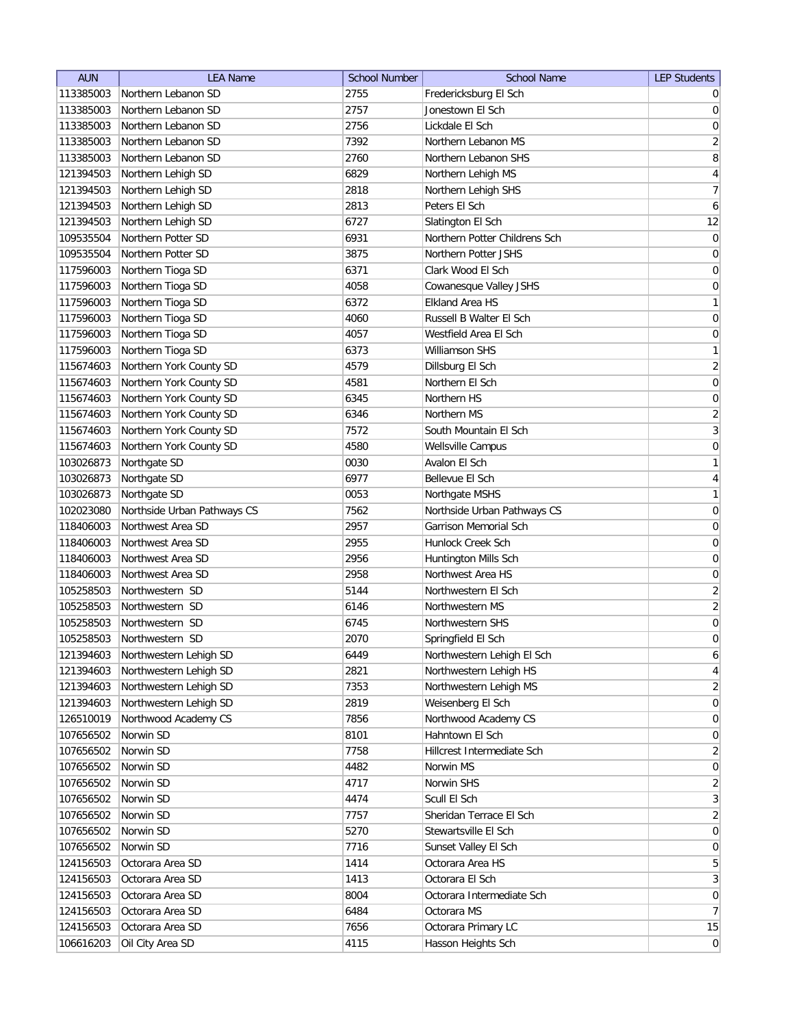| AUN | LEA Name | School Number | School Name | LEP Students |
|---|---|---|---|---|
| 113385003 | Northern Lebanon SD | 2755 | Fredericksburg El Sch | 0 |
| 113385003 | Northern Lebanon SD | 2757 | Jonestown El Sch | 0 |
| 113385003 | Northern Lebanon SD | 2756 | Lickdale El Sch | 0 |
| 113385003 | Northern Lebanon SD | 7392 | Northern Lebanon MS | 2 |
| 113385003 | Northern Lebanon SD | 2760 | Northern Lebanon SHS | 8 |
| 121394503 | Northern Lehigh SD | 6829 | Northern Lehigh MS | 4 |
| 121394503 | Northern Lehigh SD | 2818 | Northern Lehigh SHS | 7 |
| 121394503 | Northern Lehigh SD | 2813 | Peters El Sch | 6 |
| 121394503 | Northern Lehigh SD | 6727 | Slatington El Sch | 12 |
| 109535504 | Northern Potter SD | 6931 | Northern Potter Childrens Sch | 0 |
| 109535504 | Northern Potter SD | 3875 | Northern Potter JSHS | 0 |
| 117596003 | Northern Tioga SD | 6371 | Clark Wood El Sch | 0 |
| 117596003 | Northern Tioga SD | 4058 | Cowanesque Valley JSHS | 0 |
| 117596003 | Northern Tioga SD | 6372 | Elkland Area HS | 1 |
| 117596003 | Northern Tioga SD | 4060 | Russell B Walter El Sch | 0 |
| 117596003 | Northern Tioga SD | 4057 | Westfield Area El Sch | 0 |
| 117596003 | Northern Tioga SD | 6373 | Williamson SHS | 1 |
| 115674603 | Northern York County SD | 4579 | Dillsburg El Sch | 2 |
| 115674603 | Northern York County SD | 4581 | Northern El Sch | 0 |
| 115674603 | Northern York County SD | 6345 | Northern HS | 0 |
| 115674603 | Northern York County SD | 6346 | Northern MS | 2 |
| 115674603 | Northern York County SD | 7572 | South Mountain El Sch | 3 |
| 115674603 | Northern York County SD | 4580 | Wellsville Campus | 0 |
| 103026873 | Northgate SD | 0030 | Avalon El Sch | 1 |
| 103026873 | Northgate SD | 6977 | Bellevue El Sch | 4 |
| 103026873 | Northgate SD | 0053 | Northgate MSHS | 1 |
| 102023080 | Northside Urban Pathways CS | 7562 | Northside Urban Pathways CS | 0 |
| 118406003 | Northwest Area SD | 2957 | Garrison Memorial Sch | 0 |
| 118406003 | Northwest Area SD | 2955 | Hunlock Creek Sch | 0 |
| 118406003 | Northwest Area SD | 2956 | Huntington Mills Sch | 0 |
| 118406003 | Northwest Area SD | 2958 | Northwest Area HS | 0 |
| 105258503 | Northwestern SD | 5144 | Northwestern El Sch | 2 |
| 105258503 | Northwestern SD | 6146 | Northwestern MS | 2 |
| 105258503 | Northwestern SD | 6745 | Northwestern SHS | 0 |
| 105258503 | Northwestern SD | 2070 | Springfield El Sch | 0 |
| 121394603 | Northwestern Lehigh SD | 6449 | Northwestern Lehigh El Sch | 6 |
| 121394603 | Northwestern Lehigh SD | 2821 | Northwestern Lehigh HS | 4 |
| 121394603 | Northwestern Lehigh SD | 7353 | Northwestern Lehigh MS | 2 |
| 121394603 | Northwestern Lehigh SD | 2819 | Weisenberg El Sch | 0 |
| 126510019 | Northwood Academy CS | 7856 | Northwood Academy CS | 0 |
| 107656502 | Norwin SD | 8101 | Hahntown El Sch | 0 |
| 107656502 | Norwin SD | 7758 | Hillcrest Intermediate Sch | 2 |
| 107656502 | Norwin SD | 4482 | Norwin MS | 0 |
| 107656502 | Norwin SD | 4717 | Norwin SHS | 2 |
| 107656502 | Norwin SD | 4474 | Scull El Sch | 3 |
| 107656502 | Norwin SD | 7757 | Sheridan Terrace El Sch | 2 |
| 107656502 | Norwin SD | 5270 | Stewartsville El Sch | 0 |
| 107656502 | Norwin SD | 7716 | Sunset Valley El Sch | 0 |
| 124156503 | Octorara Area SD | 1414 | Octorara Area HS | 5 |
| 124156503 | Octorara Area SD | 1413 | Octorara El Sch | 3 |
| 124156503 | Octorara Area SD | 8004 | Octorara Intermediate Sch | 0 |
| 124156503 | Octorara Area SD | 6484 | Octorara MS | 7 |
| 124156503 | Octorara Area SD | 7656 | Octorara Primary LC | 15 |
| 106616203 | Oil City Area SD | 4115 | Hasson Heights Sch | 0 |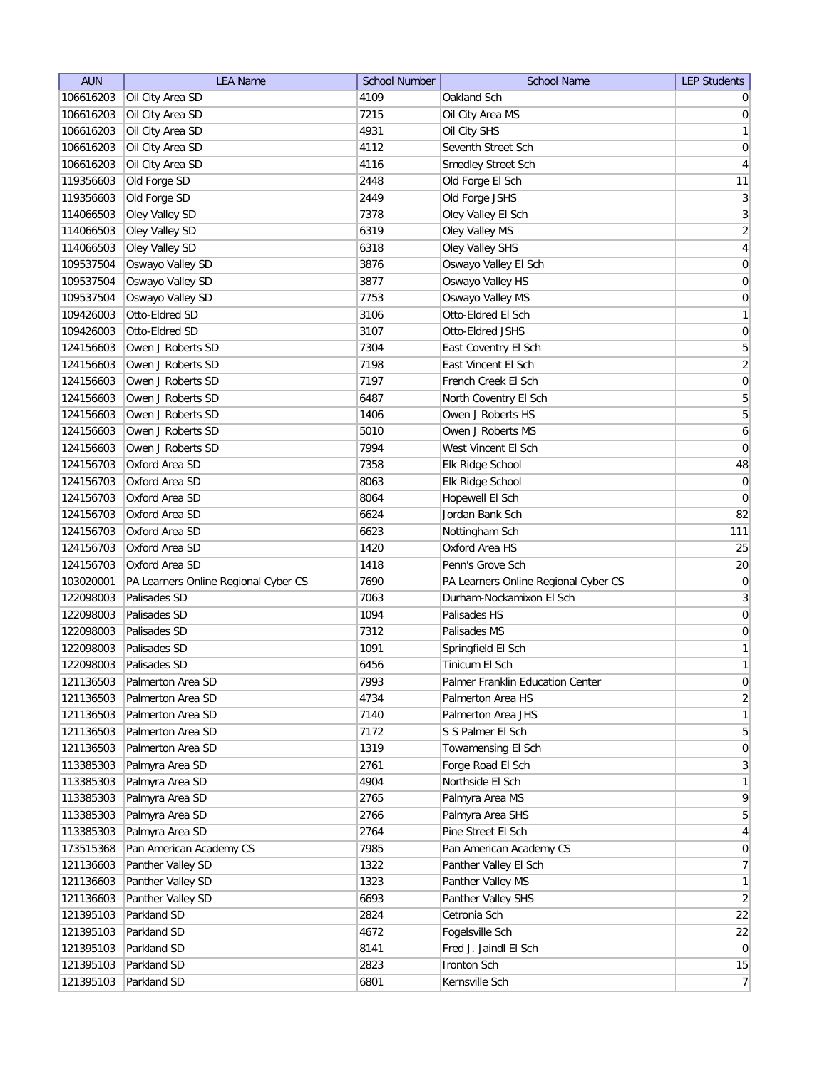| AUN | LEA Name | School Number | School Name | LEP Students |
| --- | --- | --- | --- | --- |
| 106616203 | Oil City Area SD | 4109 | Oakland Sch | 0 |
| 106616203 | Oil City Area SD | 7215 | Oil City Area MS | 0 |
| 106616203 | Oil City Area SD | 4931 | Oil City SHS | 1 |
| 106616203 | Oil City Area SD | 4112 | Seventh Street Sch | 0 |
| 106616203 | Oil City Area SD | 4116 | Smedley Street Sch | 4 |
| 119356603 | Old Forge SD | 2448 | Old Forge El Sch | 11 |
| 119356603 | Old Forge SD | 2449 | Old Forge JSHS | 3 |
| 114066503 | Oley Valley SD | 7378 | Oley Valley El Sch | 3 |
| 114066503 | Oley Valley SD | 6319 | Oley Valley MS | 2 |
| 114066503 | Oley Valley SD | 6318 | Oley Valley SHS | 4 |
| 109537504 | Oswayo Valley SD | 3876 | Oswayo Valley El Sch | 0 |
| 109537504 | Oswayo Valley SD | 3877 | Oswayo Valley HS | 0 |
| 109537504 | Oswayo Valley SD | 7753 | Oswayo Valley MS | 0 |
| 109426003 | Otto-Eldred SD | 3106 | Otto-Eldred El Sch | 1 |
| 109426003 | Otto-Eldred SD | 3107 | Otto-Eldred JSHS | 0 |
| 124156603 | Owen J Roberts SD | 7304 | East Coventry El Sch | 5 |
| 124156603 | Owen J Roberts SD | 7198 | East Vincent El Sch | 2 |
| 124156603 | Owen J Roberts SD | 7197 | French Creek El Sch | 0 |
| 124156603 | Owen J Roberts SD | 6487 | North Coventry El Sch | 5 |
| 124156603 | Owen J Roberts SD | 1406 | Owen J Roberts HS | 5 |
| 124156603 | Owen J Roberts SD | 5010 | Owen J Roberts MS | 6 |
| 124156603 | Owen J Roberts SD | 7994 | West Vincent El Sch | 0 |
| 124156703 | Oxford Area SD | 7358 | Elk Ridge School | 48 |
| 124156703 | Oxford Area SD | 8063 | Elk Ridge School | 0 |
| 124156703 | Oxford Area SD | 8064 | Hopewell El Sch | 0 |
| 124156703 | Oxford Area SD | 6624 | Jordan Bank Sch | 82 |
| 124156703 | Oxford Area SD | 6623 | Nottingham Sch | 111 |
| 124156703 | Oxford Area SD | 1420 | Oxford Area HS | 25 |
| 124156703 | Oxford Area SD | 1418 | Penn's Grove Sch | 20 |
| 103020001 | PA Learners Online Regional Cyber CS | 7690 | PA Learners Online Regional Cyber CS | 0 |
| 122098003 | Palisades SD | 7063 | Durham-Nockamixon El Sch | 3 |
| 122098003 | Palisades SD | 1094 | Palisades HS | 0 |
| 122098003 | Palisades SD | 7312 | Palisades MS | 0 |
| 122098003 | Palisades SD | 1091 | Springfield El Sch | 1 |
| 122098003 | Palisades SD | 6456 | Tinicum El Sch | 1 |
| 121136503 | Palmerton Area SD | 7993 | Palmer Franklin Education Center | 0 |
| 121136503 | Palmerton Area SD | 4734 | Palmerton Area HS | 2 |
| 121136503 | Palmerton Area SD | 7140 | Palmerton Area JHS | 1 |
| 121136503 | Palmerton Area SD | 7172 | S S Palmer El Sch | 5 |
| 121136503 | Palmerton Area SD | 1319 | Towamensing El Sch | 0 |
| 113385303 | Palmyra Area SD | 2761 | Forge Road El Sch | 3 |
| 113385303 | Palmyra Area SD | 4904 | Northside El Sch | 1 |
| 113385303 | Palmyra Area SD | 2765 | Palmyra Area MS | 9 |
| 113385303 | Palmyra Area SD | 2766 | Palmyra Area SHS | 5 |
| 113385303 | Palmyra Area SD | 2764 | Pine Street El Sch | 4 |
| 173515368 | Pan American Academy CS | 7985 | Pan American Academy CS | 0 |
| 121136603 | Panther Valley SD | 1322 | Panther Valley El Sch | 7 |
| 121136603 | Panther Valley SD | 1323 | Panther Valley MS | 1 |
| 121136603 | Panther Valley SD | 6693 | Panther Valley SHS | 2 |
| 121395103 | Parkland SD | 2824 | Cetronia Sch | 22 |
| 121395103 | Parkland SD | 4672 | Fogelsville Sch | 22 |
| 121395103 | Parkland SD | 8141 | Fred J. Jaindl El Sch | 0 |
| 121395103 | Parkland SD | 2823 | Ironton Sch | 15 |
| 121395103 | Parkland SD | 6801 | Kernsville Sch | 7 |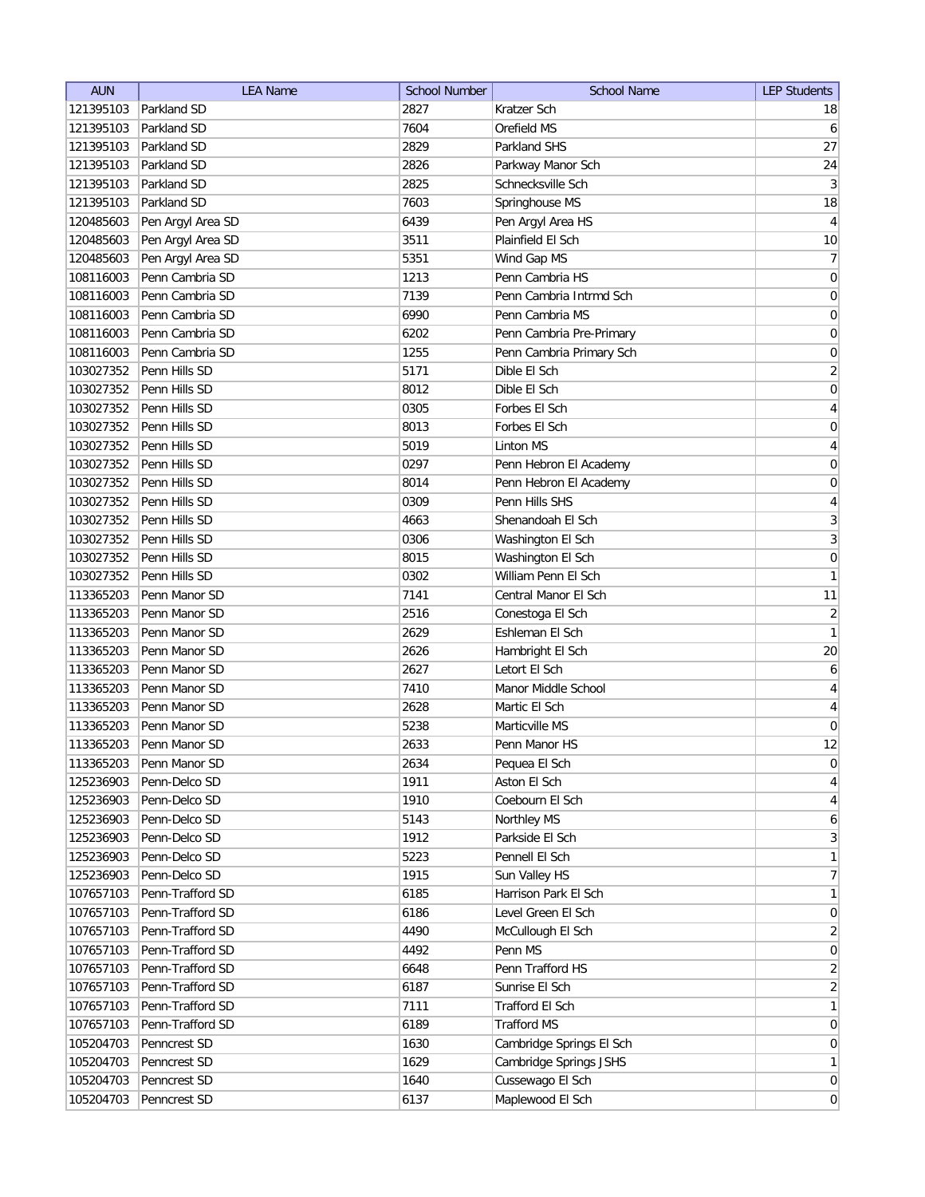| AUN | LEA Name | School Number | School Name | LEP Students |
|---|---|---|---|---|
| 121395103 | Parkland SD | 2827 | Kratzer Sch | 18 |
| 121395103 | Parkland SD | 7604 | Orefield MS | 6 |
| 121395103 | Parkland SD | 2829 | Parkland SHS | 27 |
| 121395103 | Parkland SD | 2826 | Parkway Manor Sch | 24 |
| 121395103 | Parkland SD | 2825 | Schnecksville Sch | 3 |
| 121395103 | Parkland SD | 7603 | Springhouse MS | 18 |
| 120485603 | Pen Argyl Area SD | 6439 | Pen Argyl Area HS | 4 |
| 120485603 | Pen Argyl Area SD | 3511 | Plainfield El Sch | 10 |
| 120485603 | Pen Argyl Area SD | 5351 | Wind Gap MS | 7 |
| 108116003 | Penn Cambria SD | 1213 | Penn Cambria HS | 0 |
| 108116003 | Penn Cambria SD | 7139 | Penn Cambria Intrmd Sch | 0 |
| 108116003 | Penn Cambria SD | 6990 | Penn Cambria MS | 0 |
| 108116003 | Penn Cambria SD | 6202 | Penn Cambria Pre-Primary | 0 |
| 108116003 | Penn Cambria SD | 1255 | Penn Cambria Primary Sch | 0 |
| 103027352 | Penn Hills SD | 5171 | Dible El Sch | 2 |
| 103027352 | Penn Hills SD | 8012 | Dible El Sch | 0 |
| 103027352 | Penn Hills SD | 0305 | Forbes El Sch | 4 |
| 103027352 | Penn Hills SD | 8013 | Forbes El Sch | 0 |
| 103027352 | Penn Hills SD | 5019 | Linton MS | 4 |
| 103027352 | Penn Hills SD | 0297 | Penn Hebron El Academy | 0 |
| 103027352 | Penn Hills SD | 8014 | Penn Hebron El Academy | 0 |
| 103027352 | Penn Hills SD | 0309 | Penn Hills SHS | 4 |
| 103027352 | Penn Hills SD | 4663 | Shenandoah El Sch | 3 |
| 103027352 | Penn Hills SD | 0306 | Washington El Sch | 3 |
| 103027352 | Penn Hills SD | 8015 | Washington El Sch | 0 |
| 103027352 | Penn Hills SD | 0302 | William Penn El Sch | 1 |
| 113365203 | Penn Manor SD | 7141 | Central Manor El Sch | 11 |
| 113365203 | Penn Manor SD | 2516 | Conestoga El Sch | 2 |
| 113365203 | Penn Manor SD | 2629 | Eshleman El Sch | 1 |
| 113365203 | Penn Manor SD | 2626 | Hambright El Sch | 20 |
| 113365203 | Penn Manor SD | 2627 | Letort El Sch | 6 |
| 113365203 | Penn Manor SD | 7410 | Manor Middle School | 4 |
| 113365203 | Penn Manor SD | 2628 | Martic El Sch | 4 |
| 113365203 | Penn Manor SD | 5238 | Marticville MS | 0 |
| 113365203 | Penn Manor SD | 2633 | Penn Manor HS | 12 |
| 113365203 | Penn Manor SD | 2634 | Pequea El Sch | 0 |
| 125236903 | Penn-Delco SD | 1911 | Aston El Sch | 4 |
| 125236903 | Penn-Delco SD | 1910 | Coebourn El Sch | 4 |
| 125236903 | Penn-Delco SD | 5143 | Northley MS | 6 |
| 125236903 | Penn-Delco SD | 1912 | Parkside El Sch | 3 |
| 125236903 | Penn-Delco SD | 5223 | Pennell El Sch | 1 |
| 125236903 | Penn-Delco SD | 1915 | Sun Valley HS | 7 |
| 107657103 | Penn-Trafford SD | 6185 | Harrison Park El Sch | 1 |
| 107657103 | Penn-Trafford SD | 6186 | Level Green El Sch | 0 |
| 107657103 | Penn-Trafford SD | 4490 | McCullough El Sch | 2 |
| 107657103 | Penn-Trafford SD | 4492 | Penn MS | 0 |
| 107657103 | Penn-Trafford SD | 6648 | Penn Trafford HS | 2 |
| 107657103 | Penn-Trafford SD | 6187 | Sunrise El Sch | 2 |
| 107657103 | Penn-Trafford SD | 7111 | Trafford El Sch | 1 |
| 107657103 | Penn-Trafford SD | 6189 | Trafford MS | 0 |
| 105204703 | Penncrest SD | 1630 | Cambridge Springs El Sch | 0 |
| 105204703 | Penncrest SD | 1629 | Cambridge Springs JSHS | 1 |
| 105204703 | Penncrest SD | 1640 | Cussewago El Sch | 0 |
| 105204703 | Penncrest SD | 6137 | Maplewood El Sch | 0 |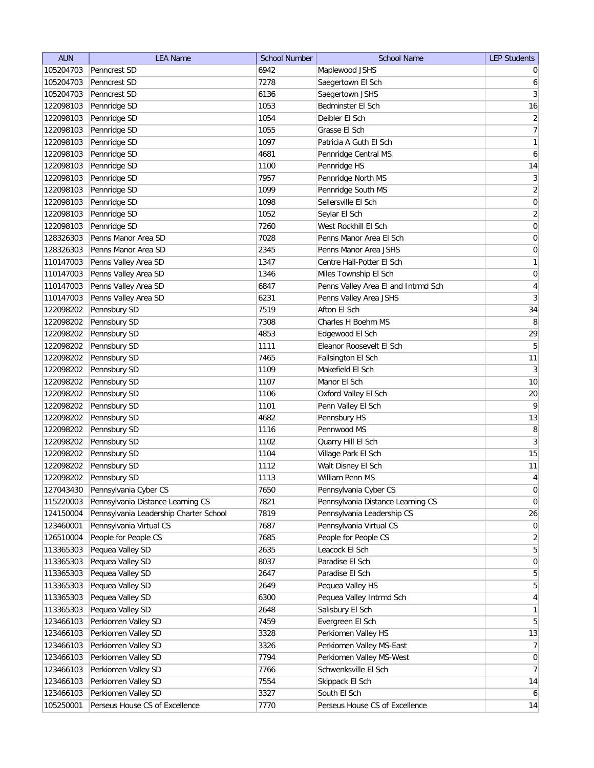| AUN | LEA Name | School Number | School Name | LEP Students |
|---|---|---|---|---|
| 105204703 | Penncrest SD | 6942 | Maplewood JSHS | 0 |
| 105204703 | Penncrest SD | 7278 | Saegertown El Sch | 6 |
| 105204703 | Penncrest SD | 6136 | Saegertown JSHS | 3 |
| 122098103 | Pennridge SD | 1053 | Bedminster El Sch | 16 |
| 122098103 | Pennridge SD | 1054 | Deibler El Sch | 2 |
| 122098103 | Pennridge SD | 1055 | Grasse El Sch | 7 |
| 122098103 | Pennridge SD | 1097 | Patricia A Guth El Sch | 1 |
| 122098103 | Pennridge SD | 4681 | Pennridge Central MS | 6 |
| 122098103 | Pennridge SD | 1100 | Pennridge HS | 14 |
| 122098103 | Pennridge SD | 7957 | Pennridge North MS | 3 |
| 122098103 | Pennridge SD | 1099 | Pennridge South MS | 2 |
| 122098103 | Pennridge SD | 1098 | Sellersville El Sch | 0 |
| 122098103 | Pennridge SD | 1052 | Seylar El Sch | 2 |
| 122098103 | Pennridge SD | 7260 | West Rockhill El Sch | 0 |
| 128326303 | Penns Manor Area SD | 7028 | Penns Manor Area El Sch | 0 |
| 128326303 | Penns Manor Area SD | 2345 | Penns Manor Area JSHS | 0 |
| 110147003 | Penns Valley Area SD | 1347 | Centre Hall-Potter El Sch | 1 |
| 110147003 | Penns Valley Area SD | 1346 | Miles Township El Sch | 0 |
| 110147003 | Penns Valley Area SD | 6847 | Penns Valley Area El and Intrmd Sch | 4 |
| 110147003 | Penns Valley Area SD | 6231 | Penns Valley Area JSHS | 3 |
| 122098202 | Pennsbury SD | 7519 | Afton El Sch | 34 |
| 122098202 | Pennsbury SD | 7308 | Charles H Boehm MS | 8 |
| 122098202 | Pennsbury SD | 4853 | Edgewood El Sch | 29 |
| 122098202 | Pennsbury SD | 1111 | Eleanor Roosevelt El Sch | 5 |
| 122098202 | Pennsbury SD | 7465 | Fallsington El Sch | 11 |
| 122098202 | Pennsbury SD | 1109 | Makefield El Sch | 3 |
| 122098202 | Pennsbury SD | 1107 | Manor El Sch | 10 |
| 122098202 | Pennsbury SD | 1106 | Oxford Valley El Sch | 20 |
| 122098202 | Pennsbury SD | 1101 | Penn Valley El Sch | 9 |
| 122098202 | Pennsbury SD | 4682 | Pennsbury HS | 13 |
| 122098202 | Pennsbury SD | 1116 | Pennwood MS | 8 |
| 122098202 | Pennsbury SD | 1102 | Quarry Hill El Sch | 3 |
| 122098202 | Pennsbury SD | 1104 | Village Park El Sch | 15 |
| 122098202 | Pennsbury SD | 1112 | Walt Disney El Sch | 11 |
| 122098202 | Pennsbury SD | 1113 | William Penn MS | 4 |
| 127043430 | Pennsylvania Cyber CS | 7650 | Pennsylvania Cyber CS | 0 |
| 115220003 | Pennsylvania Distance Learning CS | 7821 | Pennsylvania Distance Learning CS | 0 |
| 124150004 | Pennsylvania Leadership Charter School | 7819 | Pennsylvania Leadership CS | 26 |
| 123460001 | Pennsylvania Virtual CS | 7687 | Pennsylvania Virtual CS | 0 |
| 126510004 | People for People CS | 7685 | People for People CS | 2 |
| 113365303 | Pequea Valley SD | 2635 | Leacock El Sch | 5 |
| 113365303 | Pequea Valley SD | 8037 | Paradise El Sch | 0 |
| 113365303 | Pequea Valley SD | 2647 | Paradise El Sch | 5 |
| 113365303 | Pequea Valley SD | 2649 | Pequea Valley HS | 5 |
| 113365303 | Pequea Valley SD | 6300 | Pequea Valley Intrmd Sch | 4 |
| 113365303 | Pequea Valley SD | 2648 | Salisbury El Sch | 1 |
| 123466103 | Perkiomen Valley SD | 7459 | Evergreen El Sch | 5 |
| 123466103 | Perkiomen Valley SD | 3328 | Perkiomen Valley HS | 13 |
| 123466103 | Perkiomen Valley SD | 3326 | Perkiomen Valley MS-East | 7 |
| 123466103 | Perkiomen Valley SD | 7794 | Perkiomen Valley MS-West | 0 |
| 123466103 | Perkiomen Valley SD | 7766 | Schwenksville El Sch | 7 |
| 123466103 | Perkiomen Valley SD | 7554 | Skippack El Sch | 14 |
| 123466103 | Perkiomen Valley SD | 3327 | South El Sch | 6 |
| 105250001 | Perseus House CS of Excellence | 7770 | Perseus House CS of Excellence | 14 |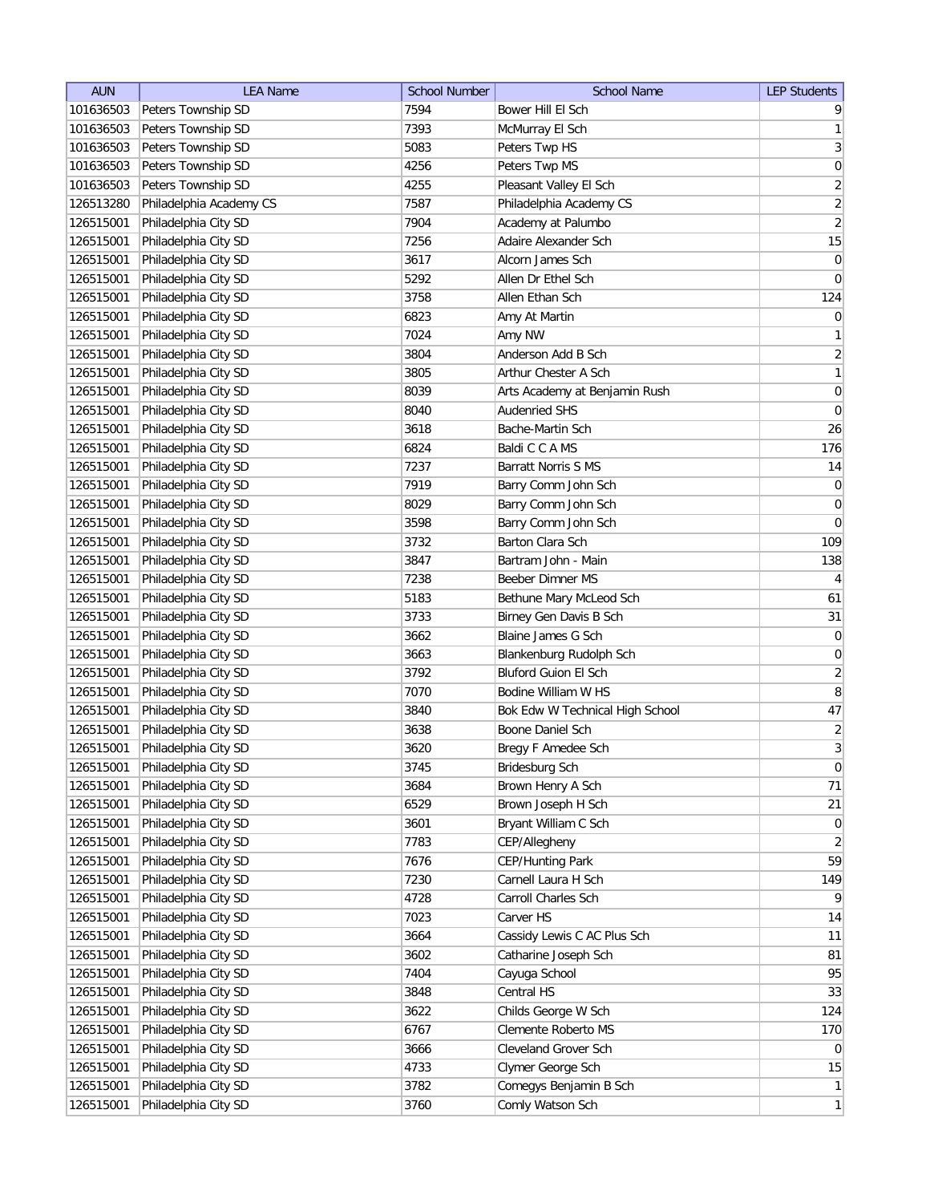| AUN | LEA Name | School Number | School Name | LEP Students |
|---|---|---|---|---|
| 101636503 | Peters Township SD | 7594 | Bower Hill El Sch | 9 |
| 101636503 | Peters Township SD | 7393 | McMurray El Sch | 1 |
| 101636503 | Peters Township SD | 5083 | Peters Twp HS | 3 |
| 101636503 | Peters Township SD | 4256 | Peters Twp MS | 0 |
| 101636503 | Peters Township SD | 4255 | Pleasant Valley El Sch | 2 |
| 126513280 | Philadelphia Academy CS | 7587 | Philadelphia Academy CS | 2 |
| 126515001 | Philadelphia City SD | 7904 | Academy at Palumbo | 2 |
| 126515001 | Philadelphia City SD | 7256 | Adaire Alexander Sch | 15 |
| 126515001 | Philadelphia City SD | 3617 | Alcorn James Sch | 0 |
| 126515001 | Philadelphia City SD | 5292 | Allen Dr Ethel Sch | 0 |
| 126515001 | Philadelphia City SD | 3758 | Allen Ethan Sch | 124 |
| 126515001 | Philadelphia City SD | 6823 | Amy At Martin | 0 |
| 126515001 | Philadelphia City SD | 7024 | Amy NW | 1 |
| 126515001 | Philadelphia City SD | 3804 | Anderson Add B Sch | 2 |
| 126515001 | Philadelphia City SD | 3805 | Arthur Chester A Sch | 1 |
| 126515001 | Philadelphia City SD | 8039 | Arts Academy at Benjamin Rush | 0 |
| 126515001 | Philadelphia City SD | 8040 | Audenried SHS | 0 |
| 126515001 | Philadelphia City SD | 3618 | Bache-Martin Sch | 26 |
| 126515001 | Philadelphia City SD | 6824 | Baldi C C A MS | 176 |
| 126515001 | Philadelphia City SD | 7237 | Barratt Norris S MS | 14 |
| 126515001 | Philadelphia City SD | 7919 | Barry Comm John Sch | 0 |
| 126515001 | Philadelphia City SD | 8029 | Barry Comm John Sch | 0 |
| 126515001 | Philadelphia City SD | 3598 | Barry Comm John Sch | 0 |
| 126515001 | Philadelphia City SD | 3732 | Barton Clara Sch | 109 |
| 126515001 | Philadelphia City SD | 3847 | Bartram John - Main | 138 |
| 126515001 | Philadelphia City SD | 7238 | Beeber Dimner MS | 4 |
| 126515001 | Philadelphia City SD | 5183 | Bethune Mary McLeod Sch | 61 |
| 126515001 | Philadelphia City SD | 3733 | Birney Gen Davis B Sch | 31 |
| 126515001 | Philadelphia City SD | 3662 | Blaine James G Sch | 0 |
| 126515001 | Philadelphia City SD | 3663 | Blankenburg Rudolph Sch | 0 |
| 126515001 | Philadelphia City SD | 3792 | Bluford Guion El Sch | 2 |
| 126515001 | Philadelphia City SD | 7070 | Bodine William W HS | 8 |
| 126515001 | Philadelphia City SD | 3840 | Bok Edw W Technical High School | 47 |
| 126515001 | Philadelphia City SD | 3638 | Boone Daniel Sch | 2 |
| 126515001 | Philadelphia City SD | 3620 | Bregy F Amedee Sch | 3 |
| 126515001 | Philadelphia City SD | 3745 | Bridesburg Sch | 0 |
| 126515001 | Philadelphia City SD | 3684 | Brown Henry A Sch | 71 |
| 126515001 | Philadelphia City SD | 6529 | Brown Joseph H Sch | 21 |
| 126515001 | Philadelphia City SD | 3601 | Bryant William C Sch | 0 |
| 126515001 | Philadelphia City SD | 7783 | CEP/Allegheny | 2 |
| 126515001 | Philadelphia City SD | 7676 | CEP/Hunting Park | 59 |
| 126515001 | Philadelphia City SD | 7230 | Carnell Laura H Sch | 149 |
| 126515001 | Philadelphia City SD | 4728 | Carroll Charles Sch | 9 |
| 126515001 | Philadelphia City SD | 7023 | Carver HS | 14 |
| 126515001 | Philadelphia City SD | 3664 | Cassidy Lewis C AC Plus Sch | 11 |
| 126515001 | Philadelphia City SD | 3602 | Catharine Joseph Sch | 81 |
| 126515001 | Philadelphia City SD | 7404 | Cayuga School | 95 |
| 126515001 | Philadelphia City SD | 3848 | Central HS | 33 |
| 126515001 | Philadelphia City SD | 3622 | Childs George W Sch | 124 |
| 126515001 | Philadelphia City SD | 6767 | Clemente Roberto MS | 170 |
| 126515001 | Philadelphia City SD | 3666 | Cleveland Grover Sch | 0 |
| 126515001 | Philadelphia City SD | 4733 | Clymer George Sch | 15 |
| 126515001 | Philadelphia City SD | 3782 | Comegys Benjamin B Sch | 1 |
| 126515001 | Philadelphia City SD | 3760 | Comly Watson Sch | 1 |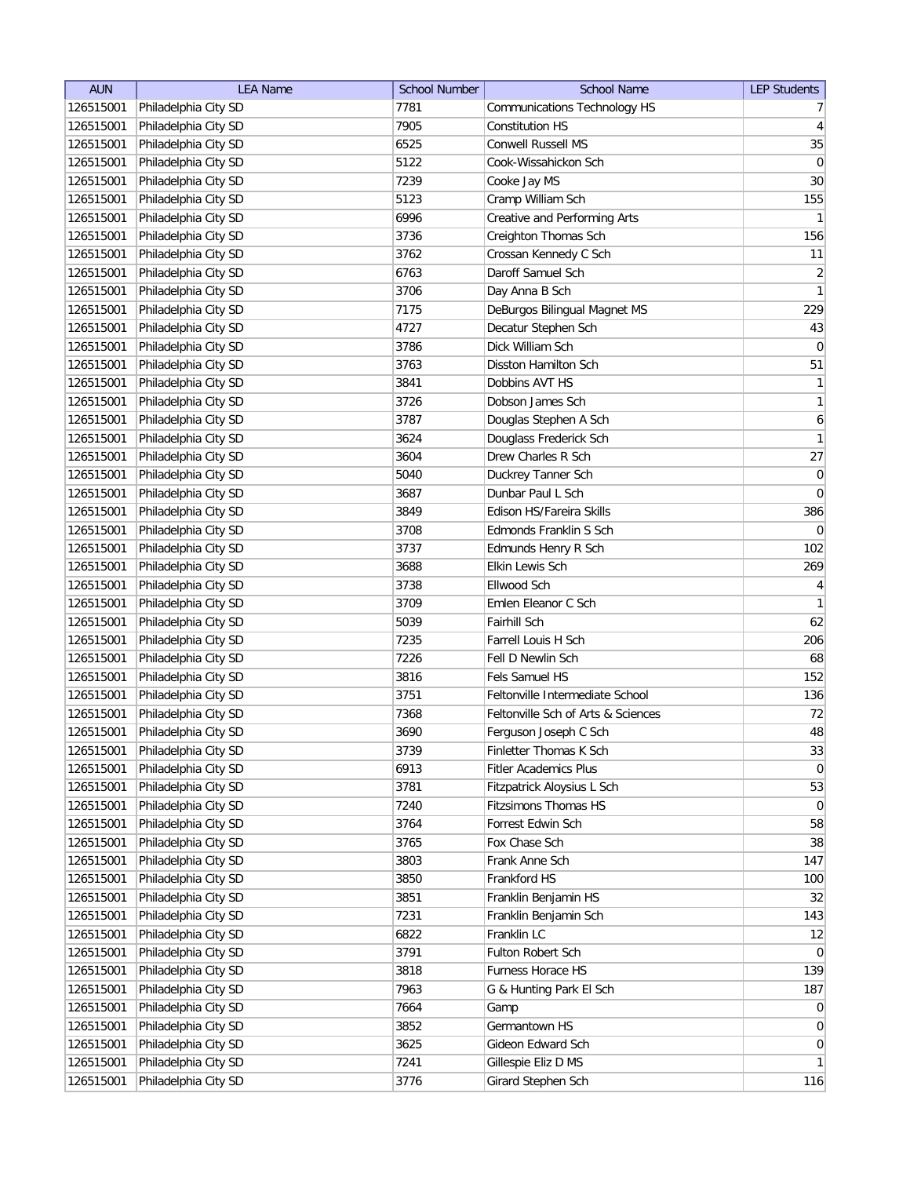| AUN | LEA Name | School Number | School Name | LEP Students |
|---|---|---|---|---|
| 126515001 | Philadelphia City SD | 7781 | Communications Technology HS | 7 |
| 126515001 | Philadelphia City SD | 7905 | Constitution HS | 4 |
| 126515001 | Philadelphia City SD | 6525 | Conwell Russell MS | 35 |
| 126515001 | Philadelphia City SD | 5122 | Cook-Wissahickon Sch | 0 |
| 126515001 | Philadelphia City SD | 7239 | Cooke Jay MS | 30 |
| 126515001 | Philadelphia City SD | 5123 | Cramp William Sch | 155 |
| 126515001 | Philadelphia City SD | 6996 | Creative and Performing Arts | 1 |
| 126515001 | Philadelphia City SD | 3736 | Creighton Thomas Sch | 156 |
| 126515001 | Philadelphia City SD | 3762 | Crossan Kennedy C Sch | 11 |
| 126515001 | Philadelphia City SD | 6763 | Daroff Samuel Sch | 2 |
| 126515001 | Philadelphia City SD | 3706 | Day Anna B Sch | 1 |
| 126515001 | Philadelphia City SD | 7175 | DeBurgos Bilingual Magnet MS | 229 |
| 126515001 | Philadelphia City SD | 4727 | Decatur Stephen Sch | 43 |
| 126515001 | Philadelphia City SD | 3786 | Dick William Sch | 0 |
| 126515001 | Philadelphia City SD | 3763 | Disston Hamilton Sch | 51 |
| 126515001 | Philadelphia City SD | 3841 | Dobbins AVT HS | 1 |
| 126515001 | Philadelphia City SD | 3726 | Dobson James Sch | 1 |
| 126515001 | Philadelphia City SD | 3787 | Douglas Stephen A Sch | 6 |
| 126515001 | Philadelphia City SD | 3624 | Douglass Frederick Sch | 1 |
| 126515001 | Philadelphia City SD | 3604 | Drew Charles R Sch | 27 |
| 126515001 | Philadelphia City SD | 5040 | Duckrey Tanner Sch | 0 |
| 126515001 | Philadelphia City SD | 3687 | Dunbar Paul L Sch | 0 |
| 126515001 | Philadelphia City SD | 3849 | Edison HS/Fareira Skills | 386 |
| 126515001 | Philadelphia City SD | 3708 | Edmonds Franklin S Sch | 0 |
| 126515001 | Philadelphia City SD | 3737 | Edmunds Henry R Sch | 102 |
| 126515001 | Philadelphia City SD | 3688 | Elkin Lewis Sch | 269 |
| 126515001 | Philadelphia City SD | 3738 | Ellwood Sch | 4 |
| 126515001 | Philadelphia City SD | 3709 | Emlen Eleanor C Sch | 1 |
| 126515001 | Philadelphia City SD | 5039 | Fairhill Sch | 62 |
| 126515001 | Philadelphia City SD | 7235 | Farrell Louis H Sch | 206 |
| 126515001 | Philadelphia City SD | 7226 | Fell D Newlin Sch | 68 |
| 126515001 | Philadelphia City SD | 3816 | Fels Samuel HS | 152 |
| 126515001 | Philadelphia City SD | 3751 | Feltonville Intermediate School | 136 |
| 126515001 | Philadelphia City SD | 7368 | Feltonville Sch of Arts & Sciences | 72 |
| 126515001 | Philadelphia City SD | 3690 | Ferguson Joseph C Sch | 48 |
| 126515001 | Philadelphia City SD | 3739 | Finletter Thomas K Sch | 33 |
| 126515001 | Philadelphia City SD | 6913 | Fitler Academics Plus | 0 |
| 126515001 | Philadelphia City SD | 3781 | Fitzpatrick Aloysius L Sch | 53 |
| 126515001 | Philadelphia City SD | 7240 | Fitzsimons Thomas HS | 0 |
| 126515001 | Philadelphia City SD | 3764 | Forrest Edwin Sch | 58 |
| 126515001 | Philadelphia City SD | 3765 | Fox Chase Sch | 38 |
| 126515001 | Philadelphia City SD | 3803 | Frank Anne Sch | 147 |
| 126515001 | Philadelphia City SD | 3850 | Frankford HS | 100 |
| 126515001 | Philadelphia City SD | 3851 | Franklin Benjamin HS | 32 |
| 126515001 | Philadelphia City SD | 7231 | Franklin Benjamin Sch | 143 |
| 126515001 | Philadelphia City SD | 6822 | Franklin LC | 12 |
| 126515001 | Philadelphia City SD | 3791 | Fulton Robert Sch | 0 |
| 126515001 | Philadelphia City SD | 3818 | Furness Horace HS | 139 |
| 126515001 | Philadelphia City SD | 7963 | G & Hunting Park El Sch | 187 |
| 126515001 | Philadelphia City SD | 7664 | Gamp | 0 |
| 126515001 | Philadelphia City SD | 3852 | Germantown HS | 0 |
| 126515001 | Philadelphia City SD | 3625 | Gideon Edward Sch | 0 |
| 126515001 | Philadelphia City SD | 7241 | Gillespie Eliz D MS | 1 |
| 126515001 | Philadelphia City SD | 3776 | Girard Stephen Sch | 116 |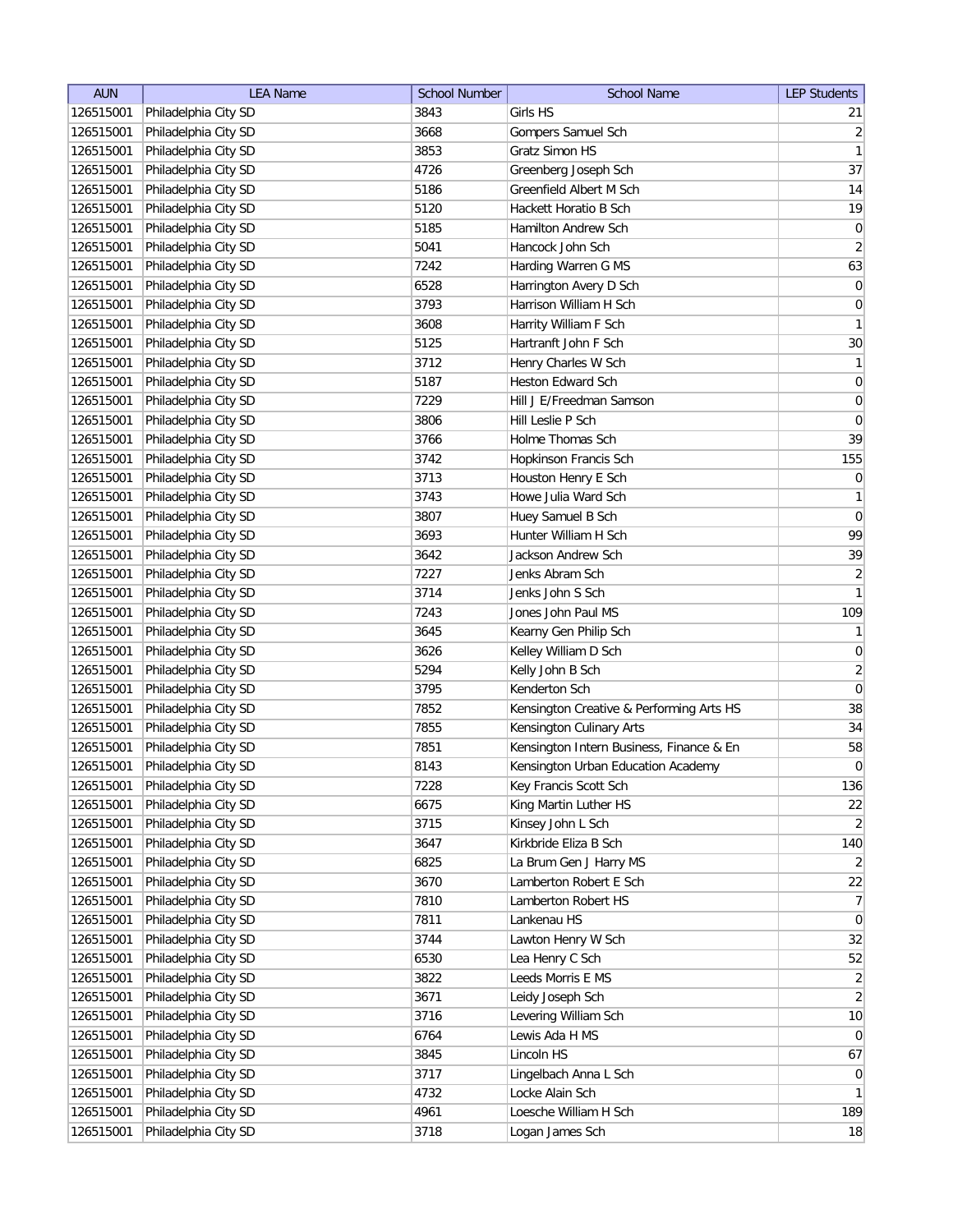| AUN | LEA Name | School Number | School Name | LEP Students |
|---|---|---|---|---|
| 126515001 | Philadelphia City SD | 3843 | Girls HS | 21 |
| 126515001 | Philadelphia City SD | 3668 | Gompers Samuel Sch | 2 |
| 126515001 | Philadelphia City SD | 3853 | Gratz Simon HS | 1 |
| 126515001 | Philadelphia City SD | 4726 | Greenberg Joseph Sch | 37 |
| 126515001 | Philadelphia City SD | 5186 | Greenfield Albert M Sch | 14 |
| 126515001 | Philadelphia City SD | 5120 | Hackett Horatio B Sch | 19 |
| 126515001 | Philadelphia City SD | 5185 | Hamilton Andrew Sch | 0 |
| 126515001 | Philadelphia City SD | 5041 | Hancock John Sch | 2 |
| 126515001 | Philadelphia City SD | 7242 | Harding Warren G MS | 63 |
| 126515001 | Philadelphia City SD | 6528 | Harrington Avery D Sch | 0 |
| 126515001 | Philadelphia City SD | 3793 | Harrison William H Sch | 0 |
| 126515001 | Philadelphia City SD | 3608 | Harrity William F Sch | 1 |
| 126515001 | Philadelphia City SD | 5125 | Hartranft John F Sch | 30 |
| 126515001 | Philadelphia City SD | 3712 | Henry Charles W Sch | 1 |
| 126515001 | Philadelphia City SD | 5187 | Heston Edward Sch | 0 |
| 126515001 | Philadelphia City SD | 7229 | Hill J E/Freedman Samson | 0 |
| 126515001 | Philadelphia City SD | 3806 | Hill Leslie P Sch | 0 |
| 126515001 | Philadelphia City SD | 3766 | Holme Thomas Sch | 39 |
| 126515001 | Philadelphia City SD | 3742 | Hopkinson Francis Sch | 155 |
| 126515001 | Philadelphia City SD | 3713 | Houston Henry E Sch | 0 |
| 126515001 | Philadelphia City SD | 3743 | Howe Julia Ward Sch | 1 |
| 126515001 | Philadelphia City SD | 3807 | Huey Samuel B Sch | 0 |
| 126515001 | Philadelphia City SD | 3693 | Hunter William H Sch | 99 |
| 126515001 | Philadelphia City SD | 3642 | Jackson Andrew Sch | 39 |
| 126515001 | Philadelphia City SD | 7227 | Jenks Abram Sch | 2 |
| 126515001 | Philadelphia City SD | 3714 | Jenks John S Sch | 1 |
| 126515001 | Philadelphia City SD | 7243 | Jones John Paul MS | 109 |
| 126515001 | Philadelphia City SD | 3645 | Kearny Gen Philip Sch | 1 |
| 126515001 | Philadelphia City SD | 3626 | Kelley William D Sch | 0 |
| 126515001 | Philadelphia City SD | 5294 | Kelly John B Sch | 2 |
| 126515001 | Philadelphia City SD | 3795 | Kenderton Sch | 0 |
| 126515001 | Philadelphia City SD | 7852 | Kensington Creative & Performing Arts HS | 38 |
| 126515001 | Philadelphia City SD | 7855 | Kensington Culinary Arts | 34 |
| 126515001 | Philadelphia City SD | 7851 | Kensington Intern Business, Finance & En | 58 |
| 126515001 | Philadelphia City SD | 8143 | Kensington Urban Education Academy | 0 |
| 126515001 | Philadelphia City SD | 7228 | Key Francis Scott Sch | 136 |
| 126515001 | Philadelphia City SD | 6675 | King Martin Luther HS | 22 |
| 126515001 | Philadelphia City SD | 3715 | Kinsey John L Sch | 2 |
| 126515001 | Philadelphia City SD | 3647 | Kirkbride Eliza B Sch | 140 |
| 126515001 | Philadelphia City SD | 6825 | La Brum Gen J Harry MS | 2 |
| 126515001 | Philadelphia City SD | 3670 | Lamberton Robert E Sch | 22 |
| 126515001 | Philadelphia City SD | 7810 | Lamberton Robert HS | 7 |
| 126515001 | Philadelphia City SD | 7811 | Lankenau HS | 0 |
| 126515001 | Philadelphia City SD | 3744 | Lawton Henry W Sch | 32 |
| 126515001 | Philadelphia City SD | 6530 | Lea Henry C Sch | 52 |
| 126515001 | Philadelphia City SD | 3822 | Leeds Morris E MS | 2 |
| 126515001 | Philadelphia City SD | 3671 | Leidy Joseph Sch | 2 |
| 126515001 | Philadelphia City SD | 3716 | Levering William Sch | 10 |
| 126515001 | Philadelphia City SD | 6764 | Lewis Ada H MS | 0 |
| 126515001 | Philadelphia City SD | 3845 | Lincoln HS | 67 |
| 126515001 | Philadelphia City SD | 3717 | Lingelbach Anna L Sch | 0 |
| 126515001 | Philadelphia City SD | 4732 | Locke Alain Sch | 1 |
| 126515001 | Philadelphia City SD | 4961 | Loesche William H Sch | 189 |
| 126515001 | Philadelphia City SD | 3718 | Logan James Sch | 18 |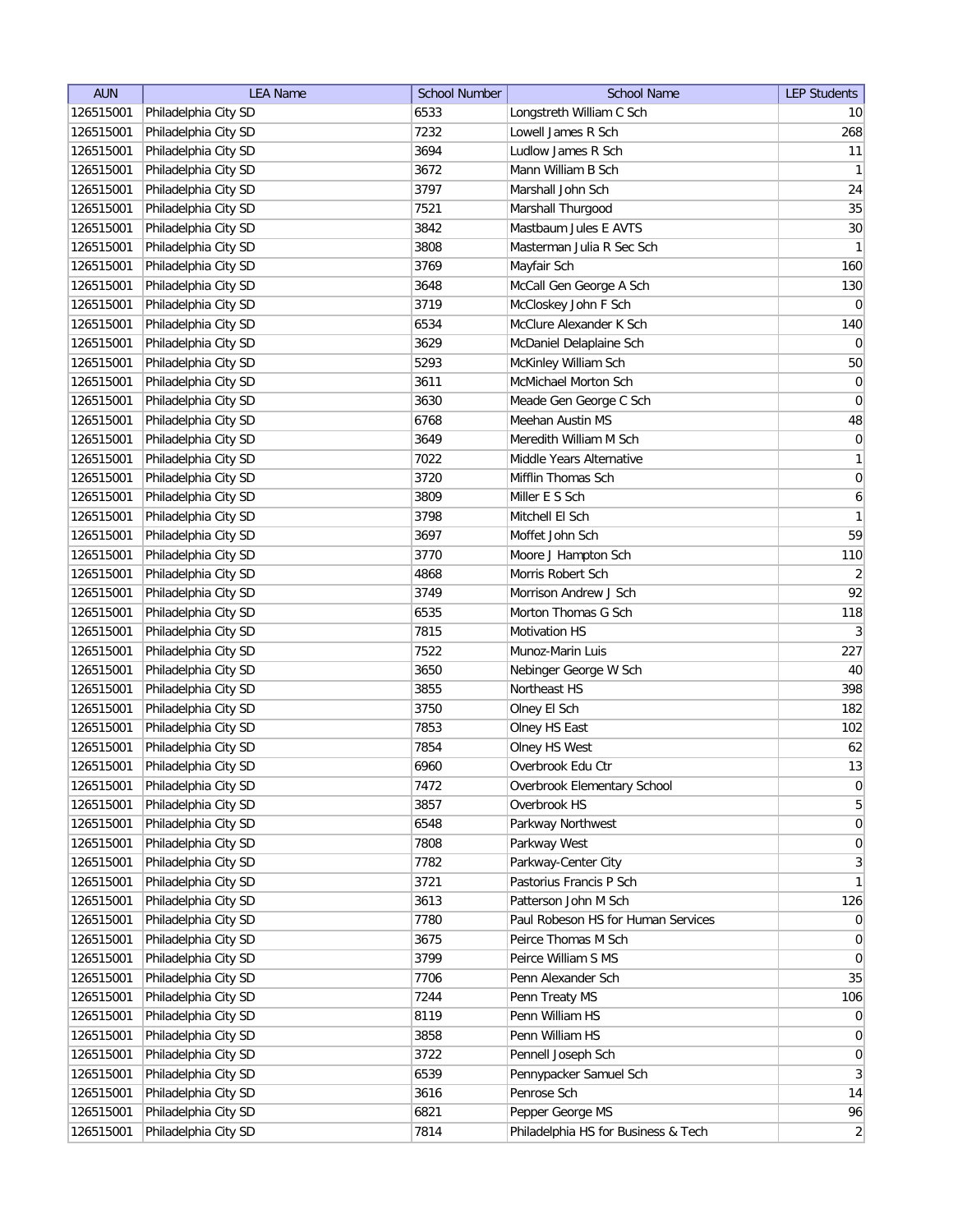| AUN | LEA Name | School Number | School Name | LEP Students |
|---|---|---|---|---|
| 126515001 | Philadelphia City SD | 6533 | Longstreth William C Sch | 10 |
| 126515001 | Philadelphia City SD | 7232 | Lowell James R Sch | 268 |
| 126515001 | Philadelphia City SD | 3694 | Ludlow James R Sch | 11 |
| 126515001 | Philadelphia City SD | 3672 | Mann William B Sch | 1 |
| 126515001 | Philadelphia City SD | 3797 | Marshall John Sch | 24 |
| 126515001 | Philadelphia City SD | 7521 | Marshall Thurgood | 35 |
| 126515001 | Philadelphia City SD | 3842 | Mastbaum Jules E AVTS | 30 |
| 126515001 | Philadelphia City SD | 3808 | Masterman Julia R Sec Sch | 1 |
| 126515001 | Philadelphia City SD | 3769 | Mayfair Sch | 160 |
| 126515001 | Philadelphia City SD | 3648 | McCall Gen George A Sch | 130 |
| 126515001 | Philadelphia City SD | 3719 | McCloskey John F Sch | 0 |
| 126515001 | Philadelphia City SD | 6534 | McClure Alexander K Sch | 140 |
| 126515001 | Philadelphia City SD | 3629 | McDaniel Delaplaine Sch | 0 |
| 126515001 | Philadelphia City SD | 5293 | McKinley William Sch | 50 |
| 126515001 | Philadelphia City SD | 3611 | McMichael Morton Sch | 0 |
| 126515001 | Philadelphia City SD | 3630 | Meade Gen George C Sch | 0 |
| 126515001 | Philadelphia City SD | 6768 | Meehan Austin MS | 48 |
| 126515001 | Philadelphia City SD | 3649 | Meredith William M Sch | 0 |
| 126515001 | Philadelphia City SD | 7022 | Middle Years Alternative | 1 |
| 126515001 | Philadelphia City SD | 3720 | Mifflin Thomas Sch | 0 |
| 126515001 | Philadelphia City SD | 3809 | Miller E S Sch | 6 |
| 126515001 | Philadelphia City SD | 3798 | Mitchell El Sch | 1 |
| 126515001 | Philadelphia City SD | 3697 | Moffet John Sch | 59 |
| 126515001 | Philadelphia City SD | 3770 | Moore J Hampton Sch | 110 |
| 126515001 | Philadelphia City SD | 4868 | Morris Robert Sch | 2 |
| 126515001 | Philadelphia City SD | 3749 | Morrison Andrew J Sch | 92 |
| 126515001 | Philadelphia City SD | 6535 | Morton Thomas G Sch | 118 |
| 126515001 | Philadelphia City SD | 7815 | Motivation HS | 3 |
| 126515001 | Philadelphia City SD | 7522 | Munoz-Marin Luis | 227 |
| 126515001 | Philadelphia City SD | 3650 | Nebinger George W Sch | 40 |
| 126515001 | Philadelphia City SD | 3855 | Northeast HS | 398 |
| 126515001 | Philadelphia City SD | 3750 | Olney El Sch | 182 |
| 126515001 | Philadelphia City SD | 7853 | Olney HS East | 102 |
| 126515001 | Philadelphia City SD | 7854 | Olney HS West | 62 |
| 126515001 | Philadelphia City SD | 6960 | Overbrook Edu Ctr | 13 |
| 126515001 | Philadelphia City SD | 7472 | Overbrook Elementary School | 0 |
| 126515001 | Philadelphia City SD | 3857 | Overbrook HS | 5 |
| 126515001 | Philadelphia City SD | 6548 | Parkway Northwest | 0 |
| 126515001 | Philadelphia City SD | 7808 | Parkway West | 0 |
| 126515001 | Philadelphia City SD | 7782 | Parkway-Center City | 3 |
| 126515001 | Philadelphia City SD | 3721 | Pastorius Francis P Sch | 1 |
| 126515001 | Philadelphia City SD | 3613 | Patterson John M Sch | 126 |
| 126515001 | Philadelphia City SD | 7780 | Paul Robeson HS for Human Services | 0 |
| 126515001 | Philadelphia City SD | 3675 | Peirce Thomas M Sch | 0 |
| 126515001 | Philadelphia City SD | 3799 | Peirce William S MS | 0 |
| 126515001 | Philadelphia City SD | 7706 | Penn Alexander Sch | 35 |
| 126515001 | Philadelphia City SD | 7244 | Penn Treaty MS | 106 |
| 126515001 | Philadelphia City SD | 8119 | Penn William HS | 0 |
| 126515001 | Philadelphia City SD | 3858 | Penn William HS | 0 |
| 126515001 | Philadelphia City SD | 3722 | Pennell Joseph Sch | 0 |
| 126515001 | Philadelphia City SD | 6539 | Pennypacker Samuel Sch | 3 |
| 126515001 | Philadelphia City SD | 3616 | Penrose Sch | 14 |
| 126515001 | Philadelphia City SD | 6821 | Pepper George MS | 96 |
| 126515001 | Philadelphia City SD | 7814 | Philadelphia HS for Business & Tech | 2 |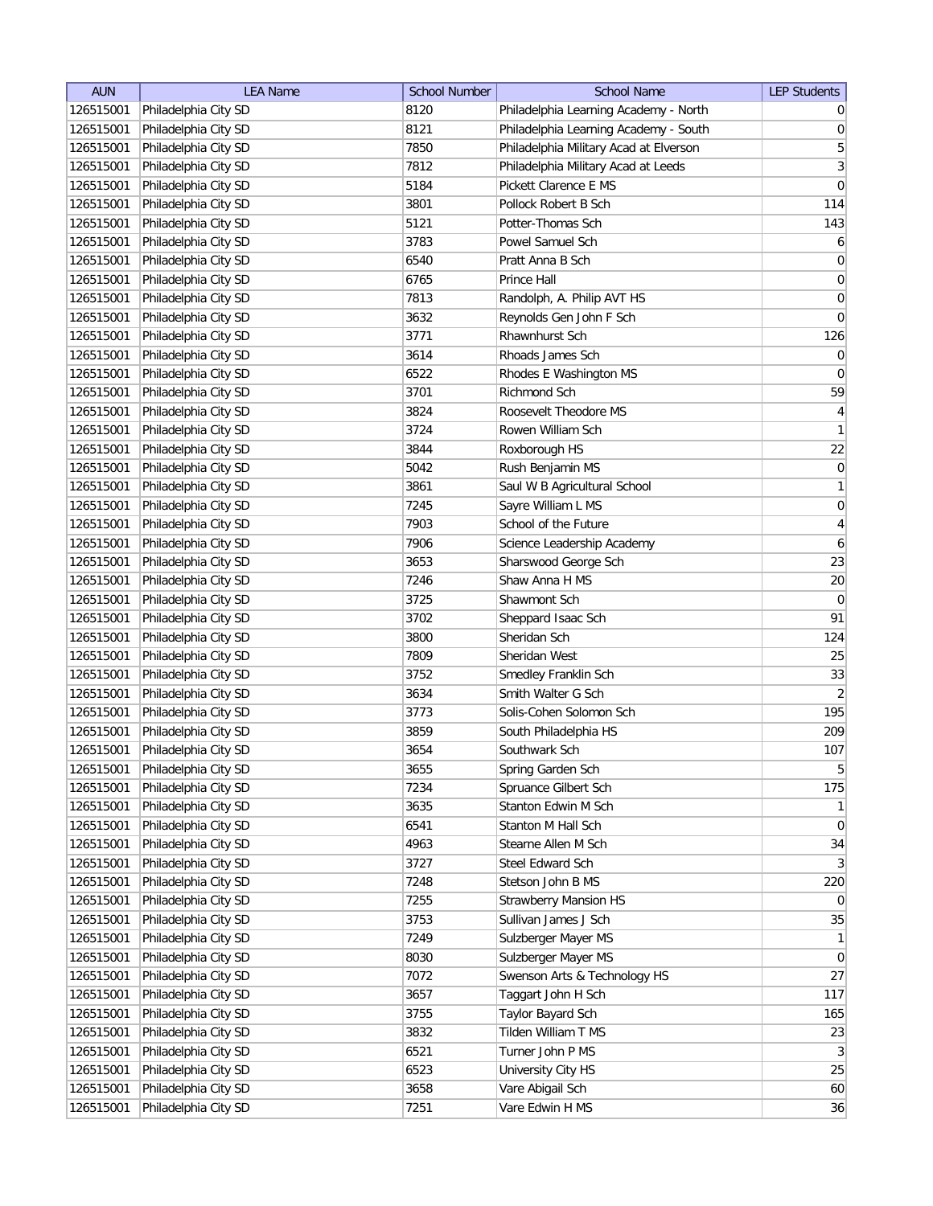| AUN | LEA Name | School Number | School Name | LEP Students |
|---|---|---|---|---|
| 126515001 | Philadelphia City SD | 8120 | Philadelphia Learning Academy - North | 0 |
| 126515001 | Philadelphia City SD | 8121 | Philadelphia Learning Academy - South | 0 |
| 126515001 | Philadelphia City SD | 7850 | Philadelphia Military Acad at Elverson | 5 |
| 126515001 | Philadelphia City SD | 7812 | Philadelphia Military Acad at Leeds | 3 |
| 126515001 | Philadelphia City SD | 5184 | Pickett Clarence E MS | 0 |
| 126515001 | Philadelphia City SD | 3801 | Pollock Robert B Sch | 114 |
| 126515001 | Philadelphia City SD | 5121 | Potter-Thomas Sch | 143 |
| 126515001 | Philadelphia City SD | 3783 | Powel Samuel Sch | 6 |
| 126515001 | Philadelphia City SD | 6540 | Pratt Anna B Sch | 0 |
| 126515001 | Philadelphia City SD | 6765 | Prince Hall | 0 |
| 126515001 | Philadelphia City SD | 7813 | Randolph, A. Philip AVT HS | 0 |
| 126515001 | Philadelphia City SD | 3632 | Reynolds Gen John F Sch | 0 |
| 126515001 | Philadelphia City SD | 3771 | Rhawnhurst Sch | 126 |
| 126515001 | Philadelphia City SD | 3614 | Rhoads James Sch | 0 |
| 126515001 | Philadelphia City SD | 6522 | Rhodes E Washington MS | 0 |
| 126515001 | Philadelphia City SD | 3701 | Richmond Sch | 59 |
| 126515001 | Philadelphia City SD | 3824 | Roosevelt Theodore MS | 4 |
| 126515001 | Philadelphia City SD | 3724 | Rowen William Sch | 1 |
| 126515001 | Philadelphia City SD | 3844 | Roxborough HS | 22 |
| 126515001 | Philadelphia City SD | 5042 | Rush Benjamin MS | 0 |
| 126515001 | Philadelphia City SD | 3861 | Saul W B Agricultural School | 1 |
| 126515001 | Philadelphia City SD | 7245 | Sayre William L MS | 0 |
| 126515001 | Philadelphia City SD | 7903 | School of the Future | 4 |
| 126515001 | Philadelphia City SD | 7906 | Science Leadership Academy | 6 |
| 126515001 | Philadelphia City SD | 3653 | Sharswood George Sch | 23 |
| 126515001 | Philadelphia City SD | 7246 | Shaw Anna H MS | 20 |
| 126515001 | Philadelphia City SD | 3725 | Shawmont Sch | 0 |
| 126515001 | Philadelphia City SD | 3702 | Sheppard Isaac Sch | 91 |
| 126515001 | Philadelphia City SD | 3800 | Sheridan Sch | 124 |
| 126515001 | Philadelphia City SD | 7809 | Sheridan West | 25 |
| 126515001 | Philadelphia City SD | 3752 | Smedley Franklin Sch | 33 |
| 126515001 | Philadelphia City SD | 3634 | Smith Walter G Sch | 2 |
| 126515001 | Philadelphia City SD | 3773 | Solis-Cohen Solomon Sch | 195 |
| 126515001 | Philadelphia City SD | 3859 | South Philadelphia HS | 209 |
| 126515001 | Philadelphia City SD | 3654 | Southwark Sch | 107 |
| 126515001 | Philadelphia City SD | 3655 | Spring Garden Sch | 5 |
| 126515001 | Philadelphia City SD | 7234 | Spruance Gilbert Sch | 175 |
| 126515001 | Philadelphia City SD | 3635 | Stanton Edwin M Sch | 1 |
| 126515001 | Philadelphia City SD | 6541 | Stanton M Hall Sch | 0 |
| 126515001 | Philadelphia City SD | 4963 | Stearne Allen M Sch | 34 |
| 126515001 | Philadelphia City SD | 3727 | Steel Edward Sch | 3 |
| 126515001 | Philadelphia City SD | 7248 | Stetson John B MS | 220 |
| 126515001 | Philadelphia City SD | 7255 | Strawberry Mansion HS | 0 |
| 126515001 | Philadelphia City SD | 3753 | Sullivan James J Sch | 35 |
| 126515001 | Philadelphia City SD | 7249 | Sulzberger Mayer MS | 1 |
| 126515001 | Philadelphia City SD | 8030 | Sulzberger Mayer MS | 0 |
| 126515001 | Philadelphia City SD | 7072 | Swenson Arts & Technology HS | 27 |
| 126515001 | Philadelphia City SD | 3657 | Taggart John H Sch | 117 |
| 126515001 | Philadelphia City SD | 3755 | Taylor Bayard Sch | 165 |
| 126515001 | Philadelphia City SD | 3832 | Tilden William T MS | 23 |
| 126515001 | Philadelphia City SD | 6521 | Turner John P MS | 3 |
| 126515001 | Philadelphia City SD | 6523 | University City HS | 25 |
| 126515001 | Philadelphia City SD | 3658 | Vare Abigail Sch | 60 |
| 126515001 | Philadelphia City SD | 7251 | Vare Edwin H MS | 36 |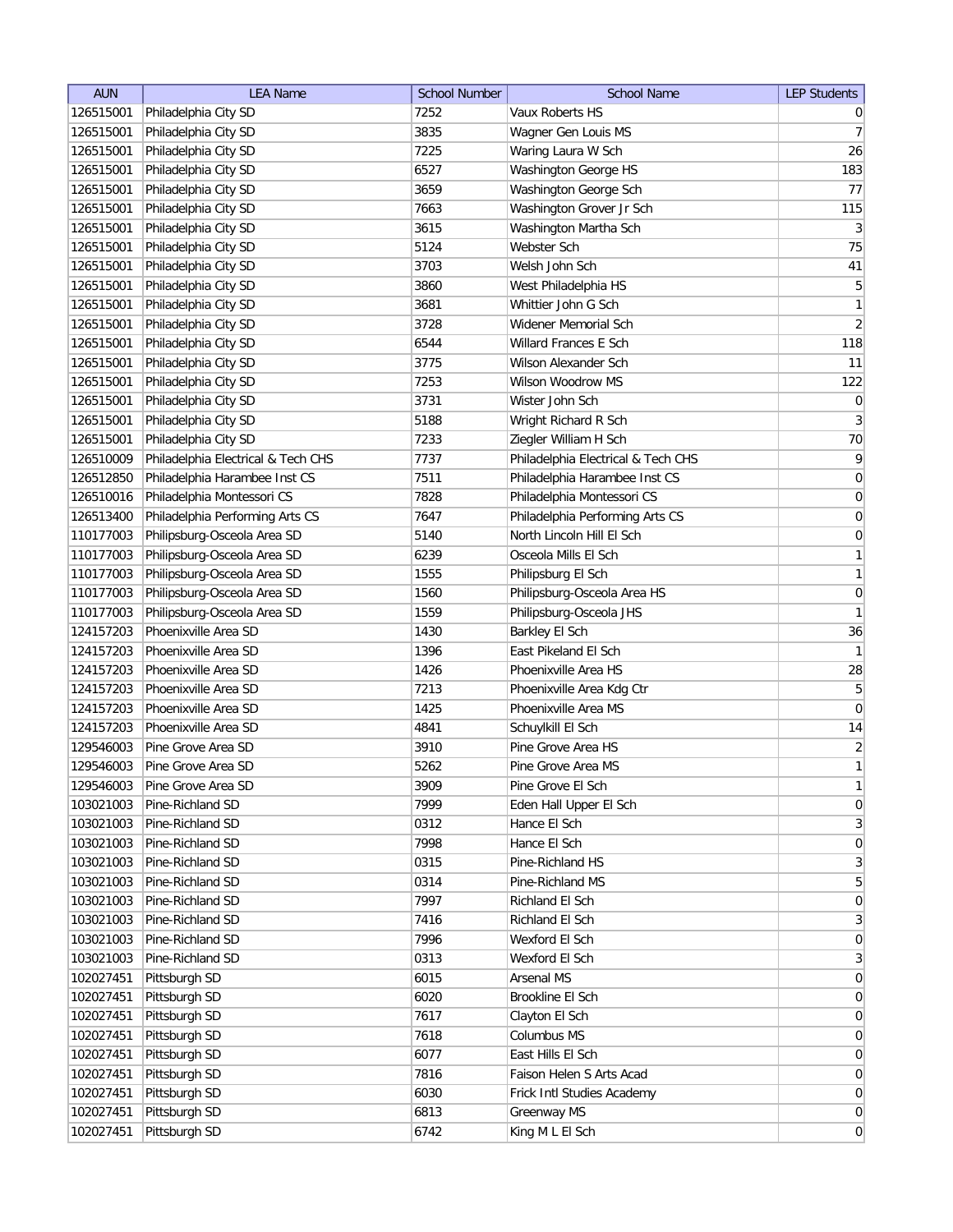| AUN | LEA Name | School Number | School Name | LEP Students |
|---|---|---|---|---|
| 126515001 | Philadelphia City SD | 7252 | Vaux Roberts HS | 0 |
| 126515001 | Philadelphia City SD | 3835 | Wagner Gen Louis MS | 7 |
| 126515001 | Philadelphia City SD | 7225 | Waring Laura W Sch | 26 |
| 126515001 | Philadelphia City SD | 6527 | Washington George HS | 183 |
| 126515001 | Philadelphia City SD | 3659 | Washington George Sch | 77 |
| 126515001 | Philadelphia City SD | 7663 | Washington Grover Jr Sch | 115 |
| 126515001 | Philadelphia City SD | 3615 | Washington Martha Sch | 3 |
| 126515001 | Philadelphia City SD | 5124 | Webster Sch | 75 |
| 126515001 | Philadelphia City SD | 3703 | Welsh John Sch | 41 |
| 126515001 | Philadelphia City SD | 3860 | West Philadelphia HS | 5 |
| 126515001 | Philadelphia City SD | 3681 | Whittier John G Sch | 1 |
| 126515001 | Philadelphia City SD | 3728 | Widener Memorial Sch | 2 |
| 126515001 | Philadelphia City SD | 6544 | Willard Frances E Sch | 118 |
| 126515001 | Philadelphia City SD | 3775 | Wilson Alexander Sch | 11 |
| 126515001 | Philadelphia City SD | 7253 | Wilson Woodrow MS | 122 |
| 126515001 | Philadelphia City SD | 3731 | Wister John Sch | 0 |
| 126515001 | Philadelphia City SD | 5188 | Wright Richard R Sch | 3 |
| 126515001 | Philadelphia City SD | 7233 | Ziegler William H Sch | 70 |
| 126510009 | Philadelphia Electrical & Tech CHS | 7737 | Philadelphia Electrical & Tech CHS | 9 |
| 126512850 | Philadelphia Harambee Inst CS | 7511 | Philadelphia Harambee Inst CS | 0 |
| 126510016 | Philadelphia Montessori CS | 7828 | Philadelphia Montessori CS | 0 |
| 126513400 | Philadelphia Performing Arts CS | 7647 | Philadelphia Performing Arts CS | 0 |
| 110177003 | Philipsburg-Osceola Area SD | 5140 | North Lincoln Hill El Sch | 0 |
| 110177003 | Philipsburg-Osceola Area SD | 6239 | Osceola Mills El Sch | 1 |
| 110177003 | Philipsburg-Osceola Area SD | 1555 | Philipsburg El Sch | 1 |
| 110177003 | Philipsburg-Osceola Area SD | 1560 | Philipsburg-Osceola Area HS | 0 |
| 110177003 | Philipsburg-Osceola Area SD | 1559 | Philipsburg-Osceola JHS | 1 |
| 124157203 | Phoenixville Area SD | 1430 | Barkley El Sch | 36 |
| 124157203 | Phoenixville Area SD | 1396 | East Pikeland El Sch | 1 |
| 124157203 | Phoenixville Area SD | 1426 | Phoenixville Area HS | 28 |
| 124157203 | Phoenixville Area SD | 7213 | Phoenixville Area Kdg Ctr | 5 |
| 124157203 | Phoenixville Area SD | 1425 | Phoenixville Area MS | 0 |
| 124157203 | Phoenixville Area SD | 4841 | Schuylkill El Sch | 14 |
| 129546003 | Pine Grove Area SD | 3910 | Pine Grove Area HS | 2 |
| 129546003 | Pine Grove Area SD | 5262 | Pine Grove Area MS | 1 |
| 129546003 | Pine Grove Area SD | 3909 | Pine Grove El Sch | 1 |
| 103021003 | Pine-Richland SD | 7999 | Eden Hall Upper El Sch | 0 |
| 103021003 | Pine-Richland SD | 0312 | Hance El Sch | 3 |
| 103021003 | Pine-Richland SD | 7998 | Hance El Sch | 0 |
| 103021003 | Pine-Richland SD | 0315 | Pine-Richland HS | 3 |
| 103021003 | Pine-Richland SD | 0314 | Pine-Richland MS | 5 |
| 103021003 | Pine-Richland SD | 7997 | Richland El Sch | 0 |
| 103021003 | Pine-Richland SD | 7416 | Richland El Sch | 3 |
| 103021003 | Pine-Richland SD | 7996 | Wexford El Sch | 0 |
| 103021003 | Pine-Richland SD | 0313 | Wexford El Sch | 3 |
| 102027451 | Pittsburgh SD | 6015 | Arsenal MS | 0 |
| 102027451 | Pittsburgh SD | 6020 | Brookline El Sch | 0 |
| 102027451 | Pittsburgh SD | 7617 | Clayton El Sch | 0 |
| 102027451 | Pittsburgh SD | 7618 | Columbus MS | 0 |
| 102027451 | Pittsburgh SD | 6077 | East Hills El Sch | 0 |
| 102027451 | Pittsburgh SD | 7816 | Faison Helen S Arts Acad | 0 |
| 102027451 | Pittsburgh SD | 6030 | Frick Intl Studies Academy | 0 |
| 102027451 | Pittsburgh SD | 6813 | Greenway MS | 0 |
| 102027451 | Pittsburgh SD | 6742 | King M L El Sch | 0 |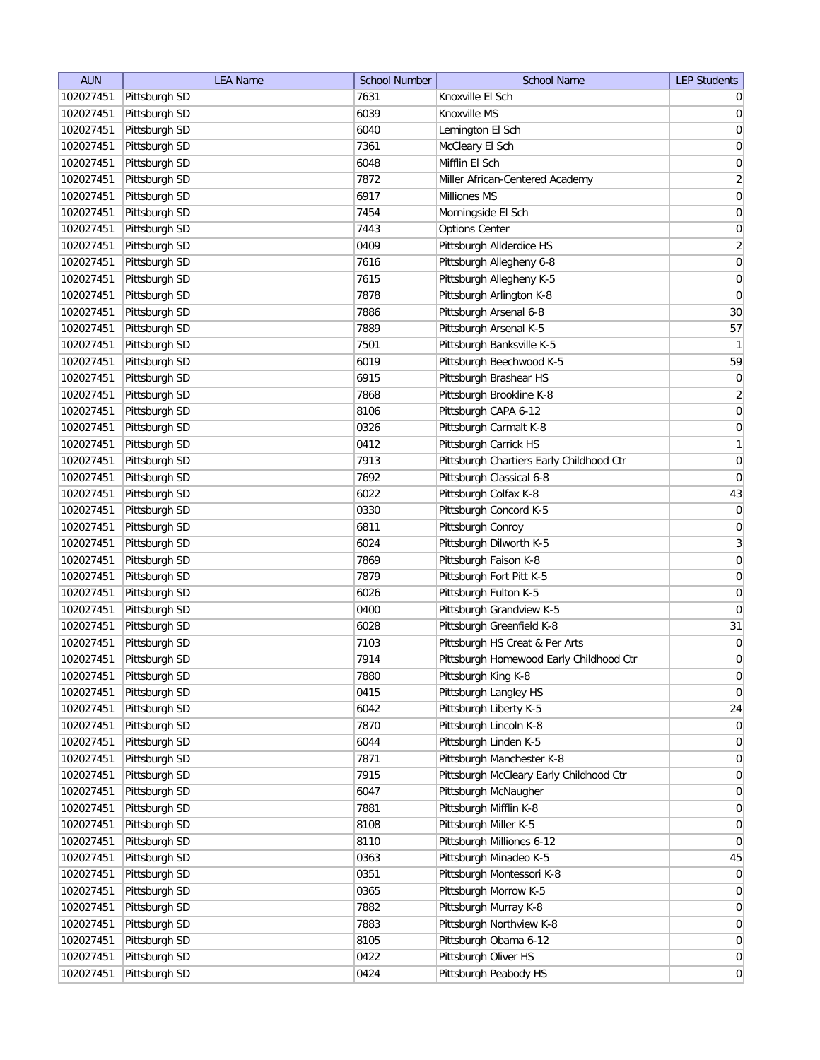| AUN | LEA Name | School Number | School Name | LEP Students |
|---|---|---|---|---|
| 102027451 | Pittsburgh SD | 7631 | Knoxville El Sch | 0 |
| 102027451 | Pittsburgh SD | 6039 | Knoxville MS | 0 |
| 102027451 | Pittsburgh SD | 6040 | Lemington El Sch | 0 |
| 102027451 | Pittsburgh SD | 7361 | McCleary El Sch | 0 |
| 102027451 | Pittsburgh SD | 6048 | Mifflin El Sch | 0 |
| 102027451 | Pittsburgh SD | 7872 | Miller African-Centered Academy | 2 |
| 102027451 | Pittsburgh SD | 6917 | Milliones MS | 0 |
| 102027451 | Pittsburgh SD | 7454 | Morningside El Sch | 0 |
| 102027451 | Pittsburgh SD | 7443 | Options Center | 0 |
| 102027451 | Pittsburgh SD | 0409 | Pittsburgh Allderdice HS | 2 |
| 102027451 | Pittsburgh SD | 7616 | Pittsburgh Allegheny 6-8 | 0 |
| 102027451 | Pittsburgh SD | 7615 | Pittsburgh Allegheny K-5 | 0 |
| 102027451 | Pittsburgh SD | 7878 | Pittsburgh Arlington K-8 | 0 |
| 102027451 | Pittsburgh SD | 7886 | Pittsburgh Arsenal 6-8 | 30 |
| 102027451 | Pittsburgh SD | 7889 | Pittsburgh Arsenal K-5 | 57 |
| 102027451 | Pittsburgh SD | 7501 | Pittsburgh Banksville K-5 | 1 |
| 102027451 | Pittsburgh SD | 6019 | Pittsburgh Beechwood K-5 | 59 |
| 102027451 | Pittsburgh SD | 6915 | Pittsburgh Brashear HS | 0 |
| 102027451 | Pittsburgh SD | 7868 | Pittsburgh Brookline K-8 | 2 |
| 102027451 | Pittsburgh SD | 8106 | Pittsburgh CAPA 6-12 | 0 |
| 102027451 | Pittsburgh SD | 0326 | Pittsburgh Carmalt K-8 | 0 |
| 102027451 | Pittsburgh SD | 0412 | Pittsburgh Carrick HS | 1 |
| 102027451 | Pittsburgh SD | 7913 | Pittsburgh Chartiers Early Childhood Ctr | 0 |
| 102027451 | Pittsburgh SD | 7692 | Pittsburgh Classical 6-8 | 0 |
| 102027451 | Pittsburgh SD | 6022 | Pittsburgh Colfax K-8 | 43 |
| 102027451 | Pittsburgh SD | 0330 | Pittsburgh Concord K-5 | 0 |
| 102027451 | Pittsburgh SD | 6811 | Pittsburgh Conroy | 0 |
| 102027451 | Pittsburgh SD | 6024 | Pittsburgh Dilworth K-5 | 3 |
| 102027451 | Pittsburgh SD | 7869 | Pittsburgh Faison K-8 | 0 |
| 102027451 | Pittsburgh SD | 7879 | Pittsburgh Fort Pitt K-5 | 0 |
| 102027451 | Pittsburgh SD | 6026 | Pittsburgh Fulton K-5 | 0 |
| 102027451 | Pittsburgh SD | 0400 | Pittsburgh Grandview K-5 | 0 |
| 102027451 | Pittsburgh SD | 6028 | Pittsburgh Greenfield K-8 | 31 |
| 102027451 | Pittsburgh SD | 7103 | Pittsburgh HS Creat & Per Arts | 0 |
| 102027451 | Pittsburgh SD | 7914 | Pittsburgh Homewood Early Childhood Ctr | 0 |
| 102027451 | Pittsburgh SD | 7880 | Pittsburgh King K-8 | 0 |
| 102027451 | Pittsburgh SD | 0415 | Pittsburgh Langley HS | 0 |
| 102027451 | Pittsburgh SD | 6042 | Pittsburgh Liberty K-5 | 24 |
| 102027451 | Pittsburgh SD | 7870 | Pittsburgh Lincoln K-8 | 0 |
| 102027451 | Pittsburgh SD | 6044 | Pittsburgh Linden K-5 | 0 |
| 102027451 | Pittsburgh SD | 7871 | Pittsburgh Manchester K-8 | 0 |
| 102027451 | Pittsburgh SD | 7915 | Pittsburgh McCleary Early Childhood Ctr | 0 |
| 102027451 | Pittsburgh SD | 6047 | Pittsburgh McNaugher | 0 |
| 102027451 | Pittsburgh SD | 7881 | Pittsburgh Mifflin K-8 | 0 |
| 102027451 | Pittsburgh SD | 8108 | Pittsburgh Miller K-5 | 0 |
| 102027451 | Pittsburgh SD | 8110 | Pittsburgh Milliones 6-12 | 0 |
| 102027451 | Pittsburgh SD | 0363 | Pittsburgh Minadeo K-5 | 45 |
| 102027451 | Pittsburgh SD | 0351 | Pittsburgh Montessori K-8 | 0 |
| 102027451 | Pittsburgh SD | 0365 | Pittsburgh Morrow K-5 | 0 |
| 102027451 | Pittsburgh SD | 7882 | Pittsburgh Murray K-8 | 0 |
| 102027451 | Pittsburgh SD | 7883 | Pittsburgh Northview K-8 | 0 |
| 102027451 | Pittsburgh SD | 8105 | Pittsburgh Obama 6-12 | 0 |
| 102027451 | Pittsburgh SD | 0422 | Pittsburgh Oliver HS | 0 |
| 102027451 | Pittsburgh SD | 0424 | Pittsburgh Peabody HS | 0 |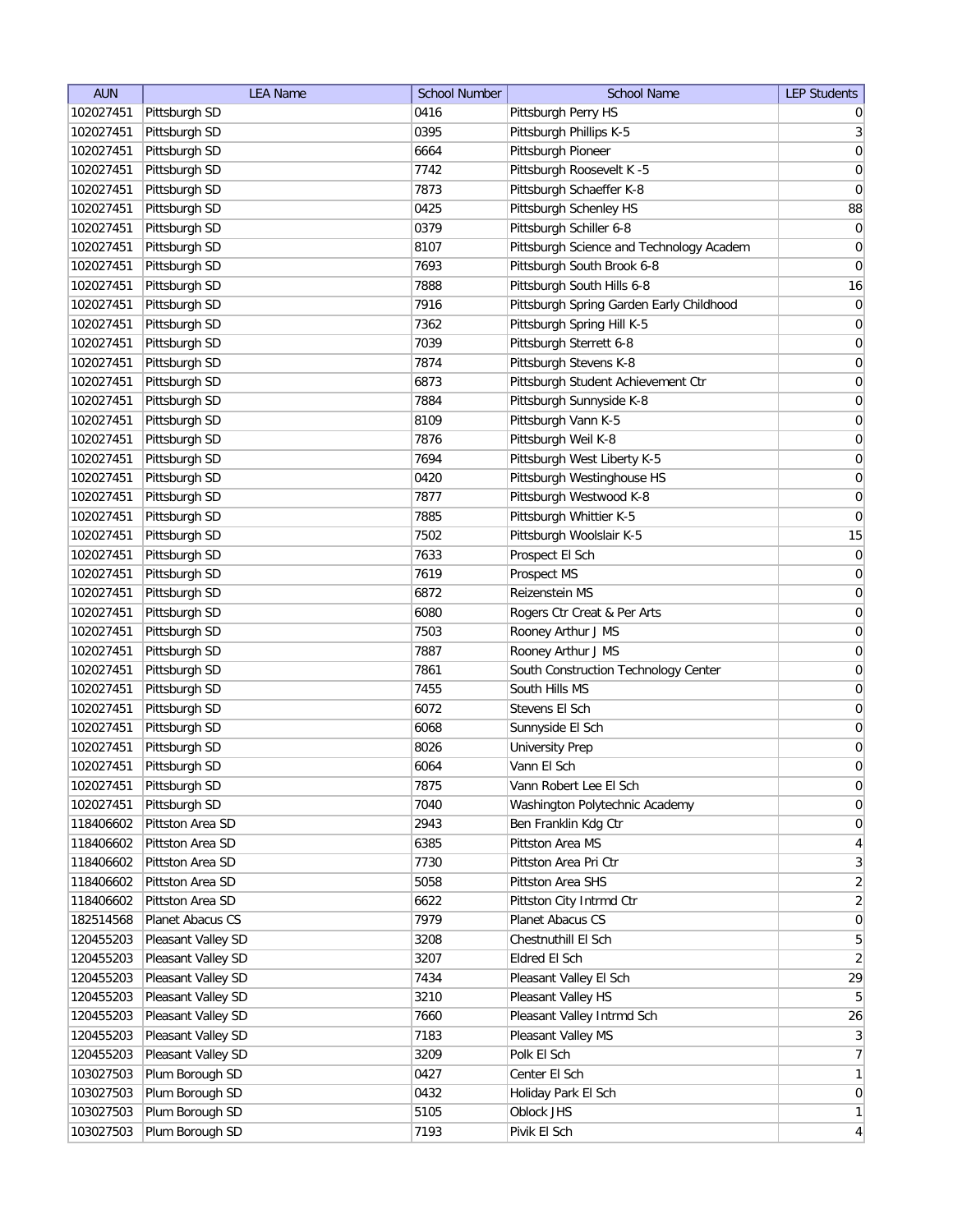| AUN | LEA Name | School Number | School Name | LEP Students |
|---|---|---|---|---|
| 102027451 | Pittsburgh SD | 0416 | Pittsburgh Perry HS | 0 |
| 102027451 | Pittsburgh SD | 0395 | Pittsburgh Phillips K-5 | 3 |
| 102027451 | Pittsburgh SD | 6664 | Pittsburgh Pioneer | 0 |
| 102027451 | Pittsburgh SD | 7742 | Pittsburgh Roosevelt K -5 | 0 |
| 102027451 | Pittsburgh SD | 7873 | Pittsburgh Schaeffer K-8 | 0 |
| 102027451 | Pittsburgh SD | 0425 | Pittsburgh Schenley HS | 88 |
| 102027451 | Pittsburgh SD | 0379 | Pittsburgh Schiller 6-8 | 0 |
| 102027451 | Pittsburgh SD | 8107 | Pittsburgh Science and Technology Academ | 0 |
| 102027451 | Pittsburgh SD | 7693 | Pittsburgh South Brook 6-8 | 0 |
| 102027451 | Pittsburgh SD | 7888 | Pittsburgh South Hills 6-8 | 16 |
| 102027451 | Pittsburgh SD | 7916 | Pittsburgh Spring Garden Early Childhood | 0 |
| 102027451 | Pittsburgh SD | 7362 | Pittsburgh Spring Hill K-5 | 0 |
| 102027451 | Pittsburgh SD | 7039 | Pittsburgh Sterrett 6-8 | 0 |
| 102027451 | Pittsburgh SD | 7874 | Pittsburgh Stevens K-8 | 0 |
| 102027451 | Pittsburgh SD | 6873 | Pittsburgh Student Achievement Ctr | 0 |
| 102027451 | Pittsburgh SD | 7884 | Pittsburgh Sunnyside K-8 | 0 |
| 102027451 | Pittsburgh SD | 8109 | Pittsburgh Vann K-5 | 0 |
| 102027451 | Pittsburgh SD | 7876 | Pittsburgh Weil K-8 | 0 |
| 102027451 | Pittsburgh SD | 7694 | Pittsburgh West Liberty K-5 | 0 |
| 102027451 | Pittsburgh SD | 0420 | Pittsburgh Westinghouse HS | 0 |
| 102027451 | Pittsburgh SD | 7877 | Pittsburgh Westwood K-8 | 0 |
| 102027451 | Pittsburgh SD | 7885 | Pittsburgh Whittier K-5 | 0 |
| 102027451 | Pittsburgh SD | 7502 | Pittsburgh Woolslair K-5 | 15 |
| 102027451 | Pittsburgh SD | 7633 | Prospect El Sch | 0 |
| 102027451 | Pittsburgh SD | 7619 | Prospect MS | 0 |
| 102027451 | Pittsburgh SD | 6872 | Reizenstein MS | 0 |
| 102027451 | Pittsburgh SD | 6080 | Rogers Ctr Creat & Per Arts | 0 |
| 102027451 | Pittsburgh SD | 7503 | Rooney Arthur J MS | 0 |
| 102027451 | Pittsburgh SD | 7887 | Rooney Arthur J MS | 0 |
| 102027451 | Pittsburgh SD | 7861 | South Construction Technology Center | 0 |
| 102027451 | Pittsburgh SD | 7455 | South Hills MS | 0 |
| 102027451 | Pittsburgh SD | 6072 | Stevens El Sch | 0 |
| 102027451 | Pittsburgh SD | 6068 | Sunnyside El Sch | 0 |
| 102027451 | Pittsburgh SD | 8026 | University Prep | 0 |
| 102027451 | Pittsburgh SD | 6064 | Vann El Sch | 0 |
| 102027451 | Pittsburgh SD | 7875 | Vann Robert Lee El Sch | 0 |
| 102027451 | Pittsburgh SD | 7040 | Washington Polytechnic Academy | 0 |
| 118406602 | Pittston Area SD | 2943 | Ben Franklin Kdg Ctr | 0 |
| 118406602 | Pittston Area SD | 6385 | Pittston Area MS | 4 |
| 118406602 | Pittston Area SD | 7730 | Pittston Area Pri Ctr | 3 |
| 118406602 | Pittston Area SD | 5058 | Pittston Area SHS | 2 |
| 118406602 | Pittston Area SD | 6622 | Pittston City Intrmd Ctr | 2 |
| 182514568 | Planet Abacus CS | 7979 | Planet Abacus CS | 0 |
| 120455203 | Pleasant Valley SD | 3208 | Chestnuthill El Sch | 5 |
| 120455203 | Pleasant Valley SD | 3207 | Eldred El Sch | 2 |
| 120455203 | Pleasant Valley SD | 7434 | Pleasant Valley El Sch | 29 |
| 120455203 | Pleasant Valley SD | 3210 | Pleasant Valley HS | 5 |
| 120455203 | Pleasant Valley SD | 7660 | Pleasant Valley Intrmd Sch | 26 |
| 120455203 | Pleasant Valley SD | 7183 | Pleasant Valley MS | 3 |
| 120455203 | Pleasant Valley SD | 3209 | Polk El Sch | 7 |
| 103027503 | Plum Borough SD | 0427 | Center El Sch | 1 |
| 103027503 | Plum Borough SD | 0432 | Holiday Park El Sch | 0 |
| 103027503 | Plum Borough SD | 5105 | Oblock JHS | 1 |
| 103027503 | Plum Borough SD | 7193 | Pivik El Sch | 4 |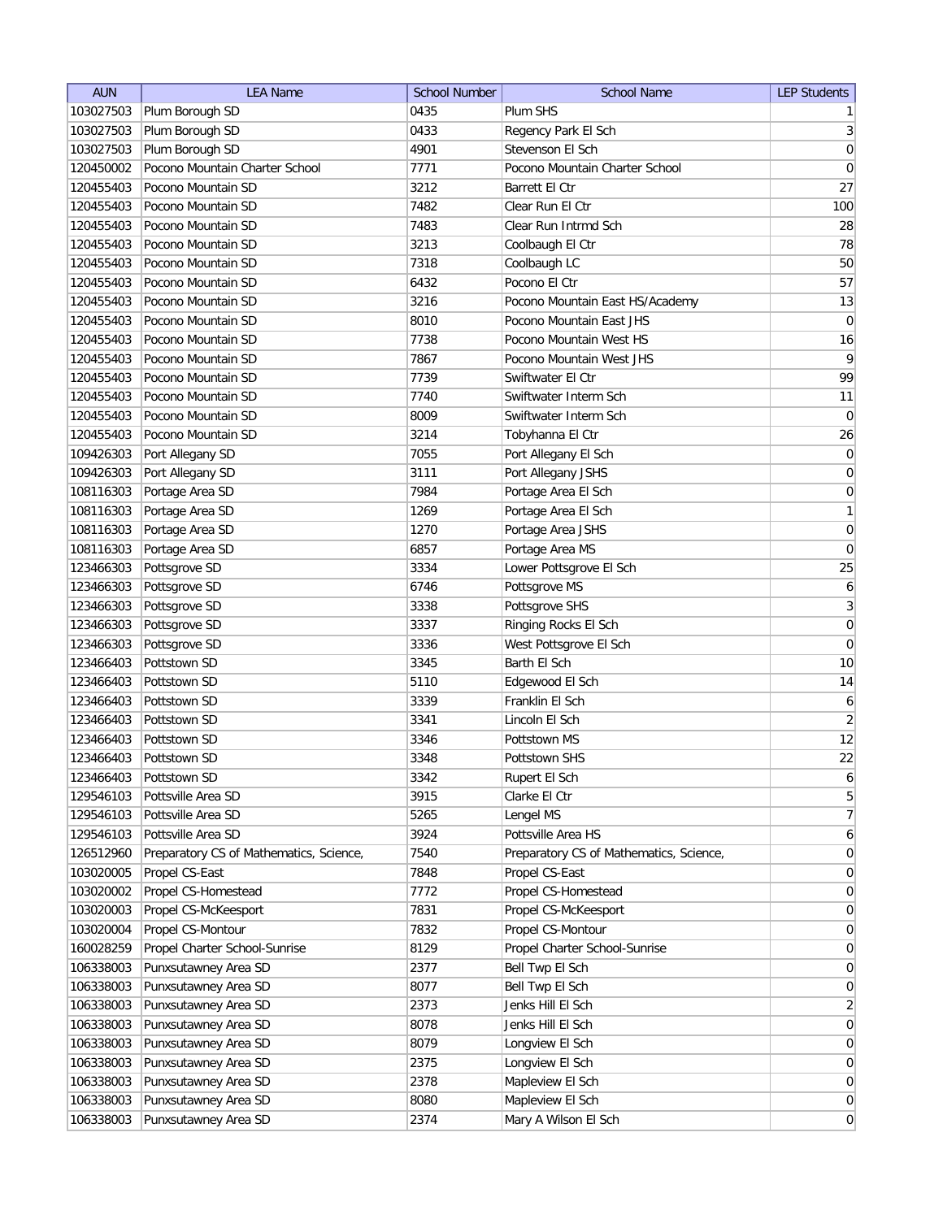| AUN | LEA Name | School Number | School Name | LEP Students |
|---|---|---|---|---|
| 103027503 | Plum Borough SD | 0435 | Plum SHS | 1 |
| 103027503 | Plum Borough SD | 0433 | Regency Park El Sch | 3 |
| 103027503 | Plum Borough SD | 4901 | Stevenson El Sch | 0 |
| 120450002 | Pocono Mountain Charter School | 7771 | Pocono Mountain Charter School | 0 |
| 120455403 | Pocono Mountain SD | 3212 | Barrett El Ctr | 27 |
| 120455403 | Pocono Mountain SD | 7482 | Clear Run El Ctr | 100 |
| 120455403 | Pocono Mountain SD | 7483 | Clear Run Intrmd Sch | 28 |
| 120455403 | Pocono Mountain SD | 3213 | Coolbaugh El Ctr | 78 |
| 120455403 | Pocono Mountain SD | 7318 | Coolbaugh LC | 50 |
| 120455403 | Pocono Mountain SD | 6432 | Pocono El Ctr | 57 |
| 120455403 | Pocono Mountain SD | 3216 | Pocono Mountain East HS/Academy | 13 |
| 120455403 | Pocono Mountain SD | 8010 | Pocono Mountain East JHS | 0 |
| 120455403 | Pocono Mountain SD | 7738 | Pocono Mountain West HS | 16 |
| 120455403 | Pocono Mountain SD | 7867 | Pocono Mountain West JHS | 9 |
| 120455403 | Pocono Mountain SD | 7739 | Swiftwater El Ctr | 99 |
| 120455403 | Pocono Mountain SD | 7740 | Swiftwater Interm Sch | 11 |
| 120455403 | Pocono Mountain SD | 8009 | Swiftwater Interm Sch | 0 |
| 120455403 | Pocono Mountain SD | 3214 | Tobyhanna El Ctr | 26 |
| 109426303 | Port Allegany SD | 7055 | Port Allegany El Sch | 0 |
| 109426303 | Port Allegany SD | 3111 | Port Allegany JSHS | 0 |
| 108116303 | Portage Area SD | 7984 | Portage Area El Sch | 0 |
| 108116303 | Portage Area SD | 1269 | Portage Area El Sch | 1 |
| 108116303 | Portage Area SD | 1270 | Portage Area JSHS | 0 |
| 108116303 | Portage Area SD | 6857 | Portage Area MS | 0 |
| 123466303 | Pottsgrove SD | 3334 | Lower Pottsgrove El Sch | 25 |
| 123466303 | Pottsgrove SD | 6746 | Pottsgrove MS | 6 |
| 123466303 | Pottsgrove SD | 3338 | Pottsgrove SHS | 3 |
| 123466303 | Pottsgrove SD | 3337 | Ringing Rocks El Sch | 0 |
| 123466303 | Pottsgrove SD | 3336 | West Pottsgrove El Sch | 0 |
| 123466403 | Pottstown SD | 3345 | Barth El Sch | 10 |
| 123466403 | Pottstown SD | 5110 | Edgewood El Sch | 14 |
| 123466403 | Pottstown SD | 3339 | Franklin El Sch | 6 |
| 123466403 | Pottstown SD | 3341 | Lincoln El Sch | 2 |
| 123466403 | Pottstown SD | 3346 | Pottstown MS | 12 |
| 123466403 | Pottstown SD | 3348 | Pottstown SHS | 22 |
| 123466403 | Pottstown SD | 3342 | Rupert El Sch | 6 |
| 129546103 | Pottsville Area SD | 3915 | Clarke El Ctr | 5 |
| 129546103 | Pottsville Area SD | 5265 | Lengel MS | 7 |
| 129546103 | Pottsville Area SD | 3924 | Pottsville Area HS | 6 |
| 126512960 | Preparatory CS of Mathematics, Science, | 7540 | Preparatory CS of Mathematics, Science, | 0 |
| 103020005 | Propel CS-East | 7848 | Propel CS-East | 0 |
| 103020002 | Propel CS-Homestead | 7772 | Propel CS-Homestead | 0 |
| 103020003 | Propel CS-McKeesport | 7831 | Propel CS-McKeesport | 0 |
| 103020004 | Propel CS-Montour | 7832 | Propel CS-Montour | 0 |
| 160028259 | Propel Charter School-Sunrise | 8129 | Propel Charter School-Sunrise | 0 |
| 106338003 | Punxsutawney Area SD | 2377 | Bell Twp El Sch | 0 |
| 106338003 | Punxsutawney Area SD | 8077 | Bell Twp El Sch | 0 |
| 106338003 | Punxsutawney Area SD | 2373 | Jenks Hill El Sch | 2 |
| 106338003 | Punxsutawney Area SD | 8078 | Jenks Hill El Sch | 0 |
| 106338003 | Punxsutawney Area SD | 8079 | Longview El Sch | 0 |
| 106338003 | Punxsutawney Area SD | 2375 | Longview El Sch | 0 |
| 106338003 | Punxsutawney Area SD | 2378 | Mapleview El Sch | 0 |
| 106338003 | Punxsutawney Area SD | 8080 | Mapleview El Sch | 0 |
| 106338003 | Punxsutawney Area SD | 2374 | Mary A Wilson El Sch | 0 |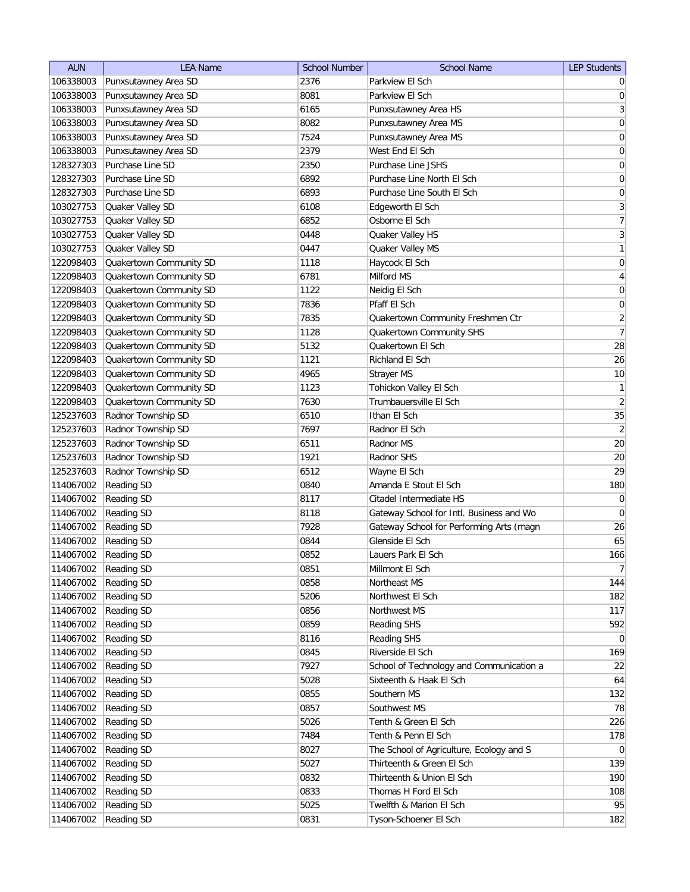| AUN | LEA Name | School Number | School Name | LEP Students |
|---|---|---|---|---|
| 106338003 | Punxsutawney Area SD | 2376 | Parkview El Sch | 0 |
| 106338003 | Punxsutawney Area SD | 8081 | Parkview El Sch | 0 |
| 106338003 | Punxsutawney Area SD | 6165 | Punxsutawney Area HS | 3 |
| 106338003 | Punxsutawney Area SD | 8082 | Punxsutawney Area MS | 0 |
| 106338003 | Punxsutawney Area SD | 7524 | Punxsutawney Area MS | 0 |
| 106338003 | Punxsutawney Area SD | 2379 | West End El Sch | 0 |
| 128327303 | Purchase Line SD | 2350 | Purchase Line JSHS | 0 |
| 128327303 | Purchase Line SD | 6892 | Purchase Line North El Sch | 0 |
| 128327303 | Purchase Line SD | 6893 | Purchase Line South El Sch | 0 |
| 103027753 | Quaker Valley SD | 6108 | Edgeworth El Sch | 3 |
| 103027753 | Quaker Valley SD | 6852 | Osborne El Sch | 7 |
| 103027753 | Quaker Valley SD | 0448 | Quaker Valley HS | 3 |
| 103027753 | Quaker Valley SD | 0447 | Quaker Valley MS | 1 |
| 122098403 | Quakertown Community SD | 1118 | Haycock El Sch | 0 |
| 122098403 | Quakertown Community SD | 6781 | Milford MS | 4 |
| 122098403 | Quakertown Community SD | 1122 | Neidig El Sch | 0 |
| 122098403 | Quakertown Community SD | 7836 | Pfaff El Sch | 0 |
| 122098403 | Quakertown Community SD | 7835 | Quakertown Community Freshmen Ctr | 2 |
| 122098403 | Quakertown Community SD | 1128 | Quakertown Community SHS | 7 |
| 122098403 | Quakertown Community SD | 5132 | Quakertown El Sch | 28 |
| 122098403 | Quakertown Community SD | 1121 | Richland El Sch | 26 |
| 122098403 | Quakertown Community SD | 4965 | Strayer MS | 10 |
| 122098403 | Quakertown Community SD | 1123 | Tohickon Valley El Sch | 1 |
| 122098403 | Quakertown Community SD | 7630 | Trumbauersville El Sch | 2 |
| 125237603 | Radnor Township SD | 6510 | Ithan El Sch | 35 |
| 125237603 | Radnor Township SD | 7697 | Radnor El Sch | 2 |
| 125237603 | Radnor Township SD | 6511 | Radnor MS | 20 |
| 125237603 | Radnor Township SD | 1921 | Radnor SHS | 20 |
| 125237603 | Radnor Township SD | 6512 | Wayne El Sch | 29 |
| 114067002 | Reading SD | 0840 | Amanda E Stout El Sch | 180 |
| 114067002 | Reading SD | 8117 | Citadel Intermediate HS | 0 |
| 114067002 | Reading SD | 8118 | Gateway School for Intl. Business and Wo | 0 |
| 114067002 | Reading SD | 7928 | Gateway School for Performing Arts (magn | 26 |
| 114067002 | Reading SD | 0844 | Glenside El Sch | 65 |
| 114067002 | Reading SD | 0852 | Lauers Park El Sch | 166 |
| 114067002 | Reading SD | 0851 | Millmont El Sch | 7 |
| 114067002 | Reading SD | 0858 | Northeast MS | 144 |
| 114067002 | Reading SD | 5206 | Northwest El Sch | 182 |
| 114067002 | Reading SD | 0856 | Northwest MS | 117 |
| 114067002 | Reading SD | 0859 | Reading SHS | 592 |
| 114067002 | Reading SD | 8116 | Reading SHS | 0 |
| 114067002 | Reading SD | 0845 | Riverside El Sch | 169 |
| 114067002 | Reading SD | 7927 | School of Technology and Communication a | 22 |
| 114067002 | Reading SD | 5028 | Sixteenth & Haak El Sch | 64 |
| 114067002 | Reading SD | 0855 | Southern MS | 132 |
| 114067002 | Reading SD | 0857 | Southwest MS | 78 |
| 114067002 | Reading SD | 5026 | Tenth & Green El Sch | 226 |
| 114067002 | Reading SD | 7484 | Tenth & Penn El Sch | 178 |
| 114067002 | Reading SD | 8027 | The School of Agriculture, Ecology and S | 0 |
| 114067002 | Reading SD | 5027 | Thirteenth & Green El Sch | 139 |
| 114067002 | Reading SD | 0832 | Thirteenth & Union El Sch | 190 |
| 114067002 | Reading SD | 0833 | Thomas H Ford El Sch | 108 |
| 114067002 | Reading SD | 5025 | Twelfth & Marion El Sch | 95 |
| 114067002 | Reading SD | 0831 | Tyson-Schoener El Sch | 182 |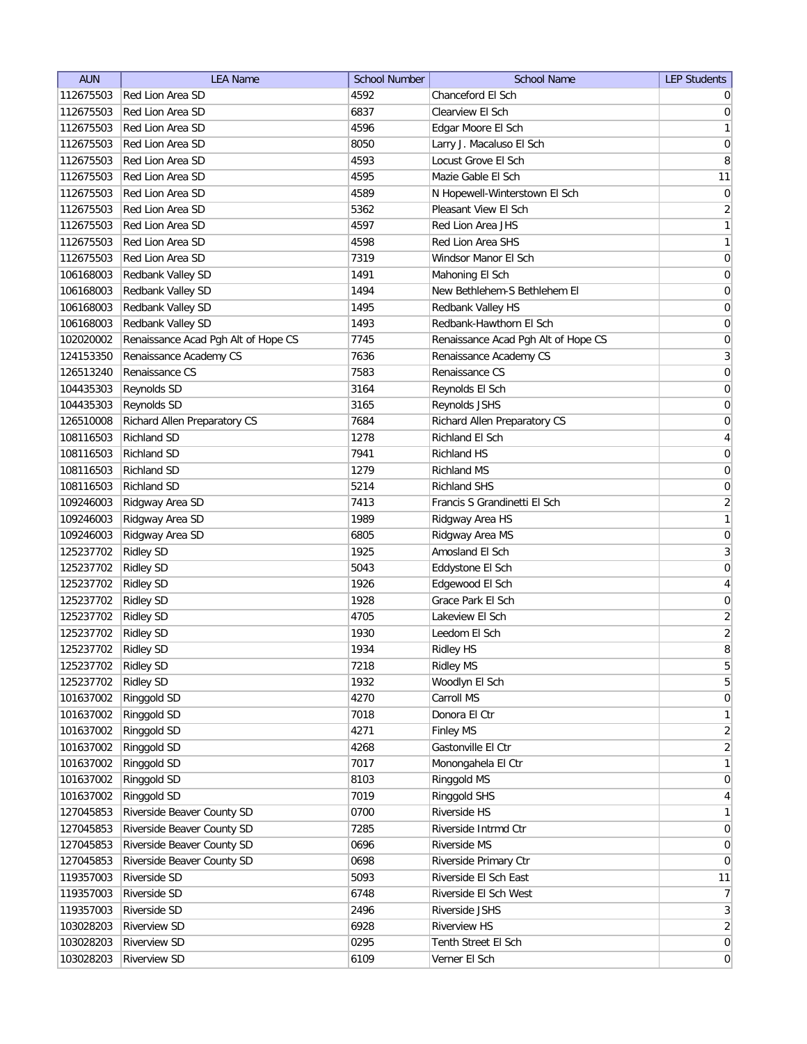| AUN | LEA Name | School Number | School Name | LEP Students |
|---|---|---|---|---|
| 112675503 | Red Lion Area SD | 4592 | Chanceford El Sch | 0 |
| 112675503 | Red Lion Area SD | 6837 | Clearview El Sch | 0 |
| 112675503 | Red Lion Area SD | 4596 | Edgar Moore El Sch | 1 |
| 112675503 | Red Lion Area SD | 8050 | Larry J. Macaluso El Sch | 0 |
| 112675503 | Red Lion Area SD | 4593 | Locust Grove El Sch | 8 |
| 112675503 | Red Lion Area SD | 4595 | Mazie Gable El Sch | 11 |
| 112675503 | Red Lion Area SD | 4589 | N Hopewell-Winterstown El Sch | 0 |
| 112675503 | Red Lion Area SD | 5362 | Pleasant View El Sch | 2 |
| 112675503 | Red Lion Area SD | 4597 | Red Lion Area JHS | 1 |
| 112675503 | Red Lion Area SD | 4598 | Red Lion Area SHS | 1 |
| 112675503 | Red Lion Area SD | 7319 | Windsor Manor El Sch | 0 |
| 106168003 | Redbank Valley SD | 1491 | Mahoning El Sch | 0 |
| 106168003 | Redbank Valley SD | 1494 | New Bethlehem-S Bethlehem El | 0 |
| 106168003 | Redbank Valley SD | 1495 | Redbank Valley HS | 0 |
| 106168003 | Redbank Valley SD | 1493 | Redbank-Hawthorn El Sch | 0 |
| 102020002 | Renaissance Acad Pgh Alt of Hope CS | 7745 | Renaissance Acad Pgh Alt of Hope CS | 0 |
| 124153350 | Renaissance Academy CS | 7636 | Renaissance Academy CS | 3 |
| 126513240 | Renaissance CS | 7583 | Renaissance CS | 0 |
| 104435303 | Reynolds SD | 3164 | Reynolds El Sch | 0 |
| 104435303 | Reynolds SD | 3165 | Reynolds JSHS | 0 |
| 126510008 | Richard Allen Preparatory CS | 7684 | Richard Allen Preparatory CS | 0 |
| 108116503 | Richland SD | 1278 | Richland El Sch | 4 |
| 108116503 | Richland SD | 7941 | Richland HS | 0 |
| 108116503 | Richland SD | 1279 | Richland MS | 0 |
| 108116503 | Richland SD | 5214 | Richland SHS | 0 |
| 109246003 | Ridgway Area SD | 7413 | Francis S Grandinetti El Sch | 2 |
| 109246003 | Ridgway Area SD | 1989 | Ridgway Area HS | 1 |
| 109246003 | Ridgway Area SD | 6805 | Ridgway Area MS | 0 |
| 125237702 | Ridley SD | 1925 | Amosland El Sch | 3 |
| 125237702 | Ridley SD | 5043 | Eddystone El Sch | 0 |
| 125237702 | Ridley SD | 1926 | Edgewood El Sch | 4 |
| 125237702 | Ridley SD | 1928 | Grace Park El Sch | 0 |
| 125237702 | Ridley SD | 4705 | Lakeview El Sch | 2 |
| 125237702 | Ridley SD | 1930 | Leedom El Sch | 2 |
| 125237702 | Ridley SD | 1934 | Ridley HS | 8 |
| 125237702 | Ridley SD | 7218 | Ridley MS | 5 |
| 125237702 | Ridley SD | 1932 | Woodlyn El Sch | 5 |
| 101637002 | Ringgold SD | 4270 | Carroll MS | 0 |
| 101637002 | Ringgold SD | 7018 | Donora El Ctr | 1 |
| 101637002 | Ringgold SD | 4271 | Finley MS | 2 |
| 101637002 | Ringgold SD | 4268 | Gastonville El Ctr | 2 |
| 101637002 | Ringgold SD | 7017 | Monongahela El Ctr | 1 |
| 101637002 | Ringgold SD | 8103 | Ringgold MS | 0 |
| 101637002 | Ringgold SD | 7019 | Ringgold SHS | 4 |
| 127045853 | Riverside Beaver County SD | 0700 | Riverside HS | 1 |
| 127045853 | Riverside Beaver County SD | 7285 | Riverside Intrmd Ctr | 0 |
| 127045853 | Riverside Beaver County SD | 0696 | Riverside MS | 0 |
| 127045853 | Riverside Beaver County SD | 0698 | Riverside Primary Ctr | 0 |
| 119357003 | Riverside SD | 5093 | Riverside El Sch East | 11 |
| 119357003 | Riverside SD | 6748 | Riverside El Sch West | 7 |
| 119357003 | Riverside SD | 2496 | Riverside JSHS | 3 |
| 103028203 | Riverview SD | 6928 | Riverview HS | 2 |
| 103028203 | Riverview SD | 0295 | Tenth Street El Sch | 0 |
| 103028203 | Riverview SD | 6109 | Verner El Sch | 0 |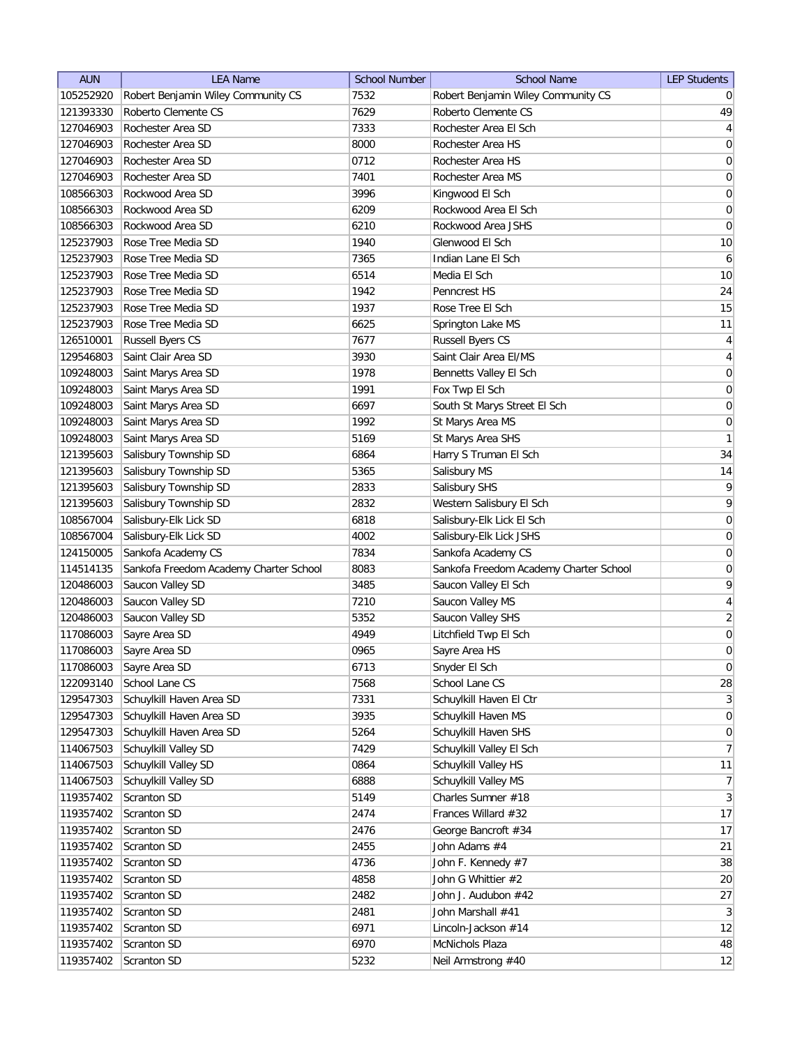| AUN | LEA Name | School Number | School Name | LEP Students |
|---|---|---|---|---|
| 105252920 | Robert Benjamin Wiley Community CS | 7532 | Robert Benjamin Wiley Community CS | 0 |
| 121393330 | Roberto Clemente CS | 7629 | Roberto Clemente CS | 49 |
| 127046903 | Rochester Area SD | 7333 | Rochester Area El Sch | 4 |
| 127046903 | Rochester Area SD | 8000 | Rochester Area HS | 0 |
| 127046903 | Rochester Area SD | 0712 | Rochester Area HS | 0 |
| 127046903 | Rochester Area SD | 7401 | Rochester Area MS | 0 |
| 108566303 | Rockwood Area SD | 3996 | Kingwood El Sch | 0 |
| 108566303 | Rockwood Area SD | 6209 | Rockwood Area El Sch | 0 |
| 108566303 | Rockwood Area SD | 6210 | Rockwood Area JSHS | 0 |
| 125237903 | Rose Tree Media SD | 1940 | Glenwood El Sch | 10 |
| 125237903 | Rose Tree Media SD | 7365 | Indian Lane El Sch | 6 |
| 125237903 | Rose Tree Media SD | 6514 | Media El Sch | 10 |
| 125237903 | Rose Tree Media SD | 1942 | Penncrest HS | 24 |
| 125237903 | Rose Tree Media SD | 1937 | Rose Tree El Sch | 15 |
| 125237903 | Rose Tree Media SD | 6625 | Springton Lake MS | 11 |
| 126510001 | Russell Byers CS | 7677 | Russell Byers CS | 4 |
| 129546803 | Saint Clair Area SD | 3930 | Saint Clair Area El/MS | 4 |
| 109248003 | Saint Marys Area SD | 1978 | Bennetts Valley El Sch | 0 |
| 109248003 | Saint Marys Area SD | 1991 | Fox Twp El Sch | 0 |
| 109248003 | Saint Marys Area SD | 6697 | South St Marys Street El Sch | 0 |
| 109248003 | Saint Marys Area SD | 1992 | St Marys Area MS | 0 |
| 109248003 | Saint Marys Area SD | 5169 | St Marys Area SHS | 1 |
| 121395603 | Salisbury Township SD | 6864 | Harry S Truman El Sch | 34 |
| 121395603 | Salisbury Township SD | 5365 | Salisbury MS | 14 |
| 121395603 | Salisbury Township SD | 2833 | Salisbury SHS | 9 |
| 121395603 | Salisbury Township SD | 2832 | Western Salisbury El Sch | 9 |
| 108567004 | Salisbury-Elk Lick SD | 6818 | Salisbury-Elk Lick El Sch | 0 |
| 108567004 | Salisbury-Elk Lick SD | 4002 | Salisbury-Elk Lick JSHS | 0 |
| 124150005 | Sankofa Academy CS | 7834 | Sankofa Academy CS | 0 |
| 114514135 | Sankofa Freedom Academy Charter School | 8083 | Sankofa Freedom Academy Charter School | 0 |
| 120486003 | Saucon Valley SD | 3485 | Saucon Valley El Sch | 9 |
| 120486003 | Saucon Valley SD | 7210 | Saucon Valley MS | 4 |
| 120486003 | Saucon Valley SD | 5352 | Saucon Valley SHS | 2 |
| 117086003 | Sayre Area SD | 4949 | Litchfield Twp El Sch | 0 |
| 117086003 | Sayre Area SD | 0965 | Sayre Area HS | 0 |
| 117086003 | Sayre Area SD | 6713 | Snyder El Sch | 0 |
| 122093140 | School Lane CS | 7568 | School Lane CS | 28 |
| 129547303 | Schuylkill Haven Area SD | 7331 | Schuylkill Haven El Ctr | 3 |
| 129547303 | Schuylkill Haven Area SD | 3935 | Schuylkill Haven MS | 0 |
| 129547303 | Schuylkill Haven Area SD | 5264 | Schuylkill Haven SHS | 0 |
| 114067503 | Schuylkill Valley SD | 7429 | Schuylkill Valley El Sch | 7 |
| 114067503 | Schuylkill Valley SD | 0864 | Schuylkill Valley HS | 11 |
| 114067503 | Schuylkill Valley SD | 6888 | Schuylkill Valley MS | 7 |
| 119357402 | Scranton SD | 5149 | Charles Sumner #18 | 3 |
| 119357402 | Scranton SD | 2474 | Frances Willard #32 | 17 |
| 119357402 | Scranton SD | 2476 | George Bancroft #34 | 17 |
| 119357402 | Scranton SD | 2455 | John Adams #4 | 21 |
| 119357402 | Scranton SD | 4736 | John F. Kennedy #7 | 38 |
| 119357402 | Scranton SD | 4858 | John G Whittier #2 | 20 |
| 119357402 | Scranton SD | 2482 | John J. Audubon #42 | 27 |
| 119357402 | Scranton SD | 2481 | John Marshall #41 | 3 |
| 119357402 | Scranton SD | 6971 | Lincoln-Jackson #14 | 12 |
| 119357402 | Scranton SD | 6970 | McNichols Plaza | 48 |
| 119357402 | Scranton SD | 5232 | Neil Armstrong #40 | 12 |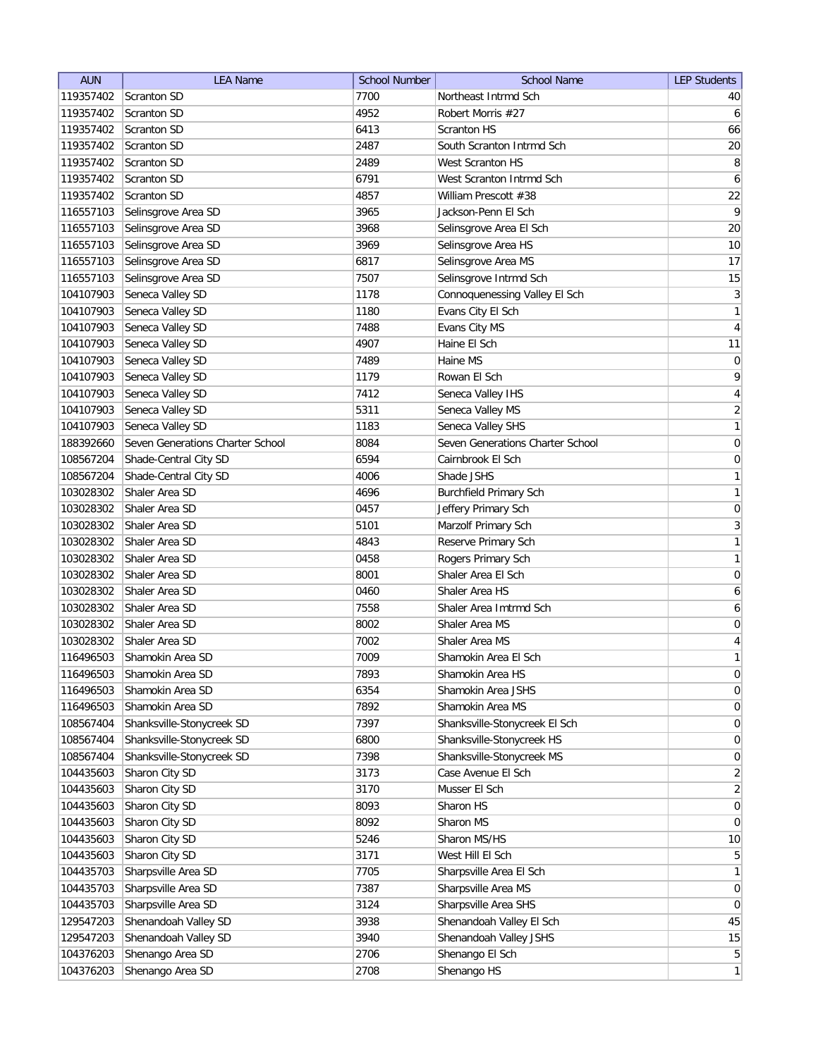| AUN | LEA Name | School Number | School Name | LEP Students |
|---|---|---|---|---|
| 119357402 | Scranton SD | 7700 | Northeast Intrmd Sch | 40 |
| 119357402 | Scranton SD | 4952 | Robert Morris #27 | 6 |
| 119357402 | Scranton SD | 6413 | Scranton HS | 66 |
| 119357402 | Scranton SD | 2487 | South Scranton Intrmd Sch | 20 |
| 119357402 | Scranton SD | 2489 | West Scranton HS | 8 |
| 119357402 | Scranton SD | 6791 | West Scranton Intrmd Sch | 6 |
| 119357402 | Scranton SD | 4857 | William Prescott #38 | 22 |
| 116557103 | Selinsgrove Area SD | 3965 | Jackson-Penn El Sch | 9 |
| 116557103 | Selinsgrove Area SD | 3968 | Selinsgrove Area El Sch | 20 |
| 116557103 | Selinsgrove Area SD | 3969 | Selinsgrove Area HS | 10 |
| 116557103 | Selinsgrove Area SD | 6817 | Selinsgrove Area MS | 17 |
| 116557103 | Selinsgrove Area SD | 7507 | Selinsgrove Intrmd Sch | 15 |
| 104107903 | Seneca Valley SD | 1178 | Connoquenessing Valley El Sch | 3 |
| 104107903 | Seneca Valley SD | 1180 | Evans City El Sch | 1 |
| 104107903 | Seneca Valley SD | 7488 | Evans City MS | 4 |
| 104107903 | Seneca Valley SD | 4907 | Haine El Sch | 11 |
| 104107903 | Seneca Valley SD | 7489 | Haine MS | 0 |
| 104107903 | Seneca Valley SD | 1179 | Rowan El Sch | 9 |
| 104107903 | Seneca Valley SD | 7412 | Seneca Valley IHS | 4 |
| 104107903 | Seneca Valley SD | 5311 | Seneca Valley MS | 2 |
| 104107903 | Seneca Valley SD | 1183 | Seneca Valley SHS | 1 |
| 188392660 | Seven Generations Charter School | 8084 | Seven Generations Charter School | 0 |
| 108567204 | Shade-Central City SD | 6594 | Cairnbrook El Sch | 0 |
| 108567204 | Shade-Central City SD | 4006 | Shade JSHS | 1 |
| 103028302 | Shaler Area SD | 4696 | Burchfield Primary Sch | 1 |
| 103028302 | Shaler Area SD | 0457 | Jeffery Primary Sch | 0 |
| 103028302 | Shaler Area SD | 5101 | Marzolf Primary Sch | 3 |
| 103028302 | Shaler Area SD | 4843 | Reserve Primary Sch | 1 |
| 103028302 | Shaler Area SD | 0458 | Rogers Primary Sch | 1 |
| 103028302 | Shaler Area SD | 8001 | Shaler Area El Sch | 0 |
| 103028302 | Shaler Area SD | 0460 | Shaler Area HS | 6 |
| 103028302 | Shaler Area SD | 7558 | Shaler Area Imtrmd Sch | 6 |
| 103028302 | Shaler Area SD | 8002 | Shaler Area MS | 0 |
| 103028302 | Shaler Area SD | 7002 | Shaler Area MS | 4 |
| 116496503 | Shamokin Area SD | 7009 | Shamokin Area El Sch | 1 |
| 116496503 | Shamokin Area SD | 7893 | Shamokin Area HS | 0 |
| 116496503 | Shamokin Area SD | 6354 | Shamokin Area JSHS | 0 |
| 116496503 | Shamokin Area SD | 7892 | Shamokin Area MS | 0 |
| 108567404 | Shanksville-Stonycreek SD | 7397 | Shanksville-Stonycreek El Sch | 0 |
| 108567404 | Shanksville-Stonycreek SD | 6800 | Shanksville-Stonycreek HS | 0 |
| 108567404 | Shanksville-Stonycreek SD | 7398 | Shanksville-Stonycreek MS | 0 |
| 104435603 | Sharon City SD | 3173 | Case Avenue El Sch | 2 |
| 104435603 | Sharon City SD | 3170 | Musser El Sch | 2 |
| 104435603 | Sharon City SD | 8093 | Sharon HS | 0 |
| 104435603 | Sharon City SD | 8092 | Sharon MS | 0 |
| 104435603 | Sharon City SD | 5246 | Sharon MS/HS | 10 |
| 104435603 | Sharon City SD | 3171 | West Hill El Sch | 5 |
| 104435703 | Sharpsville Area SD | 7705 | Sharpsville Area El Sch | 1 |
| 104435703 | Sharpsville Area SD | 7387 | Sharpsville Area MS | 0 |
| 104435703 | Sharpsville Area SD | 3124 | Sharpsville Area SHS | 0 |
| 129547203 | Shenandoah Valley SD | 3938 | Shenandoah Valley El Sch | 45 |
| 129547203 | Shenandoah Valley SD | 3940 | Shenandoah Valley JSHS | 15 |
| 104376203 | Shenango Area SD | 2706 | Shenango El Sch | 5 |
| 104376203 | Shenango Area SD | 2708 | Shenango HS | 1 |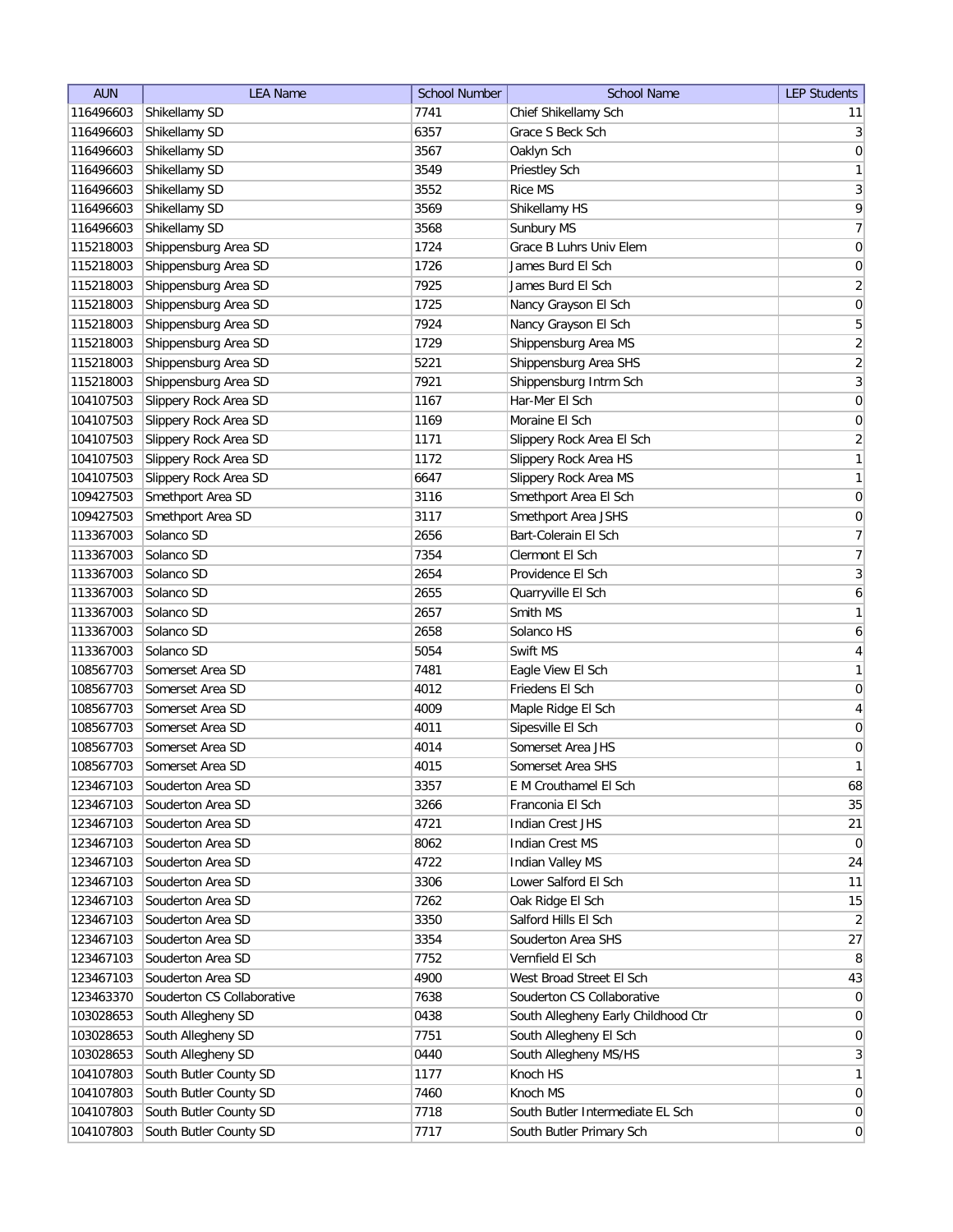| AUN | LEA Name | School Number | School Name | LEP Students |
|---|---|---|---|---|
| 116496603 | Shikellamy SD | 7741 | Chief Shikellamy Sch | 11 |
| 116496603 | Shikellamy SD | 6357 | Grace S Beck Sch | 3 |
| 116496603 | Shikellamy SD | 3567 | Oaklyn Sch | 0 |
| 116496603 | Shikellamy SD | 3549 | Priestley Sch | 1 |
| 116496603 | Shikellamy SD | 3552 | Rice MS | 3 |
| 116496603 | Shikellamy SD | 3569 | Shikellamy HS | 9 |
| 116496603 | Shikellamy SD | 3568 | Sunbury MS | 7 |
| 115218003 | Shippensburg Area SD | 1724 | Grace B Luhrs Univ Elem | 0 |
| 115218003 | Shippensburg Area SD | 1726 | James Burd El Sch | 0 |
| 115218003 | Shippensburg Area SD | 7925 | James Burd El Sch | 2 |
| 115218003 | Shippensburg Area SD | 1725 | Nancy Grayson El Sch | 0 |
| 115218003 | Shippensburg Area SD | 7924 | Nancy Grayson El Sch | 5 |
| 115218003 | Shippensburg Area SD | 1729 | Shippensburg Area MS | 2 |
| 115218003 | Shippensburg Area SD | 5221 | Shippensburg Area SHS | 2 |
| 115218003 | Shippensburg Area SD | 7921 | Shippensburg Intrm Sch | 3 |
| 104107503 | Slippery Rock Area SD | 1167 | Har-Mer El Sch | 0 |
| 104107503 | Slippery Rock Area SD | 1169 | Moraine El Sch | 0 |
| 104107503 | Slippery Rock Area SD | 1171 | Slippery Rock Area El Sch | 2 |
| 104107503 | Slippery Rock Area SD | 1172 | Slippery Rock Area HS | 1 |
| 104107503 | Slippery Rock Area SD | 6647 | Slippery Rock Area MS | 1 |
| 109427503 | Smethport Area SD | 3116 | Smethport Area El Sch | 0 |
| 109427503 | Smethport Area SD | 3117 | Smethport Area JSHS | 0 |
| 113367003 | Solanco SD | 2656 | Bart-Colerain El Sch | 7 |
| 113367003 | Solanco SD | 7354 | Clermont El Sch | 7 |
| 113367003 | Solanco SD | 2654 | Providence El Sch | 3 |
| 113367003 | Solanco SD | 2655 | Quarryville El Sch | 6 |
| 113367003 | Solanco SD | 2657 | Smith MS | 1 |
| 113367003 | Solanco SD | 2658 | Solanco HS | 6 |
| 113367003 | Solanco SD | 5054 | Swift MS | 4 |
| 108567703 | Somerset Area SD | 7481 | Eagle View El Sch | 1 |
| 108567703 | Somerset Area SD | 4012 | Friedens El Sch | 0 |
| 108567703 | Somerset Area SD | 4009 | Maple Ridge El Sch | 4 |
| 108567703 | Somerset Area SD | 4011 | Sipesville El Sch | 0 |
| 108567703 | Somerset Area SD | 4014 | Somerset Area JHS | 0 |
| 108567703 | Somerset Area SD | 4015 | Somerset Area SHS | 1 |
| 123467103 | Souderton Area SD | 3357 | E M Crouthamel El Sch | 68 |
| 123467103 | Souderton Area SD | 3266 | Franconia El Sch | 35 |
| 123467103 | Souderton Area SD | 4721 | Indian Crest JHS | 21 |
| 123467103 | Souderton Area SD | 8062 | Indian Crest MS | 0 |
| 123467103 | Souderton Area SD | 4722 | Indian Valley MS | 24 |
| 123467103 | Souderton Area SD | 3306 | Lower Salford El Sch | 11 |
| 123467103 | Souderton Area SD | 7262 | Oak Ridge El Sch | 15 |
| 123467103 | Souderton Area SD | 3350 | Salford Hills El Sch | 2 |
| 123467103 | Souderton Area SD | 3354 | Souderton Area SHS | 27 |
| 123467103 | Souderton Area SD | 7752 | Vernfield El Sch | 8 |
| 123467103 | Souderton Area SD | 4900 | West Broad Street El Sch | 43 |
| 123463370 | Souderton CS Collaborative | 7638 | Souderton CS Collaborative | 0 |
| 103028653 | South Allegheny SD | 0438 | South Allegheny Early Childhood Ctr | 0 |
| 103028653 | South Allegheny SD | 7751 | South Allegheny El Sch | 0 |
| 103028653 | South Allegheny SD | 0440 | South Allegheny MS/HS | 3 |
| 104107803 | South Butler County SD | 1177 | Knoch HS | 1 |
| 104107803 | South Butler County SD | 7460 | Knoch MS | 0 |
| 104107803 | South Butler County SD | 7718 | South Butler Intermediate EL Sch | 0 |
| 104107803 | South Butler County SD | 7717 | South Butler Primary Sch | 0 |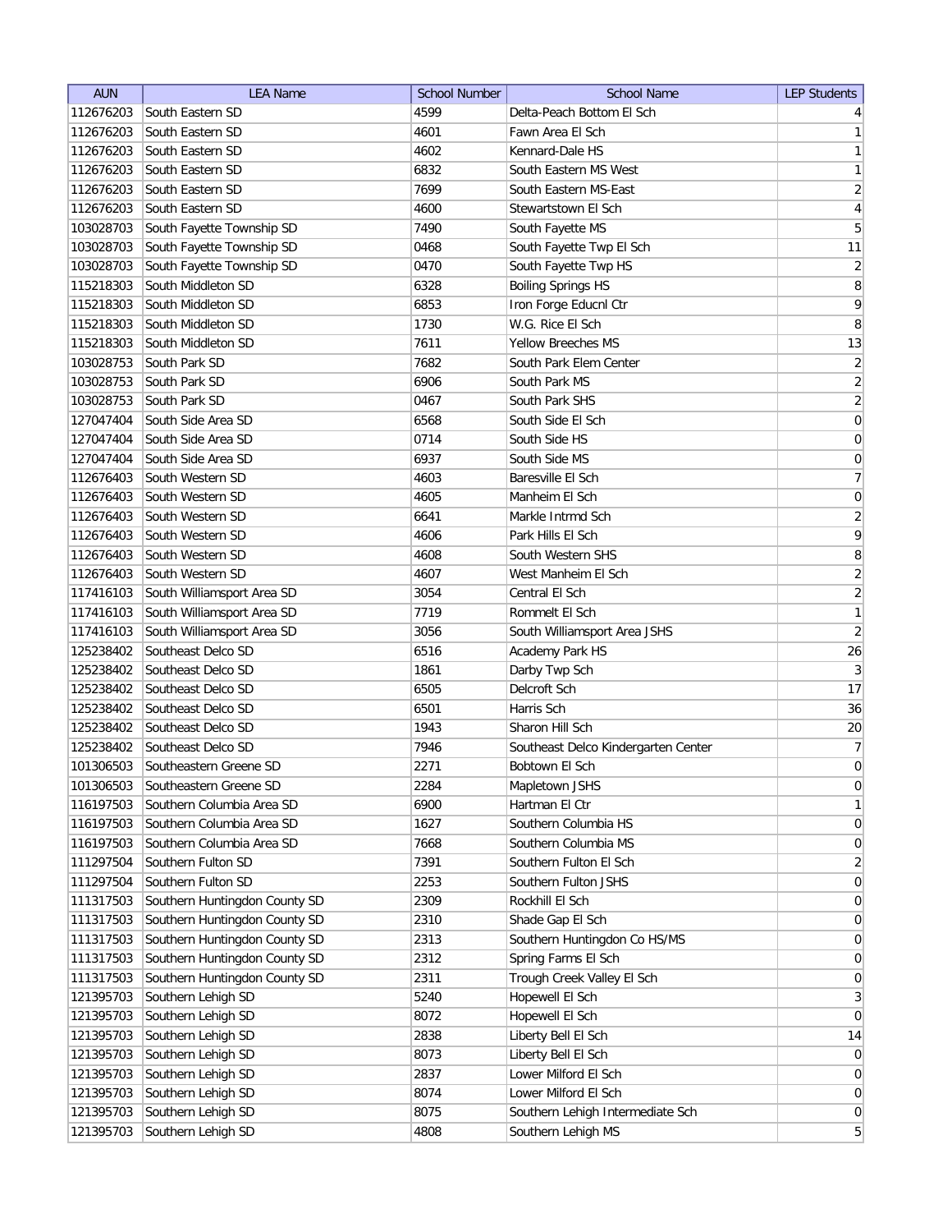| AUN | LEA Name | School Number | School Name | LEP Students |
|---|---|---|---|---|
| 112676203 | South Eastern SD | 4599 | Delta-Peach Bottom El Sch | 4 |
| 112676203 | South Eastern SD | 4601 | Fawn Area El Sch | 1 |
| 112676203 | South Eastern SD | 4602 | Kennard-Dale HS | 1 |
| 112676203 | South Eastern SD | 6832 | South Eastern MS West | 1 |
| 112676203 | South Eastern SD | 7699 | South Eastern MS-East | 2 |
| 112676203 | South Eastern SD | 4600 | Stewartstown El Sch | 4 |
| 103028703 | South Fayette Township SD | 7490 | South Fayette MS | 5 |
| 103028703 | South Fayette Township SD | 0468 | South Fayette Twp El Sch | 11 |
| 103028703 | South Fayette Township SD | 0470 | South Fayette Twp HS | 2 |
| 115218303 | South Middleton SD | 6328 | Boiling Springs HS | 8 |
| 115218303 | South Middleton SD | 6853 | Iron Forge Educnl Ctr | 9 |
| 115218303 | South Middleton SD | 1730 | W.G. Rice El Sch | 8 |
| 115218303 | South Middleton SD | 7611 | Yellow Breeches MS | 13 |
| 103028753 | South Park SD | 7682 | South Park Elem Center | 2 |
| 103028753 | South Park SD | 6906 | South Park MS | 2 |
| 103028753 | South Park SD | 0467 | South Park SHS | 2 |
| 127047404 | South Side Area SD | 6568 | South Side El Sch | 0 |
| 127047404 | South Side Area SD | 0714 | South Side HS | 0 |
| 127047404 | South Side Area SD | 6937 | South Side MS | 0 |
| 112676403 | South Western SD | 4603 | Baresville El Sch | 7 |
| 112676403 | South Western SD | 4605 | Manheim El Sch | 0 |
| 112676403 | South Western SD | 6641 | Markle Intrmd Sch | 2 |
| 112676403 | South Western SD | 4606 | Park Hills El Sch | 9 |
| 112676403 | South Western SD | 4608 | South Western SHS | 8 |
| 112676403 | South Western SD | 4607 | West Manheim El Sch | 2 |
| 117416103 | South Williamsport Area SD | 3054 | Central El Sch | 2 |
| 117416103 | South Williamsport Area SD | 7719 | Rommelt El Sch | 1 |
| 117416103 | South Williamsport Area SD | 3056 | South Williamsport Area JSHS | 2 |
| 125238402 | Southeast Delco SD | 6516 | Academy Park HS | 26 |
| 125238402 | Southeast Delco SD | 1861 | Darby Twp Sch | 3 |
| 125238402 | Southeast Delco SD | 6505 | Delcroft Sch | 17 |
| 125238402 | Southeast Delco SD | 6501 | Harris Sch | 36 |
| 125238402 | Southeast Delco SD | 1943 | Sharon Hill Sch | 20 |
| 125238402 | Southeast Delco SD | 7946 | Southeast Delco Kindergarten Center | 7 |
| 101306503 | Southeastern Greene SD | 2271 | Bobtown El Sch | 0 |
| 101306503 | Southeastern Greene SD | 2284 | Mapletown JSHS | 0 |
| 116197503 | Southern Columbia Area SD | 6900 | Hartman El Ctr | 1 |
| 116197503 | Southern Columbia Area SD | 1627 | Southern Columbia HS | 0 |
| 116197503 | Southern Columbia Area SD | 7668 | Southern Columbia MS | 0 |
| 111297504 | Southern Fulton SD | 7391 | Southern Fulton El Sch | 2 |
| 111297504 | Southern Fulton SD | 2253 | Southern Fulton JSHS | 0 |
| 111317503 | Southern Huntingdon County SD | 2309 | Rockhill El Sch | 0 |
| 111317503 | Southern Huntingdon County SD | 2310 | Shade Gap El Sch | 0 |
| 111317503 | Southern Huntingdon County SD | 2313 | Southern Huntingdon Co HS/MS | 0 |
| 111317503 | Southern Huntingdon County SD | 2312 | Spring Farms El Sch | 0 |
| 111317503 | Southern Huntingdon County SD | 2311 | Trough Creek Valley El Sch | 0 |
| 121395703 | Southern Lehigh SD | 5240 | Hopewell El Sch | 3 |
| 121395703 | Southern Lehigh SD | 8072 | Hopewell El Sch | 0 |
| 121395703 | Southern Lehigh SD | 2838 | Liberty Bell El Sch | 14 |
| 121395703 | Southern Lehigh SD | 8073 | Liberty Bell El Sch | 0 |
| 121395703 | Southern Lehigh SD | 2837 | Lower Milford El Sch | 0 |
| 121395703 | Southern Lehigh SD | 8074 | Lower Milford El Sch | 0 |
| 121395703 | Southern Lehigh SD | 8075 | Southern Lehigh Intermediate Sch | 0 |
| 121395703 | Southern Lehigh SD | 4808 | Southern Lehigh MS | 5 |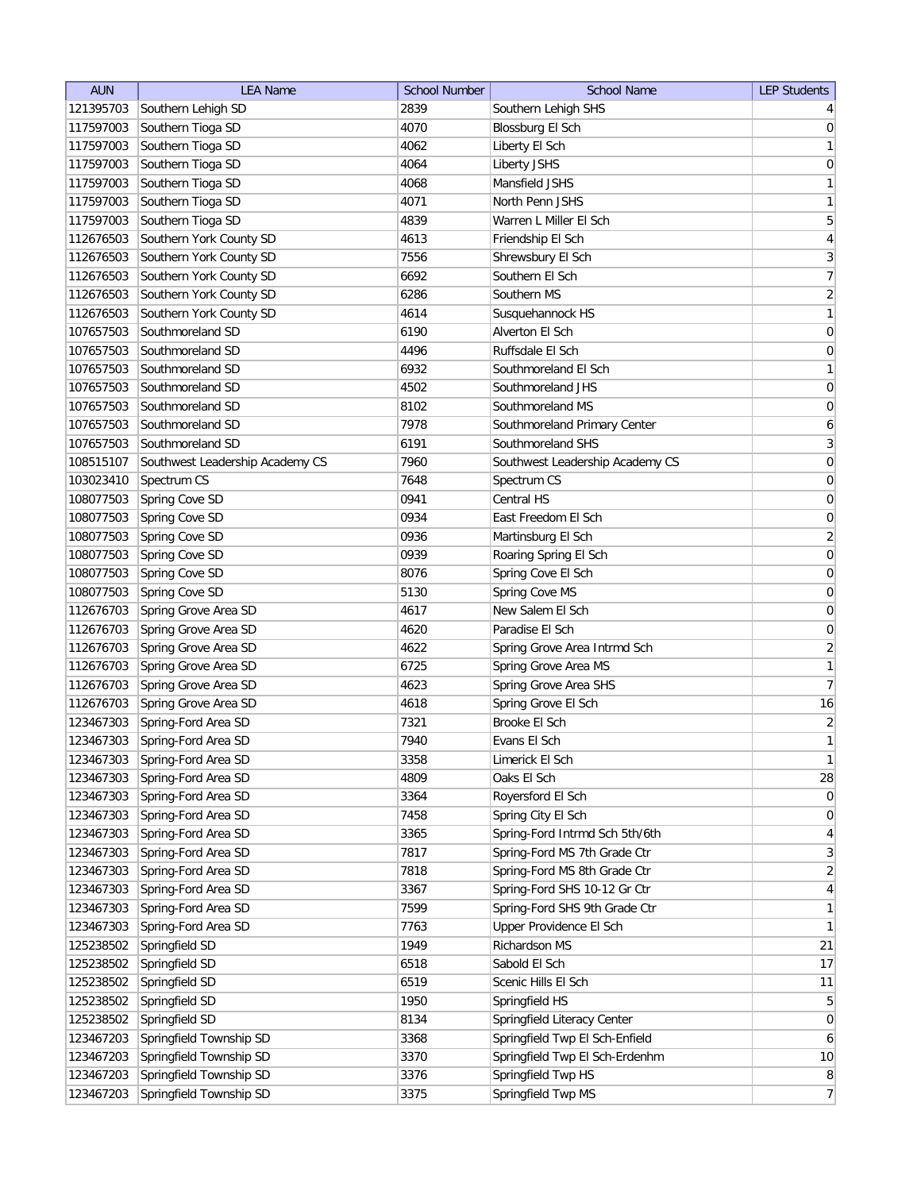| AUN | LEA Name | School Number | School Name | LEP Students |
|---|---|---|---|---|
| 121395703 | Southern Lehigh SD | 2839 | Southern Lehigh SHS | 4 |
| 117597003 | Southern Tioga SD | 4070 | Blossburg El Sch | 0 |
| 117597003 | Southern Tioga SD | 4062 | Liberty El Sch | 1 |
| 117597003 | Southern Tioga SD | 4064 | Liberty JSHS | 0 |
| 117597003 | Southern Tioga SD | 4068 | Mansfield JSHS | 1 |
| 117597003 | Southern Tioga SD | 4071 | North Penn JSHS | 1 |
| 117597003 | Southern Tioga SD | 4839 | Warren L Miller El Sch | 5 |
| 112676503 | Southern York County SD | 4613 | Friendship El Sch | 4 |
| 112676503 | Southern York County SD | 7556 | Shrewsbury El Sch | 3 |
| 112676503 | Southern York County SD | 6692 | Southern El Sch | 7 |
| 112676503 | Southern York County SD | 6286 | Southern MS | 2 |
| 112676503 | Southern York County SD | 4614 | Susquehannock HS | 1 |
| 107657503 | Southmoreland SD | 6190 | Alverton El Sch | 0 |
| 107657503 | Southmoreland SD | 4496 | Ruffsdale El Sch | 0 |
| 107657503 | Southmoreland SD | 6932 | Southmoreland El Sch | 1 |
| 107657503 | Southmoreland SD | 4502 | Southmoreland JHS | 0 |
| 107657503 | Southmoreland SD | 8102 | Southmoreland MS | 0 |
| 107657503 | Southmoreland SD | 7978 | Southmoreland Primary Center | 6 |
| 107657503 | Southmoreland SD | 6191 | Southmoreland SHS | 3 |
| 108515107 | Southwest Leadership Academy CS | 7960 | Southwest Leadership Academy CS | 0 |
| 103023410 | Spectrum CS | 7648 | Spectrum CS | 0 |
| 108077503 | Spring Cove SD | 0941 | Central HS | 0 |
| 108077503 | Spring Cove SD | 0934 | East Freedom El Sch | 0 |
| 108077503 | Spring Cove SD | 0936 | Martinsburg El Sch | 2 |
| 108077503 | Spring Cove SD | 0939 | Roaring Spring El Sch | 0 |
| 108077503 | Spring Cove SD | 8076 | Spring Cove El Sch | 0 |
| 108077503 | Spring Cove SD | 5130 | Spring Cove MS | 0 |
| 112676703 | Spring Grove Area SD | 4617 | New Salem El Sch | 0 |
| 112676703 | Spring Grove Area SD | 4620 | Paradise El Sch | 0 |
| 112676703 | Spring Grove Area SD | 4622 | Spring Grove Area Intrmd Sch | 2 |
| 112676703 | Spring Grove Area SD | 6725 | Spring Grove Area MS | 1 |
| 112676703 | Spring Grove Area SD | 4623 | Spring Grove Area SHS | 7 |
| 112676703 | Spring Grove Area SD | 4618 | Spring Grove El Sch | 16 |
| 123467303 | Spring-Ford Area SD | 7321 | Brooke El Sch | 2 |
| 123467303 | Spring-Ford Area SD | 7940 | Evans El Sch | 1 |
| 123467303 | Spring-Ford Area SD | 3358 | Limerick El Sch | 1 |
| 123467303 | Spring-Ford Area SD | 4809 | Oaks El Sch | 28 |
| 123467303 | Spring-Ford Area SD | 3364 | Royersford El Sch | 0 |
| 123467303 | Spring-Ford Area SD | 7458 | Spring City El Sch | 0 |
| 123467303 | Spring-Ford Area SD | 3365 | Spring-Ford Intrmd Sch 5th/6th | 4 |
| 123467303 | Spring-Ford Area SD | 7817 | Spring-Ford MS 7th Grade Ctr | 3 |
| 123467303 | Spring-Ford Area SD | 7818 | Spring-Ford MS 8th Grade Ctr | 2 |
| 123467303 | Spring-Ford Area SD | 3367 | Spring-Ford SHS 10-12 Gr Ctr | 4 |
| 123467303 | Spring-Ford Area SD | 7599 | Spring-Ford SHS 9th Grade Ctr | 1 |
| 123467303 | Spring-Ford Area SD | 7763 | Upper Providence El Sch | 1 |
| 125238502 | Springfield SD | 1949 | Richardson MS | 21 |
| 125238502 | Springfield SD | 6518 | Sabold El Sch | 17 |
| 125238502 | Springfield SD | 6519 | Scenic Hills El Sch | 11 |
| 125238502 | Springfield SD | 1950 | Springfield HS | 5 |
| 125238502 | Springfield SD | 8134 | Springfield Literacy Center | 0 |
| 123467203 | Springfield Township SD | 3368 | Springfield Twp El Sch-Enfield | 6 |
| 123467203 | Springfield Township SD | 3370 | Springfield Twp El Sch-Erdenhm | 10 |
| 123467203 | Springfield Township SD | 3376 | Springfield Twp HS | 8 |
| 123467203 | Springfield Township SD | 3375 | Springfield Twp MS | 7 |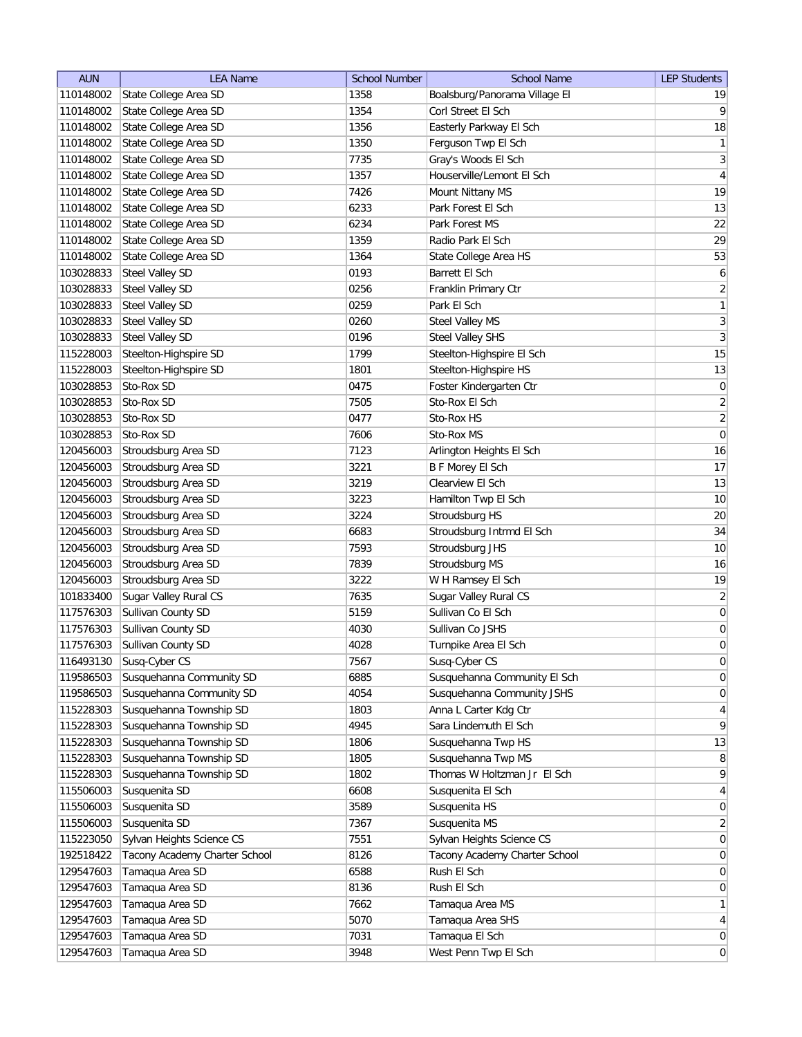| AUN | LEA Name | School Number | School Name | LEP Students |
|---|---|---|---|---|
| 110148002 | State College Area SD | 1358 | Boalsburg/Panorama Village El | 19 |
| 110148002 | State College Area SD | 1354 | Corl Street El Sch | 9 |
| 110148002 | State College Area SD | 1356 | Easterly Parkway El Sch | 18 |
| 110148002 | State College Area SD | 1350 | Ferguson Twp El Sch | 1 |
| 110148002 | State College Area SD | 7735 | Gray's Woods El Sch | 3 |
| 110148002 | State College Area SD | 1357 | Houserville/Lemont El Sch | 4 |
| 110148002 | State College Area SD | 7426 | Mount Nittany MS | 19 |
| 110148002 | State College Area SD | 6233 | Park Forest El Sch | 13 |
| 110148002 | State College Area SD | 6234 | Park Forest MS | 22 |
| 110148002 | State College Area SD | 1359 | Radio Park El Sch | 29 |
| 110148002 | State College Area SD | 1364 | State College Area HS | 53 |
| 103028833 | Steel Valley SD | 0193 | Barrett El Sch | 6 |
| 103028833 | Steel Valley SD | 0256 | Franklin Primary Ctr | 2 |
| 103028833 | Steel Valley SD | 0259 | Park El Sch | 1 |
| 103028833 | Steel Valley SD | 0260 | Steel Valley MS | 3 |
| 103028833 | Steel Valley SD | 0196 | Steel Valley SHS | 3 |
| 115228003 | Steelton-Highspire SD | 1799 | Steelton-Highspire El Sch | 15 |
| 115228003 | Steelton-Highspire SD | 1801 | Steelton-Highspire HS | 13 |
| 103028853 | Sto-Rox SD | 0475 | Foster Kindergarten Ctr | 0 |
| 103028853 | Sto-Rox SD | 7505 | Sto-Rox El Sch | 2 |
| 103028853 | Sto-Rox SD | 0477 | Sto-Rox HS | 2 |
| 103028853 | Sto-Rox SD | 7606 | Sto-Rox MS | 0 |
| 120456003 | Stroudsburg Area SD | 7123 | Arlington Heights El Sch | 16 |
| 120456003 | Stroudsburg Area SD | 3221 | B F Morey El Sch | 17 |
| 120456003 | Stroudsburg Area SD | 3219 | Clearview El Sch | 13 |
| 120456003 | Stroudsburg Area SD | 3223 | Hamilton Twp El Sch | 10 |
| 120456003 | Stroudsburg Area SD | 3224 | Stroudsburg HS | 20 |
| 120456003 | Stroudsburg Area SD | 6683 | Stroudsburg Intrmd El Sch | 34 |
| 120456003 | Stroudsburg Area SD | 7593 | Stroudsburg JHS | 10 |
| 120456003 | Stroudsburg Area SD | 7839 | Stroudsburg MS | 16 |
| 120456003 | Stroudsburg Area SD | 3222 | W H Ramsey El Sch | 19 |
| 101833400 | Sugar Valley Rural CS | 7635 | Sugar Valley Rural CS | 2 |
| 117576303 | Sullivan County SD | 5159 | Sullivan Co El Sch | 0 |
| 117576303 | Sullivan County SD | 4030 | Sullivan Co JSHS | 0 |
| 117576303 | Sullivan County SD | 4028 | Turnpike Area El Sch | 0 |
| 116493130 | Susq-Cyber CS | 7567 | Susq-Cyber CS | 0 |
| 119586503 | Susquehanna Community SD | 6885 | Susquehanna Community El Sch | 0 |
| 119586503 | Susquehanna Community SD | 4054 | Susquehanna Community JSHS | 0 |
| 115228303 | Susquehanna Township SD | 1803 | Anna L Carter Kdg Ctr | 4 |
| 115228303 | Susquehanna Township SD | 4945 | Sara Lindemuth El Sch | 9 |
| 115228303 | Susquehanna Township SD | 1806 | Susquehanna Twp HS | 13 |
| 115228303 | Susquehanna Township SD | 1805 | Susquehanna Twp MS | 8 |
| 115228303 | Susquehanna Township SD | 1802 | Thomas W Holtzman Jr El Sch | 9 |
| 115506003 | Susquenita SD | 6608 | Susquenita El Sch | 4 |
| 115506003 | Susquenita SD | 3589 | Susquenita HS | 0 |
| 115506003 | Susquenita SD | 7367 | Susquenita MS | 2 |
| 115223050 | Sylvan Heights Science CS | 7551 | Sylvan Heights Science CS | 0 |
| 192518422 | Tacony Academy Charter School | 8126 | Tacony Academy Charter School | 0 |
| 129547603 | Tamaqua Area SD | 6588 | Rush El Sch | 0 |
| 129547603 | Tamaqua Area SD | 8136 | Rush El Sch | 0 |
| 129547603 | Tamaqua Area SD | 7662 | Tamaqua Area MS | 1 |
| 129547603 | Tamaqua Area SD | 5070 | Tamaqua Area SHS | 4 |
| 129547603 | Tamaqua Area SD | 7031 | Tamaqua El Sch | 0 |
| 129547603 | Tamaqua Area SD | 3948 | West Penn Twp El Sch | 0 |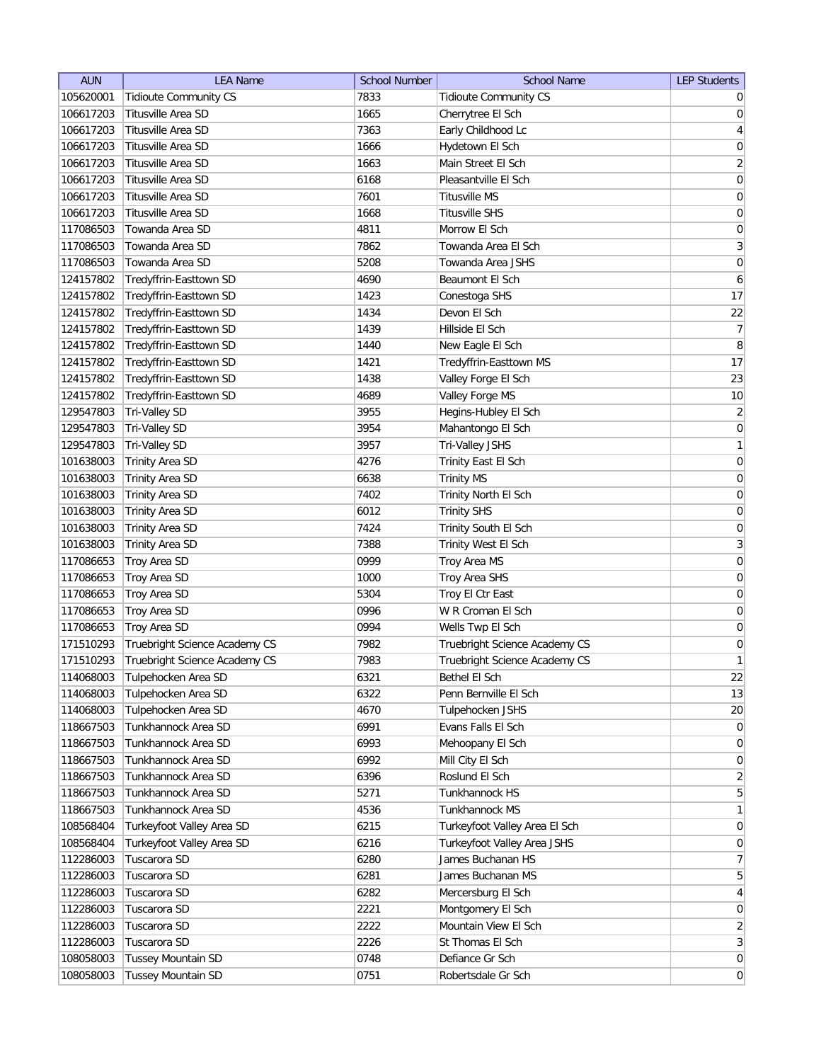| AUN | LEA Name | School Number | School Name | LEP Students |
|---|---|---|---|---|
| 105620001 | Tidioute Community CS | 7833 | Tidioute Community CS | 0 |
| 106617203 | Titusville Area SD | 1665 | Cherrytree El Sch | 0 |
| 106617203 | Titusville Area SD | 7363 | Early Childhood Lc | 4 |
| 106617203 | Titusville Area SD | 1666 | Hydetown El Sch | 0 |
| 106617203 | Titusville Area SD | 1663 | Main Street El Sch | 2 |
| 106617203 | Titusville Area SD | 6168 | Pleasantville El Sch | 0 |
| 106617203 | Titusville Area SD | 7601 | Titusville MS | 0 |
| 106617203 | Titusville Area SD | 1668 | Titusville SHS | 0 |
| 117086503 | Towanda Area SD | 4811 | Morrow El Sch | 0 |
| 117086503 | Towanda Area SD | 7862 | Towanda Area El Sch | 3 |
| 117086503 | Towanda Area SD | 5208 | Towanda Area JSHS | 0 |
| 124157802 | Tredyffrin-Easttown SD | 4690 | Beaumont El Sch | 6 |
| 124157802 | Tredyffrin-Easttown SD | 1423 | Conestoga SHS | 17 |
| 124157802 | Tredyffrin-Easttown SD | 1434 | Devon El Sch | 22 |
| 124157802 | Tredyffrin-Easttown SD | 1439 | Hillside El Sch | 7 |
| 124157802 | Tredyffrin-Easttown SD | 1440 | New Eagle El Sch | 8 |
| 124157802 | Tredyffrin-Easttown SD | 1421 | Tredyffrin-Easttown MS | 17 |
| 124157802 | Tredyffrin-Easttown SD | 1438 | Valley Forge El Sch | 23 |
| 124157802 | Tredyffrin-Easttown SD | 4689 | Valley Forge MS | 10 |
| 129547803 | Tri-Valley SD | 3955 | Hegins-Hubley El Sch | 2 |
| 129547803 | Tri-Valley SD | 3954 | Mahantongo El Sch | 0 |
| 129547803 | Tri-Valley SD | 3957 | Tri-Valley JSHS | 1 |
| 101638003 | Trinity Area SD | 4276 | Trinity East El Sch | 0 |
| 101638003 | Trinity Area SD | 6638 | Trinity MS | 0 |
| 101638003 | Trinity Area SD | 7402 | Trinity North El Sch | 0 |
| 101638003 | Trinity Area SD | 6012 | Trinity SHS | 0 |
| 101638003 | Trinity Area SD | 7424 | Trinity South El Sch | 0 |
| 101638003 | Trinity Area SD | 7388 | Trinity West El Sch | 3 |
| 117086653 | Troy Area SD | 0999 | Troy Area MS | 0 |
| 117086653 | Troy Area SD | 1000 | Troy Area SHS | 0 |
| 117086653 | Troy Area SD | 5304 | Troy El Ctr East | 0 |
| 117086653 | Troy Area SD | 0996 | W R Croman El Sch | 0 |
| 117086653 | Troy Area SD | 0994 | Wells Twp El Sch | 0 |
| 171510293 | Truebright Science Academy CS | 7982 | Truebright Science Academy CS | 0 |
| 171510293 | Truebright Science Academy CS | 7983 | Truebright Science Academy CS | 1 |
| 114068003 | Tulpehocken Area SD | 6321 | Bethel El Sch | 22 |
| 114068003 | Tulpehocken Area SD | 6322 | Penn Bernville El Sch | 13 |
| 114068003 | Tulpehocken Area SD | 4670 | Tulpehocken JSHS | 20 |
| 118667503 | Tunkhannock Area SD | 6991 | Evans Falls El Sch | 0 |
| 118667503 | Tunkhannock Area SD | 6993 | Mehoopany El Sch | 0 |
| 118667503 | Tunkhannock Area SD | 6992 | Mill City El Sch | 0 |
| 118667503 | Tunkhannock Area SD | 6396 | Roslund El Sch | 2 |
| 118667503 | Tunkhannock Area SD | 5271 | Tunkhannock HS | 5 |
| 118667503 | Tunkhannock Area SD | 4536 | Tunkhannock MS | 1 |
| 108568404 | Turkeyfoot Valley Area SD | 6215 | Turkeyfoot Valley Area El Sch | 0 |
| 108568404 | Turkeyfoot Valley Area SD | 6216 | Turkeyfoot Valley Area JSHS | 0 |
| 112286003 | Tuscarora SD | 6280 | James Buchanan HS | 7 |
| 112286003 | Tuscarora SD | 6281 | James Buchanan MS | 5 |
| 112286003 | Tuscarora SD | 6282 | Mercersburg El Sch | 4 |
| 112286003 | Tuscarora SD | 2221 | Montgomery El Sch | 0 |
| 112286003 | Tuscarora SD | 2222 | Mountain View El Sch | 2 |
| 112286003 | Tuscarora SD | 2226 | St Thomas El Sch | 3 |
| 108058003 | Tussey Mountain SD | 0748 | Defiance Gr Sch | 0 |
| 108058003 | Tussey Mountain SD | 0751 | Robertsdale Gr Sch | 0 |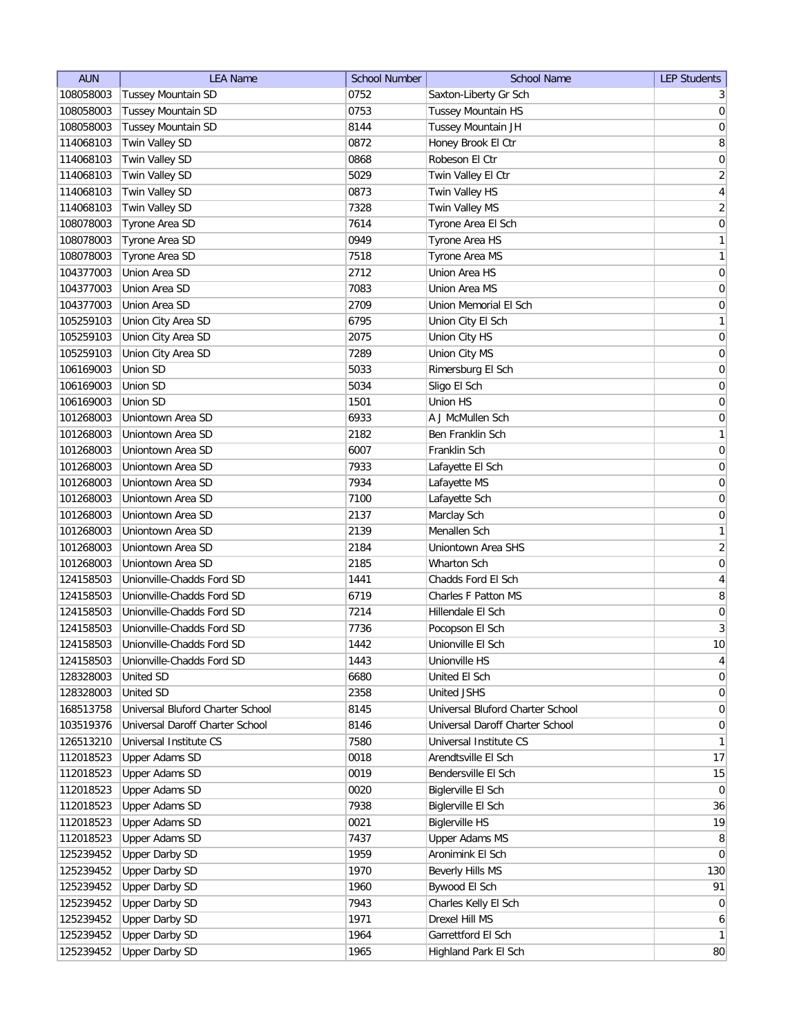| AUN | LEA Name | School Number | School Name | LEP Students |
|---|---|---|---|---|
| 108058003 | Tussey Mountain SD | 0752 | Saxton-Liberty Gr Sch | 3 |
| 108058003 | Tussey Mountain SD | 0753 | Tussey Mountain HS | 0 |
| 108058003 | Tussey Mountain SD | 8144 | Tussey Mountain JH | 0 |
| 114068103 | Twin Valley SD | 0872 | Honey Brook El Ctr | 8 |
| 114068103 | Twin Valley SD | 0868 | Robeson El Ctr | 0 |
| 114068103 | Twin Valley SD | 5029 | Twin Valley El Ctr | 2 |
| 114068103 | Twin Valley SD | 0873 | Twin Valley HS | 4 |
| 114068103 | Twin Valley SD | 7328 | Twin Valley MS | 2 |
| 108078003 | Tyrone Area SD | 7614 | Tyrone Area El Sch | 0 |
| 108078003 | Tyrone Area SD | 0949 | Tyrone Area HS | 1 |
| 108078003 | Tyrone Area SD | 7518 | Tyrone Area MS | 1 |
| 104377003 | Union Area SD | 2712 | Union Area HS | 0 |
| 104377003 | Union Area SD | 7083 | Union Area MS | 0 |
| 104377003 | Union Area SD | 2709 | Union Memorial El Sch | 0 |
| 105259103 | Union City Area SD | 6795 | Union City El Sch | 1 |
| 105259103 | Union City Area SD | 2075 | Union City HS | 0 |
| 105259103 | Union City Area SD | 7289 | Union City MS | 0 |
| 106169003 | Union SD | 5033 | Rimersburg El Sch | 0 |
| 106169003 | Union SD | 5034 | Sligo El Sch | 0 |
| 106169003 | Union SD | 1501 | Union HS | 0 |
| 101268003 | Uniontown Area SD | 6933 | A J McMullen Sch | 0 |
| 101268003 | Uniontown Area SD | 2182 | Ben Franklin Sch | 1 |
| 101268003 | Uniontown Area SD | 6007 | Franklin Sch | 0 |
| 101268003 | Uniontown Area SD | 7933 | Lafayette El Sch | 0 |
| 101268003 | Uniontown Area SD | 7934 | Lafayette MS | 0 |
| 101268003 | Uniontown Area SD | 7100 | Lafayette Sch | 0 |
| 101268003 | Uniontown Area SD | 2137 | Marclay Sch | 0 |
| 101268003 | Uniontown Area SD | 2139 | Menallen Sch | 1 |
| 101268003 | Uniontown Area SD | 2184 | Uniontown Area SHS | 2 |
| 101268003 | Uniontown Area SD | 2185 | Wharton Sch | 0 |
| 124158503 | Unionville-Chadds Ford SD | 1441 | Chadds Ford El Sch | 4 |
| 124158503 | Unionville-Chadds Ford SD | 6719 | Charles F Patton MS | 8 |
| 124158503 | Unionville-Chadds Ford SD | 7214 | Hillendale El Sch | 0 |
| 124158503 | Unionville-Chadds Ford SD | 7736 | Pocopson El Sch | 3 |
| 124158503 | Unionville-Chadds Ford SD | 1442 | Unionville El Sch | 10 |
| 124158503 | Unionville-Chadds Ford SD | 1443 | Unionville HS | 4 |
| 128328003 | United SD | 6680 | United El Sch | 0 |
| 128328003 | United SD | 2358 | United JSHS | 0 |
| 168513758 | Universal Bluford Charter School | 8145 | Universal Bluford Charter School | 0 |
| 103519376 | Universal Daroff Charter School | 8146 | Universal Daroff Charter School | 0 |
| 126513210 | Universal Institute CS | 7580 | Universal Institute CS | 1 |
| 112018523 | Upper Adams SD | 0018 | Arendtsville El Sch | 17 |
| 112018523 | Upper Adams SD | 0019 | Bendersville El Sch | 15 |
| 112018523 | Upper Adams SD | 0020 | Biglerville El Sch | 0 |
| 112018523 | Upper Adams SD | 7938 | Biglerville El Sch | 36 |
| 112018523 | Upper Adams SD | 0021 | Biglerville HS | 19 |
| 112018523 | Upper Adams SD | 7437 | Upper Adams MS | 8 |
| 125239452 | Upper Darby SD | 1959 | Aronimink El Sch | 0 |
| 125239452 | Upper Darby SD | 1970 | Beverly Hills MS | 130 |
| 125239452 | Upper Darby SD | 1960 | Bywood El Sch | 91 |
| 125239452 | Upper Darby SD | 7943 | Charles Kelly El Sch | 0 |
| 125239452 | Upper Darby SD | 1971 | Drexel Hill MS | 6 |
| 125239452 | Upper Darby SD | 1964 | Garrettford El Sch | 1 |
| 125239452 | Upper Darby SD | 1965 | Highland Park El Sch | 80 |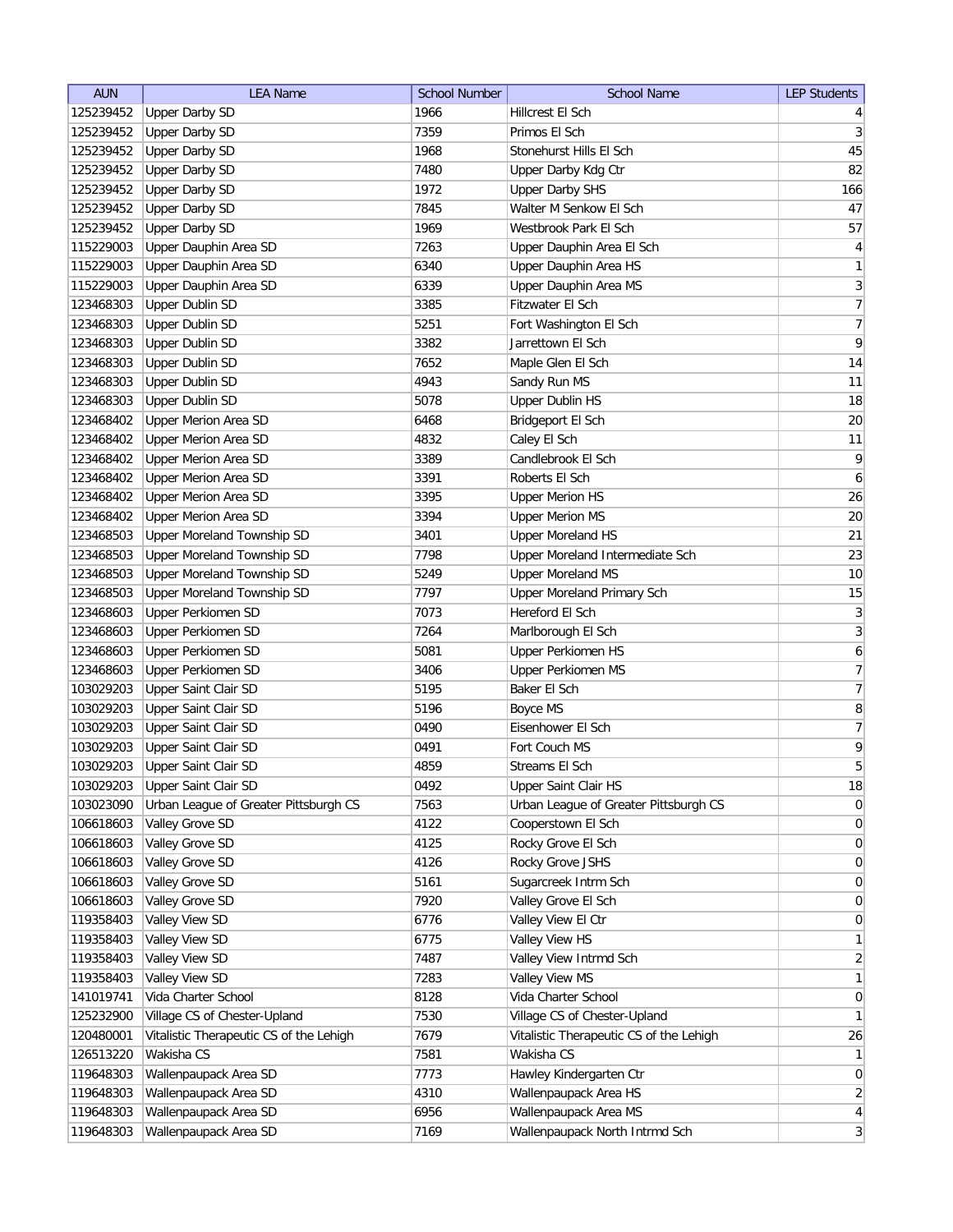| AUN | LEA Name | School Number | School Name | LEP Students |
|---|---|---|---|---|
| 125239452 | Upper Darby SD | 1966 | Hillcrest El Sch | 4 |
| 125239452 | Upper Darby SD | 7359 | Primos El Sch | 3 |
| 125239452 | Upper Darby SD | 1968 | Stonehurst Hills El Sch | 45 |
| 125239452 | Upper Darby SD | 7480 | Upper Darby Kdg Ctr | 82 |
| 125239452 | Upper Darby SD | 1972 | Upper Darby SHS | 166 |
| 125239452 | Upper Darby SD | 7845 | Walter M Senkow El Sch | 47 |
| 125239452 | Upper Darby SD | 1969 | Westbrook Park El Sch | 57 |
| 115229003 | Upper Dauphin Area SD | 7263 | Upper Dauphin Area El Sch | 4 |
| 115229003 | Upper Dauphin Area SD | 6340 | Upper Dauphin Area HS | 1 |
| 115229003 | Upper Dauphin Area SD | 6339 | Upper Dauphin Area MS | 3 |
| 123468303 | Upper Dublin SD | 3385 | Fitzwater El Sch | 7 |
| 123468303 | Upper Dublin SD | 5251 | Fort Washington El Sch | 7 |
| 123468303 | Upper Dublin SD | 3382 | Jarrettown El Sch | 9 |
| 123468303 | Upper Dublin SD | 7652 | Maple Glen El Sch | 14 |
| 123468303 | Upper Dublin SD | 4943 | Sandy Run MS | 11 |
| 123468303 | Upper Dublin SD | 5078 | Upper Dublin HS | 18 |
| 123468402 | Upper Merion Area SD | 6468 | Bridgeport El Sch | 20 |
| 123468402 | Upper Merion Area SD | 4832 | Caley El Sch | 11 |
| 123468402 | Upper Merion Area SD | 3389 | Candlebrook El Sch | 9 |
| 123468402 | Upper Merion Area SD | 3391 | Roberts El Sch | 6 |
| 123468402 | Upper Merion Area SD | 3395 | Upper Merion HS | 26 |
| 123468402 | Upper Merion Area SD | 3394 | Upper Merion MS | 20 |
| 123468503 | Upper Moreland Township SD | 3401 | Upper Moreland HS | 21 |
| 123468503 | Upper Moreland Township SD | 7798 | Upper Moreland Intermediate Sch | 23 |
| 123468503 | Upper Moreland Township SD | 5249 | Upper Moreland MS | 10 |
| 123468503 | Upper Moreland Township SD | 7797 | Upper Moreland Primary Sch | 15 |
| 123468603 | Upper Perkiomen SD | 7073 | Hereford El Sch | 3 |
| 123468603 | Upper Perkiomen SD | 7264 | Marlborough El Sch | 3 |
| 123468603 | Upper Perkiomen SD | 5081 | Upper Perkiomen HS | 6 |
| 123468603 | Upper Perkiomen SD | 3406 | Upper Perkiomen MS | 7 |
| 103029203 | Upper Saint Clair SD | 5195 | Baker El Sch | 7 |
| 103029203 | Upper Saint Clair SD | 5196 | Boyce MS | 8 |
| 103029203 | Upper Saint Clair SD | 0490 | Eisenhower El Sch | 7 |
| 103029203 | Upper Saint Clair SD | 0491 | Fort Couch MS | 9 |
| 103029203 | Upper Saint Clair SD | 4859 | Streams El Sch | 5 |
| 103029203 | Upper Saint Clair SD | 0492 | Upper Saint Clair HS | 18 |
| 103023090 | Urban League of Greater Pittsburgh CS | 7563 | Urban League of Greater Pittsburgh CS | 0 |
| 106618603 | Valley Grove SD | 4122 | Cooperstown El Sch | 0 |
| 106618603 | Valley Grove SD | 4125 | Rocky Grove El Sch | 0 |
| 106618603 | Valley Grove SD | 4126 | Rocky Grove JSHS | 0 |
| 106618603 | Valley Grove SD | 5161 | Sugarcreek Intrm Sch | 0 |
| 106618603 | Valley Grove SD | 7920 | Valley Grove El Sch | 0 |
| 119358403 | Valley View SD | 6776 | Valley View El Ctr | 0 |
| 119358403 | Valley View SD | 6775 | Valley View HS | 1 |
| 119358403 | Valley View SD | 7487 | Valley View Intrmd Sch | 2 |
| 119358403 | Valley View SD | 7283 | Valley View MS | 1 |
| 141019741 | Vida Charter School | 8128 | Vida Charter School | 0 |
| 125232900 | Village CS of Chester-Upland | 7530 | Village CS of Chester-Upland | 1 |
| 120480001 | Vitalistic Therapeutic CS of the Lehigh | 7679 | Vitalistic Therapeutic CS of the Lehigh | 26 |
| 126513220 | Wakisha CS | 7581 | Wakisha CS | 1 |
| 119648303 | Wallenpaupack Area SD | 7773 | Hawley Kindergarten Ctr | 0 |
| 119648303 | Wallenpaupack Area SD | 4310 | Wallenpaupack Area HS | 2 |
| 119648303 | Wallenpaupack Area SD | 6956 | Wallenpaupack Area MS | 4 |
| 119648303 | Wallenpaupack Area SD | 7169 | Wallenpaupack North Intrmd Sch | 3 |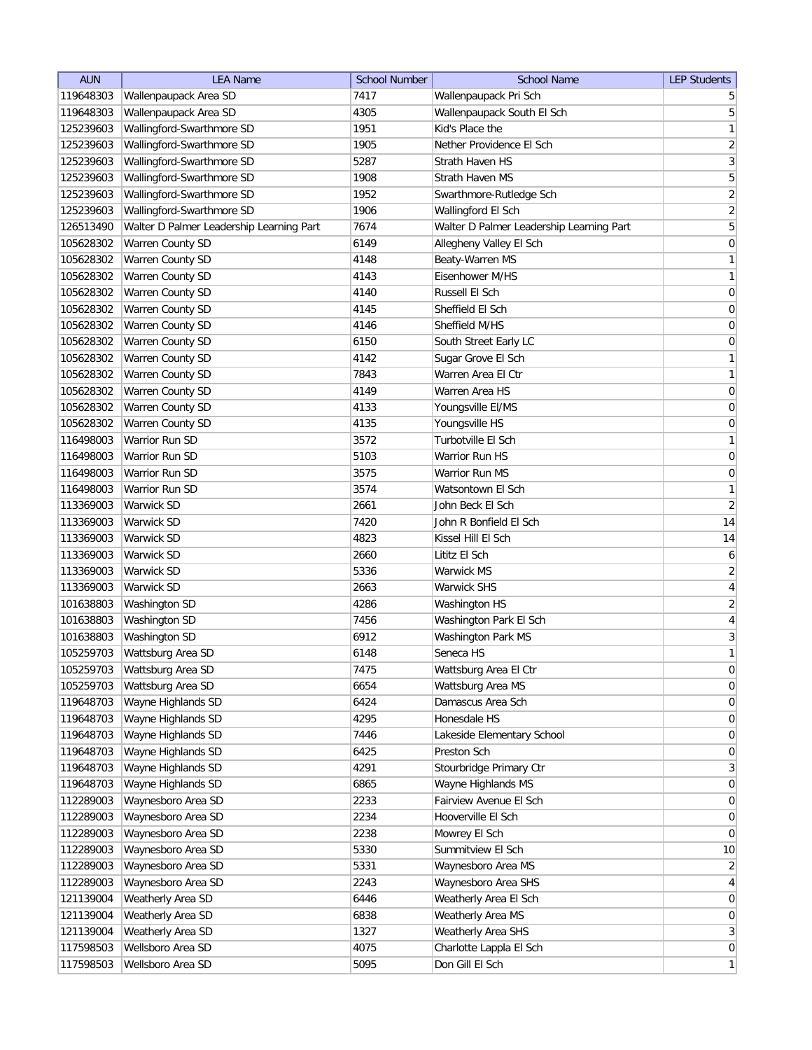| AUN | LEA Name | School Number | School Name | LEP Students |
|---|---|---|---|---|
| 119648303 | Wallenpaupack Area SD | 7417 | Wallenpaupack Pri Sch | 5 |
| 119648303 | Wallenpaupack Area SD | 4305 | Wallenpaupack South El Sch | 5 |
| 125239603 | Wallingford-Swarthmore SD | 1951 | Kid's Place the | 1 |
| 125239603 | Wallingford-Swarthmore SD | 1905 | Nether Providence El Sch | 2 |
| 125239603 | Wallingford-Swarthmore SD | 5287 | Strath Haven HS | 3 |
| 125239603 | Wallingford-Swarthmore SD | 1908 | Strath Haven MS | 5 |
| 125239603 | Wallingford-Swarthmore SD | 1952 | Swarthmore-Rutledge Sch | 2 |
| 125239603 | Wallingford-Swarthmore SD | 1906 | Wallingford El Sch | 2 |
| 126513490 | Walter D Palmer Leadership Learning Part | 7674 | Walter D Palmer Leadership Learning Part | 5 |
| 105628302 | Warren County SD | 6149 | Allegheny Valley El Sch | 0 |
| 105628302 | Warren County SD | 4148 | Beaty-Warren MS | 1 |
| 105628302 | Warren County SD | 4143 | Eisenhower M/HS | 1 |
| 105628302 | Warren County SD | 4140 | Russell El Sch | 0 |
| 105628302 | Warren County SD | 4145 | Sheffield El Sch | 0 |
| 105628302 | Warren County SD | 4146 | Sheffield M/HS | 0 |
| 105628302 | Warren County SD | 6150 | South Street Early LC | 0 |
| 105628302 | Warren County SD | 4142 | Sugar Grove El Sch | 1 |
| 105628302 | Warren County SD | 7843 | Warren Area El Ctr | 1 |
| 105628302 | Warren County SD | 4149 | Warren Area HS | 0 |
| 105628302 | Warren County SD | 4133 | Youngsville El/MS | 0 |
| 105628302 | Warren County SD | 4135 | Youngsville HS | 0 |
| 116498003 | Warrior Run SD | 3572 | Turbotville El Sch | 1 |
| 116498003 | Warrior Run SD | 5103 | Warrior Run HS | 0 |
| 116498003 | Warrior Run SD | 3575 | Warrior Run MS | 0 |
| 116498003 | Warrior Run SD | 3574 | Watsontown El Sch | 1 |
| 113369003 | Warwick SD | 2661 | John Beck El Sch | 2 |
| 113369003 | Warwick SD | 7420 | John R Bonfield El Sch | 14 |
| 113369003 | Warwick SD | 4823 | Kissel Hill El Sch | 14 |
| 113369003 | Warwick SD | 2660 | Lititz El Sch | 6 |
| 113369003 | Warwick SD | 5336 | Warwick MS | 2 |
| 113369003 | Warwick SD | 2663 | Warwick SHS | 4 |
| 101638803 | Washington SD | 4286 | Washington HS | 2 |
| 101638803 | Washington SD | 7456 | Washington Park El Sch | 4 |
| 101638803 | Washington SD | 6912 | Washington Park MS | 3 |
| 105259703 | Wattsburg Area SD | 6148 | Seneca HS | 1 |
| 105259703 | Wattsburg Area SD | 7475 | Wattsburg Area El Ctr | 0 |
| 105259703 | Wattsburg Area SD | 6654 | Wattsburg Area MS | 0 |
| 119648703 | Wayne Highlands SD | 6424 | Damascus Area Sch | 0 |
| 119648703 | Wayne Highlands SD | 4295 | Honesdale HS | 0 |
| 119648703 | Wayne Highlands SD | 7446 | Lakeside Elementary School | 0 |
| 119648703 | Wayne Highlands SD | 6425 | Preston Sch | 0 |
| 119648703 | Wayne Highlands SD | 4291 | Stourbridge Primary Ctr | 3 |
| 119648703 | Wayne Highlands SD | 6865 | Wayne Highlands MS | 0 |
| 112289003 | Waynesboro Area SD | 2233 | Fairview Avenue El Sch | 0 |
| 112289003 | Waynesboro Area SD | 2234 | Hooverville El Sch | 0 |
| 112289003 | Waynesboro Area SD | 2238 | Mowrey El Sch | 0 |
| 112289003 | Waynesboro Area SD | 5330 | Summitview El Sch | 10 |
| 112289003 | Waynesboro Area SD | 5331 | Waynesboro Area MS | 2 |
| 112289003 | Waynesboro Area SD | 2243 | Waynesboro Area SHS | 4 |
| 121139004 | Weatherly Area SD | 6446 | Weatherly Area El Sch | 0 |
| 121139004 | Weatherly Area SD | 6838 | Weatherly Area MS | 0 |
| 121139004 | Weatherly Area SD | 1327 | Weatherly Area SHS | 3 |
| 117598503 | Wellsboro Area SD | 4075 | Charlotte Lappla El Sch | 0 |
| 117598503 | Wellsboro Area SD | 5095 | Don Gill El Sch | 1 |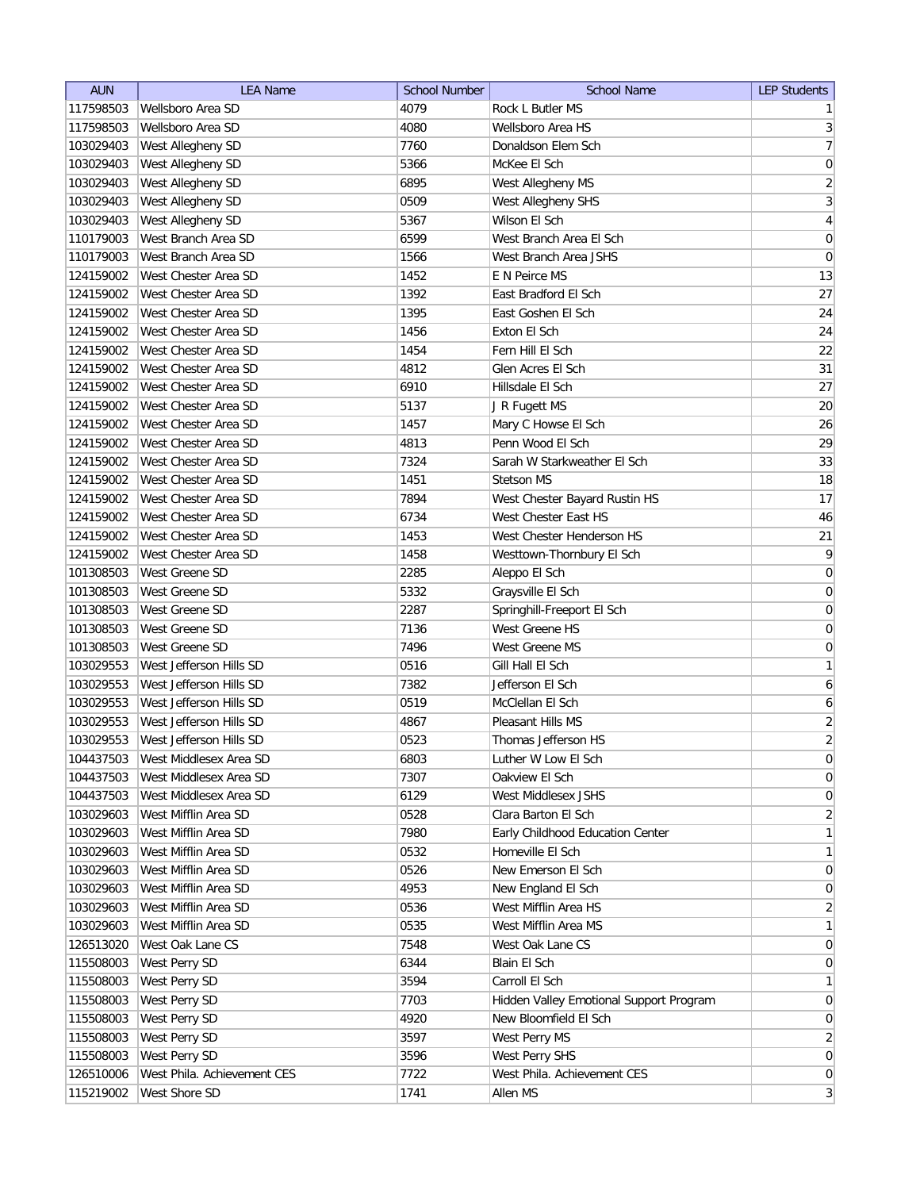| AUN | LEA Name | School Number | School Name | LEP Students |
|---|---|---|---|---|
| 117598503 | Wellsboro Area SD | 4079 | Rock L Butler MS | 1 |
| 117598503 | Wellsboro Area SD | 4080 | Wellsboro Area HS | 3 |
| 103029403 | West Allegheny SD | 7760 | Donaldson Elem Sch | 7 |
| 103029403 | West Allegheny SD | 5366 | McKee El Sch | 0 |
| 103029403 | West Allegheny SD | 6895 | West Allegheny MS | 2 |
| 103029403 | West Allegheny SD | 0509 | West Allegheny SHS | 3 |
| 103029403 | West Allegheny SD | 5367 | Wilson El Sch | 4 |
| 110179003 | West Branch Area SD | 6599 | West Branch Area El Sch | 0 |
| 110179003 | West Branch Area SD | 1566 | West Branch Area JSHS | 0 |
| 124159002 | West Chester Area SD | 1452 | E N Peirce MS | 13 |
| 124159002 | West Chester Area SD | 1392 | East Bradford El Sch | 27 |
| 124159002 | West Chester Area SD | 1395 | East Goshen El Sch | 24 |
| 124159002 | West Chester Area SD | 1456 | Exton El Sch | 24 |
| 124159002 | West Chester Area SD | 1454 | Fern Hill El Sch | 22 |
| 124159002 | West Chester Area SD | 4812 | Glen Acres El Sch | 31 |
| 124159002 | West Chester Area SD | 6910 | Hillsdale El Sch | 27 |
| 124159002 | West Chester Area SD | 5137 | J R Fugett MS | 20 |
| 124159002 | West Chester Area SD | 1457 | Mary C Howse El Sch | 26 |
| 124159002 | West Chester Area SD | 4813 | Penn Wood El Sch | 29 |
| 124159002 | West Chester Area SD | 7324 | Sarah W Starkweather El Sch | 33 |
| 124159002 | West Chester Area SD | 1451 | Stetson MS | 18 |
| 124159002 | West Chester Area SD | 7894 | West Chester Bayard Rustin HS | 17 |
| 124159002 | West Chester Area SD | 6734 | West Chester East HS | 46 |
| 124159002 | West Chester Area SD | 1453 | West Chester Henderson HS | 21 |
| 124159002 | West Chester Area SD | 1458 | Westtown-Thornbury El Sch | 9 |
| 101308503 | West Greene SD | 2285 | Aleppo El Sch | 0 |
| 101308503 | West Greene SD | 5332 | Graysville El Sch | 0 |
| 101308503 | West Greene SD | 2287 | Springhill-Freeport El Sch | 0 |
| 101308503 | West Greene SD | 7136 | West Greene HS | 0 |
| 101308503 | West Greene SD | 7496 | West Greene MS | 0 |
| 103029553 | West Jefferson Hills SD | 0516 | Gill Hall El Sch | 1 |
| 103029553 | West Jefferson Hills SD | 7382 | Jefferson El Sch | 6 |
| 103029553 | West Jefferson Hills SD | 0519 | McClellan El Sch | 6 |
| 103029553 | West Jefferson Hills SD | 4867 | Pleasant Hills MS | 2 |
| 103029553 | West Jefferson Hills SD | 0523 | Thomas Jefferson HS | 2 |
| 104437503 | West Middlesex Area SD | 6803 | Luther W Low El Sch | 0 |
| 104437503 | West Middlesex Area SD | 7307 | Oakview El Sch | 0 |
| 104437503 | West Middlesex Area SD | 6129 | West Middlesex JSHS | 0 |
| 103029603 | West Mifflin Area SD | 0528 | Clara Barton El Sch | 2 |
| 103029603 | West Mifflin Area SD | 7980 | Early Childhood Education Center | 1 |
| 103029603 | West Mifflin Area SD | 0532 | Homeville El Sch | 1 |
| 103029603 | West Mifflin Area SD | 0526 | New Emerson El Sch | 0 |
| 103029603 | West Mifflin Area SD | 4953 | New England El Sch | 0 |
| 103029603 | West Mifflin Area SD | 0536 | West Mifflin Area HS | 2 |
| 103029603 | West Mifflin Area SD | 0535 | West Mifflin Area MS | 1 |
| 126513020 | West Oak Lane CS | 7548 | West Oak Lane CS | 0 |
| 115508003 | West Perry SD | 6344 | Blain El Sch | 0 |
| 115508003 | West Perry SD | 3594 | Carroll El Sch | 1 |
| 115508003 | West Perry SD | 7703 | Hidden Valley Emotional Support Program | 0 |
| 115508003 | West Perry SD | 4920 | New Bloomfield El Sch | 0 |
| 115508003 | West Perry SD | 3597 | West Perry MS | 2 |
| 115508003 | West Perry SD | 3596 | West Perry SHS | 0 |
| 126510006 | West Phila. Achievement CES | 7722 | West Phila. Achievement CES | 0 |
| 115219002 | West Shore SD | 1741 | Allen MS | 3 |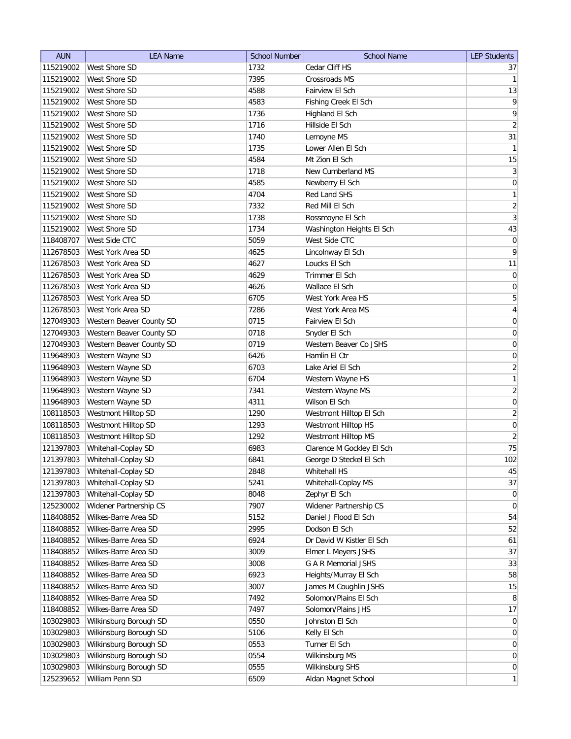| AUN | LEA Name | School Number | School Name | LEP Students |
| --- | --- | --- | --- | --- |
| 115219002 | West Shore SD | 1732 | Cedar Cliff HS | 37 |
| 115219002 | West Shore SD | 7395 | Crossroads MS | 1 |
| 115219002 | West Shore SD | 4588 | Fairview El Sch | 13 |
| 115219002 | West Shore SD | 4583 | Fishing Creek El Sch | 9 |
| 115219002 | West Shore SD | 1736 | Highland El Sch | 9 |
| 115219002 | West Shore SD | 1716 | Hillside El Sch | 2 |
| 115219002 | West Shore SD | 1740 | Lemoyne MS | 31 |
| 115219002 | West Shore SD | 1735 | Lower Allen El Sch | 1 |
| 115219002 | West Shore SD | 4584 | Mt Zion El Sch | 15 |
| 115219002 | West Shore SD | 1718 | New Cumberland MS | 3 |
| 115219002 | West Shore SD | 4585 | Newberry El Sch | 0 |
| 115219002 | West Shore SD | 4704 | Red Land SHS | 1 |
| 115219002 | West Shore SD | 7332 | Red Mill El Sch | 2 |
| 115219002 | West Shore SD | 1738 | Rossmoyne El Sch | 3 |
| 115219002 | West Shore SD | 1734 | Washington Heights El Sch | 43 |
| 118408707 | West Side CTC | 5059 | West Side CTC | 0 |
| 112678503 | West York Area SD | 4625 | Lincolnway El Sch | 9 |
| 112678503 | West York Area SD | 4627 | Loucks El Sch | 11 |
| 112678503 | West York Area SD | 4629 | Trimmer El Sch | 0 |
| 112678503 | West York Area SD | 4626 | Wallace El Sch | 0 |
| 112678503 | West York Area SD | 6705 | West York Area HS | 5 |
| 112678503 | West York Area SD | 7286 | West York Area MS | 4 |
| 127049303 | Western Beaver County SD | 0715 | Fairview El Sch | 0 |
| 127049303 | Western Beaver County SD | 0718 | Snyder El Sch | 0 |
| 127049303 | Western Beaver County SD | 0719 | Western Beaver Co JSHS | 0 |
| 119648903 | Western Wayne SD | 6426 | Hamlin El Ctr | 0 |
| 119648903 | Western Wayne SD | 6703 | Lake Ariel El Sch | 2 |
| 119648903 | Western Wayne SD | 6704 | Western Wayne HS | 1 |
| 119648903 | Western Wayne SD | 7341 | Western Wayne MS | 2 |
| 119648903 | Western Wayne SD | 4311 | Wilson El Sch | 0 |
| 108118503 | Westmont Hilltop SD | 1290 | Westmont Hilltop El Sch | 2 |
| 108118503 | Westmont Hilltop SD | 1293 | Westmont Hilltop HS | 0 |
| 108118503 | Westmont Hilltop SD | 1292 | Westmont Hilltop MS | 2 |
| 121397803 | Whitehall-Coplay SD | 6983 | Clarence M Gockley El Sch | 75 |
| 121397803 | Whitehall-Coplay SD | 6841 | George D Steckel El Sch | 102 |
| 121397803 | Whitehall-Coplay SD | 2848 | Whitehall HS | 45 |
| 121397803 | Whitehall-Coplay SD | 5241 | Whitehall-Coplay MS | 37 |
| 121397803 | Whitehall-Coplay SD | 8048 | Zephyr El Sch | 0 |
| 125230002 | Widener Partnership CS | 7907 | Widener Partnership CS | 0 |
| 118408852 | Wilkes-Barre Area SD | 5152 | Daniel J Flood El Sch | 54 |
| 118408852 | Wilkes-Barre Area SD | 2995 | Dodson El Sch | 52 |
| 118408852 | Wilkes-Barre Area SD | 6924 | Dr David W Kistler El Sch | 61 |
| 118408852 | Wilkes-Barre Area SD | 3009 | Elmer L Meyers JSHS | 37 |
| 118408852 | Wilkes-Barre Area SD | 3008 | G A R Memorial JSHS | 33 |
| 118408852 | Wilkes-Barre Area SD | 6923 | Heights/Murray El Sch | 58 |
| 118408852 | Wilkes-Barre Area SD | 3007 | James M Coughlin JSHS | 15 |
| 118408852 | Wilkes-Barre Area SD | 7492 | Solomon/Plains El Sch | 8 |
| 118408852 | Wilkes-Barre Area SD | 7497 | Solomon/Plains JHS | 17 |
| 103029803 | Wilkinsburg Borough SD | 0550 | Johnston El Sch | 0 |
| 103029803 | Wilkinsburg Borough SD | 5106 | Kelly El Sch | 0 |
| 103029803 | Wilkinsburg Borough SD | 0553 | Turner El Sch | 0 |
| 103029803 | Wilkinsburg Borough SD | 0554 | Wilkinsburg MS | 0 |
| 103029803 | Wilkinsburg Borough SD | 0555 | Wilkinsburg SHS | 0 |
| 125239652 | William Penn SD | 6509 | Aldan Magnet School | 1 |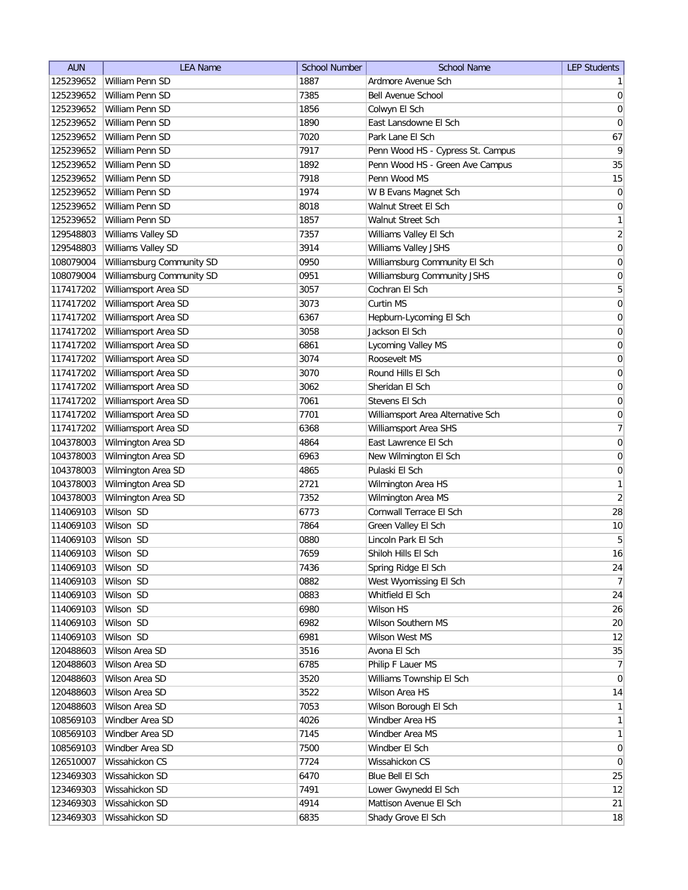| AUN | LEA Name | School Number | School Name | LEP Students |
|---|---|---|---|---|
| 125239652 | William Penn SD | 1887 | Ardmore Avenue Sch | 1 |
| 125239652 | William Penn SD | 7385 | Bell Avenue School | 0 |
| 125239652 | William Penn SD | 1856 | Colwyn El Sch | 0 |
| 125239652 | William Penn SD | 1890 | East Lansdowne El Sch | 0 |
| 125239652 | William Penn SD | 7020 | Park Lane El Sch | 67 |
| 125239652 | William Penn SD | 7917 | Penn Wood HS - Cypress St. Campus | 9 |
| 125239652 | William Penn SD | 1892 | Penn Wood HS - Green Ave Campus | 35 |
| 125239652 | William Penn SD | 7918 | Penn Wood MS | 15 |
| 125239652 | William Penn SD | 1974 | W B Evans Magnet Sch | 0 |
| 125239652 | William Penn SD | 8018 | Walnut Street El Sch | 0 |
| 125239652 | William Penn SD | 1857 | Walnut Street Sch | 1 |
| 129548803 | Williams Valley SD | 7357 | Williams Valley El Sch | 2 |
| 129548803 | Williams Valley SD | 3914 | Williams Valley JSHS | 0 |
| 108079004 | Williamsburg Community SD | 0950 | Williamsburg Community El Sch | 0 |
| 108079004 | Williamsburg Community SD | 0951 | Williamsburg Community JSHS | 0 |
| 117417202 | Williamsport Area SD | 3057 | Cochran El Sch | 5 |
| 117417202 | Williamsport Area SD | 3073 | Curtin MS | 0 |
| 117417202 | Williamsport Area SD | 6367 | Hepburn-Lycoming El Sch | 0 |
| 117417202 | Williamsport Area SD | 3058 | Jackson El Sch | 0 |
| 117417202 | Williamsport Area SD | 6861 | Lycoming Valley MS | 0 |
| 117417202 | Williamsport Area SD | 3074 | Roosevelt MS | 0 |
| 117417202 | Williamsport Area SD | 3070 | Round Hills El Sch | 0 |
| 117417202 | Williamsport Area SD | 3062 | Sheridan El Sch | 0 |
| 117417202 | Williamsport Area SD | 7061 | Stevens El Sch | 0 |
| 117417202 | Williamsport Area SD | 7701 | Williamsport Area Alternative Sch | 0 |
| 117417202 | Williamsport Area SD | 6368 | Williamsport Area SHS | 7 |
| 104378003 | Wilmington Area SD | 4864 | East Lawrence El Sch | 0 |
| 104378003 | Wilmington Area SD | 6963 | New Wilmington El Sch | 0 |
| 104378003 | Wilmington Area SD | 4865 | Pulaski El Sch | 0 |
| 104378003 | Wilmington Area SD | 2721 | Wilmington Area HS | 1 |
| 104378003 | Wilmington Area SD | 7352 | Wilmington Area MS | 2 |
| 114069103 | Wilson SD | 6773 | Cornwall Terrace El Sch | 28 |
| 114069103 | Wilson SD | 7864 | Green Valley El Sch | 10 |
| 114069103 | Wilson SD | 0880 | Lincoln Park El Sch | 5 |
| 114069103 | Wilson SD | 7659 | Shiloh Hills El Sch | 16 |
| 114069103 | Wilson SD | 7436 | Spring Ridge El Sch | 24 |
| 114069103 | Wilson SD | 0882 | West Wyomissing El Sch | 7 |
| 114069103 | Wilson SD | 0883 | Whitfield El Sch | 24 |
| 114069103 | Wilson SD | 6980 | Wilson HS | 26 |
| 114069103 | Wilson SD | 6982 | Wilson Southern MS | 20 |
| 114069103 | Wilson SD | 6981 | Wilson West MS | 12 |
| 120488603 | Wilson Area SD | 3516 | Avona El Sch | 35 |
| 120488603 | Wilson Area SD | 6785 | Philip F Lauer MS | 7 |
| 120488603 | Wilson Area SD | 3520 | Williams Township El Sch | 0 |
| 120488603 | Wilson Area SD | 3522 | Wilson Area HS | 14 |
| 120488603 | Wilson Area SD | 7053 | Wilson Borough El Sch | 1 |
| 108569103 | Windber Area SD | 4026 | Windber Area HS | 1 |
| 108569103 | Windber Area SD | 7145 | Windber Area MS | 1 |
| 108569103 | Windber Area SD | 7500 | Windber El Sch | 0 |
| 126510007 | Wissahickon CS | 7724 | Wissahickon CS | 0 |
| 123469303 | Wissahickon SD | 6470 | Blue Bell El Sch | 25 |
| 123469303 | Wissahickon SD | 7491 | Lower Gwynedd El Sch | 12 |
| 123469303 | Wissahickon SD | 4914 | Mattison Avenue El Sch | 21 |
| 123469303 | Wissahickon SD | 6835 | Shady Grove El Sch | 18 |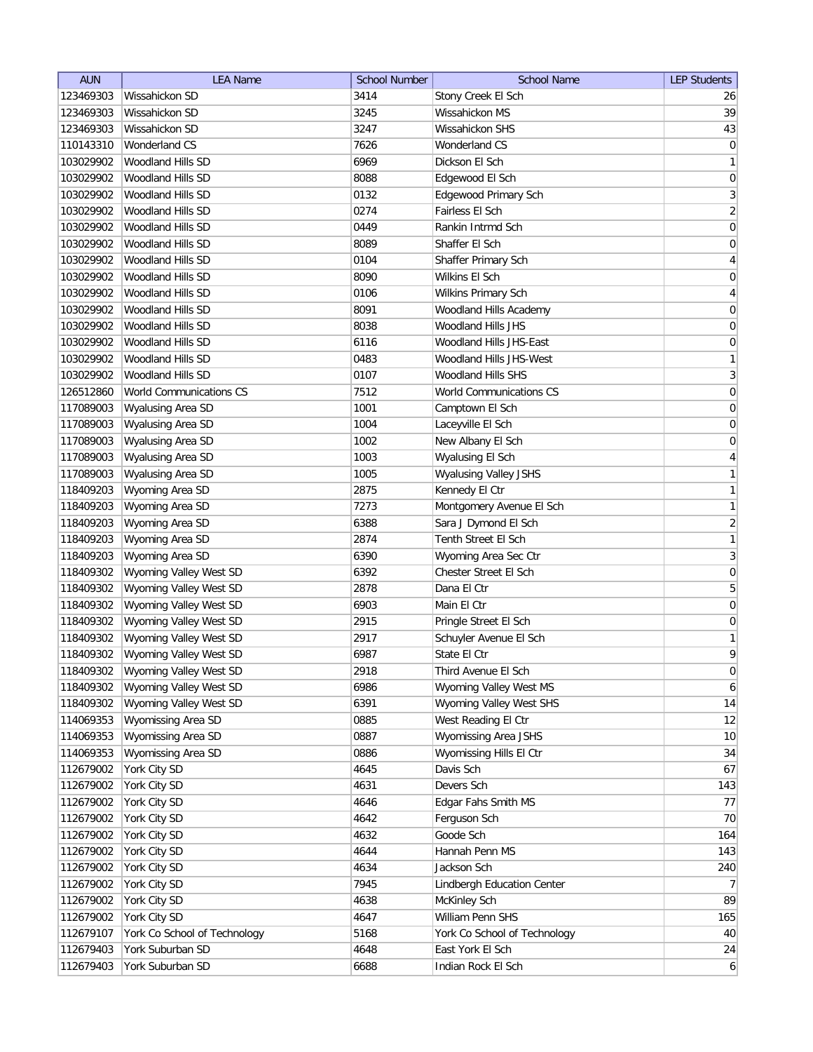| AUN | LEA Name | School Number | School Name | LEP Students |
| --- | --- | --- | --- | --- |
| 123469303 | Wissahickon SD | 3414 | Stony Creek El Sch | 26 |
| 123469303 | Wissahickon SD | 3245 | Wissahickon MS | 39 |
| 123469303 | Wissahickon SD | 3247 | Wissahickon SHS | 43 |
| 110143310 | Wonderland CS | 7626 | Wonderland CS | 0 |
| 103029902 | Woodland Hills SD | 6969 | Dickson El Sch | 1 |
| 103029902 | Woodland Hills SD | 8088 | Edgewood El Sch | 0 |
| 103029902 | Woodland Hills SD | 0132 | Edgewood Primary Sch | 3 |
| 103029902 | Woodland Hills SD | 0274 | Fairless El Sch | 2 |
| 103029902 | Woodland Hills SD | 0449 | Rankin Intrmd Sch | 0 |
| 103029902 | Woodland Hills SD | 8089 | Shaffer El Sch | 0 |
| 103029902 | Woodland Hills SD | 0104 | Shaffer Primary Sch | 4 |
| 103029902 | Woodland Hills SD | 8090 | Wilkins El Sch | 0 |
| 103029902 | Woodland Hills SD | 0106 | Wilkins Primary Sch | 4 |
| 103029902 | Woodland Hills SD | 8091 | Woodland Hills Academy | 0 |
| 103029902 | Woodland Hills SD | 8038 | Woodland Hills JHS | 0 |
| 103029902 | Woodland Hills SD | 6116 | Woodland Hills JHS-East | 0 |
| 103029902 | Woodland Hills SD | 0483 | Woodland Hills JHS-West | 1 |
| 103029902 | Woodland Hills SD | 0107 | Woodland Hills SHS | 3 |
| 126512860 | World Communications CS | 7512 | World Communications CS | 0 |
| 117089003 | Wyalusing Area SD | 1001 | Camptown El Sch | 0 |
| 117089003 | Wyalusing Area SD | 1004 | Laceyville El Sch | 0 |
| 117089003 | Wyalusing Area SD | 1002 | New Albany El Sch | 0 |
| 117089003 | Wyalusing Area SD | 1003 | Wyalusing El Sch | 4 |
| 117089003 | Wyalusing Area SD | 1005 | Wyalusing Valley JSHS | 1 |
| 118409203 | Wyoming Area SD | 2875 | Kennedy El Ctr | 1 |
| 118409203 | Wyoming Area SD | 7273 | Montgomery Avenue El Sch | 1 |
| 118409203 | Wyoming Area SD | 6388 | Sara J Dymond El Sch | 2 |
| 118409203 | Wyoming Area SD | 2874 | Tenth Street El Sch | 1 |
| 118409203 | Wyoming Area SD | 6390 | Wyoming Area Sec Ctr | 3 |
| 118409302 | Wyoming Valley West SD | 6392 | Chester Street El Sch | 0 |
| 118409302 | Wyoming Valley West SD | 2878 | Dana El Ctr | 5 |
| 118409302 | Wyoming Valley West SD | 6903 | Main El Ctr | 0 |
| 118409302 | Wyoming Valley West SD | 2915 | Pringle Street El Sch | 0 |
| 118409302 | Wyoming Valley West SD | 2917 | Schuyler Avenue El Sch | 1 |
| 118409302 | Wyoming Valley West SD | 6987 | State El Ctr | 9 |
| 118409302 | Wyoming Valley West SD | 2918 | Third Avenue El Sch | 0 |
| 118409302 | Wyoming Valley West SD | 6986 | Wyoming Valley West MS | 6 |
| 118409302 | Wyoming Valley West SD | 6391 | Wyoming Valley West SHS | 14 |
| 114069353 | Wyomissing Area SD | 0885 | West Reading El Ctr | 12 |
| 114069353 | Wyomissing Area SD | 0887 | Wyomissing Area JSHS | 10 |
| 114069353 | Wyomissing Area SD | 0886 | Wyomissing Hills El Ctr | 34 |
| 112679002 | York City SD | 4645 | Davis Sch | 67 |
| 112679002 | York City SD | 4631 | Devers Sch | 143 |
| 112679002 | York City SD | 4646 | Edgar Fahs Smith MS | 77 |
| 112679002 | York City SD | 4642 | Ferguson Sch | 70 |
| 112679002 | York City SD | 4632 | Goode Sch | 164 |
| 112679002 | York City SD | 4644 | Hannah Penn MS | 143 |
| 112679002 | York City SD | 4634 | Jackson Sch | 240 |
| 112679002 | York City SD | 7945 | Lindbergh Education Center | 7 |
| 112679002 | York City SD | 4638 | McKinley Sch | 89 |
| 112679002 | York City SD | 4647 | William Penn SHS | 165 |
| 112679107 | York Co School of Technology | 5168 | York Co School of Technology | 40 |
| 112679403 | York Suburban SD | 4648 | East York El Sch | 24 |
| 112679403 | York Suburban SD | 6688 | Indian Rock El Sch | 6 |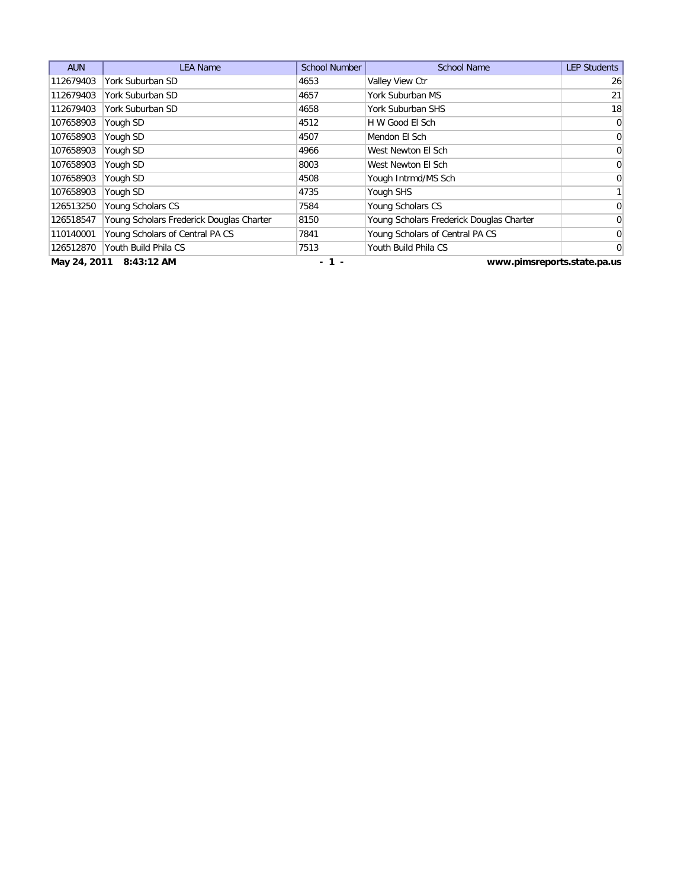| AUN | LEA Name | School Number | School Name | LEP Students |
| --- | --- | --- | --- | --- |
| 112679403 | York Suburban SD | 4653 | Valley View Ctr | 26 |
| 112679403 | York Suburban SD | 4657 | York Suburban MS | 21 |
| 112679403 | York Suburban SD | 4658 | York Suburban SHS | 18 |
| 107658903 | Yough SD | 4512 | H W Good El Sch | 0 |
| 107658903 | Yough SD | 4507 | Mendon El Sch | 0 |
| 107658903 | Yough SD | 4966 | West Newton El Sch | 0 |
| 107658903 | Yough SD | 8003 | West Newton El Sch | 0 |
| 107658903 | Yough SD | 4508 | Yough Intrmd/MS Sch | 0 |
| 107658903 | Yough SD | 4735 | Yough SHS | 1 |
| 126513250 | Young Scholars CS | 7584 | Young Scholars CS | 0 |
| 126518547 | Young Scholars Frederick Douglas Charter | 8150 | Young Scholars Frederick Douglas Charter | 0 |
| 110140001 | Young Scholars of Central PA CS | 7841 | Young Scholars of Central PA CS | 0 |
| 126512870 | Youth Build Phila CS | 7513 | Youth Build Phila CS | 0 |